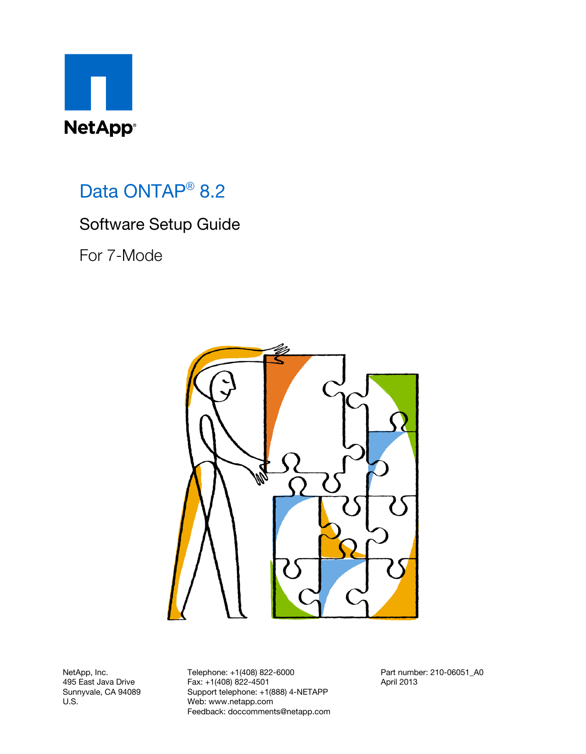NetApp®

# Data ONTAP® 8.2

## Software Setup Guide

## For 7-Mode

NetApp, Inc.
495 East Java Drive
Sunnyvale, CA 94089
U.S.

Telephone: +1(408) 822-6000
Fax: +1(408) 822-4501
Support telephone: +1(888) 4-NETAPP
Web: www.netapp.com
Feedback: doccomments@netapp.com

Part number: 210-06051_A0
April 2013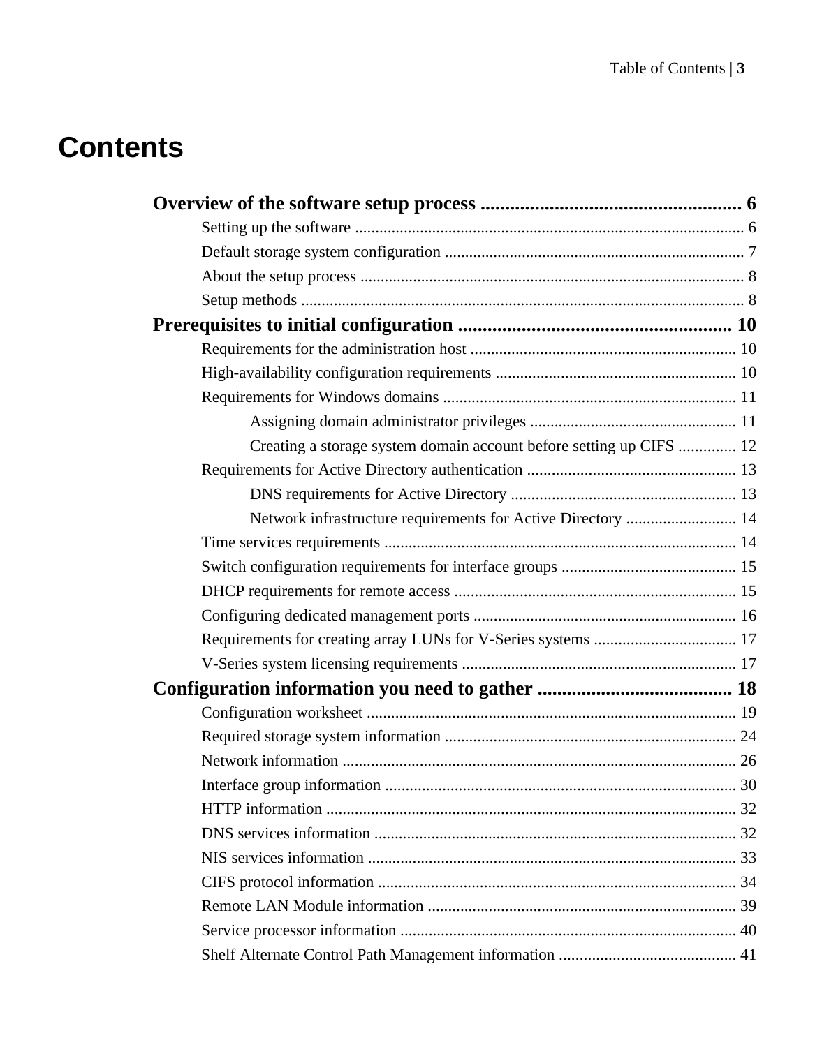# Contents

**Overview of the software setup process** .................................................... 6

- Setting up the software ............................................................................................ 6
- Default storage system configuration ......................................................................... 7
- About the setup process ............................................................................................ 8
- Setup methods ......................................................................................................... 8

**Prerequisites to initial configuration** ....................................................... 10

- Requirements for the administration host ................................................................ 10
- High-availability configuration requirements .......................................................... 10
- Requirements for Windows domains ....................................................................... 11
    - Assigning domain administrator privileges .................................................. 11
    - Creating a storage system domain account before setting up CIFS .............. 12
- Requirements for Active Directory authentication .................................................. 13
    - DNS requirements for Active Directory ....................................................... 13
    - Network infrastructure requirements for Active Directory ........................... 14
- Time services requirements ..................................................................................... 14
- Switch configuration requirements for interface groups .......................................... 15
- DHCP requirements for remote access .................................................................... 15
- Configuring dedicated management ports ................................................................ 16
- Requirements for creating array LUNs for V-Series systems ................................... 17
- V-Series system licensing requirements .................................................................. 17

**Configuration information you need to gather** ........................................ 18

- Configuration worksheet ......................................................................................... 19
- Required storage system information ...................................................................... 24
- Network information ............................................................................................... 26
- Interface group information ..................................................................................... 30
- HTTP information ................................................................................................... 32
- DNS services information ....................................................................................... 32
- NIS services information ......................................................................................... 33
- CIFS protocol information ....................................................................................... 34
- Remote LAN Module information ........................................................................... 39
- Service processor information .................................................................................. 40
- Shelf Alternate Control Path Management information ........................................... 41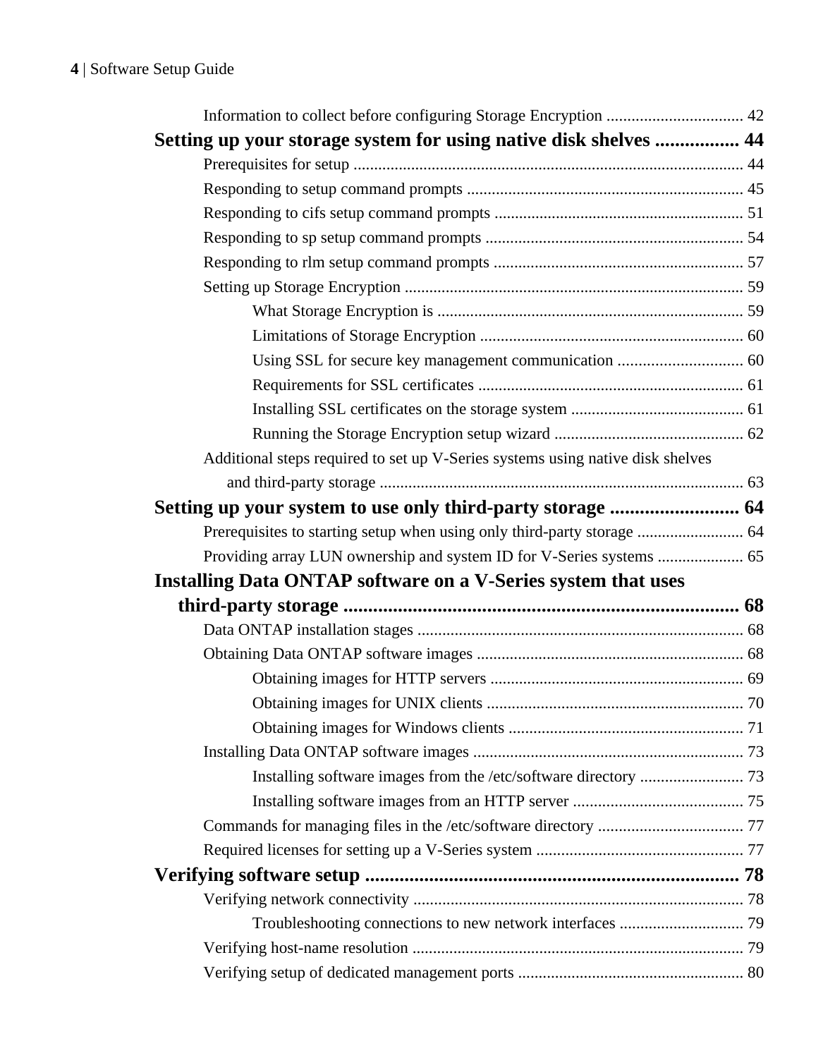Information to collect before configuring Storage Encryption ................................. 42

**Setting up your storage system for using native disk shelves ................. 44**

Prerequisites for setup .............................................................................................. 44

Responding to setup command prompts .................................................................. 45

Responding to cifs setup command prompts ............................................................ 51

Responding to sp setup command prompts .............................................................. 54

Responding to rlm setup command prompts ............................................................ 57

Setting up Storage Encryption .................................................................................. 59

What Storage Encryption is .......................................................................... 59

Limitations of Storage Encryption ............................................................... 60

Using SSL for secure key management communication .............................. 60

Requirements for SSL certificates ................................................................ 61

Installing SSL certificates on the storage system .......................................... 61

Running the Storage Encryption setup wizard ............................................. 62

Additional steps required to set up V-Series systems using native disk shelves and third-party storage ........................................................................................ 63

**Setting up your system to use only third-party storage .......................... 64**

Prerequisites to starting setup when using only third-party storage .......................... 64

Providing array LUN ownership and system ID for V-Series systems ..................... 65

**Installing Data ONTAP software on a V-Series system that uses third-party storage ................................................................................. 68**

Data ONTAP installation stages .............................................................................. 68

Obtaining Data ONTAP software images ................................................................ 68

Obtaining images for HTTP servers ............................................................. 69

Obtaining images for UNIX clients .............................................................. 70

Obtaining images for Windows clients ......................................................... 71

Installing Data ONTAP software images ................................................................. 73

Installing software images from the /etc/software directory ......................... 73

Installing software images from an HTTP server ......................................... 75

Commands for managing files in the /etc/software directory ................................... 77

Required licenses for setting up a V-Series system .................................................. 77

**Verifying software setup ........................................................................... 78**

Verifying network connectivity ............................................................................... 78

Troubleshooting connections to new network interfaces .............................. 79

Verifying host-name resolution ................................................................................ 79

Verifying setup of dedicated management ports ...................................................... 80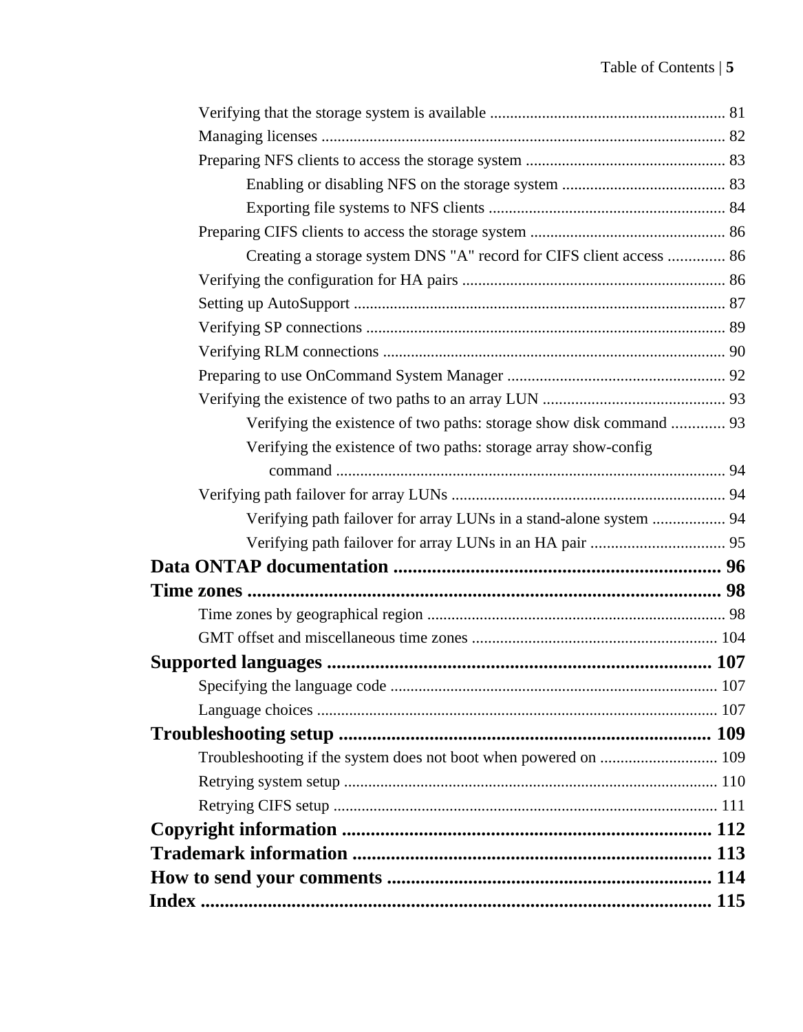- Verifying that the storage system is available .......... 81
- Managing licenses .......... 82
- Preparing NFS clients to access the storage system .......... 83
  - Enabling or disabling NFS on the storage system .......... 83
  - Exporting file systems to NFS clients .......... 84
- Preparing CIFS clients to access the storage system .......... 86
  - Creating a storage system DNS "A" record for CIFS client access .......... 86
- Verifying the configuration for HA pairs .......... 86
- Setting up AutoSupport .......... 87
- Verifying SP connections .......... 89
- Verifying RLM connections .......... 90
- Preparing to use OnCommand System Manager .......... 92
- Verifying the existence of two paths to an array LUN .......... 93
  - Verifying the existence of two paths: storage show disk command .......... 93
  - Verifying the existence of two paths: storage array show-config command .......... 94
- Verifying path failover for array LUNs .......... 94
  - Verifying path failover for array LUNs in a stand-alone system .......... 94
  - Verifying path failover for array LUNs in an HA pair .......... 95

**Data ONTAP documentation .......... 96**

**Time zones .......... 98**

- Time zones by geographical region .......... 98
- GMT offset and miscellaneous time zones .......... 104

**Supported languages .......... 107**

- Specifying the language code .......... 107
- Language choices .......... 107

**Troubleshooting setup .......... 109**

- Troubleshooting if the system does not boot when powered on .......... 109
- Retrying system setup .......... 110
- Retrying CIFS setup .......... 111

**Copyright information .......... 112**

**Trademark information .......... 113**

**How to send your comments .......... 114**

**Index .......... 115**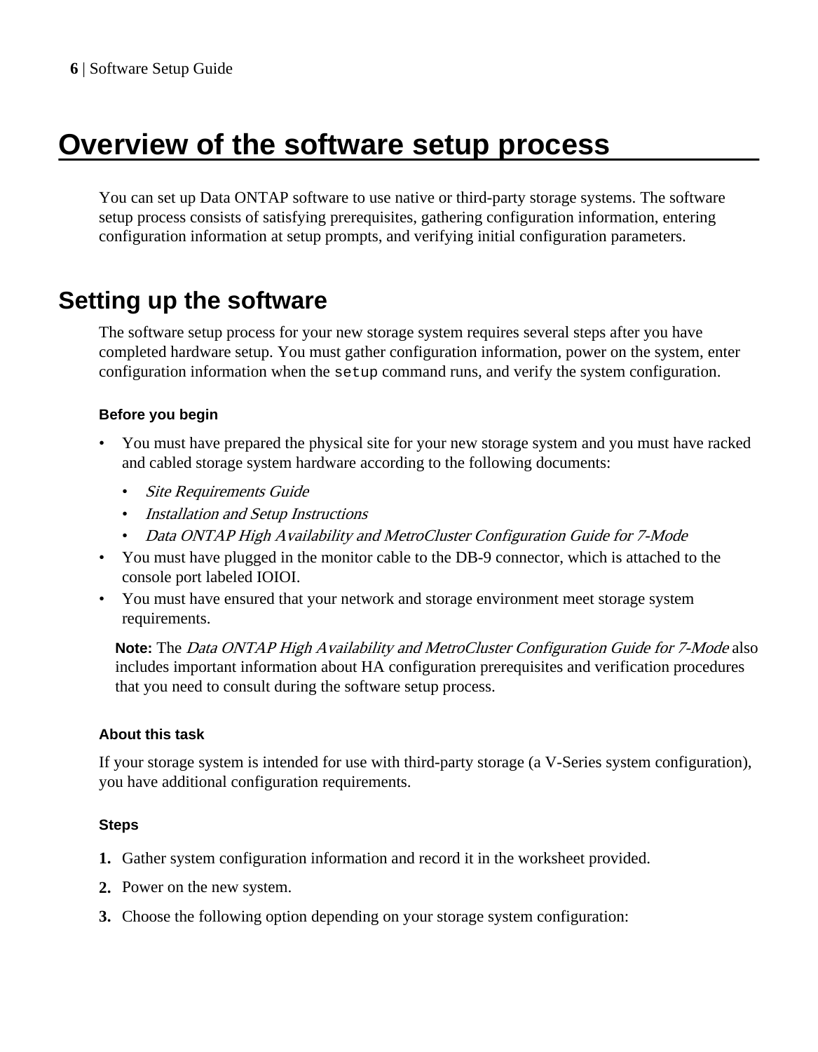# Overview of the software setup process

You can set up Data ONTAP software to use native or third-party storage systems. The software setup process consists of satisfying prerequisites, gathering configuration information, entering configuration information at setup prompts, and verifying initial configuration parameters.

## Setting up the software

The software setup process for your new storage system requires several steps after you have completed hardware setup. You must gather configuration information, power on the system, enter configuration information when the `setup` command runs, and verify the system configuration.

### Before you begin

- You must have prepared the physical site for your new storage system and you must have racked and cabled storage system hardware according to the following documents:
  - *Site Requirements Guide*
  - *Installation and Setup Instructions*
  - *Data ONTAP High Availability and MetroCluster Configuration Guide for 7-Mode*
- You must have plugged in the monitor cable to the DB-9 connector, which is attached to the console port labeled IOIOI.
- You must have ensured that your network and storage environment meet storage system requirements.

**Note:** The *Data ONTAP High Availability and MetroCluster Configuration Guide for 7-Mode* also includes important information about HA configuration prerequisites and verification procedures that you need to consult during the software setup process.

### About this task

If your storage system is intended for use with third-party storage (a V-Series system configuration), you have additional configuration requirements.

### Steps

1. Gather system configuration information and record it in the worksheet provided.
2. Power on the new system.
3. Choose the following option depending on your storage system configuration: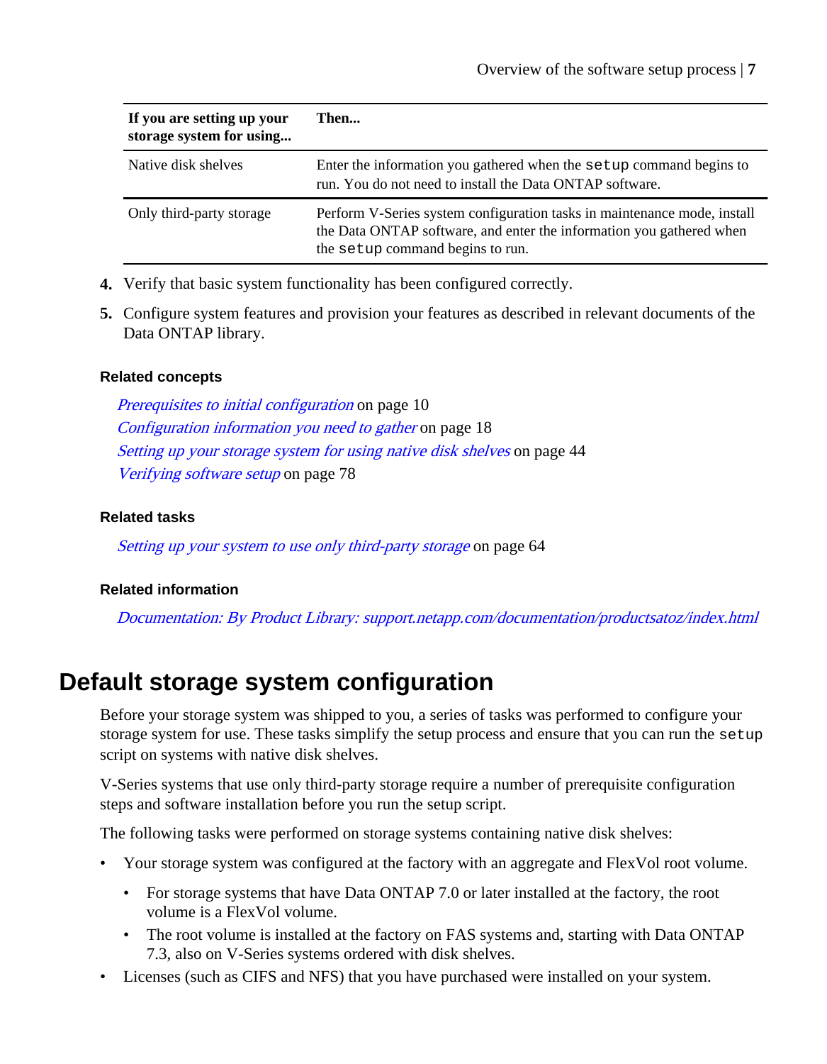| If you are setting up your storage system for using... | Then... |
| --- | --- |
| Native disk shelves | Enter the information you gathered when the `setup` command begins to run. You do not need to install the Data ONTAP software. |
| Only third-party storage | Perform V-Series system configuration tasks in maintenance mode, install the Data ONTAP software, and enter the information you gathered when the `setup` command begins to run. |

4. Verify that basic system functionality has been configured correctly.
5. Configure system features and provision your features as described in relevant documents of the Data ONTAP library.

**Related concepts**

*Prerequisites to initial configuration* on page 10
*Configuration information you need to gather* on page 18
*Setting up your storage system for using native disk shelves* on page 44
*Verifying software setup* on page 78

**Related tasks**

*Setting up your system to use only third-party storage* on page 64

**Related information**

*Documentation: By Product Library: support.netapp.com/documentation/productsatoz/index.html*

# Default storage system configuration

Before your storage system was shipped to you, a series of tasks was performed to configure your storage system for use. These tasks simplify the setup process and ensure that you can run the `setup` script on systems with native disk shelves.

V-Series systems that use only third-party storage require a number of prerequisite configuration steps and software installation before you run the setup script.

The following tasks were performed on storage systems containing native disk shelves:

- Your storage system was configured at the factory with an aggregate and FlexVol root volume.
  - For storage systems that have Data ONTAP 7.0 or later installed at the factory, the root volume is a FlexVol volume.
  - The root volume is installed at the factory on FAS systems and, starting with Data ONTAP 7.3, also on V-Series systems ordered with disk shelves.
- Licenses (such as CIFS and NFS) that you have purchased were installed on your system.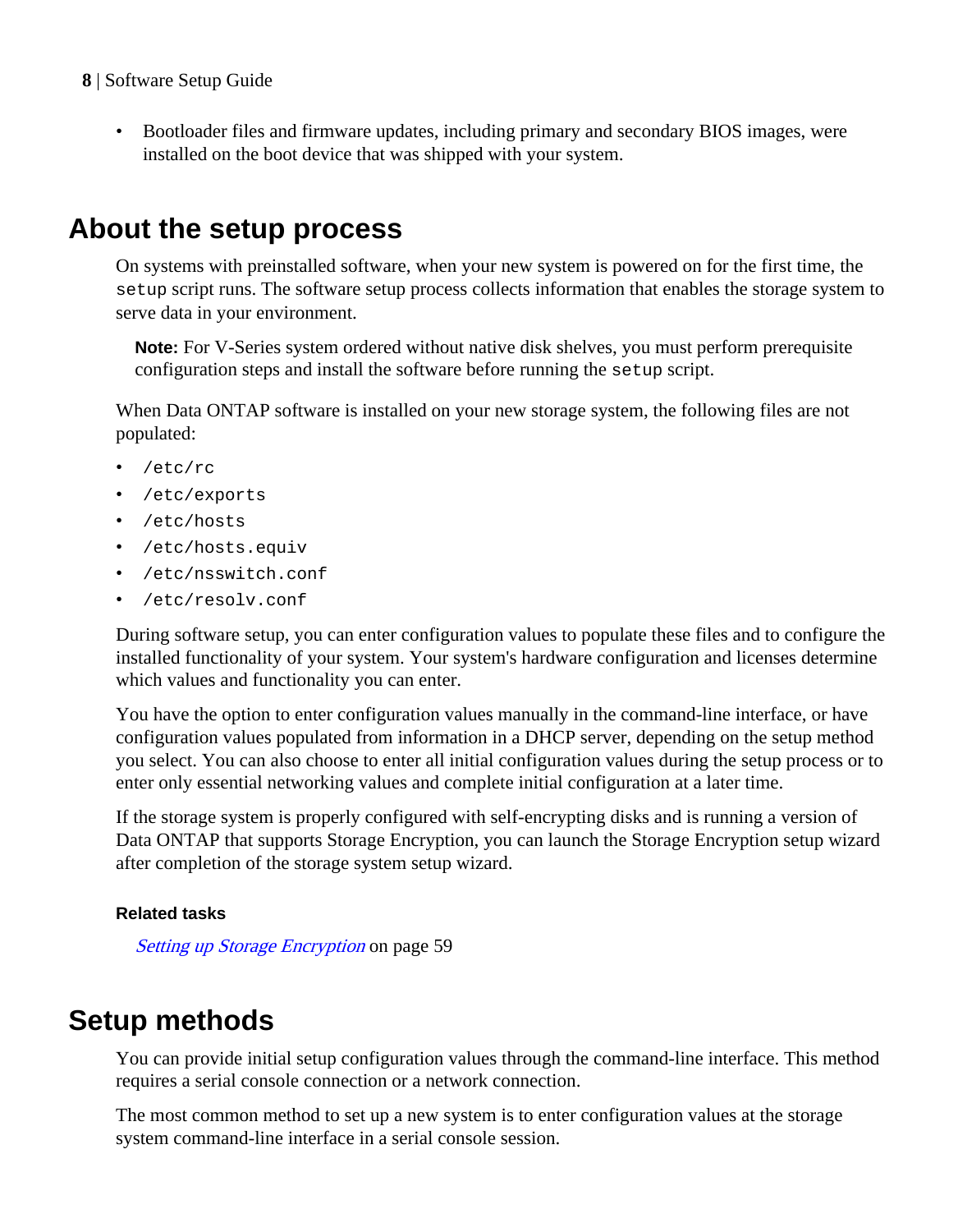- Bootloader files and firmware updates, including primary and secondary BIOS images, were installed on the boot device that was shipped with your system.

## About the setup process

On systems with preinstalled software, when your new system is powered on for the first time, the `setup` script runs. The software setup process collects information that enables the storage system to serve data in your environment.

**Note:** For V-Series system ordered without native disk shelves, you must perform prerequisite configuration steps and install the software before running the `setup` script.

When Data ONTAP software is installed on your new storage system, the following files are not populated:

- `/etc/rc`
- `/etc/exports`
- `/etc/hosts`
- `/etc/hosts.equiv`
- `/etc/nsswitch.conf`
- `/etc/resolv.conf`

During software setup, you can enter configuration values to populate these files and to configure the installed functionality of your system. Your system's hardware configuration and licenses determine which values and functionality you can enter.

You have the option to enter configuration values manually in the command-line interface, or have configuration values populated from information in a DHCP server, depending on the setup method you select. You can also choose to enter all initial configuration values during the setup process or to enter only essential networking values and complete initial configuration at a later time.

If the storage system is properly configured with self-encrypting disks and is running a version of Data ONTAP that supports Storage Encryption, you can launch the Storage Encryption setup wizard after completion of the storage system setup wizard.

#### Related tasks

*Setting up Storage Encryption* on page 59

## Setup methods

You can provide initial setup configuration values through the command-line interface. This method requires a serial console connection or a network connection.

The most common method to set up a new system is to enter configuration values at the storage system command-line interface in a serial console session.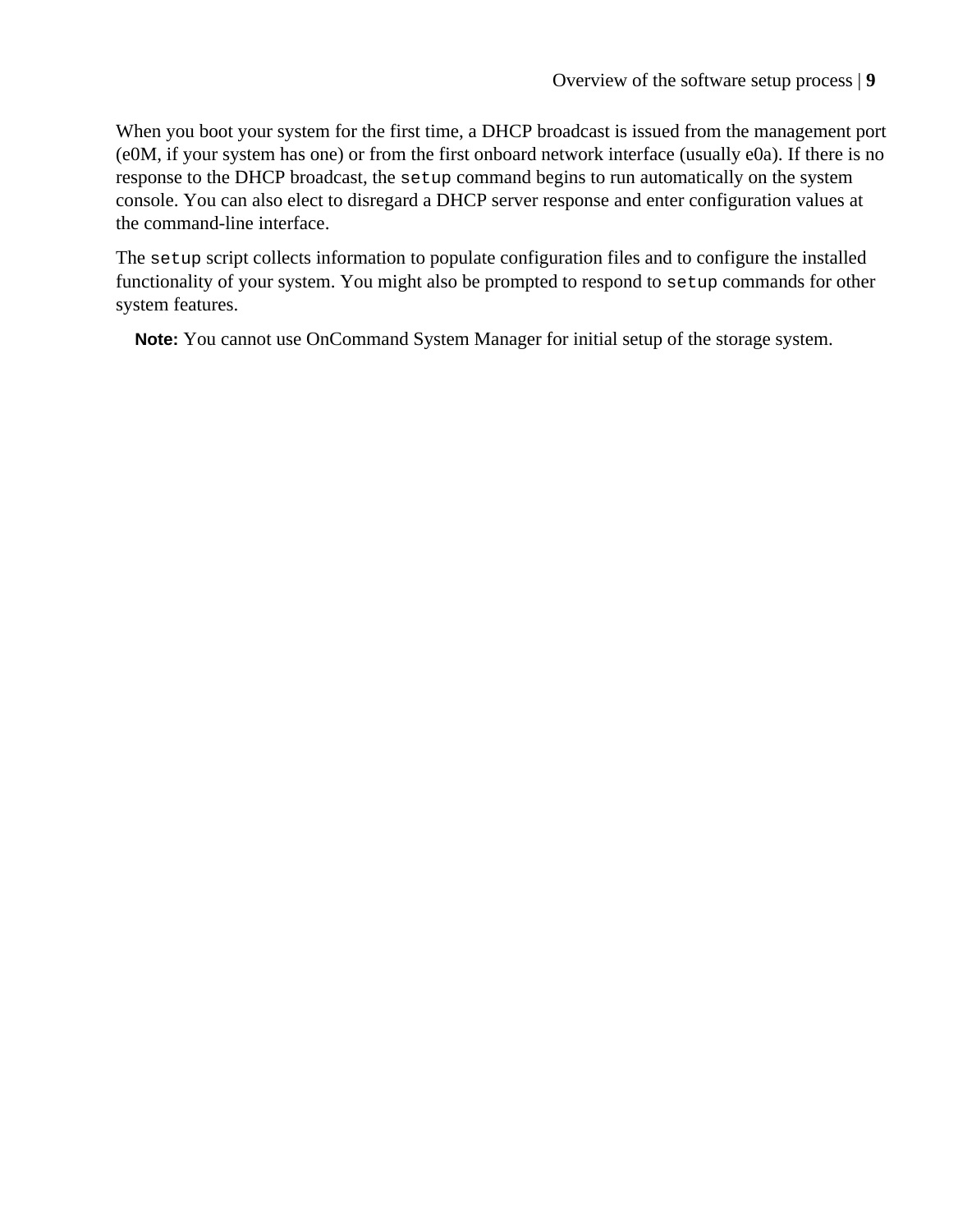When you boot your system for the first time, a DHCP broadcast is issued from the management port (e0M, if your system has one) or from the first onboard network interface (usually e0a). If there is no response to the DHCP broadcast, the `setup` command begins to run automatically on the system console. You can also elect to disregard a DHCP server response and enter configuration values at the command-line interface.

The `setup` script collects information to populate configuration files and to configure the installed functionality of your system. You might also be prompted to respond to `setup` commands for other system features.

**Note:** You cannot use OnCommand System Manager for initial setup of the storage system.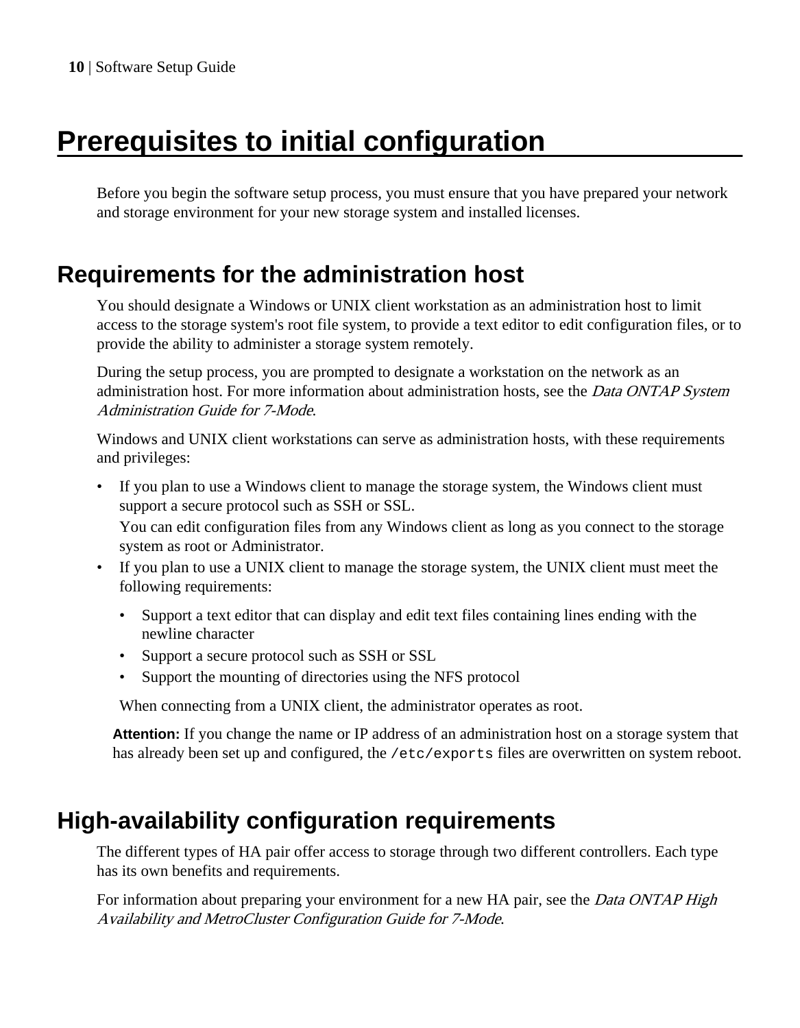# Prerequisites to initial configuration

Before you begin the software setup process, you must ensure that you have prepared your network and storage environment for your new storage system and installed licenses.

## Requirements for the administration host

You should designate a Windows or UNIX client workstation as an administration host to limit access to the storage system's root file system, to provide a text editor to edit configuration files, or to provide the ability to administer a storage system remotely.

During the setup process, you are prompted to designate a workstation on the network as an administration host. For more information about administration hosts, see the *Data ONTAP System Administration Guide for 7-Mode*.

Windows and UNIX client workstations can serve as administration hosts, with these requirements and privileges:

- If you plan to use a Windows client to manage the storage system, the Windows client must support a secure protocol such as SSH or SSL.
  
  You can edit configuration files from any Windows client as long as you connect to the storage system as root or Administrator.
- If you plan to use a UNIX client to manage the storage system, the UNIX client must meet the following requirements:
  - Support a text editor that can display and edit text files containing lines ending with the newline character
  - Support a secure protocol such as SSH or SSL
  - Support the mounting of directories using the NFS protocol

  When connecting from a UNIX client, the administrator operates as root.

**Attention:** If you change the name or IP address of an administration host on a storage system that has already been set up and configured, the `/etc/exports` files are overwritten on system reboot.

## High-availability configuration requirements

The different types of HA pair offer access to storage through two different controllers. Each type has its own benefits and requirements.

For information about preparing your environment for a new HA pair, see the *Data ONTAP High Availability and MetroCluster Configuration Guide for 7-Mode*.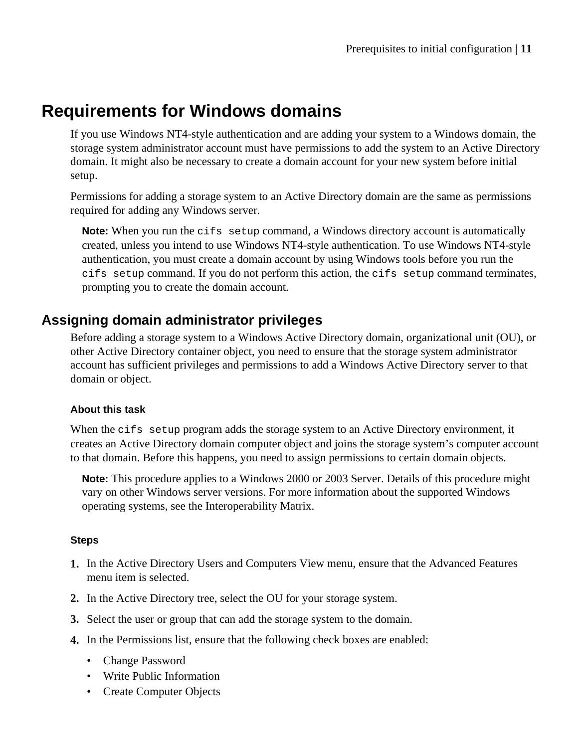# Requirements for Windows domains

If you use Windows NT4-style authentication and are adding your system to a Windows domain, the storage system administrator account must have permissions to add the system to an Active Directory domain. It might also be necessary to create a domain account for your new system before initial setup.

Permissions for adding a storage system to an Active Directory domain are the same as permissions required for adding any Windows server.

**Note:** When you run the `cifs setup` command, a Windows directory account is automatically created, unless you intend to use Windows NT4-style authentication. To use Windows NT4-style authentication, you must create a domain account by using Windows tools before you run the `cifs setup` command. If you do not perform this action, the `cifs setup` command terminates, prompting you to create the domain account.

## Assigning domain administrator privileges

Before adding a storage system to a Windows Active Directory domain, organizational unit (OU), or other Active Directory container object, you need to ensure that the storage system administrator account has sufficient privileges and permissions to add a Windows Active Directory server to that domain or object.

#### About this task

When the `cifs setup` program adds the storage system to an Active Directory environment, it creates an Active Directory domain computer object and joins the storage system's computer account to that domain. Before this happens, you need to assign permissions to certain domain objects.

**Note:** This procedure applies to a Windows 2000 or 2003 Server. Details of this procedure might vary on other Windows server versions. For more information about the supported Windows operating systems, see the Interoperability Matrix.

#### Steps

1. In the Active Directory Users and Computers View menu, ensure that the Advanced Features menu item is selected.
2. In the Active Directory tree, select the OU for your storage system.
3. Select the user or group that can add the storage system to the domain.
4. In the Permissions list, ensure that the following check boxes are enabled:
   - Change Password
   - Write Public Information
   - Create Computer Objects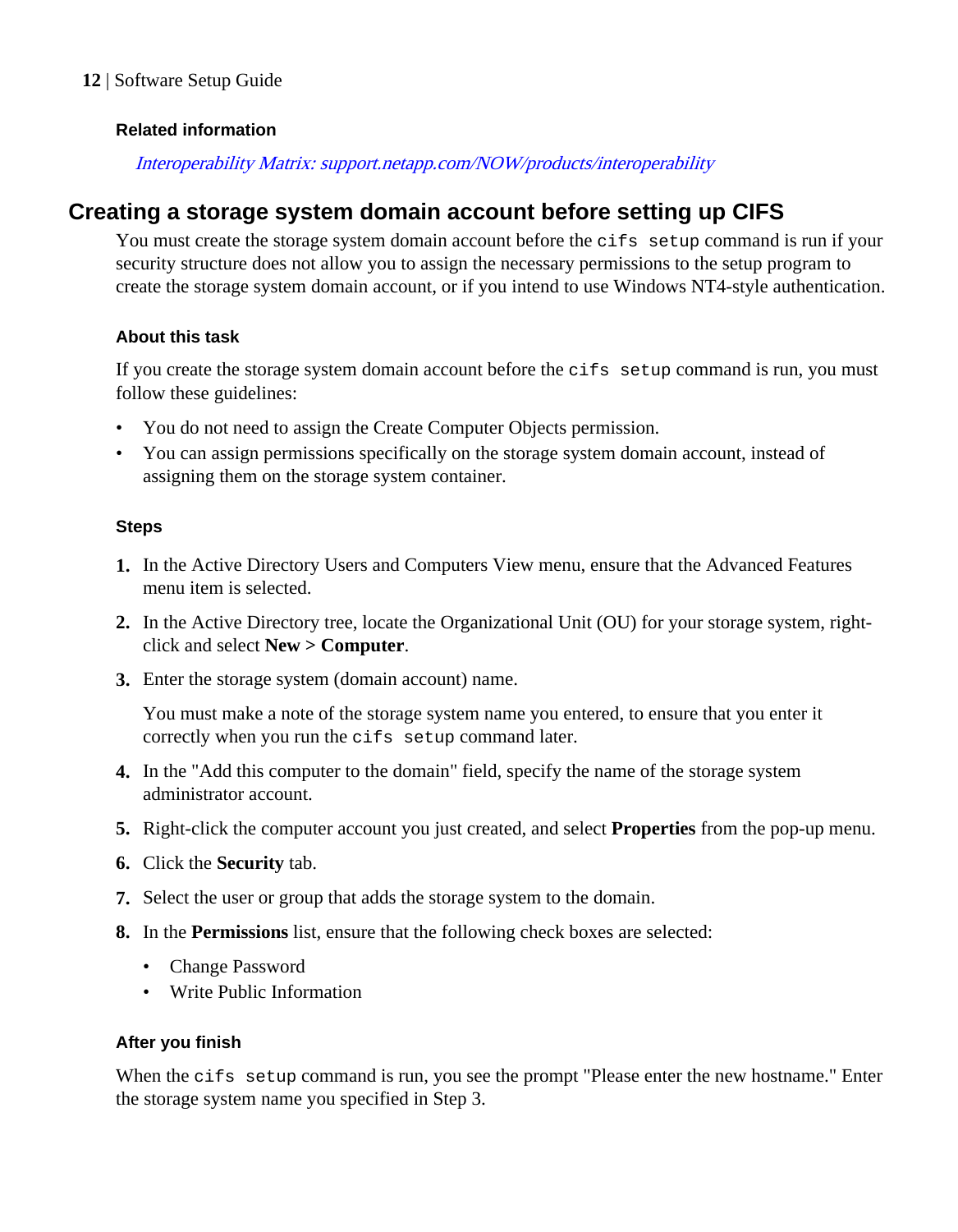#### Related information

*Interoperability Matrix: support.netapp.com/NOW/products/interoperability*

## Creating a storage system domain account before setting up CIFS

You must create the storage system domain account before the `cifs setup` command is run if your security structure does not allow you to assign the necessary permissions to the setup program to create the storage system domain account, or if you intend to use Windows NT4-style authentication.

#### About this task

If you create the storage system domain account before the `cifs setup` command is run, you must follow these guidelines:

- You do not need to assign the Create Computer Objects permission.
- You can assign permissions specifically on the storage system domain account, instead of assigning them on the storage system container.

#### Steps

1. In the Active Directory Users and Computers View menu, ensure that the Advanced Features menu item is selected.
2. In the Active Directory tree, locate the Organizational Unit (OU) for your storage system, right-click and select **New > Computer**.
3. Enter the storage system (domain account) name.

   You must make a note of the storage system name you entered, to ensure that you enter it correctly when you run the `cifs setup` command later.
4. In the "Add this computer to the domain" field, specify the name of the storage system administrator account.
5. Right-click the computer account you just created, and select **Properties** from the pop-up menu.
6. Click the **Security** tab.
7. Select the user or group that adds the storage system to the domain.
8. In the **Permissions** list, ensure that the following check boxes are selected:
   - Change Password
   - Write Public Information

#### After you finish

When the `cifs setup` command is run, you see the prompt "Please enter the new hostname." Enter the storage system name you specified in Step 3.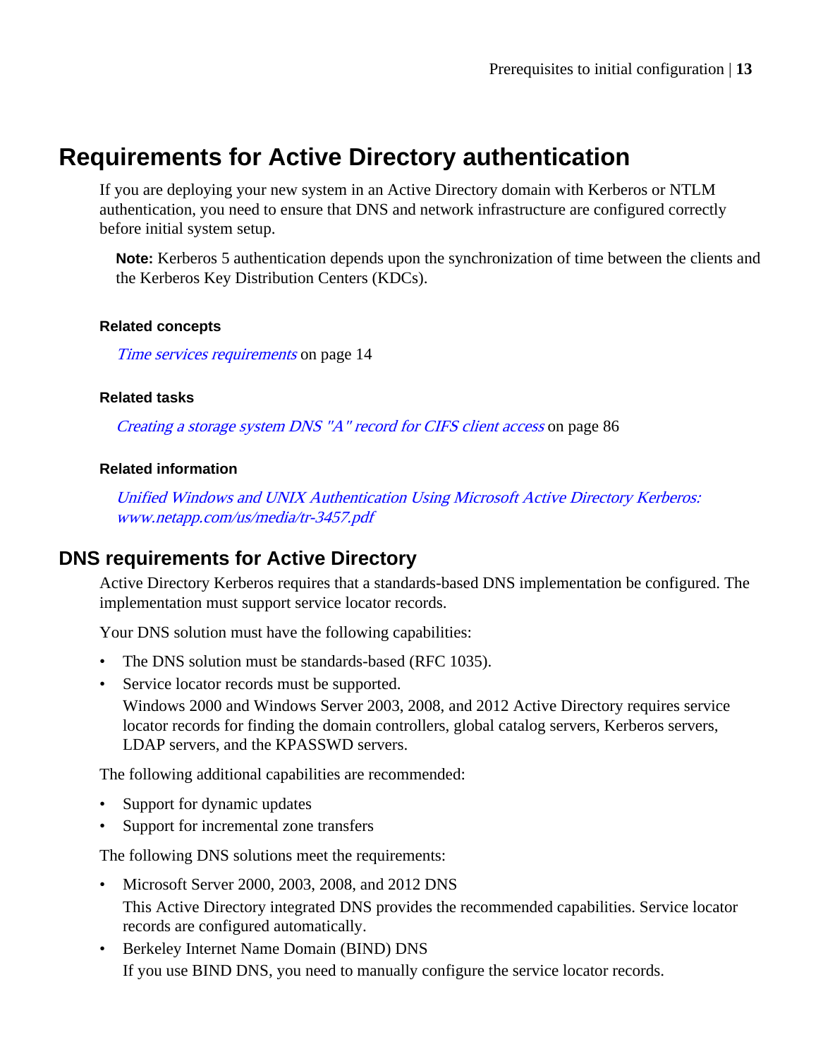# Requirements for Active Directory authentication

If you are deploying your new system in an Active Directory domain with Kerberos or NTLM authentication, you need to ensure that DNS and network infrastructure are configured correctly before initial system setup.

**Note:** Kerberos 5 authentication depends upon the synchronization of time between the clients and the Kerberos Key Distribution Centers (KDCs).

#### Related concepts

*Time services requirements* on page 14

#### Related tasks

*Creating a storage system DNS "A" record for CIFS client access* on page 86

#### Related information

*Unified Windows and UNIX Authentication Using Microsoft Active Directory Kerberos: www.netapp.com/us/media/tr-3457.pdf*

## DNS requirements for Active Directory

Active Directory Kerberos requires that a standards-based DNS implementation be configured. The implementation must support service locator records.

Your DNS solution must have the following capabilities:

- The DNS solution must be standards-based (RFC 1035).
- Service locator records must be supported.
  Windows 2000 and Windows Server 2003, 2008, and 2012 Active Directory requires service locator records for finding the domain controllers, global catalog servers, Kerberos servers, LDAP servers, and the KPASSWD servers.

The following additional capabilities are recommended:

- Support for dynamic updates
- Support for incremental zone transfers

The following DNS solutions meet the requirements:

- Microsoft Server 2000, 2003, 2008, and 2012 DNS
  This Active Directory integrated DNS provides the recommended capabilities. Service locator records are configured automatically.
- Berkeley Internet Name Domain (BIND) DNS
  If you use BIND DNS, you need to manually configure the service locator records.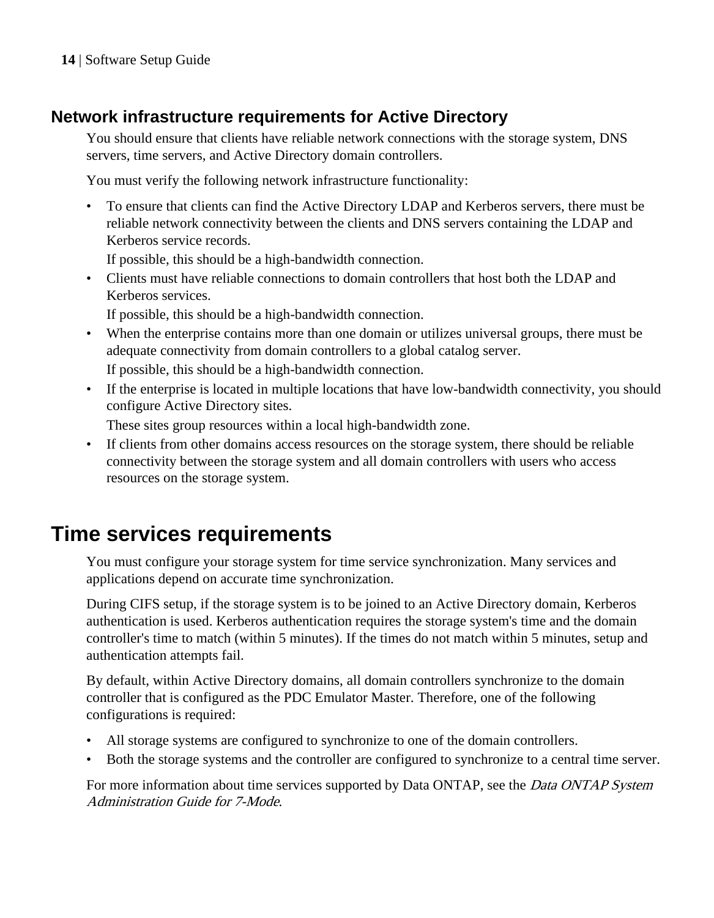### Network infrastructure requirements for Active Directory

You should ensure that clients have reliable network connections with the storage system, DNS servers, time servers, and Active Directory domain controllers.

You must verify the following network infrastructure functionality:

- To ensure that clients can find the Active Directory LDAP and Kerberos servers, there must be reliable network connectivity between the clients and DNS servers containing the LDAP and Kerberos service records.
  If possible, this should be a high-bandwidth connection.
- Clients must have reliable connections to domain controllers that host both the LDAP and Kerberos services.
  If possible, this should be a high-bandwidth connection.
- When the enterprise contains more than one domain or utilizes universal groups, there must be adequate connectivity from domain controllers to a global catalog server.
  If possible, this should be a high-bandwidth connection.
- If the enterprise is located in multiple locations that have low-bandwidth connectivity, you should configure Active Directory sites.
  These sites group resources within a local high-bandwidth zone.
- If clients from other domains access resources on the storage system, there should be reliable connectivity between the storage system and all domain controllers with users who access resources on the storage system.

## Time services requirements

You must configure your storage system for time service synchronization. Many services and applications depend on accurate time synchronization.

During CIFS setup, if the storage system is to be joined to an Active Directory domain, Kerberos authentication is used. Kerberos authentication requires the storage system's time and the domain controller's time to match (within 5 minutes). If the times do not match within 5 minutes, setup and authentication attempts fail.

By default, within Active Directory domains, all domain controllers synchronize to the domain controller that is configured as the PDC Emulator Master. Therefore, one of the following configurations is required:

- All storage systems are configured to synchronize to one of the domain controllers.
- Both the storage systems and the controller are configured to synchronize to a central time server.

For more information about time services supported by Data ONTAP, see the *Data ONTAP System Administration Guide for 7-Mode*.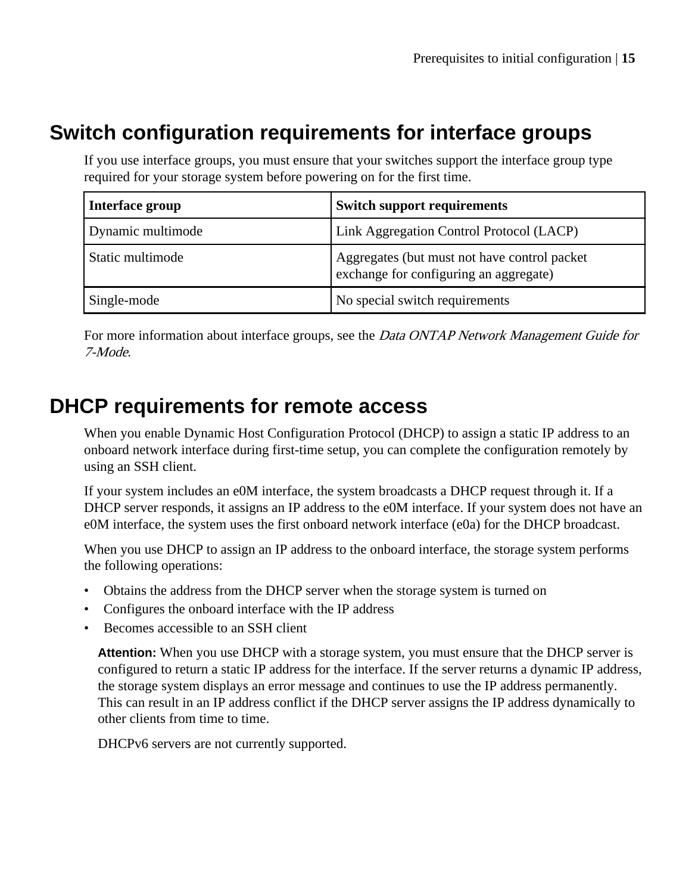## Switch configuration requirements for interface groups

If you use interface groups, you must ensure that your switches support the interface group type required for your storage system before powering on for the first time.

| Interface group | Switch support requirements |
|---|---|
| Dynamic multimode | Link Aggregation Control Protocol (LACP) |
| Static multimode | Aggregates (but must not have control packet exchange for configuring an aggregate) |
| Single-mode | No special switch requirements |

For more information about interface groups, see the *Data ONTAP Network Management Guide for 7-Mode*.

## DHCP requirements for remote access

When you enable Dynamic Host Configuration Protocol (DHCP) to assign a static IP address to an onboard network interface during first-time setup, you can complete the configuration remotely by using an SSH client.

If your system includes an e0M interface, the system broadcasts a DHCP request through it. If a DHCP server responds, it assigns an IP address to the e0M interface. If your system does not have an e0M interface, the system uses the first onboard network interface (e0a) for the DHCP broadcast.

When you use DHCP to assign an IP address to the onboard interface, the storage system performs the following operations:

- Obtains the address from the DHCP server when the storage system is turned on
- Configures the onboard interface with the IP address
- Becomes accessible to an SSH client

**Attention:** When you use DHCP with a storage system, you must ensure that the DHCP server is configured to return a static IP address for the interface. If the server returns a dynamic IP address, the storage system displays an error message and continues to use the IP address permanently. This can result in an IP address conflict if the DHCP server assigns the IP address dynamically to other clients from time to time.

DHCPv6 servers are not currently supported.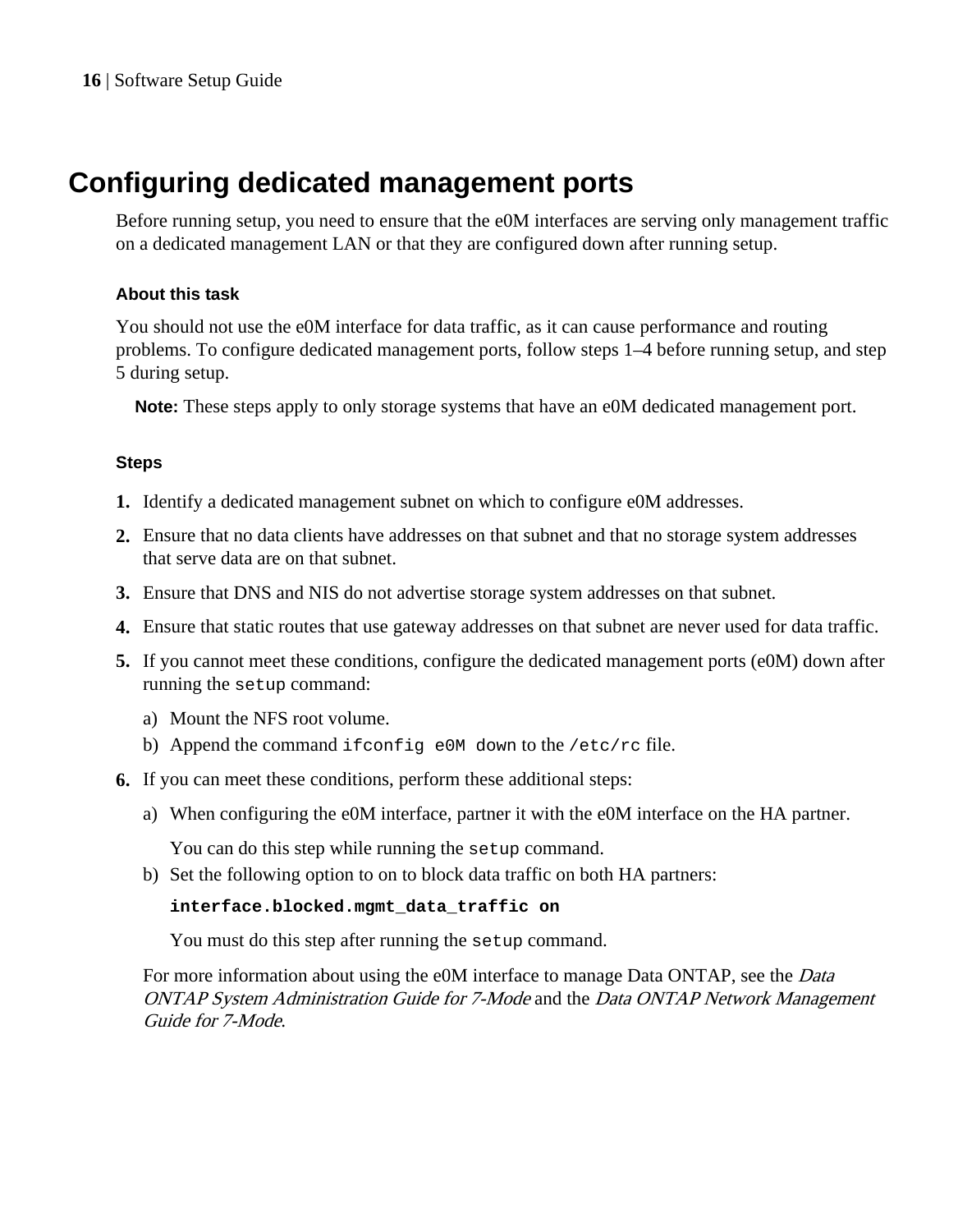# Configuring dedicated management ports

Before running setup, you need to ensure that the e0M interfaces are serving only management traffic on a dedicated management LAN or that they are configured down after running setup.

### About this task

You should not use the e0M interface for data traffic, as it can cause performance and routing problems. To configure dedicated management ports, follow steps 1–4 before running setup, and step 5 during setup.

**Note:** These steps apply to only storage systems that have an e0M dedicated management port.

### Steps

1. Identify a dedicated management subnet on which to configure e0M addresses.
2. Ensure that no data clients have addresses on that subnet and that no storage system addresses that serve data are on that subnet.
3. Ensure that DNS and NIS do not advertise storage system addresses on that subnet.
4. Ensure that static routes that use gateway addresses on that subnet are never used for data traffic.
5. If you cannot meet these conditions, configure the dedicated management ports (e0M) down after running the `setup` command:
   a) Mount the NFS root volume.
   b) Append the command `ifconfig e0M down` to the `/etc/rc` file.
6. If you can meet these conditions, perform these additional steps:
   a) When configuring the e0M interface, partner it with the e0M interface on the HA partner.

      You can do this step while running the `setup` command.
   b) Set the following option to on to block data traffic on both HA partners:

      **`interface.blocked.mgmt_data_traffic on`**

      You must do this step after running the `setup` command.

   For more information about using the e0M interface to manage Data ONTAP, see the *Data ONTAP System Administration Guide for 7-Mode* and the *Data ONTAP Network Management Guide for 7-Mode*.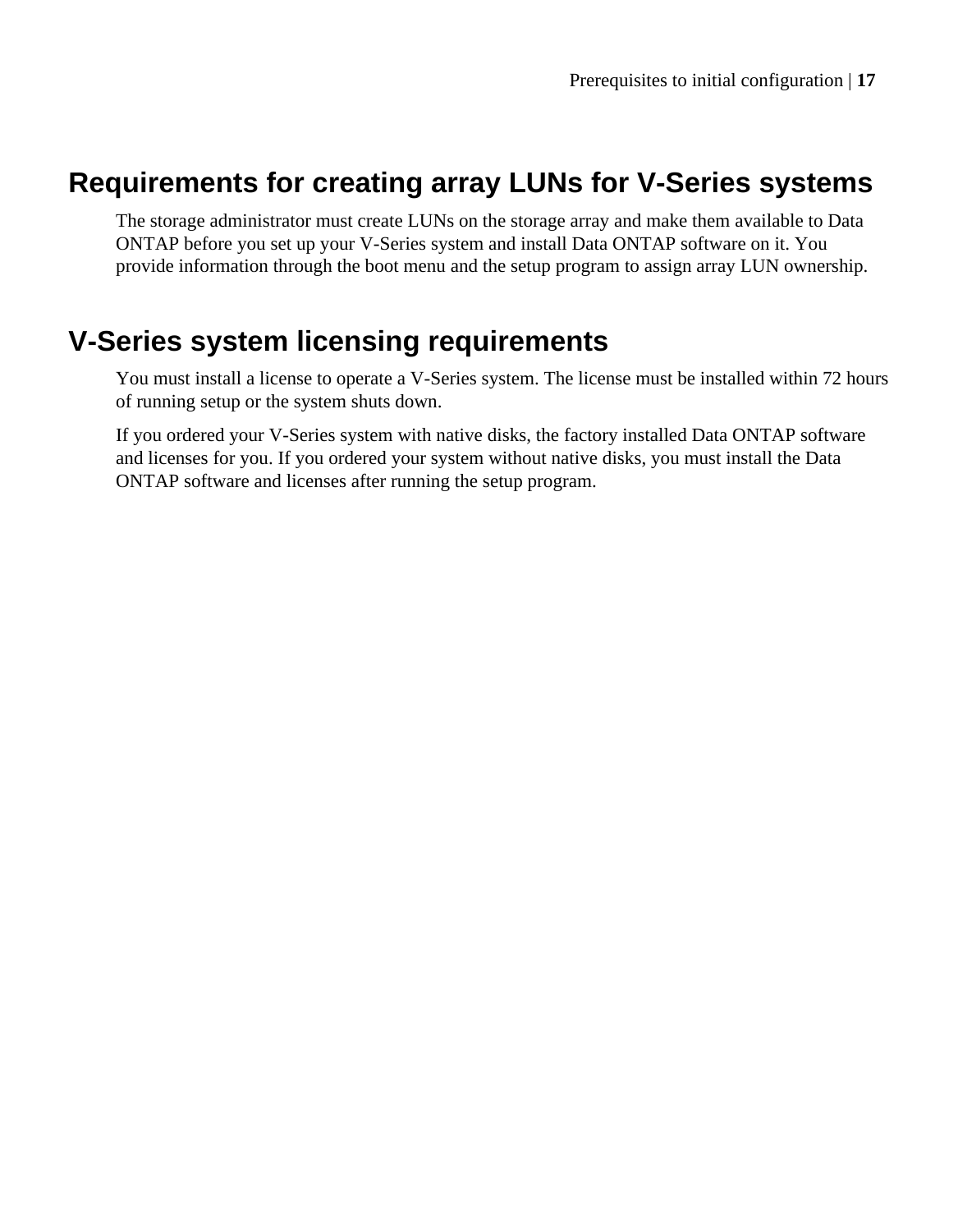## Requirements for creating array LUNs for V-Series systems

The storage administrator must create LUNs on the storage array and make them available to Data ONTAP before you set up your V-Series system and install Data ONTAP software on it. You provide information through the boot menu and the setup program to assign array LUN ownership.

## V-Series system licensing requirements

You must install a license to operate a V-Series system. The license must be installed within 72 hours of running setup or the system shuts down.

If you ordered your V-Series system with native disks, the factory installed Data ONTAP software and licenses for you. If you ordered your system without native disks, you must install the Data ONTAP software and licenses after running the setup program.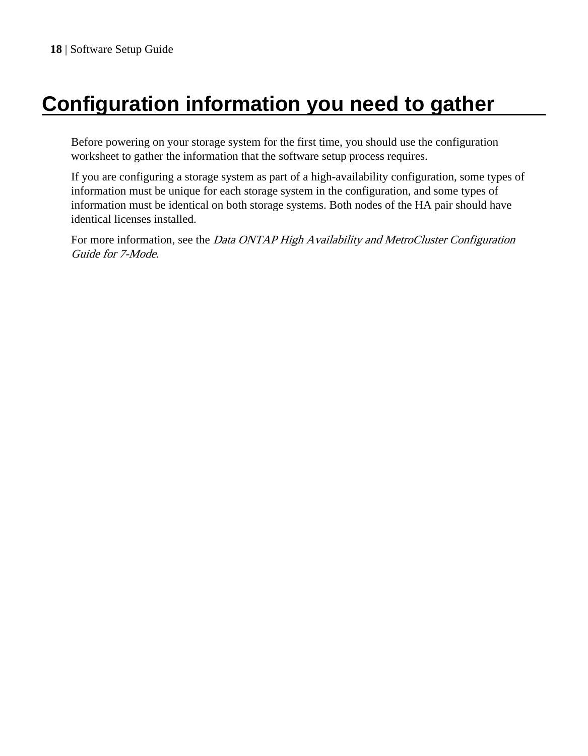# Configuration information you need to gather

Before powering on your storage system for the first time, you should use the configuration worksheet to gather the information that the software setup process requires.

If you are configuring a storage system as part of a high-availability configuration, some types of information must be unique for each storage system in the configuration, and some types of information must be identical on both storage systems. Both nodes of the HA pair should have identical licenses installed.

For more information, see the *Data ONTAP High Availability and MetroCluster Configuration Guide for 7-Mode*.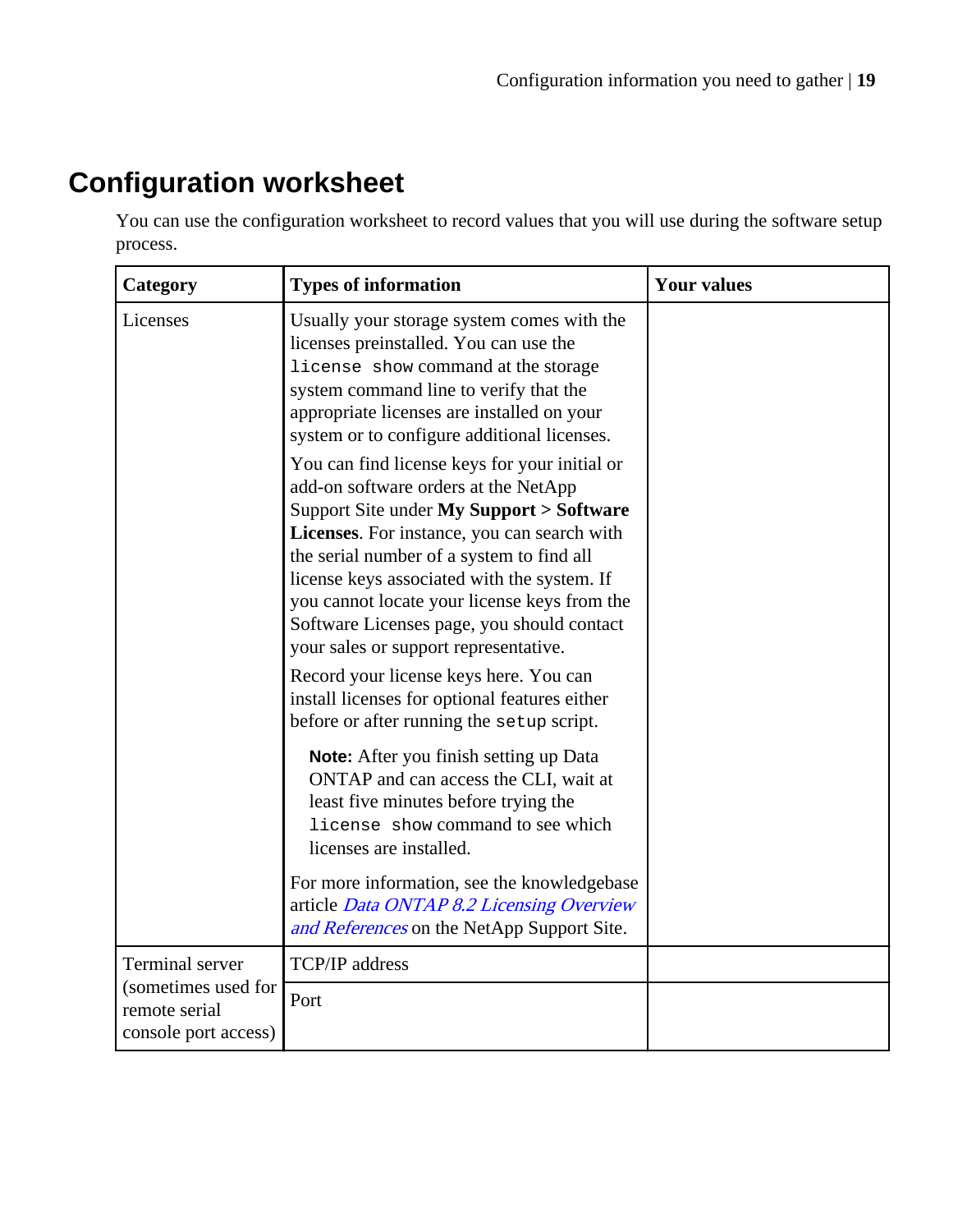## Configuration worksheet

You can use the configuration worksheet to record values that you will use during the software setup process.

| Category | Types of information | Your values |
|---|---|---|
| Licenses | Usually your storage system comes with the licenses preinstalled. You can use the `license show` command at the storage system command line to verify that the appropriate licenses are installed on your system or to configure additional licenses.<br><br>You can find license keys for your initial or add-on software orders at the NetApp Support Site under **My Support > Software Licenses**. For instance, you can search with the serial number of a system to find all license keys associated with the system. If you cannot locate your license keys from the Software Licenses page, you should contact your sales or support representative.<br><br>Record your license keys here. You can install licenses for optional features either before or after running the `setup` script.<br><br>**Note:** After you finish setting up Data ONTAP and can access the CLI, wait at least five minutes before trying the `license show` command to see which licenses are installed.<br><br>For more information, see the knowledgebase article *Data ONTAP 8.2 Licensing Overview and References* on the NetApp Support Site. | |
| Terminal server (sometimes used for remote serial console port access) | TCP/IP address | |
| | Port | |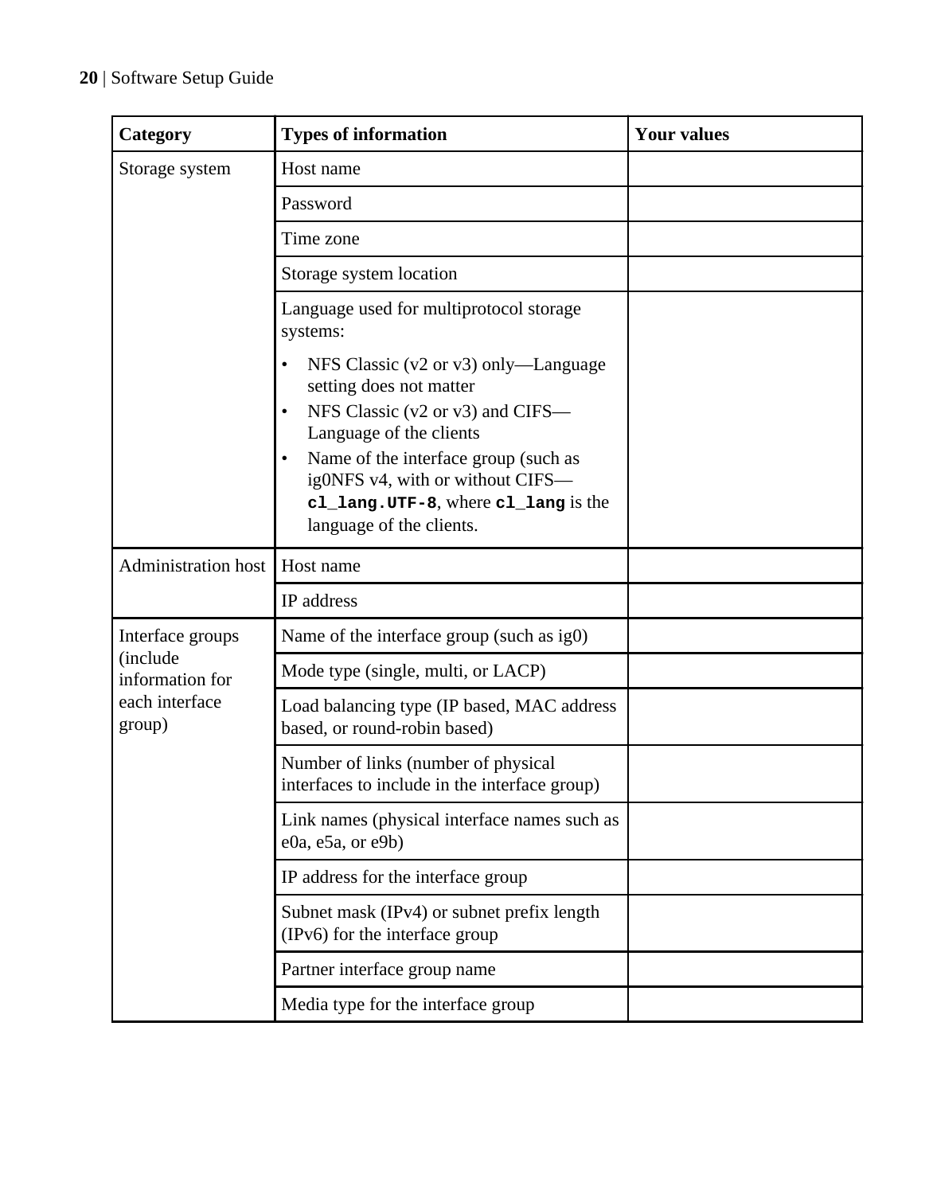| Category | Types of information | Your values |
|---|---|---|
| Storage system | Host name | |
| | Password | |
| | Time zone | |
| | Storage system location | |
| | Language used for multiprotocol storage systems:<br>• NFS Classic (v2 or v3) only—Language setting does not matter<br>• NFS Classic (v2 or v3) and CIFS—Language of the clients<br>• Name of the interface group (such as ig0NFS v4, with or without CIFS—**`cl_lang.UTF-8`**, where **`cl_lang`** is the language of the clients. | |
| Administration host | Host name | |
| | IP address | |
| Interface groups (include information for each interface group) | Name of the interface group (such as ig0) | |
| | Mode type (single, multi, or LACP) | |
| | Load balancing type (IP based, MAC address based, or round-robin based) | |
| | Number of links (number of physical interfaces to include in the interface group) | |
| | Link names (physical interface names such as e0a, e5a, or e9b) | |
| | IP address for the interface group | |
| | Subnet mask (IPv4) or subnet prefix length (IPv6) for the interface group | |
| | Partner interface group name | |
| | Media type for the interface group | |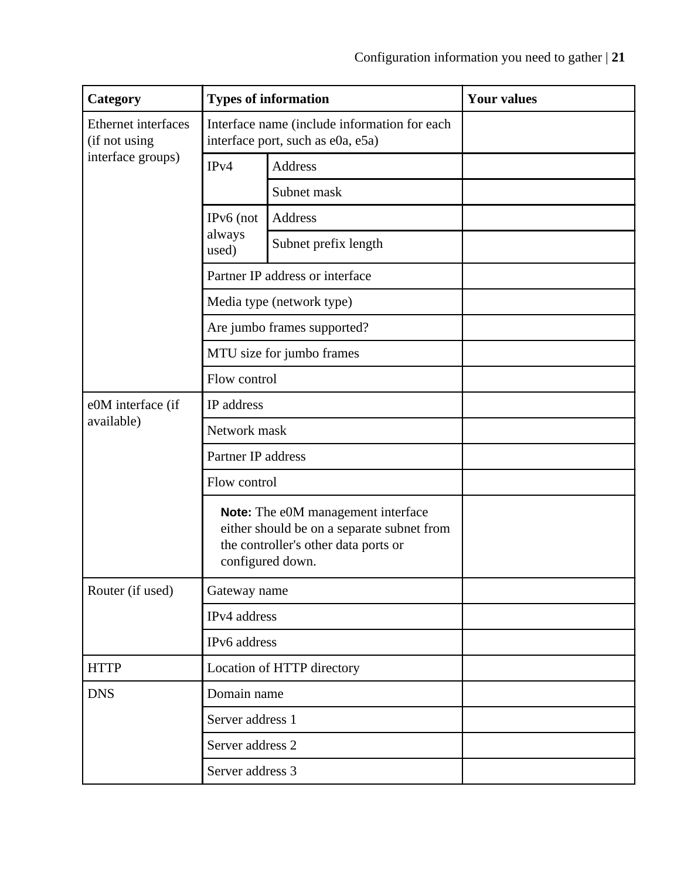| Category | Types of information | | Your values |
|---|---|---|---|
| Ethernet interfaces (if not using interface groups) | Interface name (include information for each interface port, such as e0a, e5a) | | |
| | IPv4 | Address | |
| | | Subnet mask | |
| | IPv6 (not always used) | Address | |
| | | Subnet prefix length | |
| | Partner IP address or interface | | |
| | Media type (network type) | | |
| | Are jumbo frames supported? | | |
| | MTU size for jumbo frames | | |
| | Flow control | | |
| e0M interface (if available) | IP address | | |
| | Network mask | | |
| | Partner IP address | | |
| | Flow control | | |
| | **Note:** The e0M management interface either should be on a separate subnet from the controller's other data ports or configured down. | | |
| Router (if used) | Gateway name | | |
| | IPv4 address | | |
| | IPv6 address | | |
| HTTP | Location of HTTP directory | | |
| DNS | Domain name | | |
| | Server address 1 | | |
| | Server address 2 | | |
| | Server address 3 | | |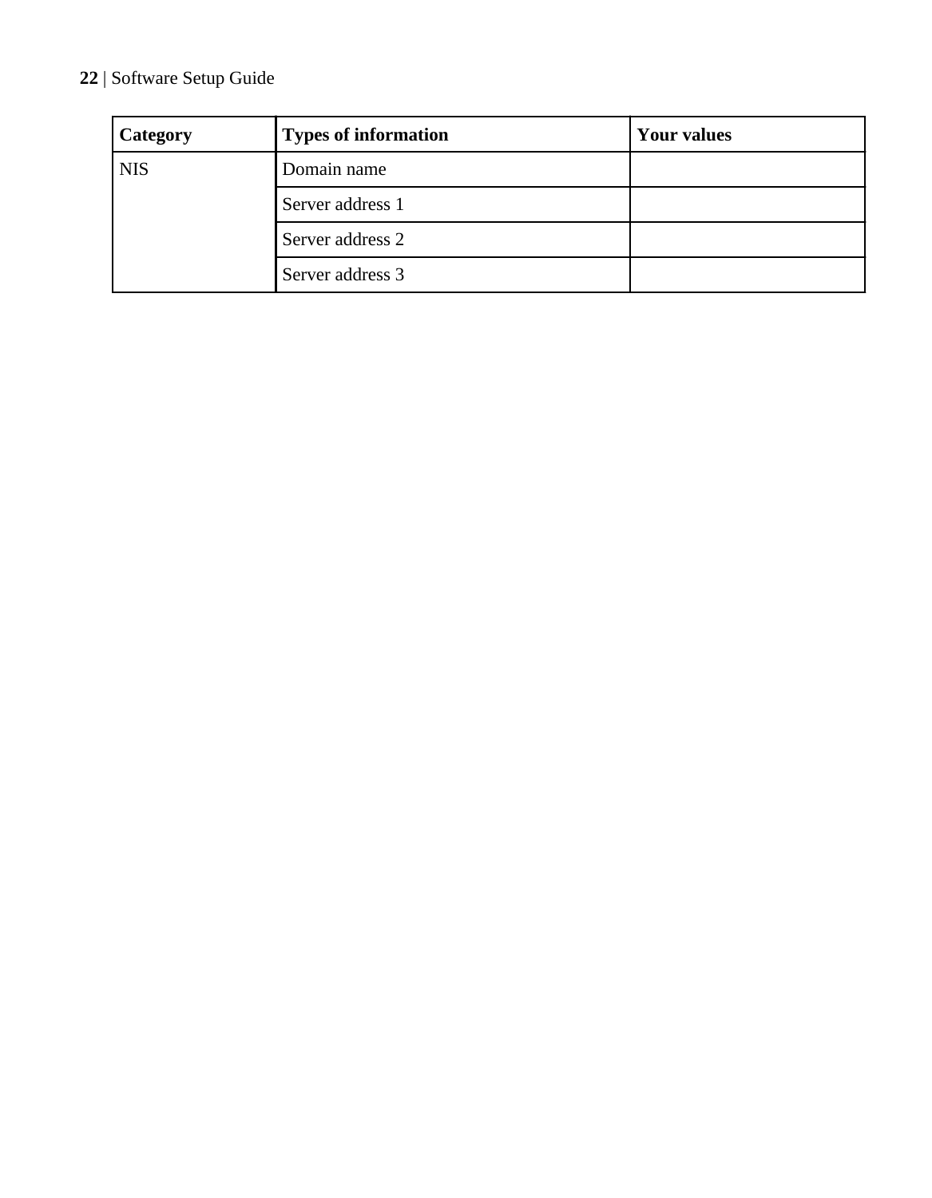| Category | Types of information | Your values |
| --- | --- | --- |
| NIS | Domain name | |
| | Server address 1 | |
| | Server address 2 | |
| | Server address 3 | |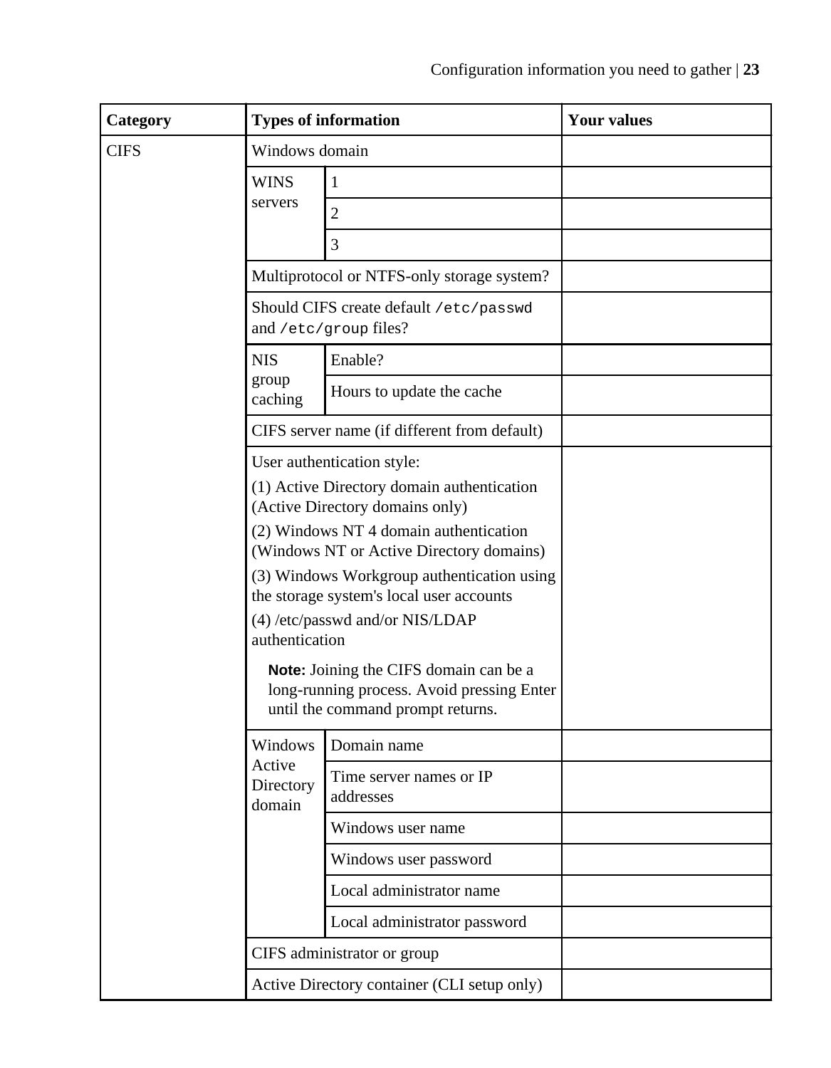| Category | Types of information | | Your values |
|---|---|---|---|
| CIFS | Windows domain | | |
| | WINS servers | 1 | |
| | | 2 | |
| | | 3 | |
| | Multiprotocol or NTFS-only storage system? | | |
| | Should CIFS create default `/etc/passwd` and `/etc/group` files? | | |
| | NIS group caching | Enable? | |
| | | Hours to update the cache | |
| | CIFS server name (if different from default) | | |
| | User authentication style:<br>(1) Active Directory domain authentication (Active Directory domains only)<br>(2) Windows NT 4 domain authentication (Windows NT or Active Directory domains)<br>(3) Windows Workgroup authentication using the storage system's local user accounts<br>(4) /etc/passwd and/or NIS/LDAP authentication<br>**Note:** Joining the CIFS domain can be a long-running process. Avoid pressing Enter until the command prompt returns. | | |
| | Windows Active Directory domain | Domain name | |
| | | Time server names or IP addresses | |
| | | Windows user name | |
| | | Windows user password | |
| | | Local administrator name | |
| | | Local administrator password | |
| | CIFS administrator or group | | |
| | Active Directory container (CLI setup only) | | |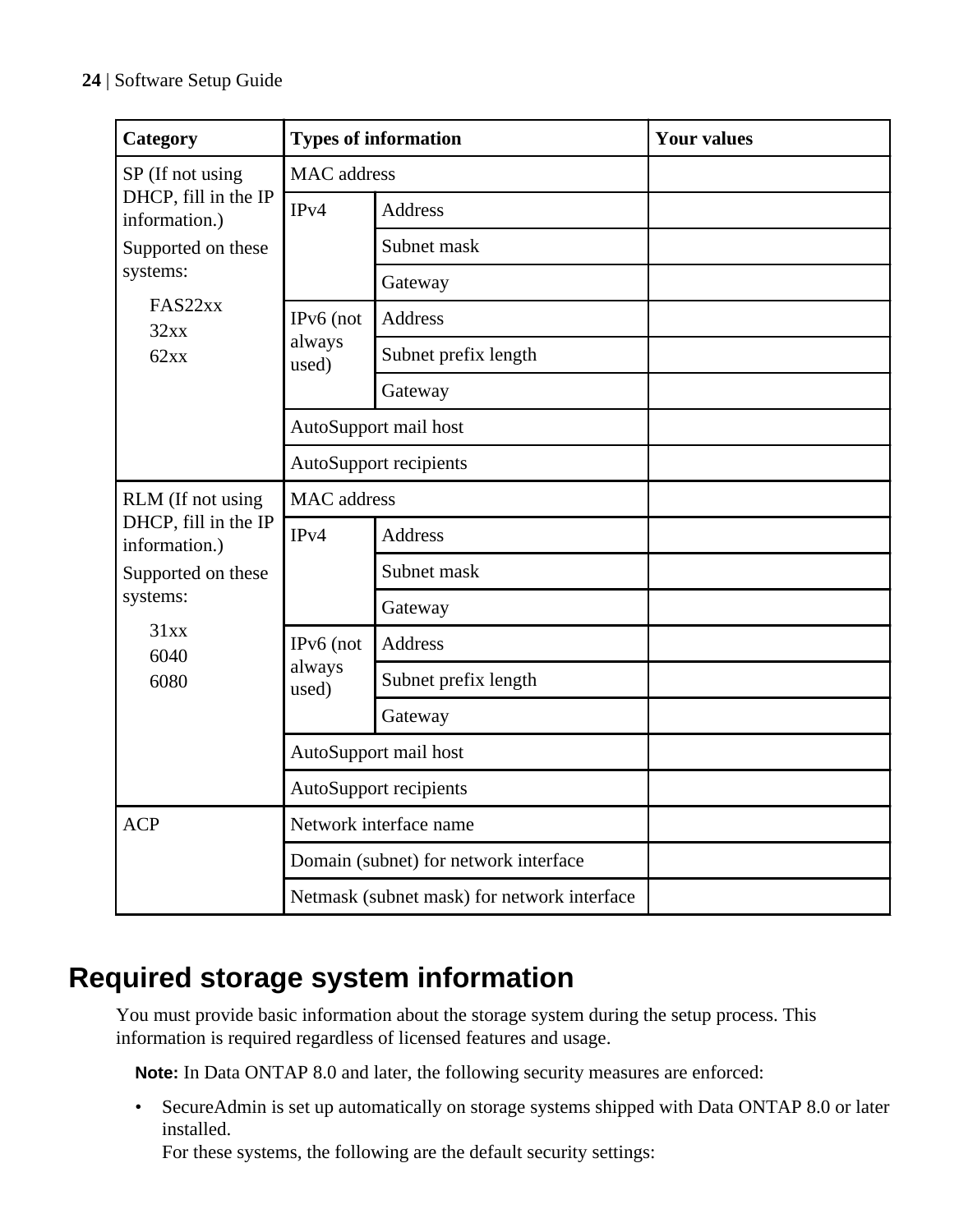| Category | Types of information | | Your values |
|---|---|---|---|
| SP (If not using DHCP, fill in the IP information.) Supported on these systems: FAS22xx 32xx 62xx | MAC address | | |
| | IPv4 | Address | |
| | | Subnet mask | |
| | | Gateway | |
| | IPv6 (not always used) | Address | |
| | | Subnet prefix length | |
| | | Gateway | |
| | AutoSupport mail host | | |
| | AutoSupport recipients | | |
| RLM (If not using DHCP, fill in the IP information.) Supported on these systems: 31xx 6040 6080 | MAC address | | |
| | IPv4 | Address | |
| | | Subnet mask | |
| | | Gateway | |
| | IPv6 (not always used) | Address | |
| | | Subnet prefix length | |
| | | Gateway | |
| | AutoSupport mail host | | |
| | AutoSupport recipients | | |
| ACP | Network interface name | | |
| | Domain (subnet) for network interface | | |
| | Netmask (subnet mask) for network interface | | |

# Required storage system information

You must provide basic information about the storage system during the setup process. This information is required regardless of licensed features and usage.

**Note:** In Data ONTAP 8.0 and later, the following security measures are enforced:

- SecureAdmin is set up automatically on storage systems shipped with Data ONTAP 8.0 or later installed.
  For these systems, the following are the default security settings: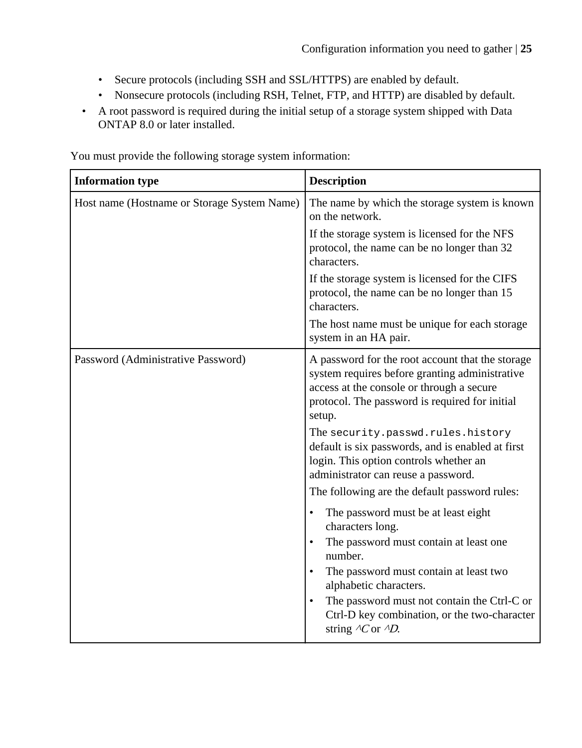- Secure protocols (including SSH and SSL/HTTPS) are enabled by default.
- Nonsecure protocols (including RSH, Telnet, FTP, and HTTP) are disabled by default.
- A root password is required during the initial setup of a storage system shipped with Data ONTAP 8.0 or later installed.

You must provide the following storage system information:

| **Information type** | **Description** |
|---|---|
| Host name (Hostname or Storage System Name) | The name by which the storage system is known on the network.<br><br>If the storage system is licensed for the NFS protocol, the name can be no longer than 32 characters.<br><br>If the storage system is licensed for the CIFS protocol, the name can be no longer than 15 characters.<br><br>The host name must be unique for each storage system in an HA pair. |
| Password (Administrative Password) | A password for the root account that the storage system requires before granting administrative access at the console or through a secure protocol. The password is required for initial setup.<br><br>The `security.passwd.rules.history` default is six passwords, and is enabled at first login. This option controls whether an administrator can reuse a password.<br><br>The following are the default password rules:<br><br>• The password must be at least eight characters long.<br>• The password must contain at least one number.<br>• The password must contain at least two alphabetic characters.<br>• The password must not contain the Ctrl-C or Ctrl-D key combination, or the two-character string *^C* or *^D*. |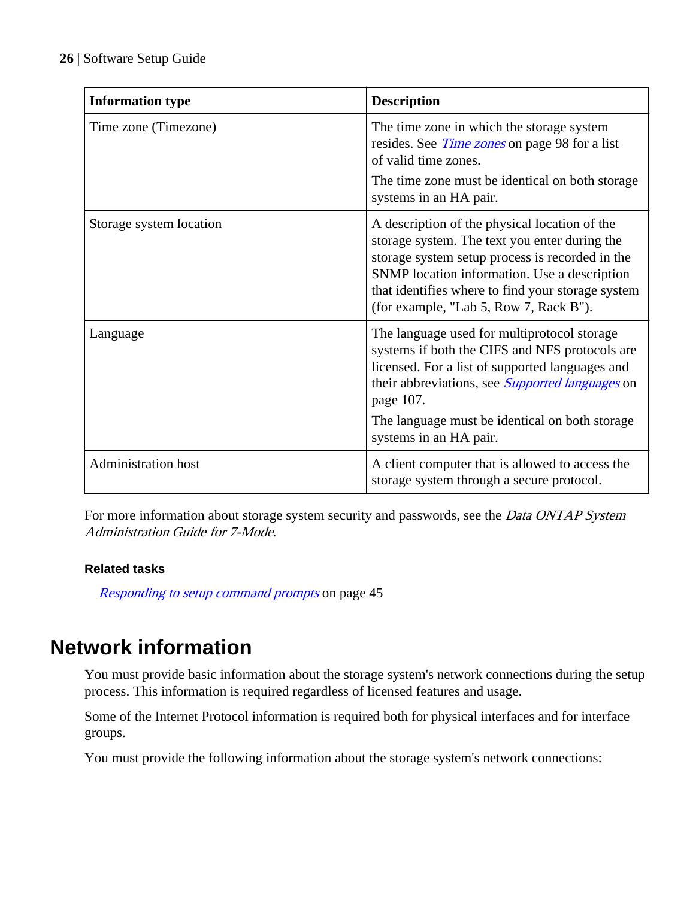| Information type | Description |
|---|---|
| Time zone (Timezone) | The time zone in which the storage system resides. See *Time zones* on page 98 for a list of valid time zones.<br>The time zone must be identical on both storage systems in an HA pair. |
| Storage system location | A description of the physical location of the storage system. The text you enter during the storage system setup process is recorded in the SNMP location information. Use a description that identifies where to find your storage system (for example, "Lab 5, Row 7, Rack B"). |
| Language | The language used for multiprotocol storage systems if both the CIFS and NFS protocols are licensed. For a list of supported languages and their abbreviations, see *Supported languages* on page 107.<br>The language must be identical on both storage systems in an HA pair. |
| Administration host | A client computer that is allowed to access the storage system through a secure protocol. |

For more information about storage system security and passwords, see the *Data ONTAP System Administration Guide for 7-Mode*.

**Related tasks**

*Responding to setup command prompts* on page 45

# Network information

You must provide basic information about the storage system's network connections during the setup process. This information is required regardless of licensed features and usage.

Some of the Internet Protocol information is required both for physical interfaces and for interface groups.

You must provide the following information about the storage system's network connections: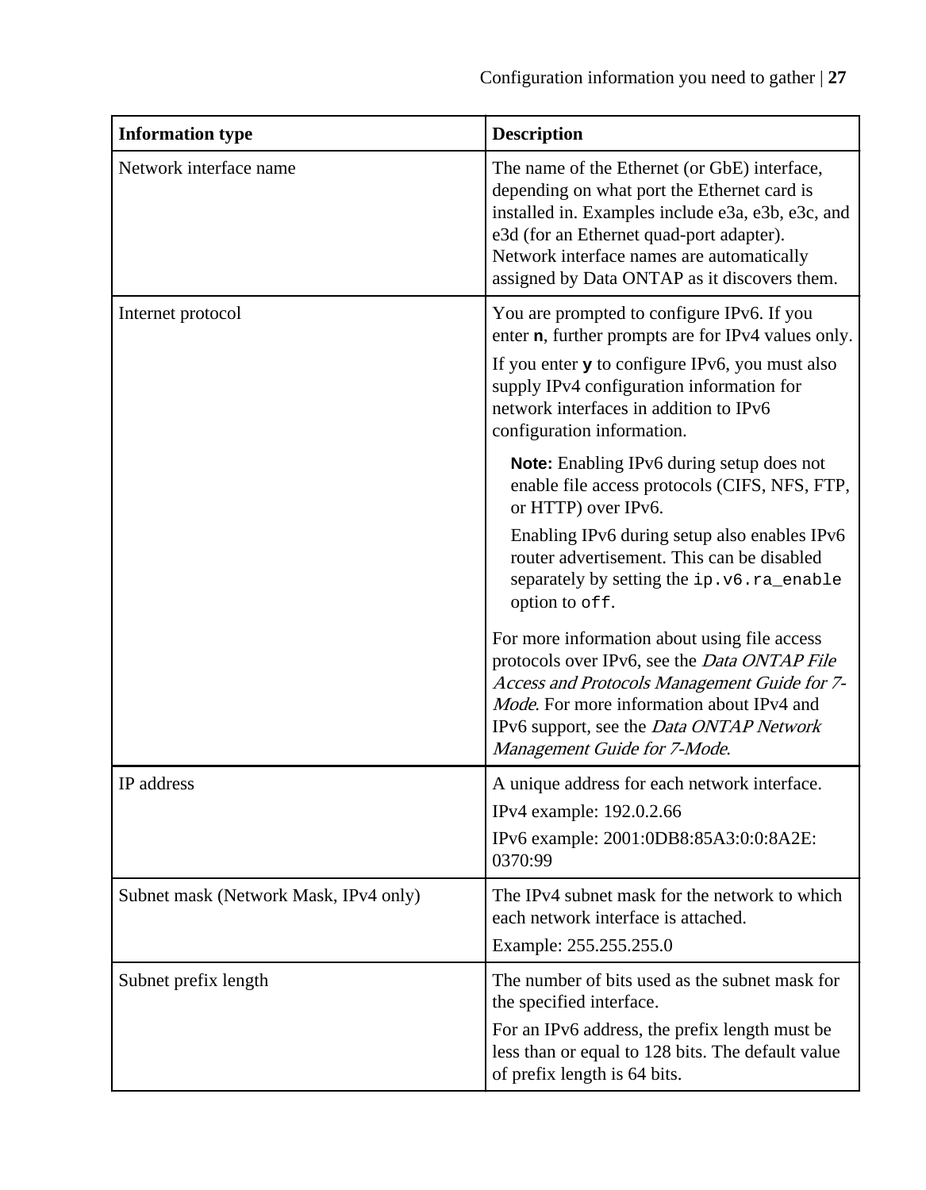| Information type | Description |
|---|---|
| Network interface name | The name of the Ethernet (or GbE) interface, depending on what port the Ethernet card is installed in. Examples include e3a, e3b, e3c, and e3d (for an Ethernet quad-port adapter). Network interface names are automatically assigned by Data ONTAP as it discovers them. |
| Internet protocol | You are prompted to configure IPv6. If you enter **n**, further prompts are for IPv4 values only.<br><br>If you enter **y** to configure IPv6, you must also supply IPv4 configuration information for network interfaces in addition to IPv6 configuration information.<br><br>**Note:** Enabling IPv6 during setup does not enable file access protocols (CIFS, NFS, FTP, or HTTP) over IPv6.<br><br>Enabling IPv6 during setup also enables IPv6 router advertisement. This can be disabled separately by setting the `ip.v6.ra_enable` option to `off`.<br><br>For more information about using file access protocols over IPv6, see the *Data ONTAP File Access and Protocols Management Guide for 7-Mode*. For more information about IPv4 and IPv6 support, see the *Data ONTAP Network Management Guide for 7-Mode*. |
| IP address | A unique address for each network interface.<br><br>IPv4 example: 192.0.2.66<br><br>IPv6 example: 2001:0DB8:85A3:0:0:8A2E:0370:99 |
| Subnet mask (Network Mask, IPv4 only) | The IPv4 subnet mask for the network to which each network interface is attached.<br><br>Example: 255.255.255.0 |
| Subnet prefix length | The number of bits used as the subnet mask for the specified interface.<br><br>For an IPv6 address, the prefix length must be less than or equal to 128 bits. The default value of prefix length is 64 bits. |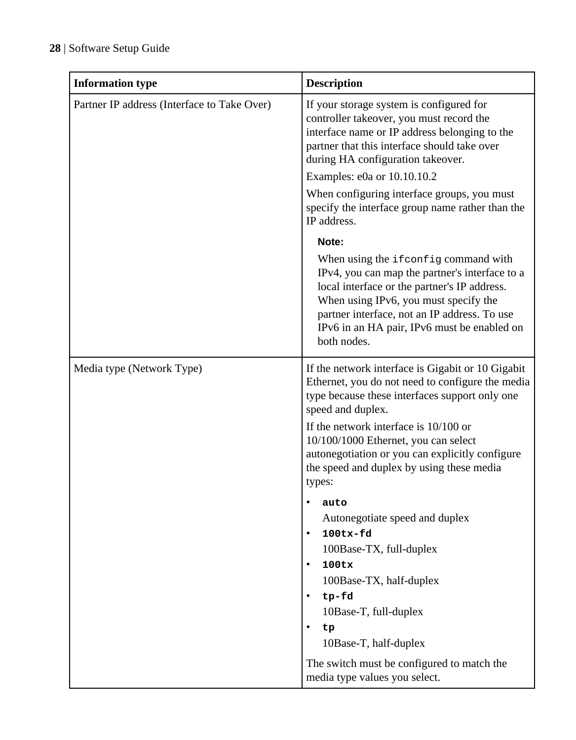| Information type | Description |
|---|---|
| Partner IP address (Interface to Take Over) | If your storage system is configured for controller takeover, you must record the interface name or IP address belonging to the partner that this interface should take over during HA configuration takeover.<br><br>Examples: e0a or 10.10.10.2<br><br>When configuring interface groups, you must specify the interface group name rather than the IP address.<br><br>**Note:**<br><br>When using the `ifconfig` command with IPv4, you can map the partner's interface to a local interface or the partner's IP address. When using IPv6, you must specify the partner interface, not an IP address. To use IPv6 in an HA pair, IPv6 must be enabled on both nodes. |
| Media type (Network Type) | If the network interface is Gigabit or 10 Gigabit Ethernet, you do not need to configure the media type because these interfaces support only one speed and duplex.<br><br>If the network interface is 10/100 or 10/100/1000 Ethernet, you can select autonegotiation or you can explicitly configure the speed and duplex by using these media types:<br><br>• **`auto`**<br>Autonegotiate speed and duplex<br>• **`100tx-fd`**<br>100Base-TX, full-duplex<br>• **`100tx`**<br>100Base-TX, half-duplex<br>• **`tp-fd`**<br>10Base-T, full-duplex<br>• **`tp`**<br>10Base-T, half-duplex<br><br>The switch must be configured to match the media type values you select. |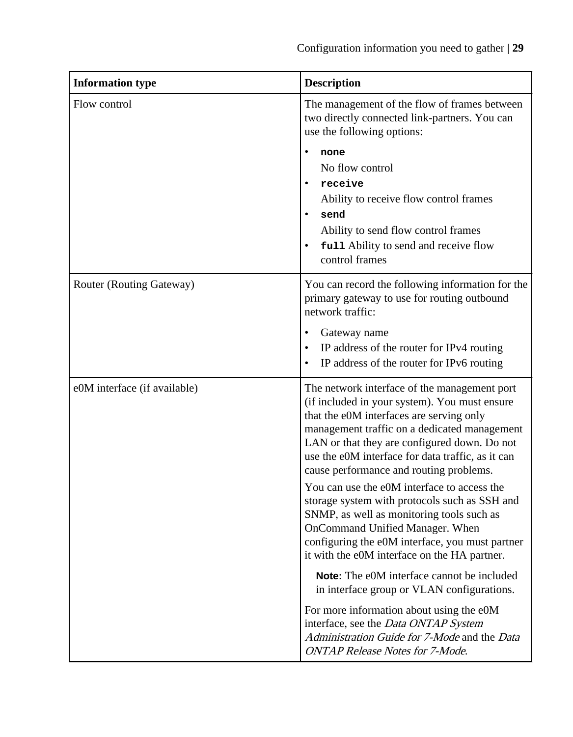| Information type | Description |
|---|---|
| Flow control | The management of the flow of frames between two directly connected link-partners. You can use the following options:<br>• **`none`**<br>No flow control<br>• **`receive`**<br>Ability to receive flow control frames<br>• **`send`**<br>Ability to send flow control frames<br>• **`full`** Ability to send and receive flow control frames |
| Router (Routing Gateway) | You can record the following information for the primary gateway to use for routing outbound network traffic:<br>• Gateway name<br>• IP address of the router for IPv4 routing<br>• IP address of the router for IPv6 routing |
| e0M interface (if available) | The network interface of the management port (if included in your system). You must ensure that the e0M interfaces are serving only management traffic on a dedicated management LAN or that they are configured down. Do not use the e0M interface for data traffic, as it can cause performance and routing problems.<br><br>You can use the e0M interface to access the storage system with protocols such as SSH and SNMP, as well as monitoring tools such as OnCommand Unified Manager. When configuring the e0M interface, you must partner it with the e0M interface on the HA partner.<br><br>**Note:** The e0M interface cannot be included in interface group or VLAN configurations.<br><br>For more information about using the e0M interface, see the *Data ONTAP System Administration Guide for 7-Mode* and the *Data ONTAP Release Notes for 7-Mode*. |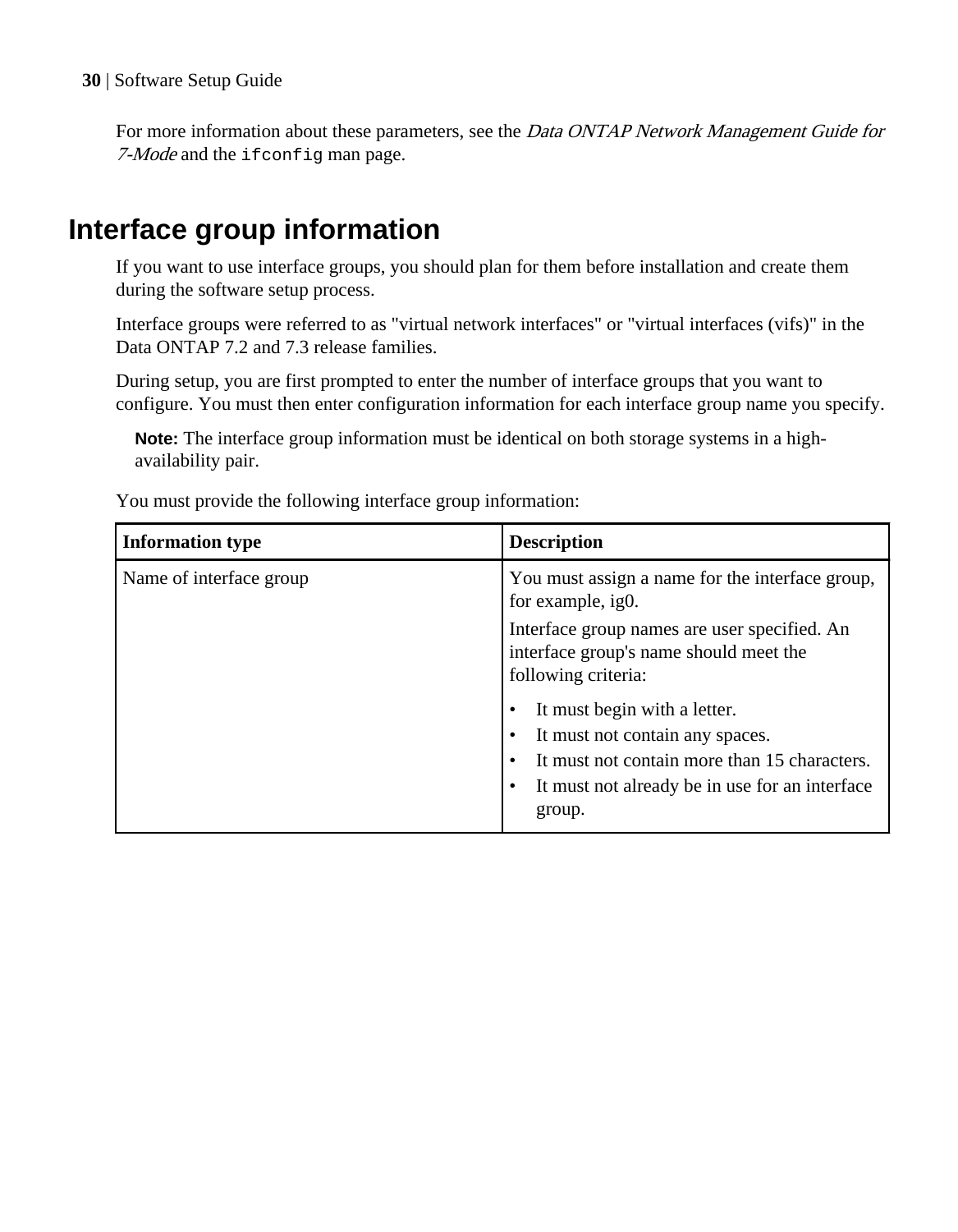For more information about these parameters, see the *Data ONTAP Network Management Guide for 7-Mode* and the `ifconfig` man page.

## Interface group information

If you want to use interface groups, you should plan for them before installation and create them during the software setup process.

Interface groups were referred to as "virtual network interfaces" or "virtual interfaces (vifs)" in the Data ONTAP 7.2 and 7.3 release families.

During setup, you are first prompted to enter the number of interface groups that you want to configure. You must then enter configuration information for each interface group name you specify.

**Note:** The interface group information must be identical on both storage systems in a high-availability pair.

You must provide the following interface group information:

| Information type | Description |
|---|---|
| Name of interface group | You must assign a name for the interface group, for example, ig0.<br>Interface group names are user specified. An interface group's name should meet the following criteria:<br>• It must begin with a letter.<br>• It must not contain any spaces.<br>• It must not contain more than 15 characters.<br>• It must not already be in use for an interface group. |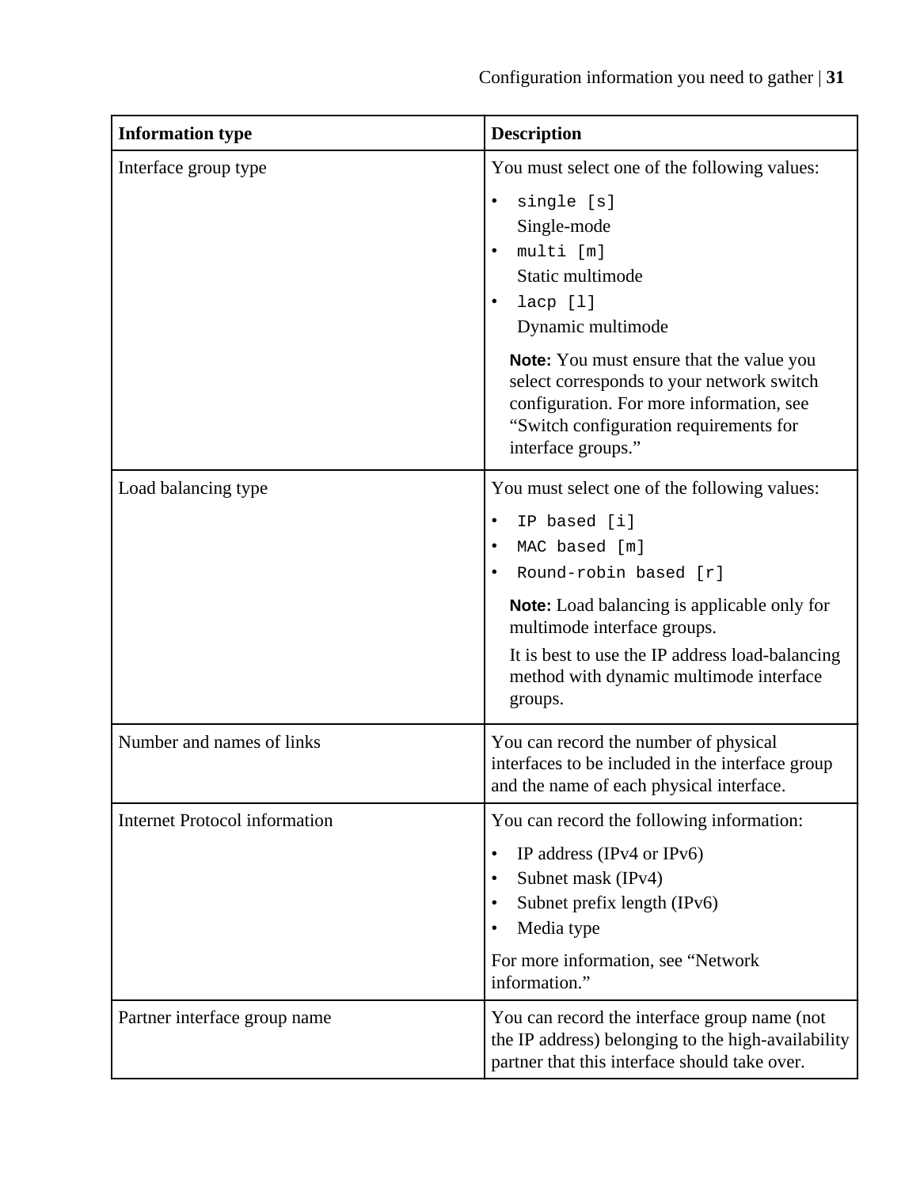| Information type | Description |
| --- | --- |
| Interface group type | You must select one of the following values:<br>• `single [s]`<br>Single-mode<br>• `multi [m]`<br>Static multimode<br>• `lacp [l]`<br>Dynamic multimode<br>**Note:** You must ensure that the value you select corresponds to your network switch configuration. For more information, see “Switch configuration requirements for interface groups.” |
| Load balancing type | You must select one of the following values:<br>• `IP based [i]`<br>• `MAC based [m]`<br>• `Round-robin based [r]`<br>**Note:** Load balancing is applicable only for multimode interface groups.<br>It is best to use the IP address load-balancing method with dynamic multimode interface groups. |
| Number and names of links | You can record the number of physical interfaces to be included in the interface group and the name of each physical interface. |
| Internet Protocol information | You can record the following information:<br>• IP address (IPv4 or IPv6)<br>• Subnet mask (IPv4)<br>• Subnet prefix length (IPv6)<br>• Media type<br>For more information, see “Network information.” |
| Partner interface group name | You can record the interface group name (not the IP address) belonging to the high-availability partner that this interface should take over. |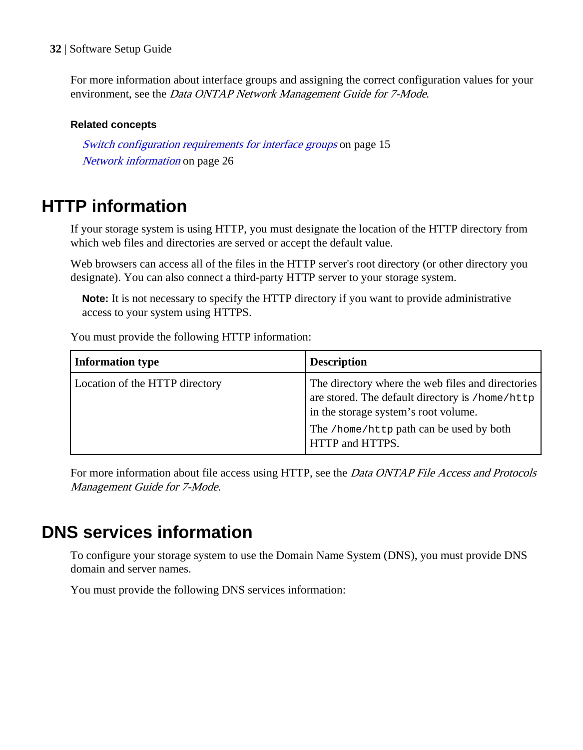For more information about interface groups and assigning the correct configuration values for your environment, see the *Data ONTAP Network Management Guide for 7-Mode*.

**Related concepts**

*Switch configuration requirements for interface groups* on page 15
*Network information* on page 26

# HTTP information

If your storage system is using HTTP, you must designate the location of the HTTP directory from which web files and directories are served or accept the default value.

Web browsers can access all of the files in the HTTP server's root directory (or other directory you designate). You can also connect a third-party HTTP server to your storage system.

**Note:** It is not necessary to specify the HTTP directory if you want to provide administrative access to your system using HTTPS.

You must provide the following HTTP information:

| Information type | Description |
|---|---|
| Location of the HTTP directory | The directory where the web files and directories are stored. The default directory is `/home/http` in the storage system's root volume.<br>The `/home/http` path can be used by both HTTP and HTTPS. |

For more information about file access using HTTP, see the *Data ONTAP File Access and Protocols Management Guide for 7-Mode*.

# DNS services information

To configure your storage system to use the Domain Name System (DNS), you must provide DNS domain and server names.

You must provide the following DNS services information: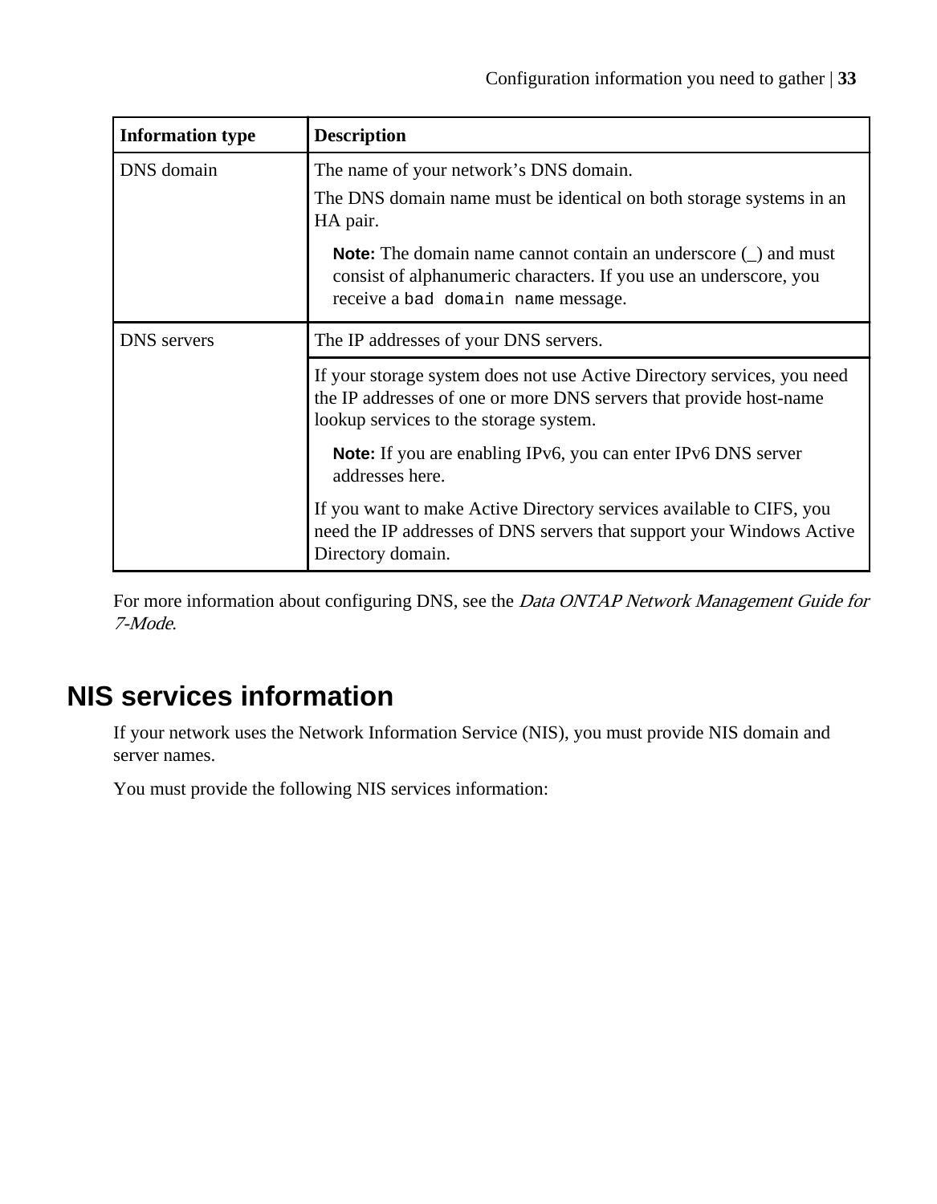| Information type | Description |
| --- | --- |
| DNS domain | The name of your network's DNS domain.<br><br>The DNS domain name must be identical on both storage systems in an HA pair.<br><br>**Note:** The domain name cannot contain an underscore (_) and must consist of alphanumeric characters. If you use an underscore, you receive a `bad domain name` message. |
| DNS servers | The IP addresses of your DNS servers. |
| | If your storage system does not use Active Directory services, you need the IP addresses of one or more DNS servers that provide host-name lookup services to the storage system.<br><br>**Note:** If you are enabling IPv6, you can enter IPv6 DNS server addresses here.<br><br>If you want to make Active Directory services available to CIFS, you need the IP addresses of DNS servers that support your Windows Active Directory domain. |

For more information about configuring DNS, see the *Data ONTAP Network Management Guide for 7-Mode*.

## NIS services information

If your network uses the Network Information Service (NIS), you must provide NIS domain and server names.

You must provide the following NIS services information: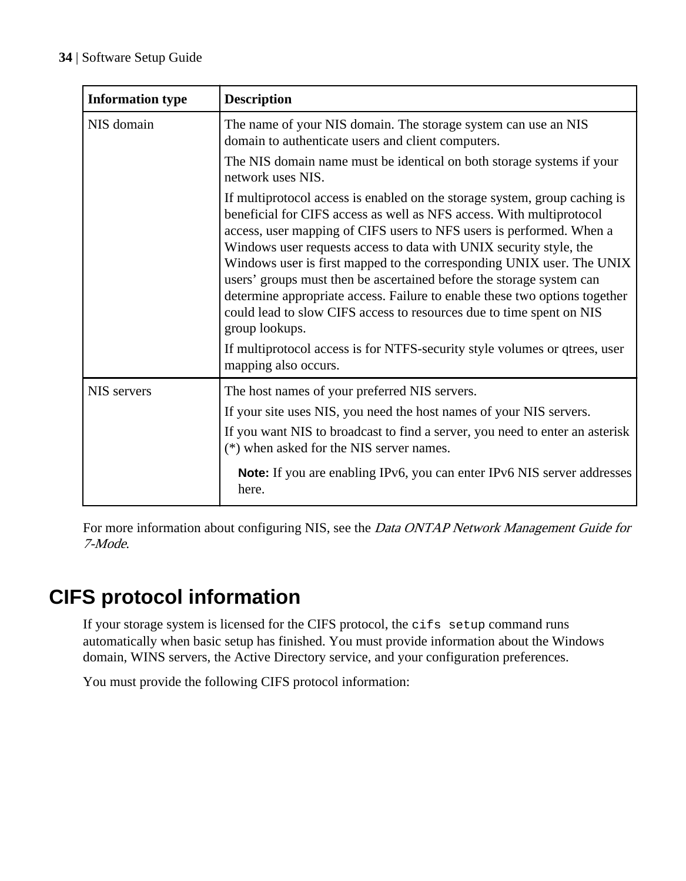| Information type | Description |
| --- | --- |
| NIS domain | The name of your NIS domain. The storage system can use an NIS domain to authenticate users and client computers.<br><br>The NIS domain name must be identical on both storage systems if your network uses NIS.<br><br>If multiprotocol access is enabled on the storage system, group caching is beneficial for CIFS access as well as NFS access. With multiprotocol access, user mapping of CIFS users to NFS users is performed. When a Windows user requests access to data with UNIX security style, the Windows user is first mapped to the corresponding UNIX user. The UNIX users' groups must then be ascertained before the storage system can determine appropriate access. Failure to enable these two options together could lead to slow CIFS access to resources due to time spent on NIS group lookups.<br><br>If multiprotocol access is for NTFS-security style volumes or qtrees, user mapping also occurs. |
| NIS servers | The host names of your preferred NIS servers.<br><br>If your site uses NIS, you need the host names of your NIS servers.<br><br>If you want NIS to broadcast to find a server, you need to enter an asterisk (*) when asked for the NIS server names.<br><br>**Note:** If you are enabling IPv6, you can enter IPv6 NIS server addresses here. |

For more information about configuring NIS, see the *Data ONTAP Network Management Guide for 7-Mode*.

# CIFS protocol information

If your storage system is licensed for the CIFS protocol, the `cifs setup` command runs automatically when basic setup has finished. You must provide information about the Windows domain, WINS servers, the Active Directory service, and your configuration preferences.

You must provide the following CIFS protocol information: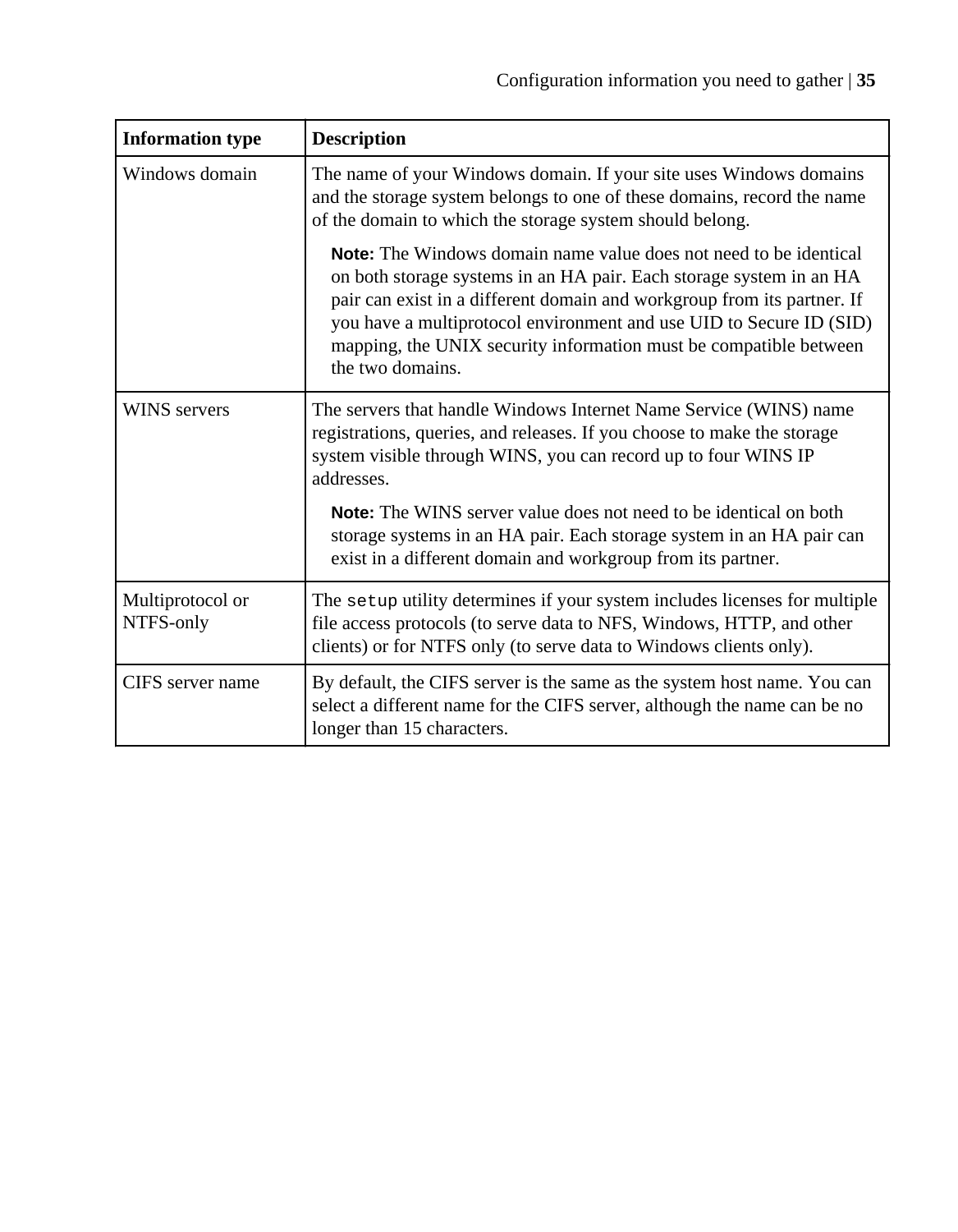| Information type | Description |
|---|---|
| Windows domain | The name of your Windows domain. If your site uses Windows domains and the storage system belongs to one of these domains, record the name of the domain to which the storage system should belong.<br><br>**Note:** The Windows domain name value does not need to be identical on both storage systems in an HA pair. Each storage system in an HA pair can exist in a different domain and workgroup from its partner. If you have a multiprotocol environment and use UID to Secure ID (SID) mapping, the UNIX security information must be compatible between the two domains. |
| WINS servers | The servers that handle Windows Internet Name Service (WINS) name registrations, queries, and releases. If you choose to make the storage system visible through WINS, you can record up to four WINS IP addresses.<br><br>**Note:** The WINS server value does not need to be identical on both storage systems in an HA pair. Each storage system in an HA pair can exist in a different domain and workgroup from its partner. |
| Multiprotocol or NTFS-only | The `setup` utility determines if your system includes licenses for multiple file access protocols (to serve data to NFS, Windows, HTTP, and other clients) or for NTFS only (to serve data to Windows clients only). |
| CIFS server name | By default, the CIFS server is the same as the system host name. You can select a different name for the CIFS server, although the name can be no longer than 15 characters. |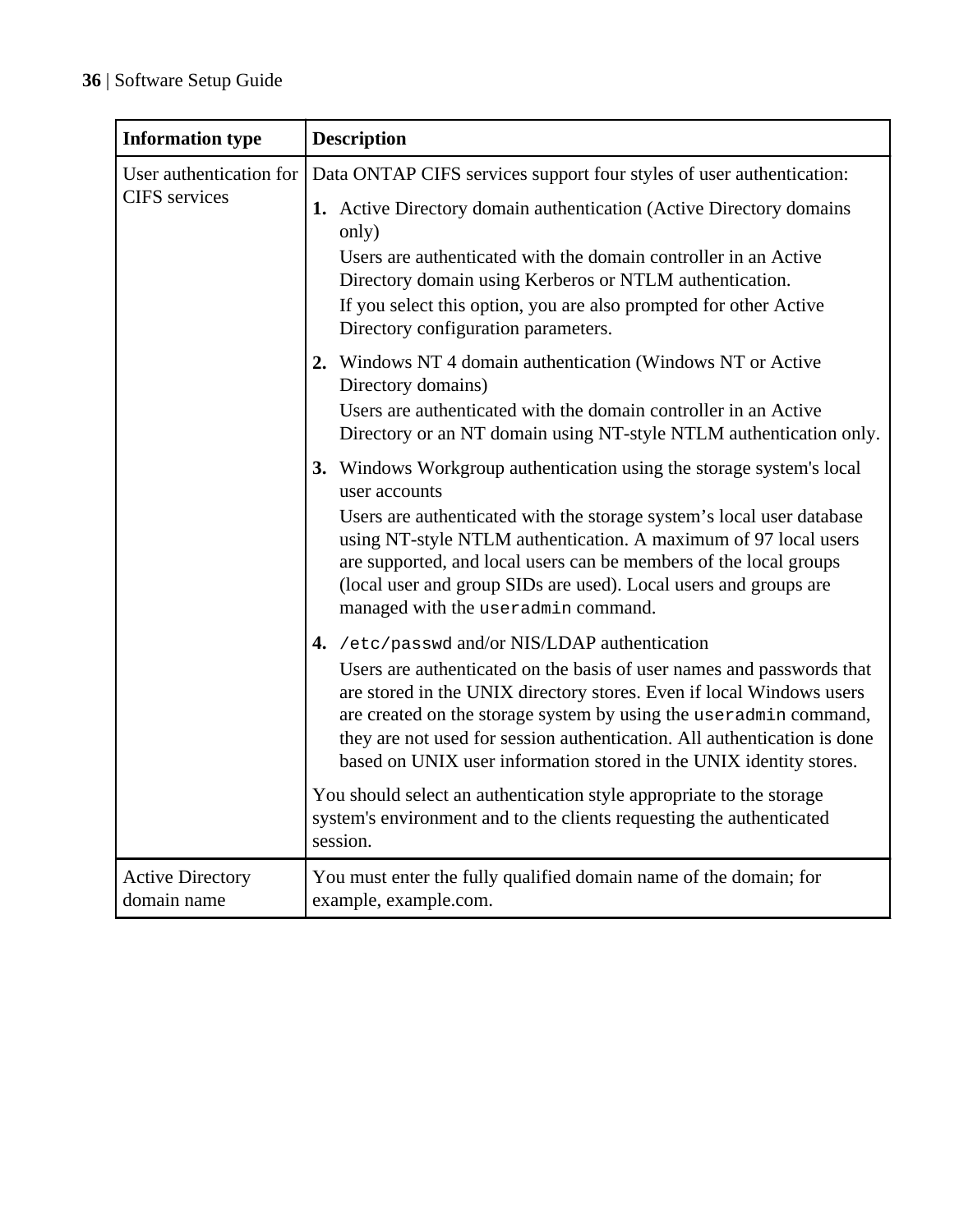| Information type | Description |
|---|---|
| User authentication for CIFS services | Data ONTAP CIFS services support four styles of user authentication:<br>**1.** Active Directory domain authentication (Active Directory domains only)<br>Users are authenticated with the domain controller in an Active Directory domain using Kerberos or NTLM authentication.<br>If you select this option, you are also prompted for other Active Directory configuration parameters.<br>**2.** Windows NT 4 domain authentication (Windows NT or Active Directory domains)<br>Users are authenticated with the domain controller in an Active Directory or an NT domain using NT-style NTLM authentication only.<br>**3.** Windows Workgroup authentication using the storage system's local user accounts<br>Users are authenticated with the storage system's local user database using NT-style NTLM authentication. A maximum of 97 local users are supported, and local users can be members of the local groups (local user and group SIDs are used). Local users and groups are managed with the `useradmin` command.<br>**4.** `/etc/passwd` and/or NIS/LDAP authentication<br>Users are authenticated on the basis of user names and passwords that are stored in the UNIX directory stores. Even if local Windows users are created on the storage system by using the `useradmin` command, they are not used for session authentication. All authentication is done based on UNIX user information stored in the UNIX identity stores.<br>You should select an authentication style appropriate to the storage system's environment and to the clients requesting the authenticated session. |
| Active Directory domain name | You must enter the fully qualified domain name of the domain; for example, example.com. |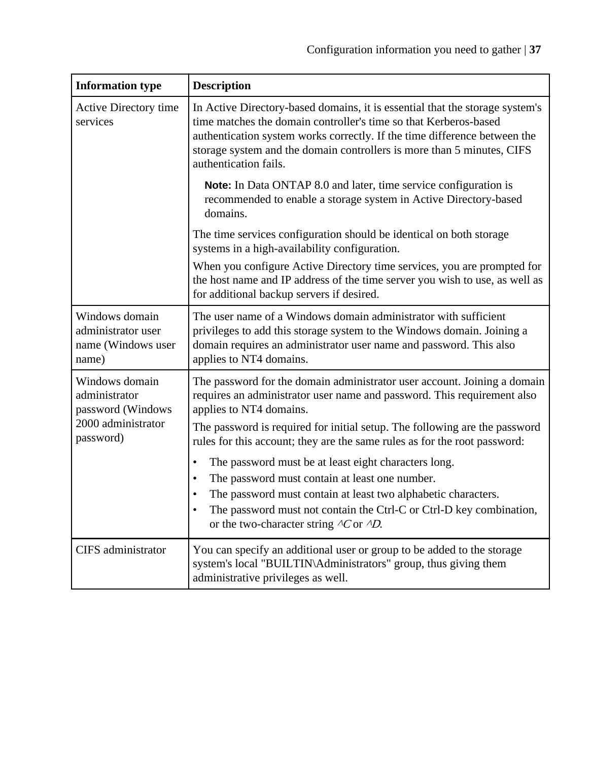| Information type | Description |
| --- | --- |
| Active Directory time services | In Active Directory-based domains, it is essential that the storage system's time matches the domain controller's time so that Kerberos-based authentication system works correctly. If the time difference between the storage system and the domain controllers is more than 5 minutes, CIFS authentication fails.<br><br>**Note:** In Data ONTAP 8.0 and later, time service configuration is recommended to enable a storage system in Active Directory-based domains.<br><br>The time services configuration should be identical on both storage systems in a high-availability configuration.<br><br>When you configure Active Directory time services, you are prompted for the host name and IP address of the time server you wish to use, as well as for additional backup servers if desired. |
| Windows domain administrator user name (Windows user name) | The user name of a Windows domain administrator with sufficient privileges to add this storage system to the Windows domain. Joining a domain requires an administrator user name and password. This also applies to NT4 domains. |
| Windows domain administrator password (Windows 2000 administrator password) | The password for the domain administrator user account. Joining a domain requires an administrator user name and password. This requirement also applies to NT4 domains.<br><br>The password is required for initial setup. The following are the password rules for this account; they are the same rules as for the root password:<br><br>• The password must be at least eight characters long.<br>• The password must contain at least one number.<br>• The password must contain at least two alphabetic characters.<br>• The password must not contain the Ctrl-C or Ctrl-D key combination, or the two-character string *^C* or *^D*. |
| CIFS administrator | You can specify an additional user or group to be added to the storage system's local "BUILTIN\Administrators" group, thus giving them administrative privileges as well. |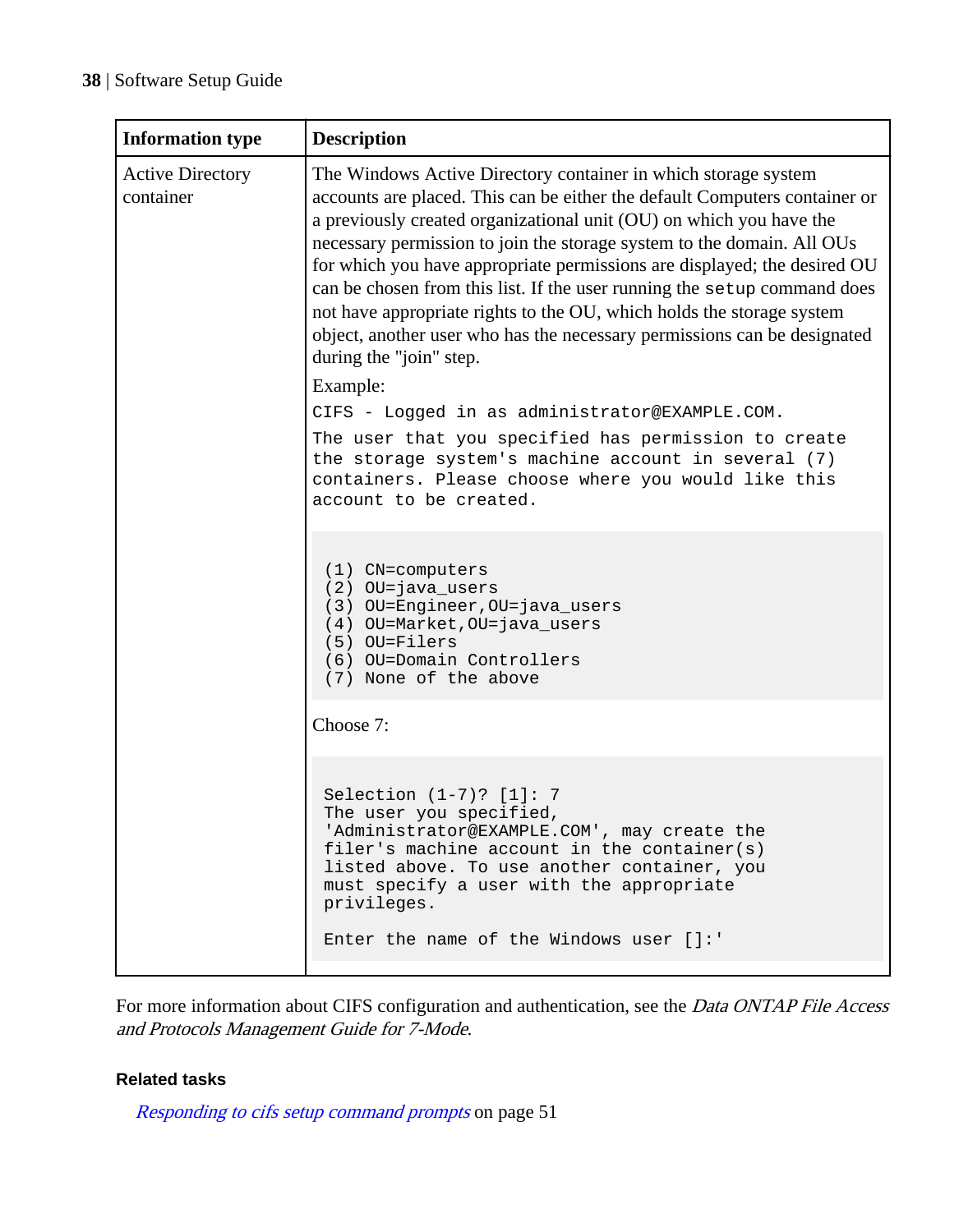| Information type | Description |
|---|---|
| Active Directory container | The Windows Active Directory container in which storage system accounts are placed. This can be either the default Computers container or a previously created organizational unit (OU) on which you have the necessary permission to join the storage system to the domain. All OUs for which you have appropriate permissions are displayed; the desired OU can be chosen from this list. If the user running the `setup` command does not have appropriate rights to the OU, which holds the storage system object, another user who has the necessary permissions can be designated during the "join" step.<br><br>Example:<br><br>`CIFS - Logged in as administrator@EXAMPLE.COM.`<br><br>`The user that you specified has permission to create the storage system's machine account in several (7) containers. Please choose where you would like this account to be created.`<br><br>`(1) CN=computers`<br>`(2) OU=java_users`<br>`(3) OU=Engineer,OU=java_users`<br>`(4) OU=Market,OU=java_users`<br>`(5) OU=Filers`<br>`(6) OU=Domain Controllers`<br>`(7) None of the above`<br><br>Choose 7:<br><br>`Selection (1-7)? [1]: 7`<br>`The user you specified, 'Administrator@EXAMPLE.COM', may create the filer's machine account in the container(s) listed above. To use another container, you must specify a user with the appropriate privileges.`<br><br>`Enter the name of the Windows user []:'` |

For more information about CIFS configuration and authentication, see the *Data ONTAP File Access and Protocols Management Guide for 7-Mode*.

#### Related tasks

*Responding to cifs setup command prompts* on page 51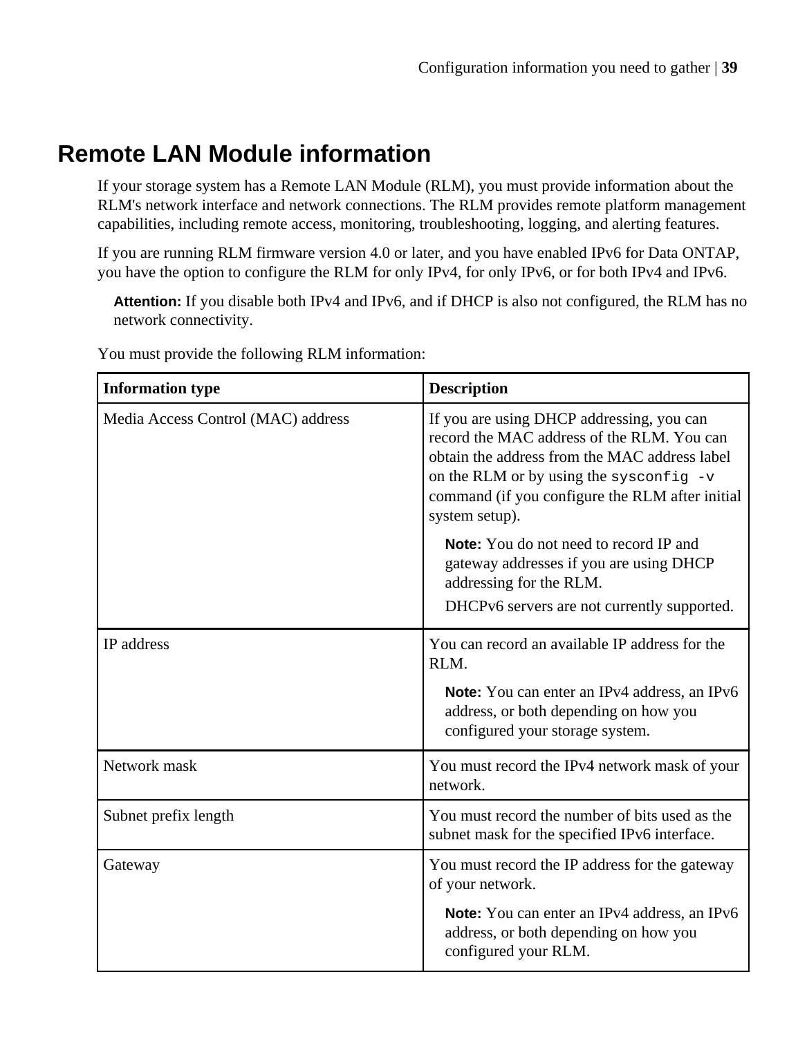## Remote LAN Module information

If your storage system has a Remote LAN Module (RLM), you must provide information about the RLM's network interface and network connections. The RLM provides remote platform management capabilities, including remote access, monitoring, troubleshooting, logging, and alerting features.

If you are running RLM firmware version 4.0 or later, and you have enabled IPv6 for Data ONTAP, you have the option to configure the RLM for only IPv4, for only IPv6, or for both IPv4 and IPv6.

> **Attention:** If you disable both IPv4 and IPv6, and if DHCP is also not configured, the RLM has no network connectivity.

You must provide the following RLM information:

| Information type | Description |
| --- | --- |
| Media Access Control (MAC) address | If you are using DHCP addressing, you can record the MAC address of the RLM. You can obtain the address from the MAC address label on the RLM or by using the `sysconfig -v` command (if you configure the RLM after initial system setup).<br><br>**Note:** You do not need to record IP and gateway addresses if you are using DHCP addressing for the RLM.<br><br>DHCPv6 servers are not currently supported. |
| IP address | You can record an available IP address for the RLM.<br><br>**Note:** You can enter an IPv4 address, an IPv6 address, or both depending on how you configured your storage system. |
| Network mask | You must record the IPv4 network mask of your network. |
| Subnet prefix length | You must record the number of bits used as the subnet mask for the specified IPv6 interface. |
| Gateway | You must record the IP address for the gateway of your network.<br><br>**Note:** You can enter an IPv4 address, an IPv6 address, or both depending on how you configured your RLM. |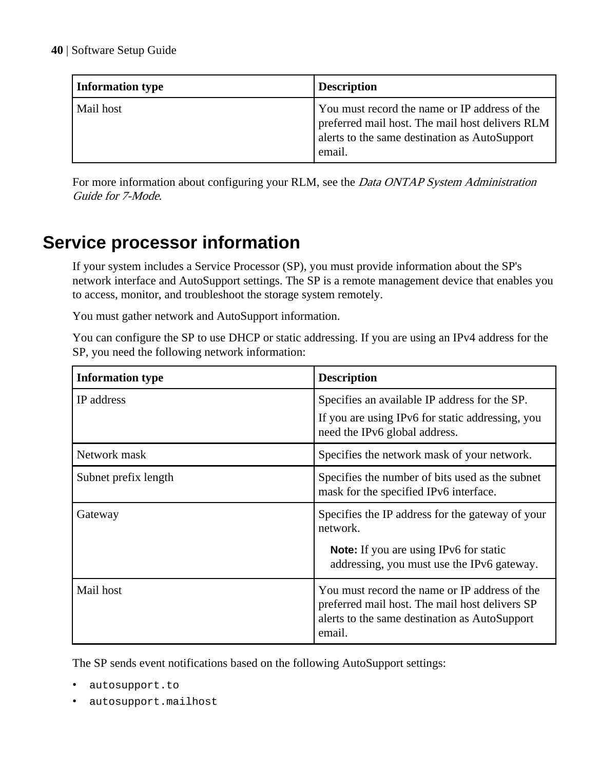| Information type | Description |
|---|---|
| Mail host | You must record the name or IP address of the preferred mail host. The mail host delivers RLM alerts to the same destination as AutoSupport email. |

For more information about configuring your RLM, see the *Data ONTAP System Administration Guide for 7-Mode*.

## Service processor information

If your system includes a Service Processor (SP), you must provide information about the SP's network interface and AutoSupport settings. The SP is a remote management device that enables you to access, monitor, and troubleshoot the storage system remotely.

You must gather network and AutoSupport information.

You can configure the SP to use DHCP or static addressing. If you are using an IPv4 address for the SP, you need the following network information:

| Information type | Description |
|---|---|
| IP address | Specifies an available IP address for the SP.<br>If you are using IPv6 for static addressing, you need the IPv6 global address. |
| Network mask | Specifies the network mask of your network. |
| Subnet prefix length | Specifies the number of bits used as the subnet mask for the specified IPv6 interface. |
| Gateway | Specifies the IP address for the gateway of your network.<br>**Note:** If you are using IPv6 for static addressing, you must use the IPv6 gateway. |
| Mail host | You must record the name or IP address of the preferred mail host. The mail host delivers SP alerts to the same destination as AutoSupport email. |

The SP sends event notifications based on the following AutoSupport settings:

- `autosupport.to`
- `autosupport.mailhost`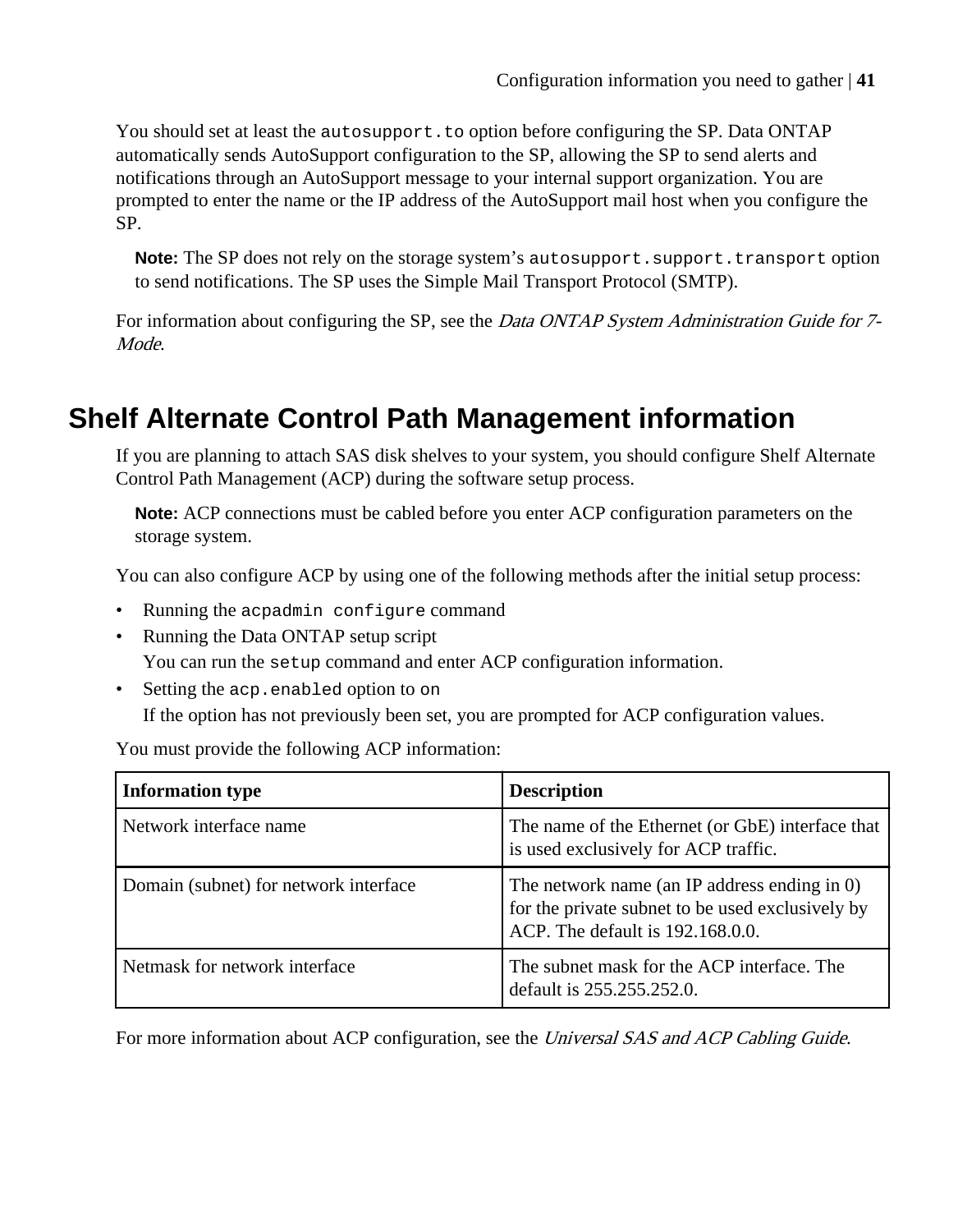You should set at least the `autosupport.to` option before configuring the SP. Data ONTAP automatically sends AutoSupport configuration to the SP, allowing the SP to send alerts and notifications through an AutoSupport message to your internal support organization. You are prompted to enter the name or the IP address of the AutoSupport mail host when you configure the SP.

**Note:** The SP does not rely on the storage system's `autosupport.support.transport` option to send notifications. The SP uses the Simple Mail Transport Protocol (SMTP).

For information about configuring the SP, see the *Data ONTAP System Administration Guide for 7-Mode*.

## Shelf Alternate Control Path Management information

If you are planning to attach SAS disk shelves to your system, you should configure Shelf Alternate Control Path Management (ACP) during the software setup process.

**Note:** ACP connections must be cabled before you enter ACP configuration parameters on the storage system.

You can also configure ACP by using one of the following methods after the initial setup process:

- Running the `acpadmin configure` command
- Running the Data ONTAP setup script
  You can run the `setup` command and enter ACP configuration information.
- Setting the `acp.enabled` option to `on`
  If the option has not previously been set, you are prompted for ACP configuration values.

You must provide the following ACP information:

| Information type | Description |
|---|---|
| Network interface name | The name of the Ethernet (or GbE) interface that is used exclusively for ACP traffic. |
| Domain (subnet) for network interface | The network name (an IP address ending in 0) for the private subnet to be used exclusively by ACP. The default is 192.168.0.0. |
| Netmask for network interface | The subnet mask for the ACP interface. The default is 255.255.252.0. |

For more information about ACP configuration, see the *Universal SAS and ACP Cabling Guide*.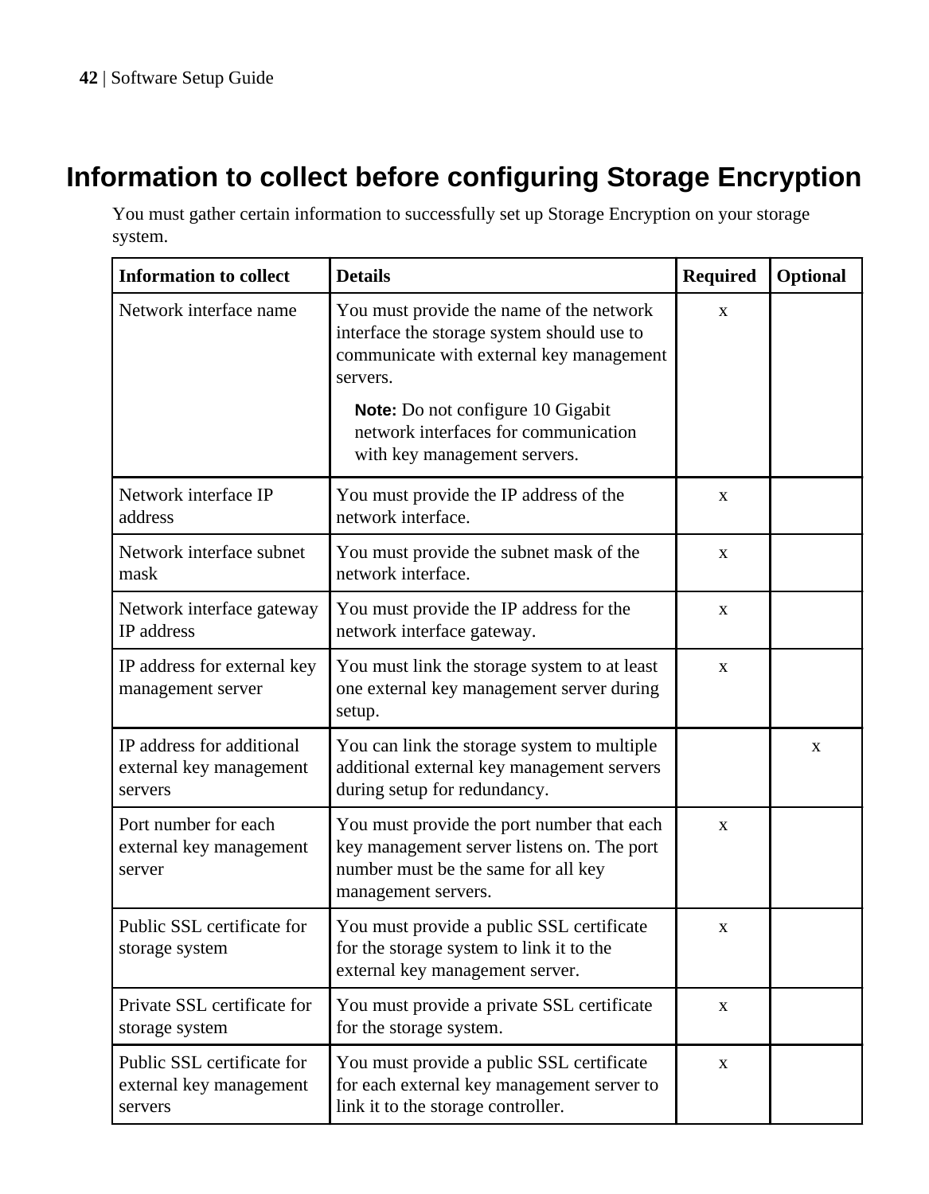# Information to collect before configuring Storage Encryption

You must gather certain information to successfully set up Storage Encryption on your storage system.

| Information to collect | Details | Required | Optional |
|---|---|---|---|
| Network interface name | You must provide the name of the network interface the storage system should use to communicate with external key management servers. **Note:** Do not configure 10 Gigabit network interfaces for communication with key management servers. | x | |
| Network interface IP address | You must provide the IP address of the network interface. | x | |
| Network interface subnet mask | You must provide the subnet mask of the network interface. | x | |
| Network interface gateway IP address | You must provide the IP address for the network interface gateway. | x | |
| IP address for external key management server | You must link the storage system to at least one external key management server during setup. | x | |
| IP address for additional external key management servers | You can link the storage system to multiple additional external key management servers during setup for redundancy. | | x |
| Port number for each external key management server | You must provide the port number that each key management server listens on. The port number must be the same for all key management servers. | x | |
| Public SSL certificate for storage system | You must provide a public SSL certificate for the storage system to link it to the external key management server. | x | |
| Private SSL certificate for storage system | You must provide a private SSL certificate for the storage system. | x | |
| Public SSL certificate for external key management servers | You must provide a public SSL certificate for each external key management server to link it to the storage controller. | x | |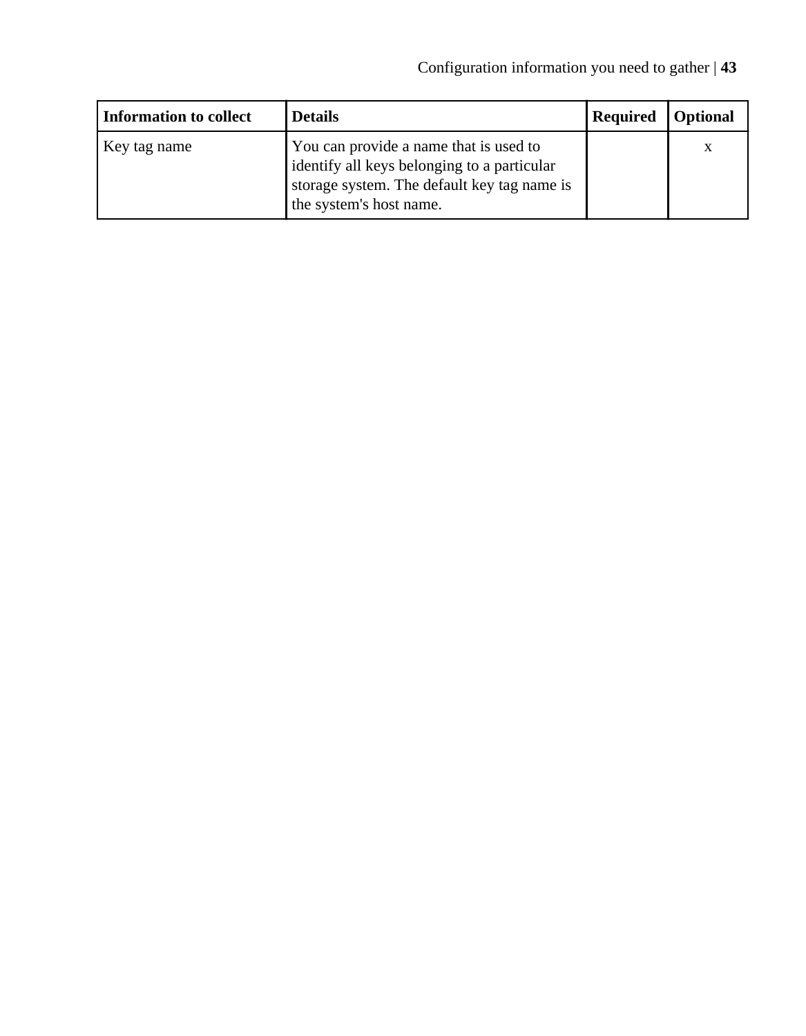| Information to collect | Details | Required | Optional |
|---|---|---|---|
| Key tag name | You can provide a name that is used to identify all keys belonging to a particular storage system. The default key tag name is the system's host name. | | x |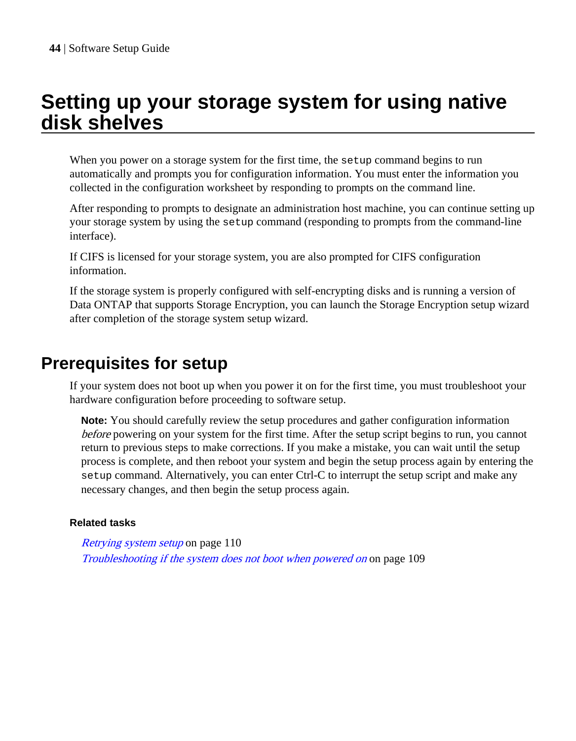# Setting up your storage system for using native disk shelves

When you power on a storage system for the first time, the `setup` command begins to run automatically and prompts you for configuration information. You must enter the information you collected in the configuration worksheet by responding to prompts on the command line.

After responding to prompts to designate an administration host machine, you can continue setting up your storage system by using the `setup` command (responding to prompts from the command-line interface).

If CIFS is licensed for your storage system, you are also prompted for CIFS configuration information.

If the storage system is properly configured with self-encrypting disks and is running a version of Data ONTAP that supports Storage Encryption, you can launch the Storage Encryption setup wizard after completion of the storage system setup wizard.

## Prerequisites for setup

If your system does not boot up when you power it on for the first time, you must troubleshoot your hardware configuration before proceeding to software setup.

**Note:** You should carefully review the setup procedures and gather configuration information *before* powering on your system for the first time. After the setup script begins to run, you cannot return to previous steps to make corrections. If you make a mistake, you can wait until the setup process is complete, and then reboot your system and begin the setup process again by entering the `setup` command. Alternatively, you can enter Ctrl-C to interrupt the setup script and make any necessary changes, and then begin the setup process again.

**Related tasks**

*Retrying system setup* on page 110
*Troubleshooting if the system does not boot when powered on* on page 109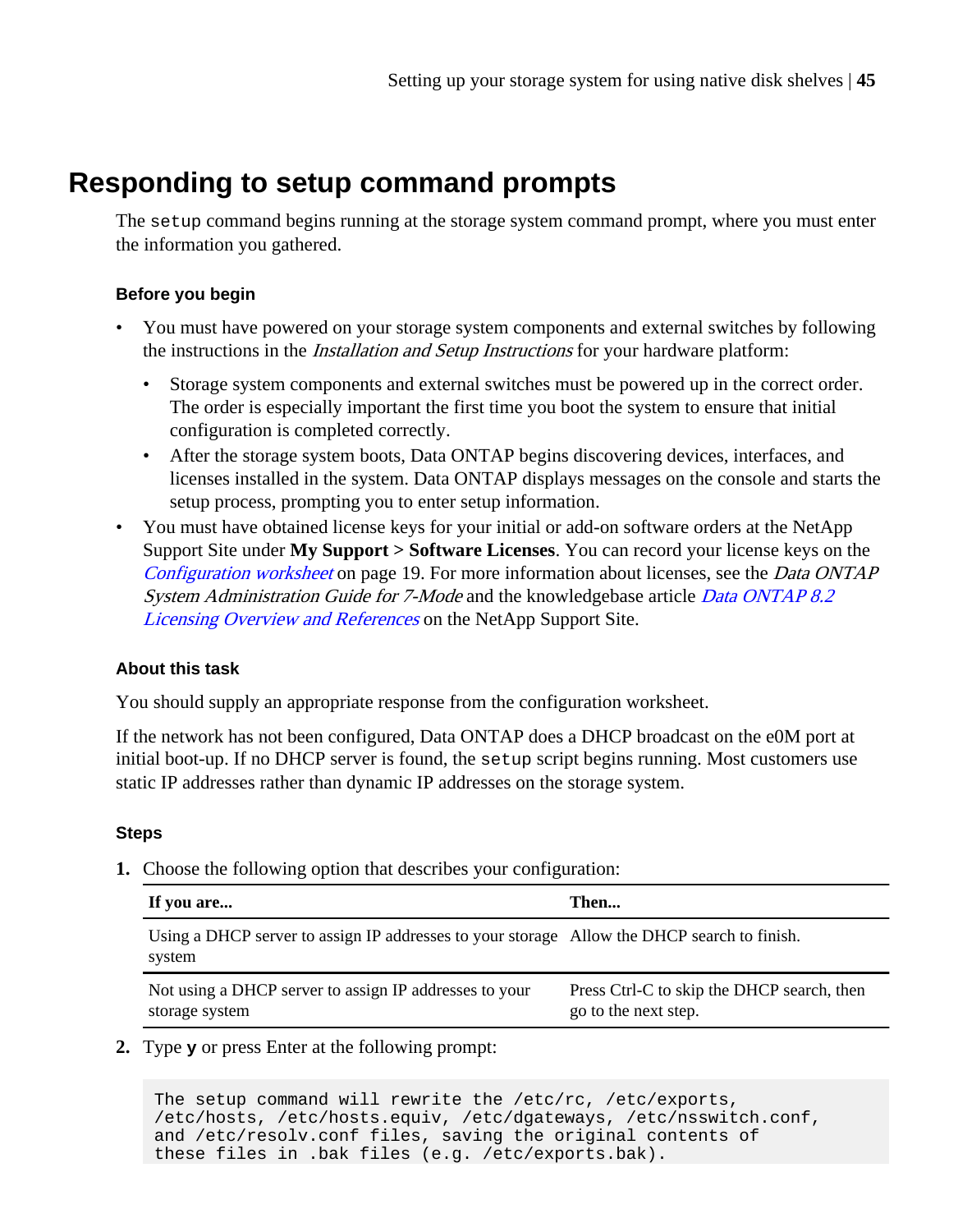# Responding to setup command prompts

The `setup` command begins running at the storage system command prompt, where you must enter the information you gathered.

### Before you begin

- You must have powered on your storage system components and external switches by following the instructions in the *Installation and Setup Instructions* for your hardware platform:
  - Storage system components and external switches must be powered up in the correct order. The order is especially important the first time you boot the system to ensure that initial configuration is completed correctly.
  - After the storage system boots, Data ONTAP begins discovering devices, interfaces, and licenses installed in the system. Data ONTAP displays messages on the console and starts the setup process, prompting you to enter setup information.
- You must have obtained license keys for your initial or add-on software orders at the NetApp Support Site under **My Support > Software Licenses**. You can record your license keys on the *Configuration worksheet* on page 19. For more information about licenses, see the *Data ONTAP System Administration Guide for 7-Mode* and the knowledgebase article *Data ONTAP 8.2 Licensing Overview and References* on the NetApp Support Site.

### About this task

You should supply an appropriate response from the configuration worksheet.

If the network has not been configured, Data ONTAP does a DHCP broadcast on the e0M port at initial boot-up. If no DHCP server is found, the `setup` script begins running. Most customers use static IP addresses rather than dynamic IP addresses on the storage system.

### Steps

1. Choose the following option that describes your configuration:

| If you are... | Then... |
|---|---|
| Using a DHCP server to assign IP addresses to your storage system | Allow the DHCP search to finish. |
| Not using a DHCP server to assign IP addresses to your storage system | Press Ctrl-C to skip the DHCP search, then go to the next step. |

2. Type **y** or press Enter at the following prompt:

```
The setup command will rewrite the /etc/rc, /etc/exports,
/etc/hosts, /etc/hosts.equiv, /etc/dgateways, /etc/nsswitch.conf,
and /etc/resolv.conf files, saving the original contents of
these files in .bak files (e.g. /etc/exports.bak).
```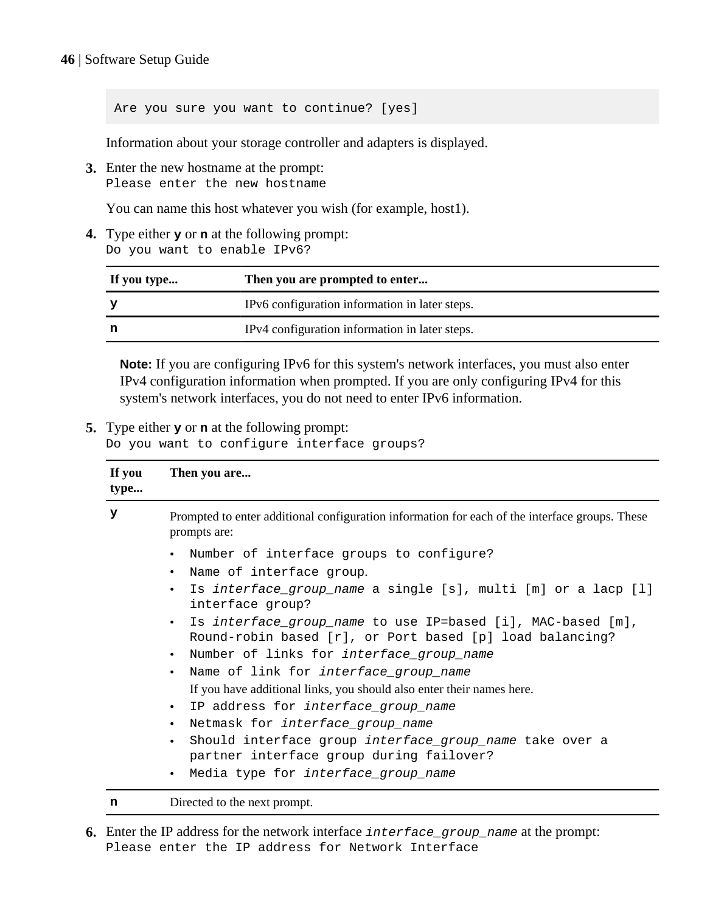```
Are you sure you want to continue? [yes]
```

Information about your storage controller and adapters is displayed.

3. Enter the new hostname at the prompt:
`Please enter the new hostname`

   You can name this host whatever you wish (for example, host1).

4. Type either **`y`** or **`n`** at the following prompt:
`Do you want to enable IPv6?`

| If you type... | Then you are prompted to enter... |
|---|---|
| **`y`** | IPv6 configuration information in later steps. |
| **`n`** | IPv4 configuration information in later steps. |

   **Note:** If you are configuring IPv6 for this system's network interfaces, you must also enter IPv4 configuration information when prompted. If you are only configuring IPv4 for this system's network interfaces, you do not need to enter IPv6 information.

5. Type either **`y`** or **`n`** at the following prompt:
`Do you want to configure interface groups?`

| If you type... | Then you are... |
|---|---|
| **`y`** | Prompted to enter additional configuration information for each of the interface groups. These prompts are:<br>• `Number of interface groups to configure?`<br>• `Name of interface group.`<br>• `Is` *`interface_group_name`* `a single [s], multi [m] or a lacp [l] interface group?`<br>• `Is` *`interface_group_name`* `to use IP=based [i], MAC-based [m], Round-robin based [r], or Port based [p] load balancing?`<br>• `Number of links for` *`interface_group_name`*<br>• `Name of link for` *`interface_group_name`*<br>If you have additional links, you should also enter their names here.<br>• `IP address for` *`interface_group_name`*<br>• `Netmask for` *`interface_group_name`*<br>• `Should interface group` *`interface_group_name`* `take over a partner interface group during failover?`<br>• `Media type for` *`interface_group_name`* |
| **`n`** | Directed to the next prompt. |

6. Enter the IP address for the network interface *`interface_group_name`* at the prompt:
`Please enter the IP address for Network Interface`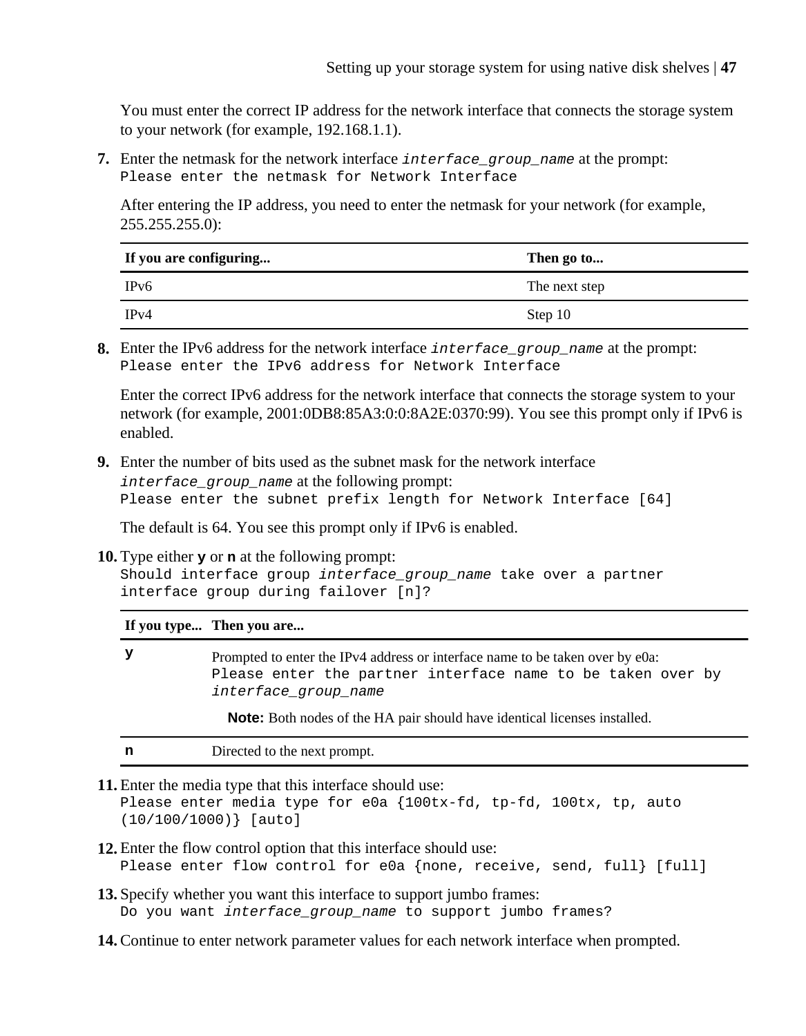You must enter the correct IP address for the network interface that connects the storage system to your network (for example, 192.168.1.1).

7. Enter the netmask for the network interface *interface_group_name* at the prompt:
   `Please enter the netmask for Network Interface`

   After entering the IP address, you need to enter the netmask for your network (for example, 255.255.255.0):

   | If you are configuring... | Then go to... |
   |---|---|
   | IPv6 | The next step |
   | IPv4 | Step 10 |

8. Enter the IPv6 address for the network interface *interface_group_name* at the prompt:
   `Please enter the IPv6 address for Network Interface`

   Enter the correct IPv6 address for the network interface that connects the storage system to your network (for example, 2001:0DB8:85A3:0:0:8A2E:0370:99). You see this prompt only if IPv6 is enabled.

9. Enter the number of bits used as the subnet mask for the network interface *interface_group_name* at the following prompt:
   `Please enter the subnet prefix length for Network Interface [64]`

   The default is 64. You see this prompt only if IPv6 is enabled.

10. Type either **y** or **n** at the following prompt:
    `Should interface group` *`interface_group_name`* `take over a partner interface group during failover [n]?`

    | If you type... | Then you are... |
    |---|---|
    | **y** | Prompted to enter the IPv4 address or interface name to be taken over by e0a: `Please enter the partner interface name to be taken over by` *`interface_group_name`* <br><br> **Note:** Both nodes of the HA pair should have identical licenses installed. |
    | **n** | Directed to the next prompt. |

11. Enter the media type that this interface should use:
    `Please enter media type for e0a {100tx-fd, tp-fd, 100tx, tp, auto (10/100/1000)} [auto]`

12. Enter the flow control option that this interface should use:
    `Please enter flow control for e0a {none, receive, send, full} [full]`

13. Specify whether you want this interface to support jumbo frames:
    `Do you want` *`interface_group_name`* `to support jumbo frames?`

14. Continue to enter network parameter values for each network interface when prompted.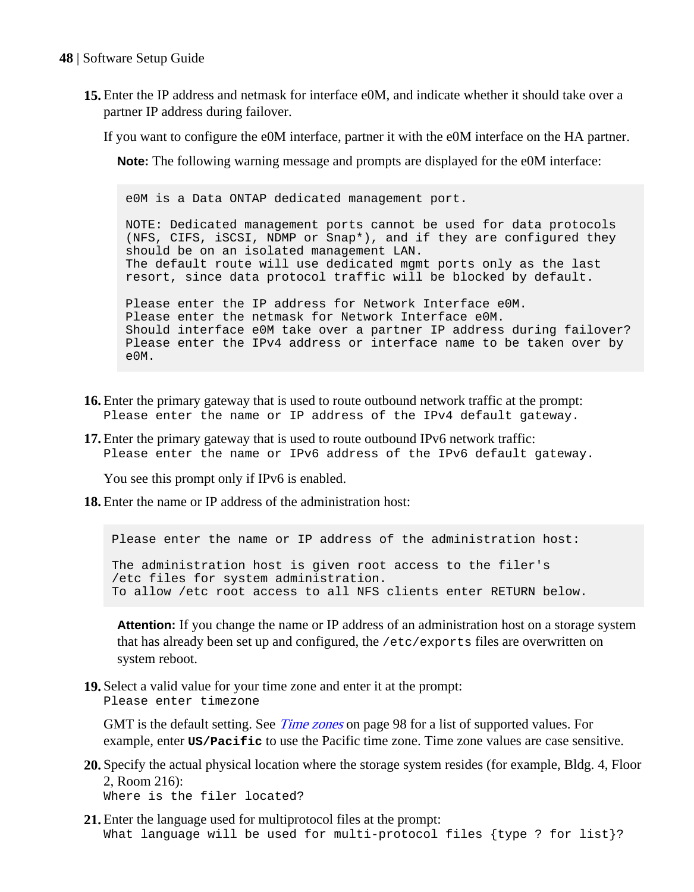15. Enter the IP address and netmask for interface e0M, and indicate whether it should take over a partner IP address during failover.

    If you want to configure the e0M interface, partner it with the e0M interface on the HA partner.

    **Note:** The following warning message and prompts are displayed for the e0M interface:

    ```
    e0M is a Data ONTAP dedicated management port.

    NOTE: Dedicated management ports cannot be used for data protocols
    (NFS, CIFS, iSCSI, NDMP or Snap*), and if they are configured they
    should be on an isolated management LAN.
    The default route will use dedicated mgmt ports only as the last
    resort, since data protocol traffic will be blocked by default.

    Please enter the IP address for Network Interface e0M.
    Please enter the netmask for Network Interface e0M.
    Should interface e0M take over a partner IP address during failover?
    Please enter the IPv4 address or interface name to be taken over by
    e0M.
    ```

16. Enter the primary gateway that is used to route outbound network traffic at the prompt:
    `Please enter the name or IP address of the IPv4 default gateway.`

17. Enter the primary gateway that is used to route outbound IPv6 network traffic:
    `Please enter the name or IPv6 address of the IPv6 default gateway.`

    You see this prompt only if IPv6 is enabled.

18. Enter the name or IP address of the administration host:

    ```
    Please enter the name or IP address of the administration host:

    The administration host is given root access to the filer's
    /etc files for system administration.
    To allow /etc root access to all NFS clients enter RETURN below.
    ```

    **Attention:** If you change the name or IP address of an administration host on a storage system that has already been set up and configured, the `/etc/exports` files are overwritten on system reboot.

19. Select a valid value for your time zone and enter it at the prompt:
    `Please enter timezone`

    GMT is the default setting. See *Time zones* on page 98 for a list of supported values. For example, enter **`US/Pacific`** to use the Pacific time zone. Time zone values are case sensitive.

20. Specify the actual physical location where the storage system resides (for example, Bldg. 4, Floor 2, Room 216):
    `Where is the filer located?`

21. Enter the language used for multiprotocol files at the prompt:
    `What language will be used for multi-protocol files {type ? for list}?`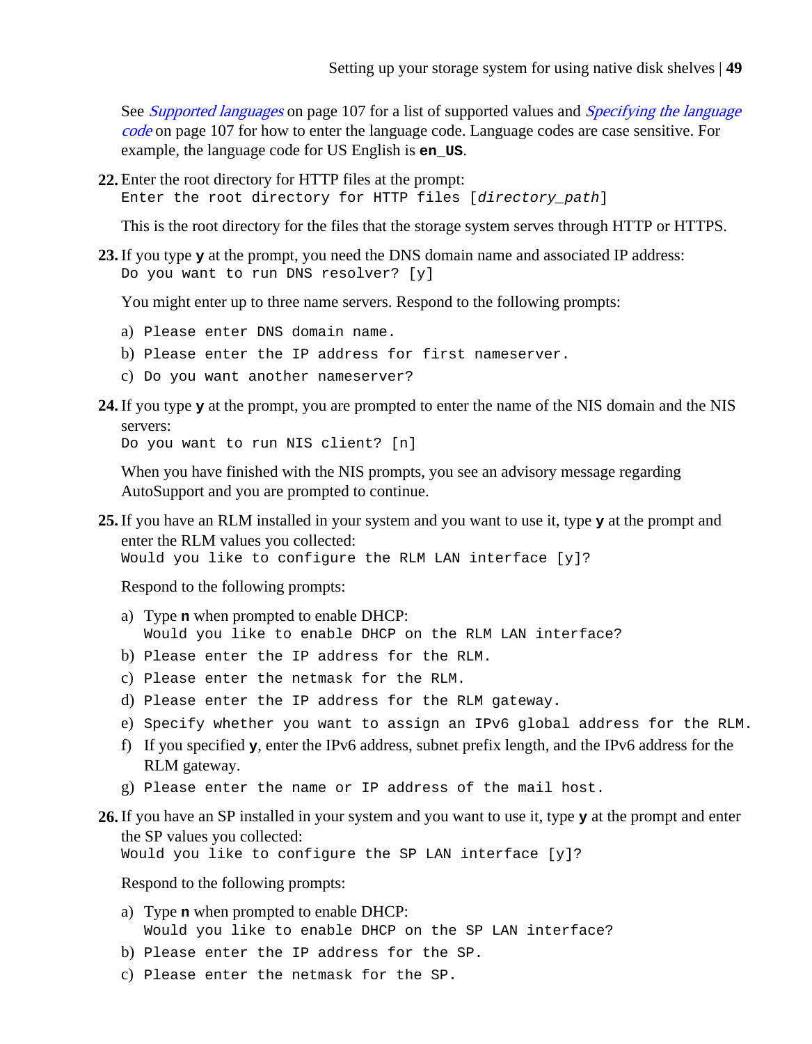See *Supported languages* on page 107 for a list of supported values and *Specifying the language code* on page 107 for how to enter the language code. Language codes are case sensitive. For example, the language code for US English is **`en_US`**.

22. Enter the root directory for HTTP files at the prompt:
    `Enter the root directory for HTTP files [directory_path]`

    This is the root directory for the files that the storage system serves through HTTP or HTTPS.

23. If you type **`y`** at the prompt, you need the DNS domain name and associated IP address:
    `Do you want to run DNS resolver? [y]`

    You might enter up to three name servers. Respond to the following prompts:

    a) `Please enter DNS domain name.`
    b) `Please enter the IP address for first nameserver.`
    c) `Do you want another nameserver?`

24. If you type **`y`** at the prompt, you are prompted to enter the name of the NIS domain and the NIS servers:
    `Do you want to run NIS client? [n]`

    When you have finished with the NIS prompts, you see an advisory message regarding AutoSupport and you are prompted to continue.

25. If you have an RLM installed in your system and you want to use it, type **`y`** at the prompt and enter the RLM values you collected:
    `Would you like to configure the RLM LAN interface [y]?`

    Respond to the following prompts:

    a) Type **`n`** when prompted to enable DHCP:
       `Would you like to enable DHCP on the RLM LAN interface?`
    b) `Please enter the IP address for the RLM.`
    c) `Please enter the netmask for the RLM.`
    d) `Please enter the IP address for the RLM gateway.`
    e) `Specify whether you want to assign an IPv6 global address for the RLM.`
    f) If you specified **`y`**, enter the IPv6 address, subnet prefix length, and the IPv6 address for the RLM gateway.
    g) `Please enter the name or IP address of the mail host.`

26. If you have an SP installed in your system and you want to use it, type **`y`** at the prompt and enter the SP values you collected:
    `Would you like to configure the SP LAN interface [y]?`

    Respond to the following prompts:

    a) Type **`n`** when prompted to enable DHCP:
       `Would you like to enable DHCP on the SP LAN interface?`
    b) `Please enter the IP address for the SP.`
    c) `Please enter the netmask for the SP.`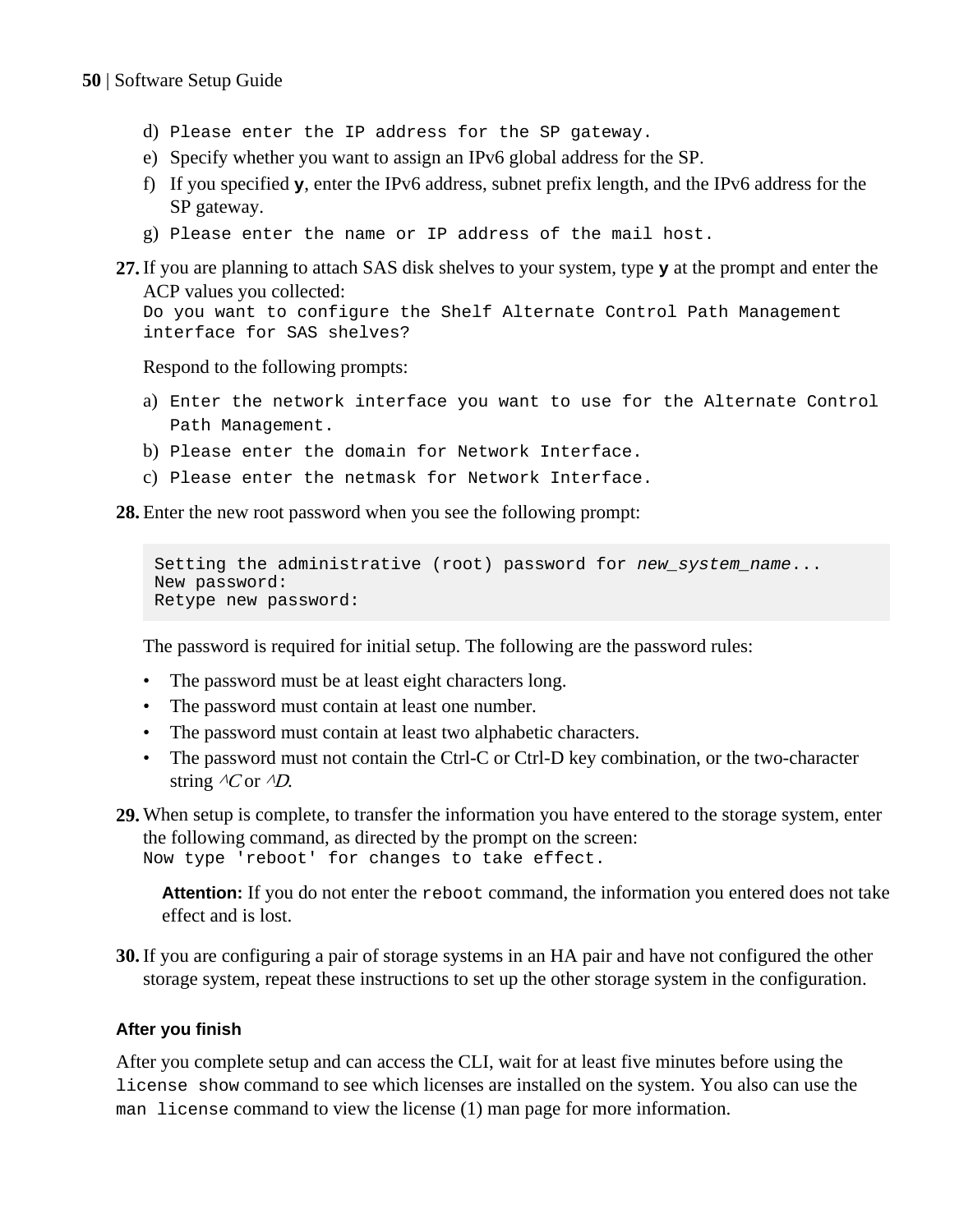d) `Please enter the IP address for the SP gateway.`
e) Specify whether you want to assign an IPv6 global address for the SP.
f) If you specified **y**, enter the IPv6 address, subnet prefix length, and the IPv6 address for the SP gateway.
g) `Please enter the name or IP address of the mail host.`

**27.** If you are planning to attach SAS disk shelves to your system, type **y** at the prompt and enter the ACP values you collected:
`Do you want to configure the Shelf Alternate Control Path Management interface for SAS shelves?`

Respond to the following prompts:

a) `Enter the network interface you want to use for the Alternate Control Path Management.`
b) `Please enter the domain for Network Interface.`
c) `Please enter the netmask for Network Interface.`

**28.** Enter the new root password when you see the following prompt:

```
Setting the administrative (root) password for new_system_name...
New password:
Retype new password:
```

The password is required for initial setup. The following are the password rules:

- The password must be at least eight characters long.
- The password must contain at least one number.
- The password must contain at least two alphabetic characters.
- The password must not contain the Ctrl-C or Ctrl-D key combination, or the two-character string *^C* or *^D*.

**29.** When setup is complete, to transfer the information you have entered to the storage system, enter the following command, as directed by the prompt on the screen:
`Now type 'reboot' for changes to take effect.`

> **Attention:** If you do not enter the `reboot` command, the information you entered does not take effect and is lost.

**30.** If you are configuring a pair of storage systems in an HA pair and have not configured the other storage system, repeat these instructions to set up the other storage system in the configuration.

### After you finish

After you complete setup and can access the CLI, wait for at least five minutes before using the `license show` command to see which licenses are installed on the system. You also can use the `man license` command to view the license (1) man page for more information.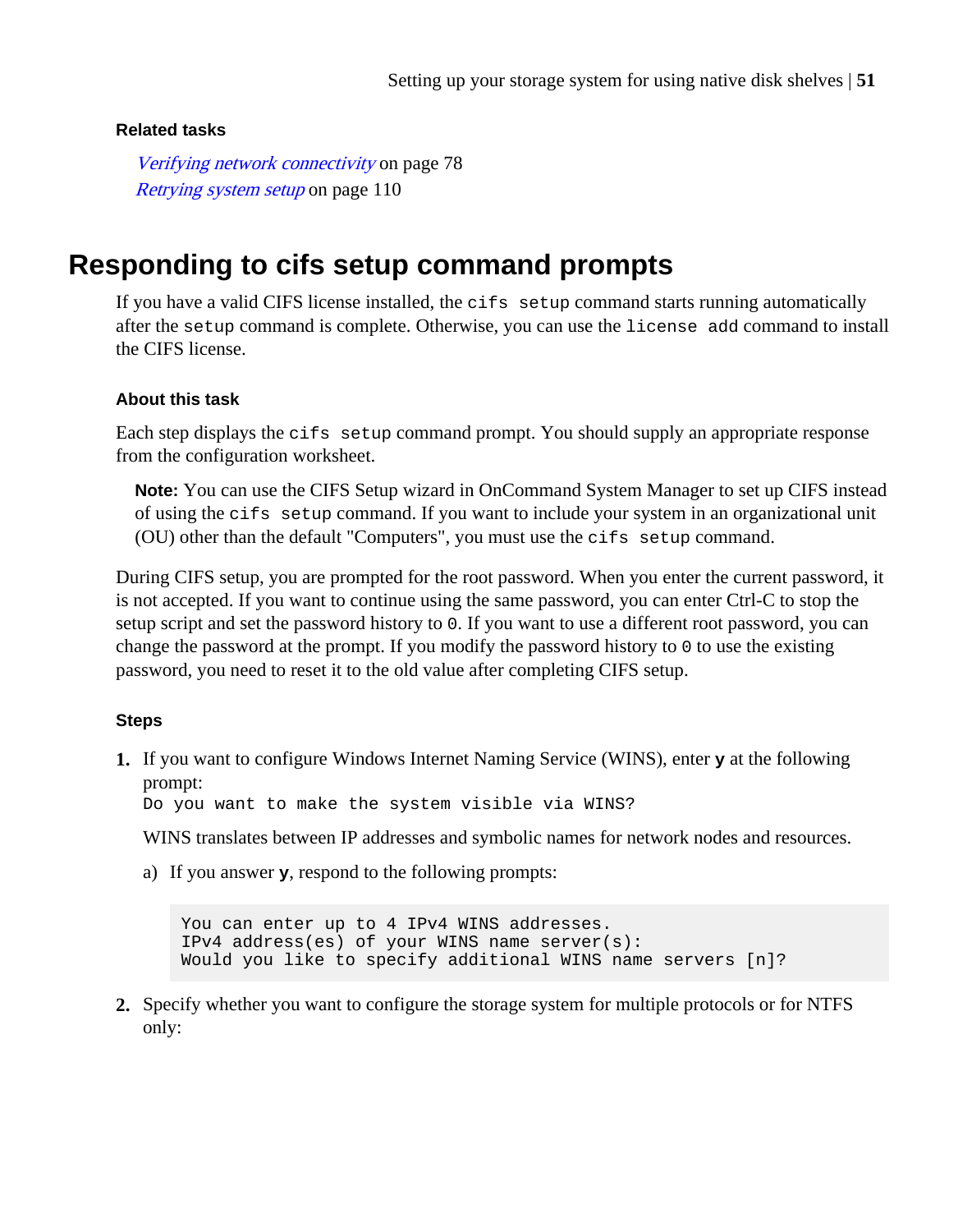**Related tasks**

*Verifying network connectivity* on page 78
*Retrying system setup* on page 110

# Responding to cifs setup command prompts

If you have a valid CIFS license installed, the `cifs setup` command starts running automatically after the `setup` command is complete. Otherwise, you can use the `license add` command to install the CIFS license.

### About this task

Each step displays the `cifs setup` command prompt. You should supply an appropriate response from the configuration worksheet.

> **Note:** You can use the CIFS Setup wizard in OnCommand System Manager to set up CIFS instead of using the `cifs setup` command. If you want to include your system in an organizational unit (OU) other than the default "Computers", you must use the `cifs setup` command.

During CIFS setup, you are prompted for the root password. When you enter the current password, it is not accepted. If you want to continue using the same password, you can enter Ctrl-C to stop the setup script and set the password history to `0`. If you want to use a different root password, you can change the password at the prompt. If you modify the password history to `0` to use the existing password, you need to reset it to the old value after completing CIFS setup.

### Steps

1. If you want to configure Windows Internet Naming Service (WINS), enter **`y`** at the following prompt:
   `Do you want to make the system visible via WINS?`

   WINS translates between IP addresses and symbolic names for network nodes and resources.

   a) If you answer **`y`**, respond to the following prompts:

   ```
   You can enter up to 4 IPv4 WINS addresses.
   IPv4 address(es) of your WINS name server(s):
   Would you like to specify additional WINS name servers [n]?
   ```

2. Specify whether you want to configure the storage system for multiple protocols or for NTFS only: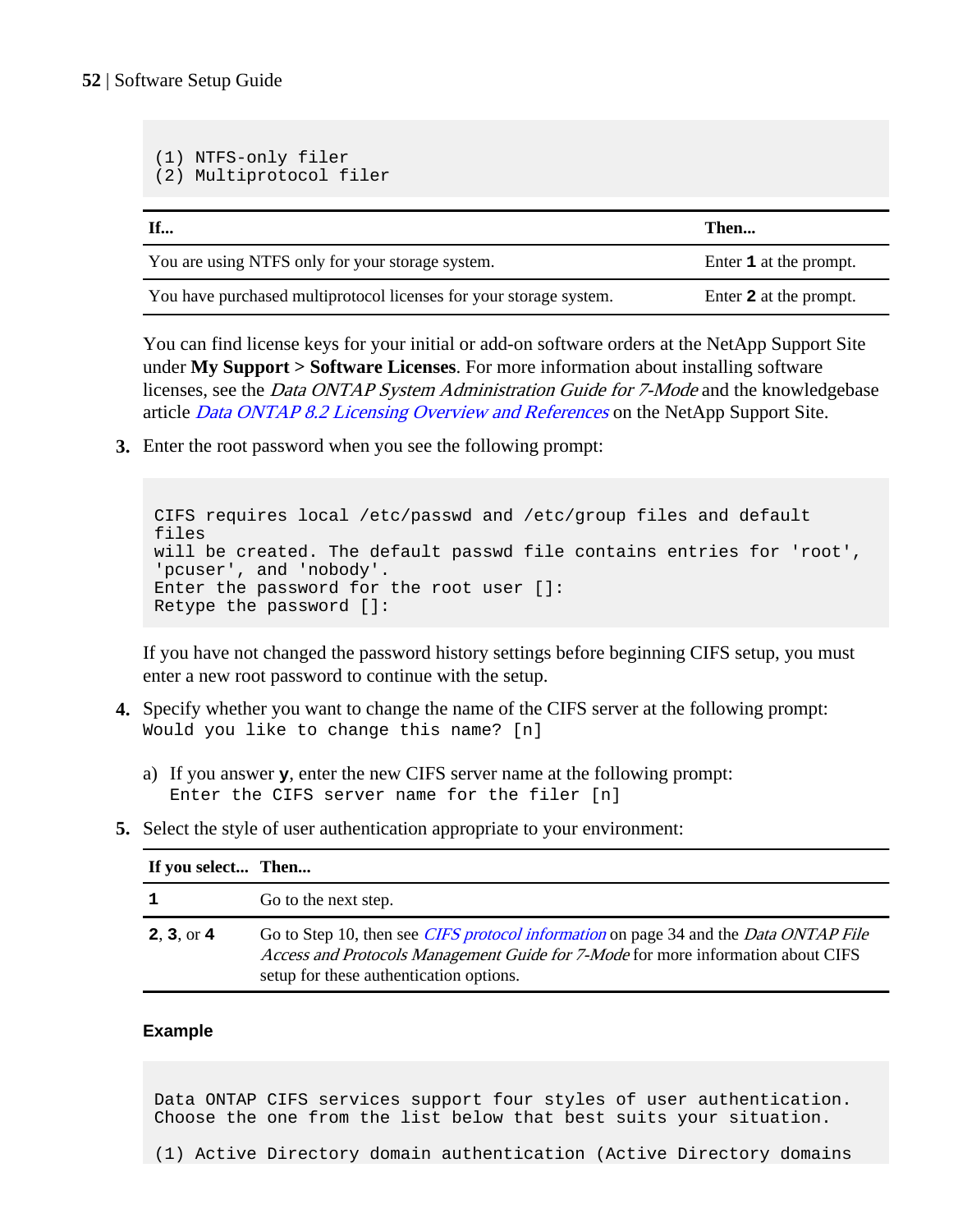```
(1) NTFS-only filer
(2) Multiprotocol filer
```

| If... | Then... |
|---|---|
| You are using NTFS only for your storage system. | Enter **1** at the prompt. |
| You have purchased multiprotocol licenses for your storage system. | Enter **2** at the prompt. |

You can find license keys for your initial or add-on software orders at the NetApp Support Site under **My Support > Software Licenses**. For more information about installing software licenses, see the *Data ONTAP System Administration Guide for 7-Mode* and the knowledgebase article *Data ONTAP 8.2 Licensing Overview and References* on the NetApp Support Site.

3. Enter the root password when you see the following prompt:

```
CIFS requires local /etc/passwd and /etc/group files and default
files
will be created. The default passwd file contains entries for 'root',
'pcuser', and 'nobody'.
Enter the password for the root user []:
Retype the password []:
```

   If you have not changed the password history settings before beginning CIFS setup, you must enter a new root password to continue with the setup.

4. Specify whether you want to change the name of the CIFS server at the following prompt:
   `Would you like to change this name? [n]`

   a) If you answer **y**, enter the new CIFS server name at the following prompt:
   `Enter the CIFS server name for the filer [n]`

5. Select the style of user authentication appropriate to your environment:

| If you select... | Then... |
|---|---|
| **1** | Go to the next step. |
| **2**, **3**, or **4** | Go to Step 10, then see *CIFS protocol information* on page 34 and the *Data ONTAP File Access and Protocols Management Guide for 7-Mode* for more information about CIFS setup for these authentication options. |

**Example**

```
Data ONTAP CIFS services support four styles of user authentication.
Choose the one from the list below that best suits your situation.

(1) Active Directory domain authentication (Active Directory domains
```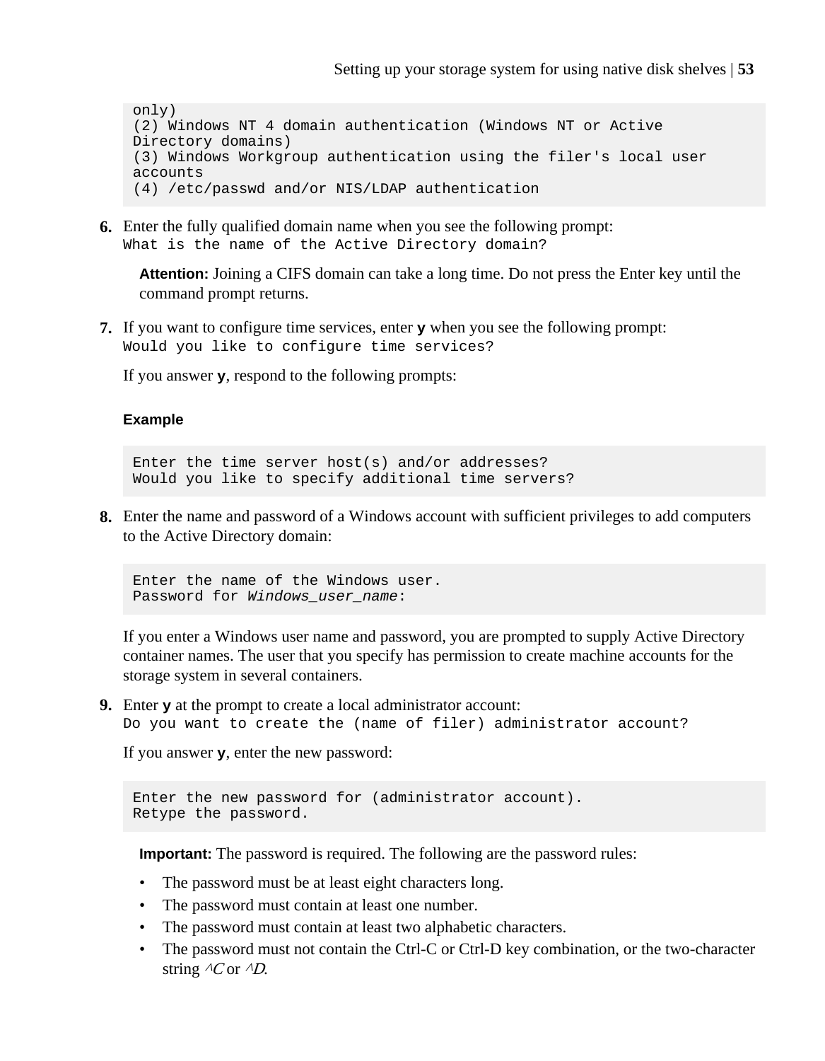```
only)
(2) Windows NT 4 domain authentication (Windows NT or Active
Directory domains)
(3) Windows Workgroup authentication using the filer's local user
accounts
(4) /etc/passwd and/or NIS/LDAP authentication
```

6. Enter the fully qualified domain name when you see the following prompt:
   `What is the name of the Active Directory domain?`

   **Attention:** Joining a CIFS domain can take a long time. Do not press the Enter key until the command prompt returns.

7. If you want to configure time services, enter **y** when you see the following prompt:
   `Would you like to configure time services?`

   If you answer **y**, respond to the following prompts:

   **Example**

   ```
   Enter the time server host(s) and/or addresses?
   Would you like to specify additional time servers?
   ```

8. Enter the name and password of a Windows account with sufficient privileges to add computers to the Active Directory domain:

   ```
   Enter the name of the Windows user.
   Password for Windows_user_name:
   ```

   If you enter a Windows user name and password, you are prompted to supply Active Directory container names. The user that you specify has permission to create machine accounts for the storage system in several containers.

9. Enter **y** at the prompt to create a local administrator account:
   `Do you want to create the (name of filer) administrator account?`

   If you answer **y**, enter the new password:

   ```
   Enter the new password for (administrator account).
   Retype the password.
   ```

   **Important:** The password is required. The following are the password rules:

   - The password must be at least eight characters long.
   - The password must contain at least one number.
   - The password must contain at least two alphabetic characters.
   - The password must not contain the Ctrl-C or Ctrl-D key combination, or the two-character string *^C* or *^D*.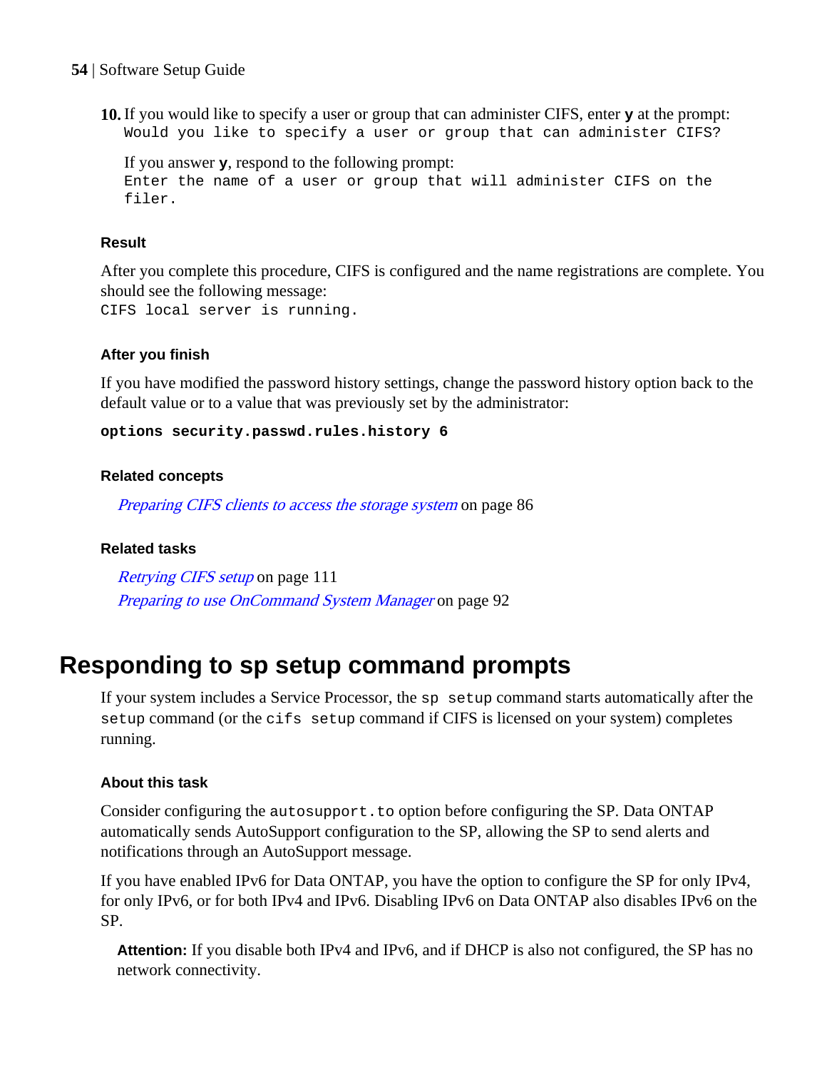10. If you would like to specify a user or group that can administer CIFS, enter **y** at the prompt:
    `Would you like to specify a user or group that can administer CIFS?`

    If you answer **y**, respond to the following prompt:
    ```
    Enter the name of a user or group that will administer CIFS on the
    filer.
    ```

#### Result

After you complete this procedure, CIFS is configured and the name registrations are complete. You should see the following message:
`CIFS local server is running.`

#### After you finish

If you have modified the password history settings, change the password history option back to the default value or to a value that was previously set by the administrator:

**`options security.passwd.rules.history 6`**

#### Related concepts

*Preparing CIFS clients to access the storage system* on page 86

#### Related tasks

*Retrying CIFS setup* on page 111
*Preparing to use OnCommand System Manager* on page 92

## Responding to sp setup command prompts

If your system includes a Service Processor, the `sp setup` command starts automatically after the `setup` command (or the `cifs setup` command if CIFS is licensed on your system) completes running.

#### About this task

Consider configuring the `autosupport.to` option before configuring the SP. Data ONTAP automatically sends AutoSupport configuration to the SP, allowing the SP to send alerts and notifications through an AutoSupport message.

If you have enabled IPv6 for Data ONTAP, you have the option to configure the SP for only IPv4, for only IPv6, or for both IPv4 and IPv6. Disabling IPv6 on Data ONTAP also disables IPv6 on the SP.

**Attention:** If you disable both IPv4 and IPv6, and if DHCP is also not configured, the SP has no network connectivity.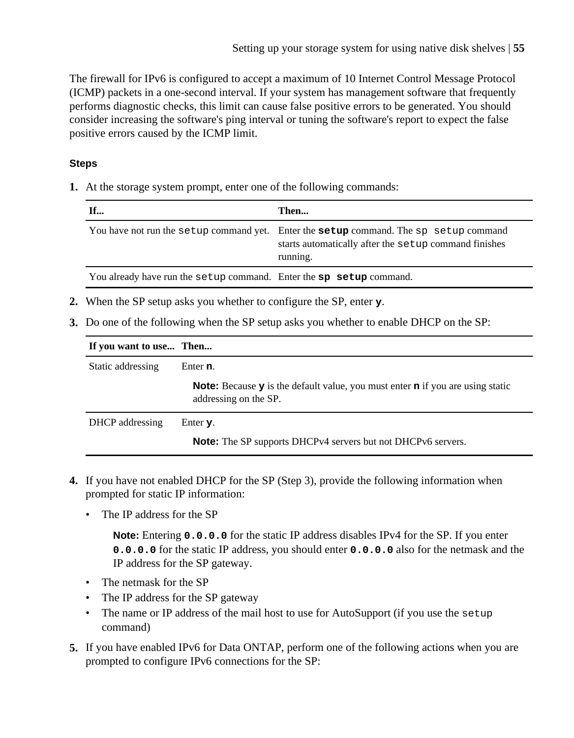The firewall for IPv6 is configured to accept a maximum of 10 Internet Control Message Protocol (ICMP) packets in a one-second interval. If your system has management software that frequently performs diagnostic checks, this limit can cause false positive errors to be generated. You should consider increasing the software's ping interval or tuning the software's report to expect the false positive errors caused by the ICMP limit.

### Steps

1. At the storage system prompt, enter one of the following commands:

| If... | Then... |
|---|---|
| You have not run the `setup` command yet. | Enter the **`setup`** command. The `sp setup` command starts automatically after the `setup` command finishes running. |
| You already have run the `setup` command. | Enter the **`sp setup`** command. |

2. When the SP setup asks you whether to configure the SP, enter **`y`**.

3. Do one of the following when the SP setup asks you whether to enable DHCP on the SP:

| If you want to use... | Then... |
|---|---|
| Static addressing | Enter **`n`**.<br>**Note:** Because **`y`** is the default value, you must enter **`n`** if you are using static addressing on the SP. |
| DHCP addressing | Enter **`y`**.<br>**Note:** The SP supports DHCPv4 servers but not DHCPv6 servers. |

4. If you have not enabled DHCP for the SP (Step 3), provide the following information when prompted for static IP information:
   - The IP address for the SP

     **Note:** Entering **`0.0.0.0`** for the static IP address disables IPv4 for the SP. If you enter **`0.0.0.0`** for the static IP address, you should enter **`0.0.0.0`** also for the netmask and the IP address for the SP gateway.
   - The netmask for the SP
   - The IP address for the SP gateway
   - The name or IP address of the mail host to use for AutoSupport (if you use the `setup` command)

5. If you have enabled IPv6 for Data ONTAP, perform one of the following actions when you are prompted to configure IPv6 connections for the SP: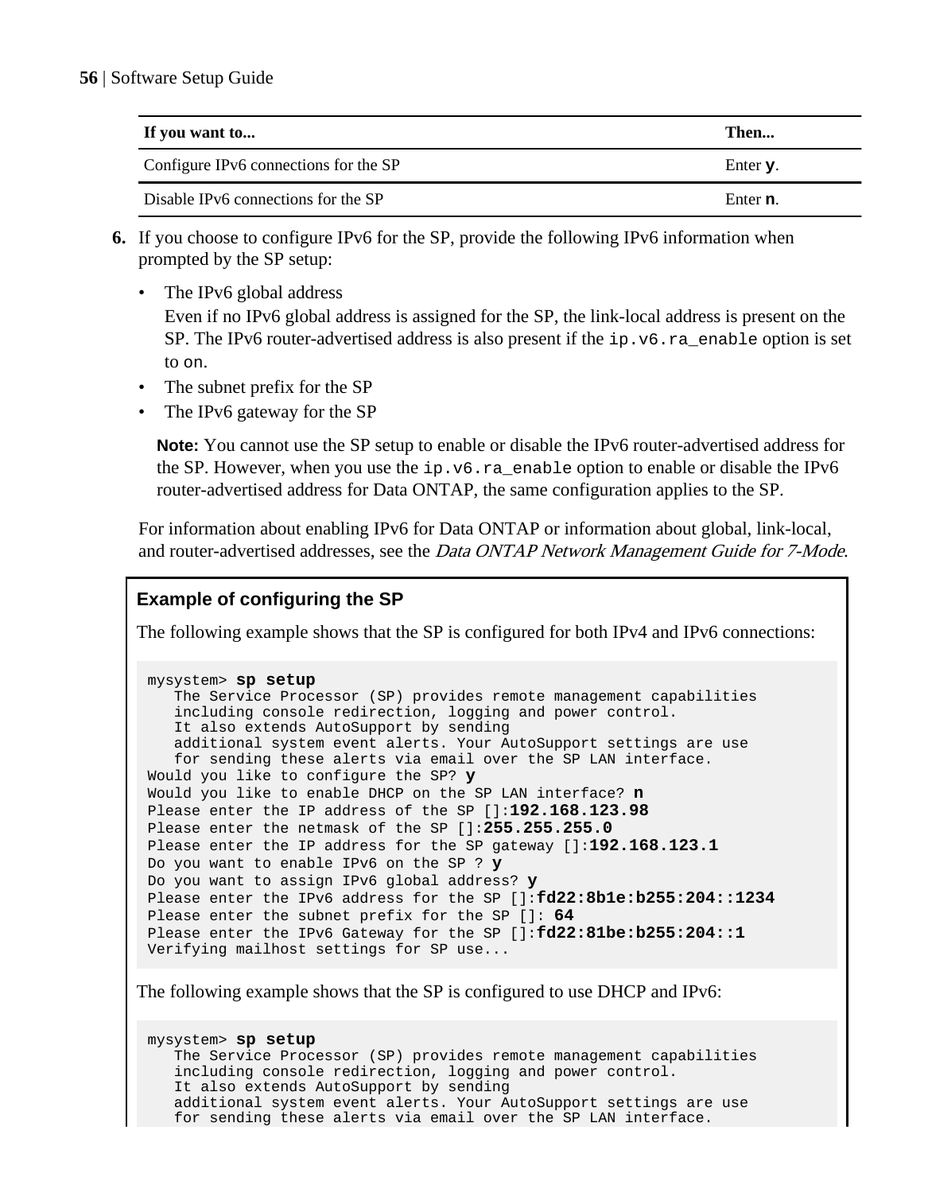| If you want to... | Then... |
| --- | --- |
| Configure IPv6 connections for the SP | Enter **y**. |
| Disable IPv6 connections for the SP | Enter **n**. |

6. If you choose to configure IPv6 for the SP, provide the following IPv6 information when prompted by the SP setup:
   - The IPv6 global address
     Even if no IPv6 global address is assigned for the SP, the link-local address is present on the SP. The IPv6 router-advertised address is also present if the `ip.v6.ra_enable` option is set to `on`.
   - The subnet prefix for the SP
   - The IPv6 gateway for the SP

   **Note:** You cannot use the SP setup to enable or disable the IPv6 router-advertised address for the SP. However, when you use the `ip.v6.ra_enable` option to enable or disable the IPv6 router-advertised address for Data ONTAP, the same configuration applies to the SP.

   For information about enabling IPv6 for Data ONTAP or information about global, link-local, and router-advertised addresses, see the *Data ONTAP Network Management Guide for 7-Mode*.

**Example of configuring the SP**

The following example shows that the SP is configured for both IPv4 and IPv6 connections:

```
mysystem> sp setup
   The Service Processor (SP) provides remote management capabilities
   including console redirection, logging and power control.
   It also extends AutoSupport by sending
   additional system event alerts. Your AutoSupport settings are use
   for sending these alerts via email over the SP LAN interface.
Would you like to configure the SP? y
Would you like to enable DHCP on the SP LAN interface? n
Please enter the IP address of the SP []:192.168.123.98
Please enter the netmask of the SP []:255.255.255.0
Please enter the IP address for the SP gateway []:192.168.123.1
Do you want to enable IPv6 on the SP ? y
Do you want to assign IPv6 global address? y
Please enter the IPv6 address for the SP []:fd22:8b1e:b255:204::1234
Please enter the subnet prefix for the SP []: 64
Please enter the IPv6 Gateway for the SP []:fd22:81be:b255:204::1
Verifying mailhost settings for SP use...
```

The following example shows that the SP is configured to use DHCP and IPv6:

```
mysystem> sp setup
   The Service Processor (SP) provides remote management capabilities
   including console redirection, logging and power control.
   It also extends AutoSupport by sending
   additional system event alerts. Your AutoSupport settings are use
   for sending these alerts via email over the SP LAN interface.
```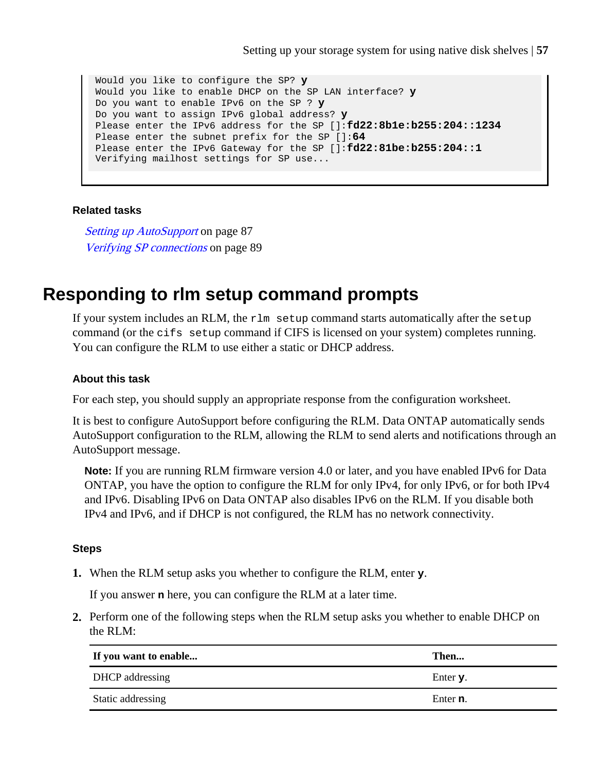```
Would you like to configure the SP? y
Would you like to enable DHCP on the SP LAN interface? y
Do you want to enable IPv6 on the SP ? y
Do you want to assign IPv6 global address? y
Please enter the IPv6 address for the SP []:fd22:8b1e:b255:204::1234
Please enter the subnet prefix for the SP []:64
Please enter the IPv6 Gateway for the SP []:fd22:81be:b255:204::1
Verifying mailhost settings for SP use...
```

#### Related tasks

*Setting up AutoSupport* on page 87
*Verifying SP connections* on page 89

## Responding to rlm setup command prompts

If your system includes an RLM, the `rlm setup` command starts automatically after the `setup` command (or the `cifs setup` command if CIFS is licensed on your system) completes running. You can configure the RLM to use either a static or DHCP address.

#### About this task

For each step, you should supply an appropriate response from the configuration worksheet.

It is best to configure AutoSupport before configuring the RLM. Data ONTAP automatically sends AutoSupport configuration to the RLM, allowing the RLM to send alerts and notifications through an AutoSupport message.

**Note:** If you are running RLM firmware version 4.0 or later, and you have enabled IPv6 for Data ONTAP, you have the option to configure the RLM for only IPv4, for only IPv6, or for both IPv4 and IPv6. Disabling IPv6 on Data ONTAP also disables IPv6 on the RLM. If you disable both IPv4 and IPv6, and if DHCP is not configured, the RLM has no network connectivity.

#### Steps

1. When the RLM setup asks you whether to configure the RLM, enter **y**.

   If you answer **n** here, you can configure the RLM at a later time.

2. Perform one of the following steps when the RLM setup asks you whether to enable DHCP on the RLM:

| If you want to enable... | Then... |
|---|---|
| DHCP addressing | Enter **y**. |
| Static addressing | Enter **n**. |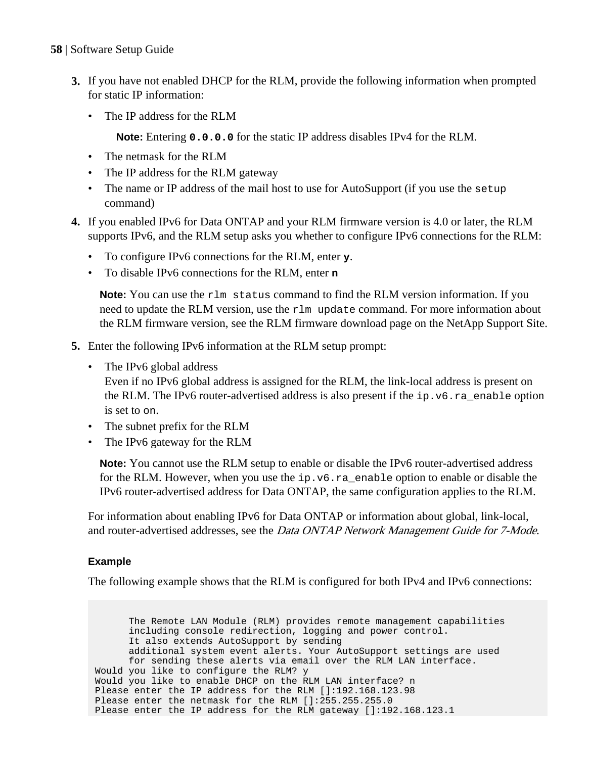3. If you have not enabled DHCP for the RLM, provide the following information when prompted for static IP information:
   - The IP address for the RLM

     **Note:** Entering **`0.0.0.0`** for the static IP address disables IPv4 for the RLM.
   - The netmask for the RLM
   - The IP address for the RLM gateway
   - The name or IP address of the mail host to use for AutoSupport (if you use the `setup` command)
4. If you enabled IPv6 for Data ONTAP and your RLM firmware version is 4.0 or later, the RLM supports IPv6, and the RLM setup asks you whether to configure IPv6 connections for the RLM:
   - To configure IPv6 connections for the RLM, enter **`y`**.
   - To disable IPv6 connections for the RLM, enter **`n`**

   **Note:** You can use the `rlm status` command to find the RLM version information. If you need to update the RLM version, use the `rlm update` command. For more information about the RLM firmware version, see the RLM firmware download page on the NetApp Support Site.
5. Enter the following IPv6 information at the RLM setup prompt:
   - The IPv6 global address
     Even if no IPv6 global address is assigned for the RLM, the link-local address is present on the RLM. The IPv6 router-advertised address is also present if the `ip.v6.ra_enable` option is set to `on`.
   - The subnet prefix for the RLM
   - The IPv6 gateway for the RLM

   **Note:** You cannot use the RLM setup to enable or disable the IPv6 router-advertised address for the RLM. However, when you use the `ip.v6.ra_enable` option to enable or disable the IPv6 router-advertised address for Data ONTAP, the same configuration applies to the RLM.

   For information about enabling IPv6 for Data ONTAP or information about global, link-local, and router-advertised addresses, see the *Data ONTAP Network Management Guide for 7-Mode*.

   **Example**

   The following example shows that the RLM is configured for both IPv4 and IPv6 connections:

```
      The Remote LAN Module (RLM) provides remote management capabilities
      including console redirection, logging and power control.
      It also extends AutoSupport by sending
      additional system event alerts. Your AutoSupport settings are used
      for sending these alerts via email over the RLM LAN interface.
Would you like to configure the RLM? y
Would you like to enable DHCP on the RLM LAN interface? n
Please enter the IP address for the RLM []:192.168.123.98
Please enter the netmask for the RLM []:255.255.255.0
Please enter the IP address for the RLM gateway []:192.168.123.1
```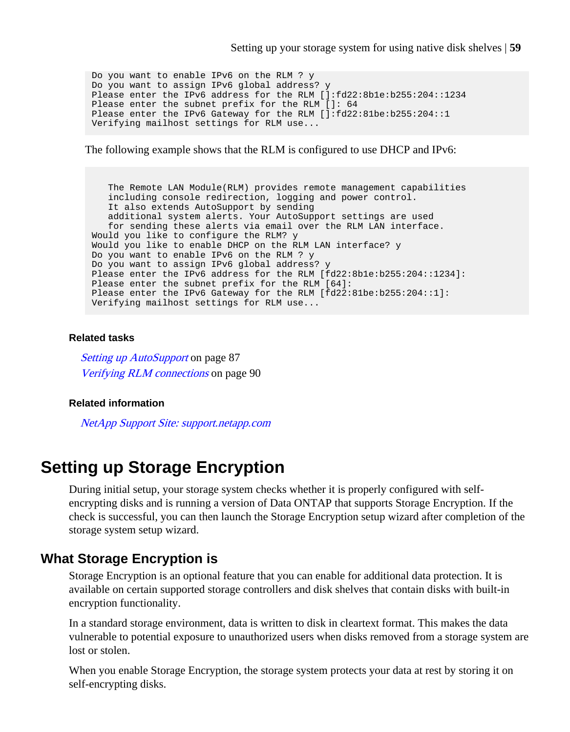```
Do you want to enable IPv6 on the RLM ? y
Do you want to assign IPv6 global address? y
Please enter the IPv6 address for the RLM []:fd22:8b1e:b255:204::1234
Please enter the subnet prefix for the RLM []: 64
Please enter the IPv6 Gateway for the RLM []:fd22:81be:b255:204::1
Verifying mailhost settings for RLM use...
```

The following example shows that the RLM is configured to use DHCP and IPv6:

```
   The Remote LAN Module(RLM) provides remote management capabilities
   including console redirection, logging and power control.
   It also extends AutoSupport by sending
   additional system alerts. Your AutoSupport settings are used
   for sending these alerts via email over the RLM LAN interface.
Would you like to configure the RLM? y
Would you like to enable DHCP on the RLM LAN interface? y
Do you want to enable IPv6 on the RLM ? y
Do you want to assign IPv6 global address? y
Please enter the IPv6 address for the RLM [fd22:8b1e:b255:204::1234]:
Please enter the subnet prefix for the RLM [64]:
Please enter the IPv6 Gateway for the RLM [fd22:81be:b255:204::1]:
Verifying mailhost settings for RLM use...
```

**Related tasks**

*Setting up AutoSupport* on page 87
*Verifying RLM connections* on page 90

**Related information**

*NetApp Support Site: support.netapp.com*

# Setting up Storage Encryption

During initial setup, your storage system checks whether it is properly configured with self-encrypting disks and is running a version of Data ONTAP that supports Storage Encryption. If the check is successful, you can then launch the Storage Encryption setup wizard after completion of the storage system setup wizard.

## What Storage Encryption is

Storage Encryption is an optional feature that you can enable for additional data protection. It is available on certain supported storage controllers and disk shelves that contain disks with built-in encryption functionality.

In a standard storage environment, data is written to disk in cleartext format. This makes the data vulnerable to potential exposure to unauthorized users when disks removed from a storage system are lost or stolen.

When you enable Storage Encryption, the storage system protects your data at rest by storing it on self-encrypting disks.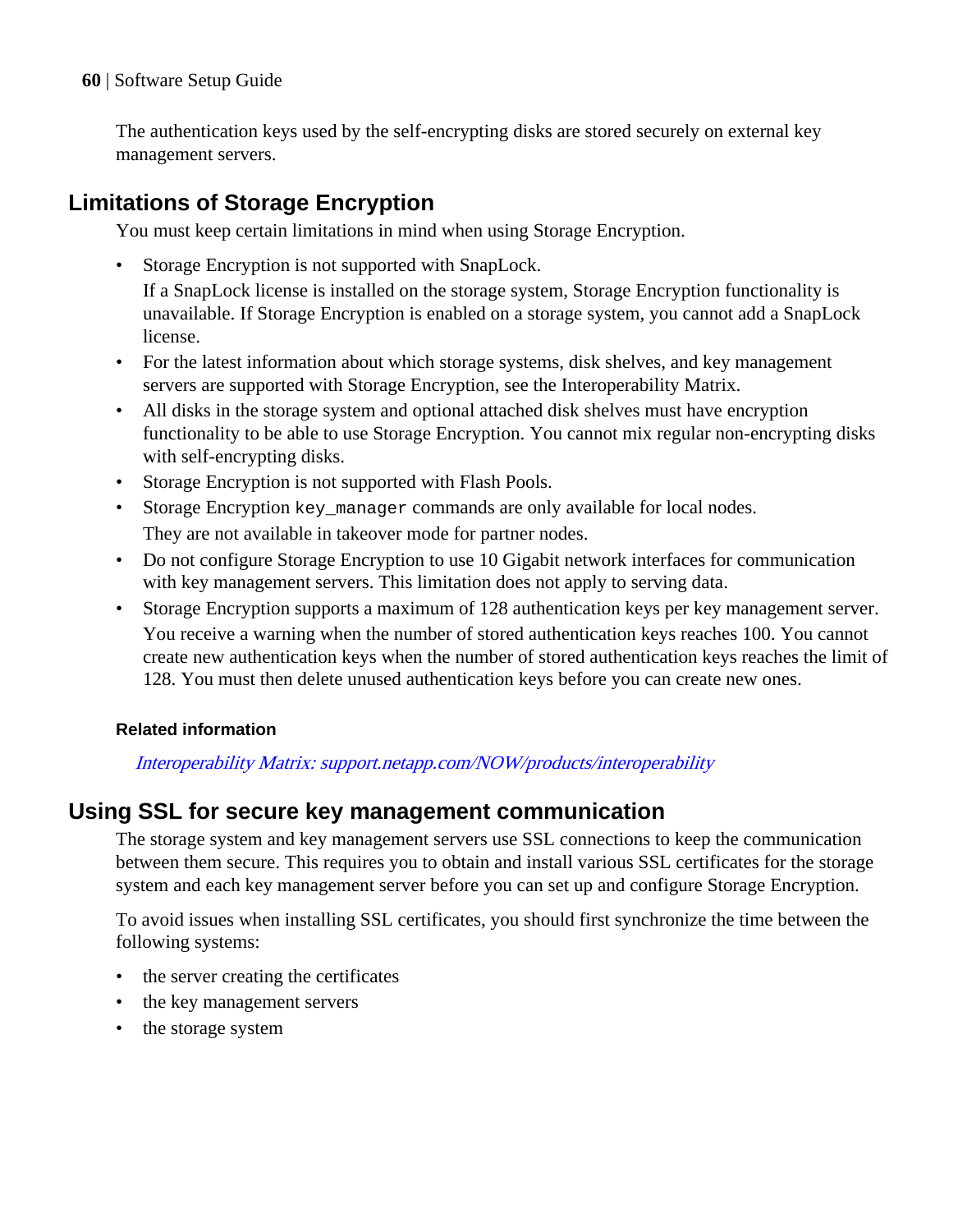The authentication keys used by the self-encrypting disks are stored securely on external key management servers.

## Limitations of Storage Encryption

You must keep certain limitations in mind when using Storage Encryption.

- Storage Encryption is not supported with SnapLock.
  If a SnapLock license is installed on the storage system, Storage Encryption functionality is unavailable. If Storage Encryption is enabled on a storage system, you cannot add a SnapLock license.
- For the latest information about which storage systems, disk shelves, and key management servers are supported with Storage Encryption, see the Interoperability Matrix.
- All disks in the storage system and optional attached disk shelves must have encryption functionality to be able to use Storage Encryption. You cannot mix regular non-encrypting disks with self-encrypting disks.
- Storage Encryption is not supported with Flash Pools.
- Storage Encryption `key_manager` commands are only available for local nodes.
  They are not available in takeover mode for partner nodes.
- Do not configure Storage Encryption to use 10 Gigabit network interfaces for communication with key management servers. This limitation does not apply to serving data.
- Storage Encryption supports a maximum of 128 authentication keys per key management server.
  You receive a warning when the number of stored authentication keys reaches 100. You cannot create new authentication keys when the number of stored authentication keys reaches the limit of 128. You must then delete unused authentication keys before you can create new ones.

#### Related information

*Interoperability Matrix: support.netapp.com/NOW/products/interoperability*

## Using SSL for secure key management communication

The storage system and key management servers use SSL connections to keep the communication between them secure. This requires you to obtain and install various SSL certificates for the storage system and each key management server before you can set up and configure Storage Encryption.

To avoid issues when installing SSL certificates, you should first synchronize the time between the following systems:

- the server creating the certificates
- the key management servers
- the storage system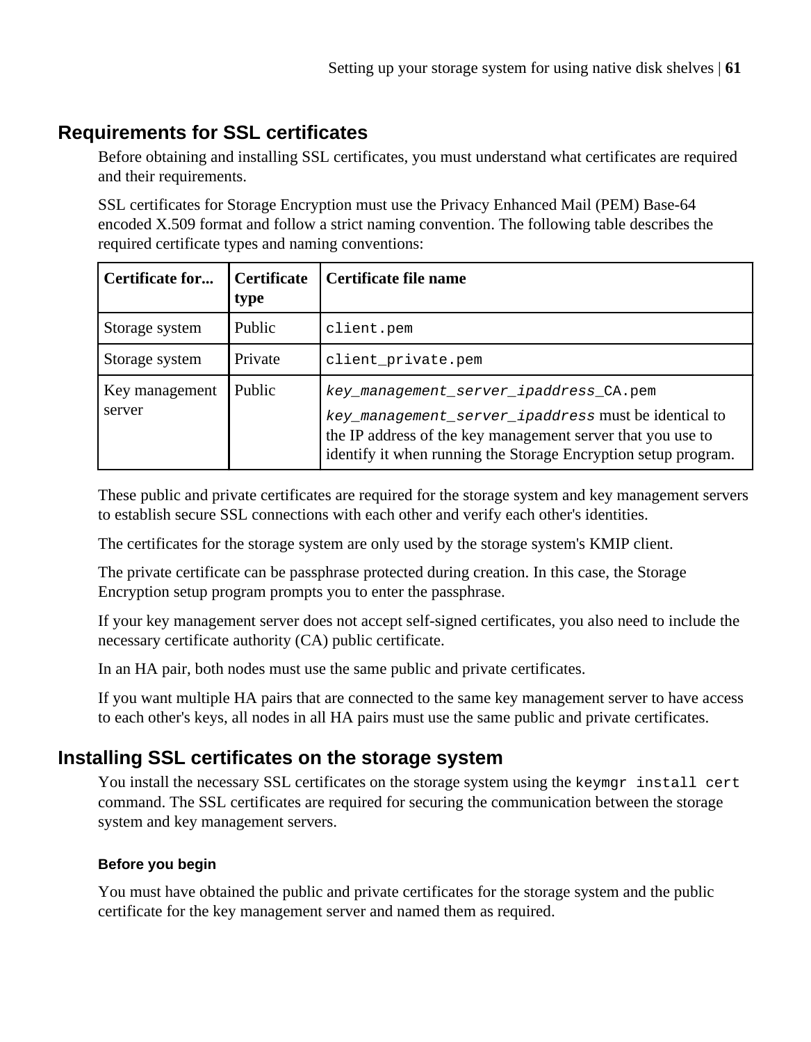## Requirements for SSL certificates

Before obtaining and installing SSL certificates, you must understand what certificates are required and their requirements.

SSL certificates for Storage Encryption must use the Privacy Enhanced Mail (PEM) Base-64 encoded X.509 format and follow a strict naming convention. The following table describes the required certificate types and naming conventions:

| Certificate for... | Certificate type | Certificate file name |
|---|---|---|
| Storage system | Public | `client.pem` |
| Storage system | Private | `client_private.pem` |
| Key management server | Public | *`key_management_server_ipaddress`*`_CA.pem`<br>*`key_management_server_ipaddress`* must be identical to the IP address of the key management server that you use to identify it when running the Storage Encryption setup program. |

These public and private certificates are required for the storage system and key management servers to establish secure SSL connections with each other and verify each other's identities.

The certificates for the storage system are only used by the storage system's KMIP client.

The private certificate can be passphrase protected during creation. In this case, the Storage Encryption setup program prompts you to enter the passphrase.

If your key management server does not accept self-signed certificates, you also need to include the necessary certificate authority (CA) public certificate.

In an HA pair, both nodes must use the same public and private certificates.

If you want multiple HA pairs that are connected to the same key management server to have access to each other's keys, all nodes in all HA pairs must use the same public and private certificates.

## Installing SSL certificates on the storage system

You install the necessary SSL certificates on the storage system using the `keymgr install cert` command. The SSL certificates are required for securing the communication between the storage system and key management servers.

### Before you begin

You must have obtained the public and private certificates for the storage system and the public certificate for the key management server and named them as required.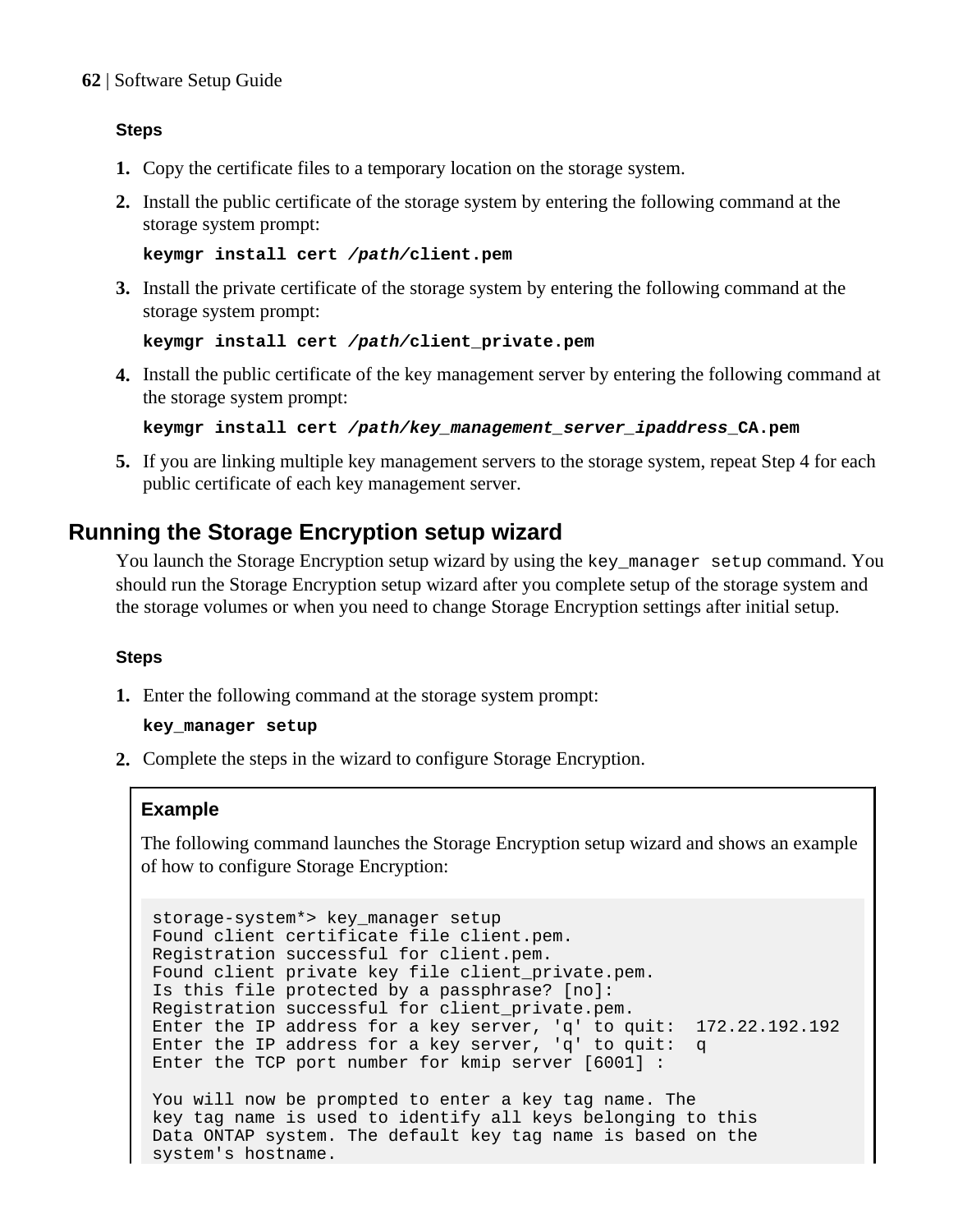#### Steps

1. Copy the certificate files to a temporary location on the storage system.
2. Install the public certificate of the storage system by entering the following command at the storage system prompt:

   **keymgr install cert *****/path/*****client.pem**
3. Install the private certificate of the storage system by entering the following command at the storage system prompt:

   **keymgr install cert *****/path/*****client_private.pem**
4. Install the public certificate of the key management server by entering the following command at the storage system prompt:

   **keymgr install cert *****/path/key_management_server_ipaddress*****_CA.pem**
5. If you are linking multiple key management servers to the storage system, repeat Step 4 for each public certificate of each key management server.

## Running the Storage Encryption setup wizard

You launch the Storage Encryption setup wizard by using the `key_manager setup` command. You should run the Storage Encryption setup wizard after you complete setup of the storage system and the storage volumes or when you need to change Storage Encryption settings after initial setup.

#### Steps

1. Enter the following command at the storage system prompt:

   **key_manager setup**
2. Complete the steps in the wizard to configure Storage Encryption.

> **Example**
>
> The following command launches the Storage Encryption setup wizard and shows an example of how to configure Storage Encryption:
>
> ```
> storage-system*> key_manager setup
> Found client certificate file client.pem.
> Registration successful for client.pem.
> Found client private key file client_private.pem.
> Is this file protected by a passphrase? [no]:
> Registration successful for client_private.pem.
> Enter the IP address for a key server, 'q' to quit:  172.22.192.192
> Enter the IP address for a key server, 'q' to quit:  q
> Enter the TCP port number for kmip server [6001] :
>
> You will now be prompted to enter a key tag name. The
> key tag name is used to identify all keys belonging to this
> Data ONTAP system. The default key tag name is based on the
> system's hostname.
> ```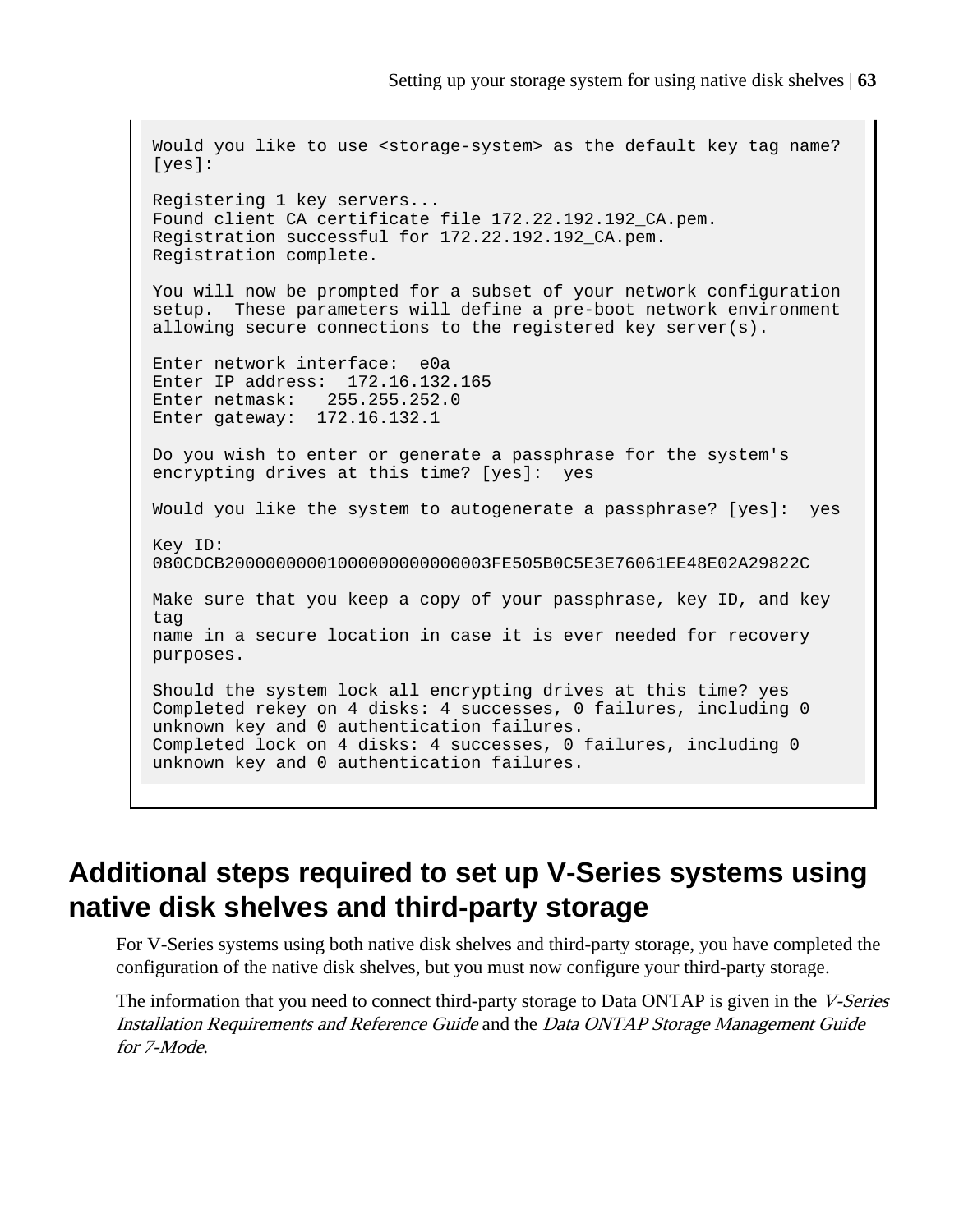```
Would you like to use <storage-system> as the default key tag name?
[yes]:

Registering 1 key servers...
Found client CA certificate file 172.22.192.192_CA.pem.
Registration successful for 172.22.192.192_CA.pem.
Registration complete.

You will now be prompted for a subset of your network configuration
setup.  These parameters will define a pre-boot network environment
allowing secure connections to the registered key server(s).

Enter network interface:  e0a
Enter IP address:  172.16.132.165
Enter netmask:   255.255.252.0
Enter gateway:  172.16.132.1

Do you wish to enter or generate a passphrase for the system's
encrypting drives at this time? [yes]:  yes

Would you like the system to autogenerate a passphrase? [yes]:  yes

Key ID:
080CDCB20000000001000000000000003FE505B0C5E3E76061EE48E02A29822C

Make sure that you keep a copy of your passphrase, key ID, and key
tag
name in a secure location in case it is ever needed for recovery
purposes.

Should the system lock all encrypting drives at this time? yes
Completed rekey on 4 disks: 4 successes, 0 failures, including 0
unknown key and 0 authentication failures.
Completed lock on 4 disks: 4 successes, 0 failures, including 0
unknown key and 0 authentication failures.
```

## Additional steps required to set up V-Series systems using native disk shelves and third-party storage

For V-Series systems using both native disk shelves and third-party storage, you have completed the configuration of the native disk shelves, but you must now configure your third-party storage.

The information that you need to connect third-party storage to Data ONTAP is given in the *V-Series Installation Requirements and Reference Guide* and the *Data ONTAP Storage Management Guide for 7-Mode*.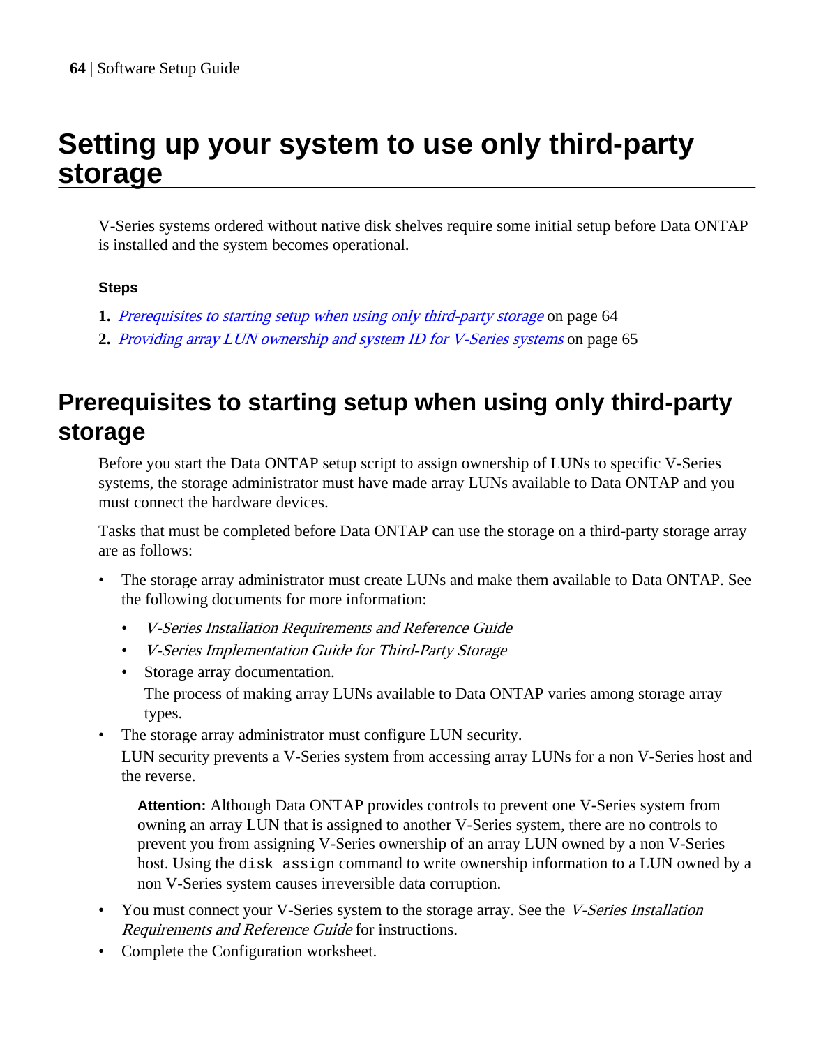# Setting up your system to use only third-party storage

V-Series systems ordered without native disk shelves require some initial setup before Data ONTAP is installed and the system becomes operational.

**Steps**

1. *Prerequisites to starting setup when using only third-party storage* on page 64
2. *Providing array LUN ownership and system ID for V-Series systems* on page 65

## Prerequisites to starting setup when using only third-party storage

Before you start the Data ONTAP setup script to assign ownership of LUNs to specific V-Series systems, the storage administrator must have made array LUNs available to Data ONTAP and you must connect the hardware devices.

Tasks that must be completed before Data ONTAP can use the storage on a third-party storage array are as follows:

- The storage array administrator must create LUNs and make them available to Data ONTAP. See the following documents for more information:
  - *V-Series Installation Requirements and Reference Guide*
  - *V-Series Implementation Guide for Third-Party Storage*
  - Storage array documentation.
    The process of making array LUNs available to Data ONTAP varies among storage array types.
- The storage array administrator must configure LUN security.
  LUN security prevents a V-Series system from accessing array LUNs for a non V-Series host and the reverse.

  **Attention:** Although Data ONTAP provides controls to prevent one V-Series system from owning an array LUN that is assigned to another V-Series system, there are no controls to prevent you from assigning V-Series ownership of an array LUN owned by a non V-Series host. Using the `disk assign` command to write ownership information to a LUN owned by a non V-Series system causes irreversible data corruption.

- You must connect your V-Series system to the storage array. See the *V-Series Installation Requirements and Reference Guide* for instructions.
- Complete the Configuration worksheet.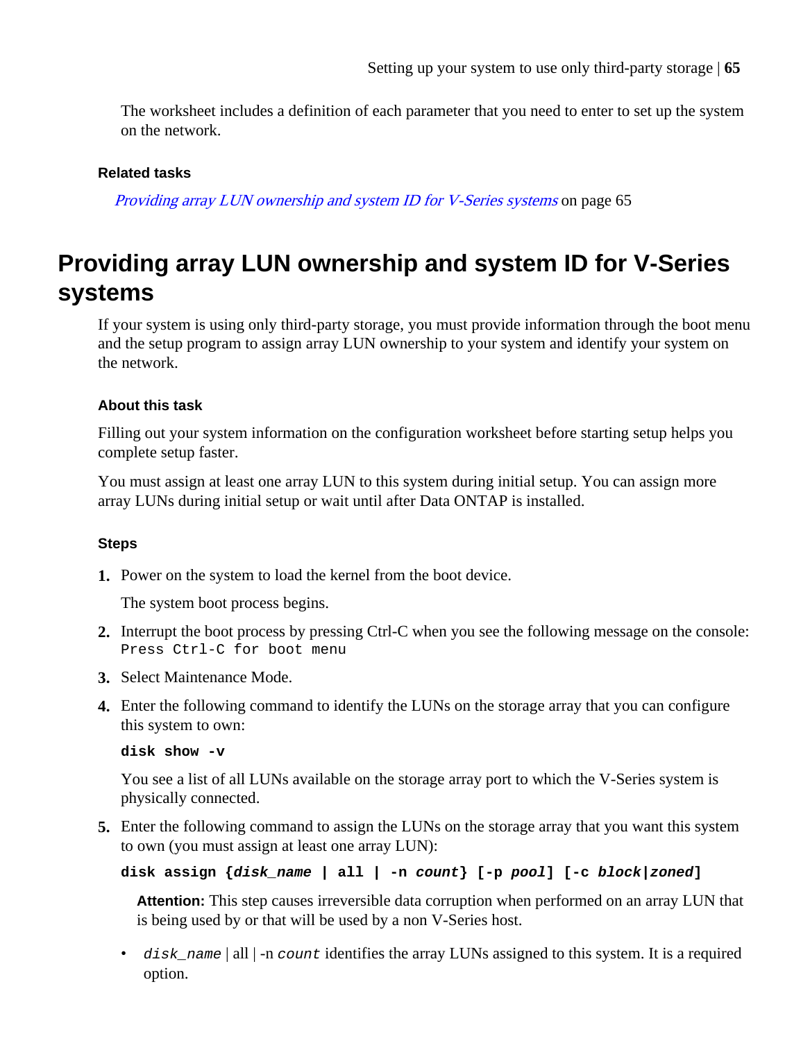The worksheet includes a definition of each parameter that you need to enter to set up the system on the network.

#### Related tasks

*Providing array LUN ownership and system ID for V-Series systems* on page 65

## Providing array LUN ownership and system ID for V-Series systems

If your system is using only third-party storage, you must provide information through the boot menu and the setup program to assign array LUN ownership to your system and identify your system on the network.

#### About this task

Filling out your system information on the configuration worksheet before starting setup helps you complete setup faster.

You must assign at least one array LUN to this system during initial setup. You can assign more array LUNs during initial setup or wait until after Data ONTAP is installed.

#### Steps

1. Power on the system to load the kernel from the boot device.

   The system boot process begins.

2. Interrupt the boot process by pressing Ctrl-C when you see the following message on the console: `Press Ctrl-C for boot menu`

3. Select Maintenance Mode.

4. Enter the following command to identify the LUNs on the storage array that you can configure this system to own:

   **`disk show -v`**

   You see a list of all LUNs available on the storage array port to which the V-Series system is physically connected.

5. Enter the following command to assign the LUNs on the storage array that you want this system to own (you must assign at least one array LUN):

   **`disk assign {`*`disk_name`*` | all | -n `*`count`*`} [-p `*`pool`*`] [-c `*`block|zoned`*`]`**

   **Attention:** This step causes irreversible data corruption when performed on an array LUN that is being used by or that will be used by a non V-Series host.

   - *`disk_name`* | all | -n *`count`* identifies the array LUNs assigned to this system. It is a required option.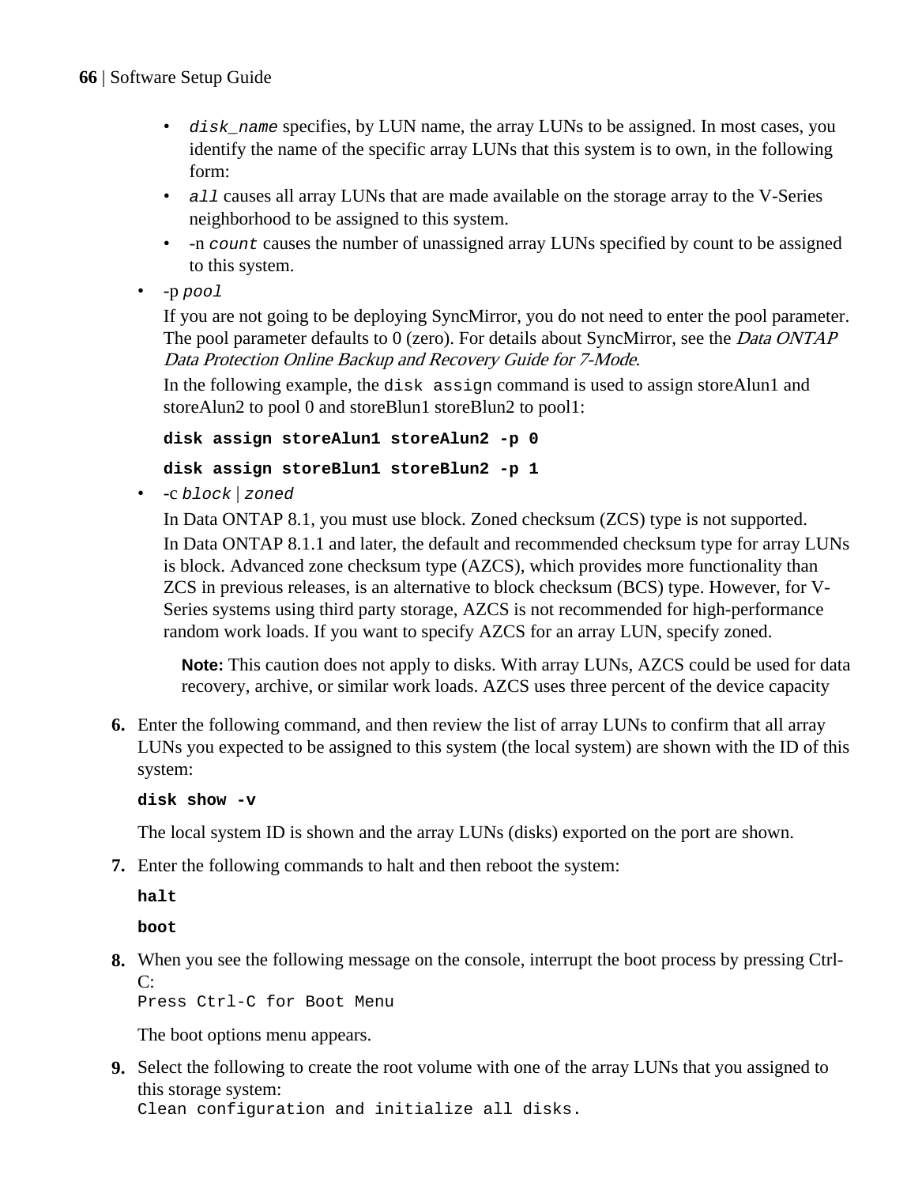- `disk_name` specifies, by LUN name, the array LUNs to be assigned. In most cases, you identify the name of the specific array LUNs that this system is to own, in the following form:
    - `all` causes all array LUNs that are made available on the storage array to the V-Series neighborhood to be assigned to this system.
    - -n `count` causes the number of unassigned array LUNs specified by count to be assigned to this system.
- -p `pool`

  If you are not going to be deploying SyncMirror, you do not need to enter the pool parameter. The pool parameter defaults to 0 (zero). For details about SyncMirror, see the *Data ONTAP Data Protection Online Backup and Recovery Guide for 7-Mode*.

  In the following example, the `disk assign` command is used to assign storeAlun1 and storeAlun2 to pool 0 and storeBlun1 storeBlun2 to pool1:

  **`disk assign storeAlun1 storeAlun2 -p 0`**

  **`disk assign storeBlun1 storeBlun2 -p 1`**
- -c `block` | `zoned`

  In Data ONTAP 8.1, you must use block. Zoned checksum (ZCS) type is not supported.

  In Data ONTAP 8.1.1 and later, the default and recommended checksum type for array LUNs is block. Advanced zone checksum type (AZCS), which provides more functionality than ZCS in previous releases, is an alternative to block checksum (BCS) type. However, for V-Series systems using third party storage, AZCS is not recommended for high-performance random work loads. If you want to specify AZCS for an array LUN, specify zoned.

  > **Note:** This caution does not apply to disks. With array LUNs, AZCS could be used for data recovery, archive, or similar work loads. AZCS uses three percent of the device capacity

6. Enter the following command, and then review the list of array LUNs to confirm that all array LUNs you expected to be assigned to this system (the local system) are shown with the ID of this system:

   **`disk show -v`**

   The local system ID is shown and the array LUNs (disks) exported on the port are shown.
7. Enter the following commands to halt and then reboot the system:

   **`halt`**

   **`boot`**
8. When you see the following message on the console, interrupt the boot process by pressing Ctrl-C:
   `Press Ctrl-C for Boot Menu`

   The boot options menu appears.
9. Select the following to create the root volume with one of the array LUNs that you assigned to this storage system:
   `Clean configuration and initialize all disks.`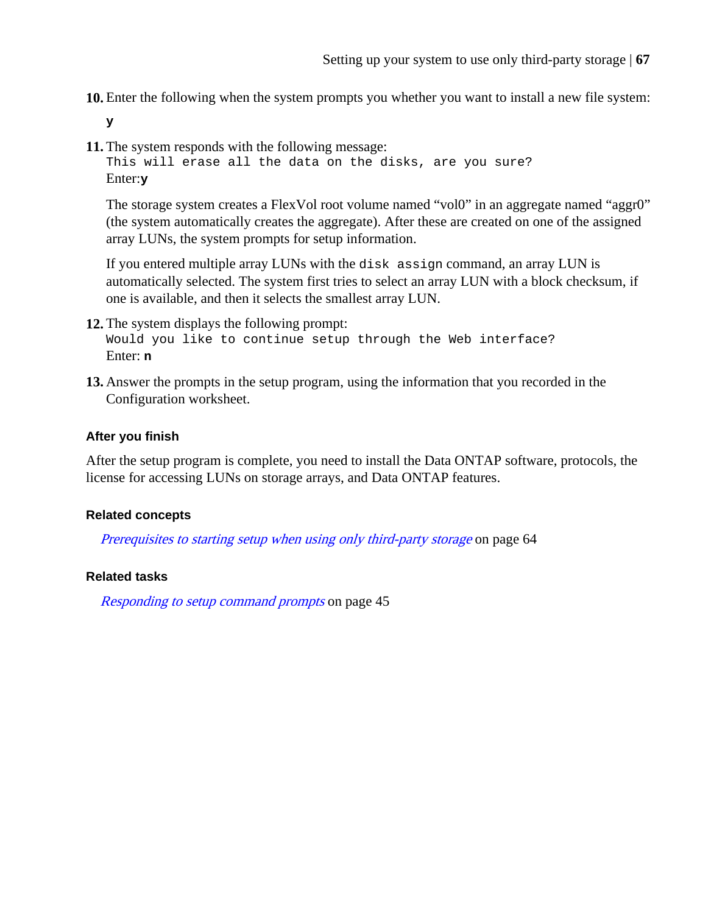10. Enter the following when the system prompts you whether you want to install a new file system:

    **y**

11. The system responds with the following message:
    `This will erase all the data on the disks, are you sure?`
    Enter:**y**

    The storage system creates a FlexVol root volume named "vol0" in an aggregate named "aggr0" (the system automatically creates the aggregate). After these are created on one of the assigned array LUNs, the system prompts for setup information.

    If you entered multiple array LUNs with the `disk assign` command, an array LUN is automatically selected. The system first tries to select an array LUN with a block checksum, if one is available, and then it selects the smallest array LUN.

12. The system displays the following prompt:
    `Would you like to continue setup through the Web interface?`
    Enter: **n**

13. Answer the prompts in the setup program, using the information that you recorded in the Configuration worksheet.

#### After you finish

After the setup program is complete, you need to install the Data ONTAP software, protocols, the license for accessing LUNs on storage arrays, and Data ONTAP features.

#### Related concepts

*Prerequisites to starting setup when using only third-party storage* on page 64

#### Related tasks

*Responding to setup command prompts* on page 45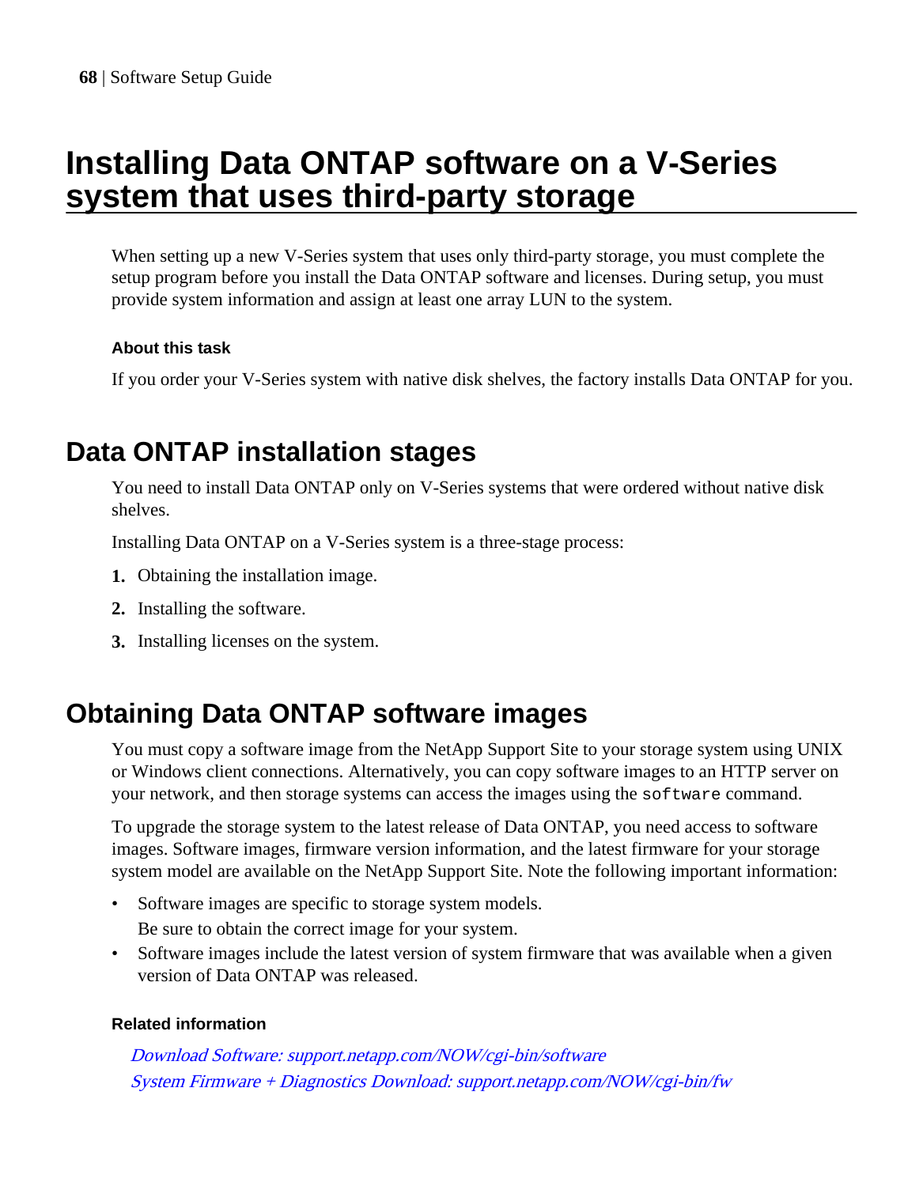# Installing Data ONTAP software on a V-Series system that uses third-party storage

When setting up a new V-Series system that uses only third-party storage, you must complete the setup program before you install the Data ONTAP software and licenses. During setup, you must provide system information and assign at least one array LUN to the system.

#### About this task

If you order your V-Series system with native disk shelves, the factory installs Data ONTAP for you.

## Data ONTAP installation stages

You need to install Data ONTAP only on V-Series systems that were ordered without native disk shelves.

Installing Data ONTAP on a V-Series system is a three-stage process:

1. Obtaining the installation image.
2. Installing the software.
3. Installing licenses on the system.

## Obtaining Data ONTAP software images

You must copy a software image from the NetApp Support Site to your storage system using UNIX or Windows client connections. Alternatively, you can copy software images to an HTTP server on your network, and then storage systems can access the images using the `software` command.

To upgrade the storage system to the latest release of Data ONTAP, you need access to software images. Software images, firmware version information, and the latest firmware for your storage system model are available on the NetApp Support Site. Note the following important information:

- Software images are specific to storage system models.
  Be sure to obtain the correct image for your system.
- Software images include the latest version of system firmware that was available when a given version of Data ONTAP was released.

#### Related information

*Download Software: support.netapp.com/NOW/cgi-bin/software*
*System Firmware + Diagnostics Download: support.netapp.com/NOW/cgi-bin/fw*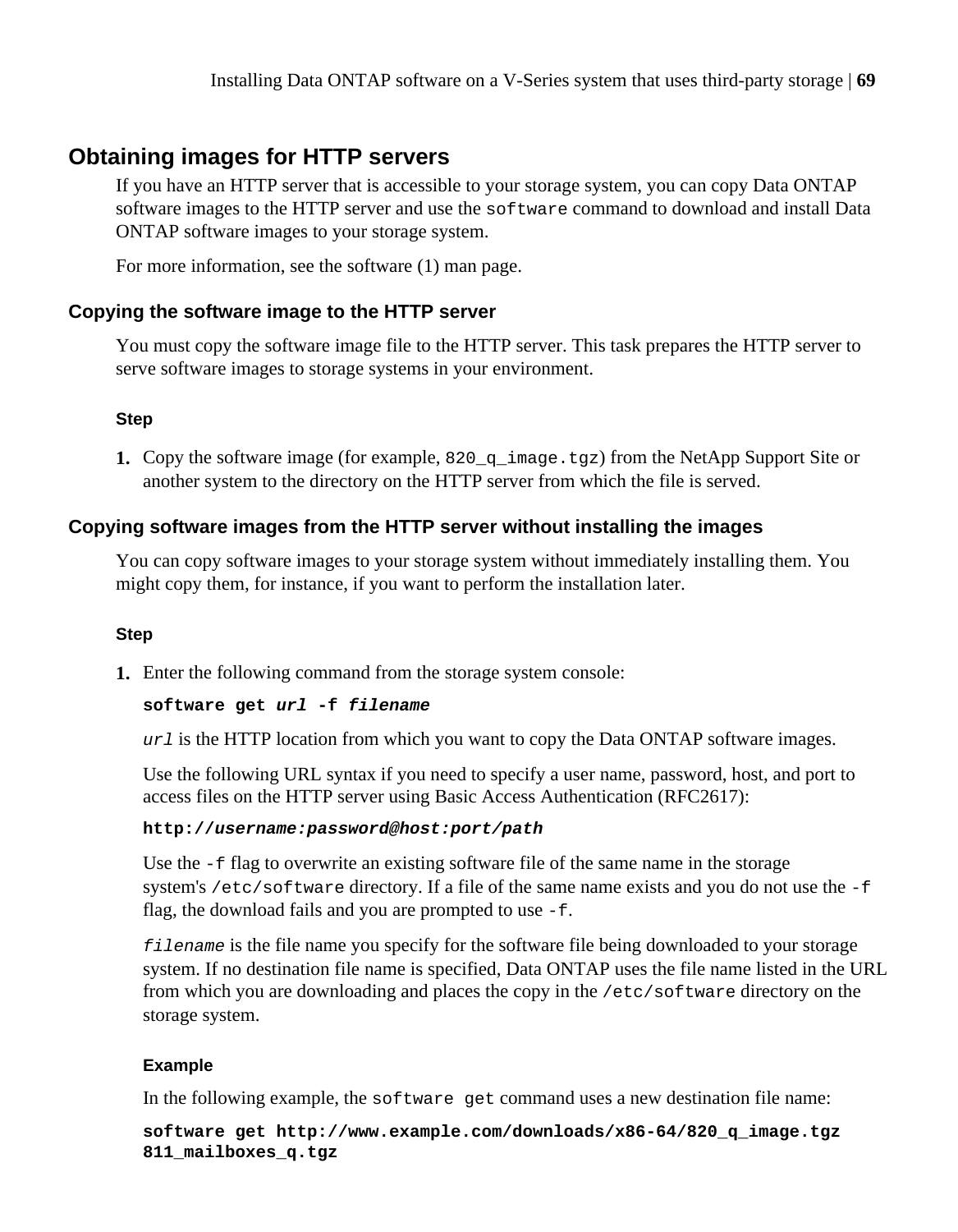## Obtaining images for HTTP servers

If you have an HTTP server that is accessible to your storage system, you can copy Data ONTAP software images to the HTTP server and use the `software` command to download and install Data ONTAP software images to your storage system.

For more information, see the software (1) man page.

### Copying the software image to the HTTP server

You must copy the software image file to the HTTP server. This task prepares the HTTP server to serve software images to storage systems in your environment.

#### Step

1. Copy the software image (for example, `820_q_image.tgz`) from the NetApp Support Site or another system to the directory on the HTTP server from which the file is served.

### Copying software images from the HTTP server without installing the images

You can copy software images to your storage system without immediately installing them. You might copy them, for instance, if you want to perform the installation later.

#### Step

1. Enter the following command from the storage system console:

   **`software get`** ***`url`*** **`-f`** ***`filename`***

   *`url`* is the HTTP location from which you want to copy the Data ONTAP software images.

   Use the following URL syntax if you need to specify a user name, password, host, and port to access files on the HTTP server using Basic Access Authentication (RFC2617):

   **`http://`*****`username:password@host:port/path`***

   Use the `-f` flag to overwrite an existing software file of the same name in the storage system's `/etc/software` directory. If a file of the same name exists and you do not use the `-f` flag, the download fails and you are prompted to use `-f`.

   *`filename`* is the file name you specify for the software file being downloaded to your storage system. If no destination file name is specified, Data ONTAP uses the file name listed in the URL from which you are downloading and places the copy in the `/etc/software` directory on the storage system.

   **Example**

   In the following example, the `software get` command uses a new destination file name:

   ```
   software get http://www.example.com/downloads/x86-64/820_q_image.tgz
   811_mailboxes_q.tgz
   ```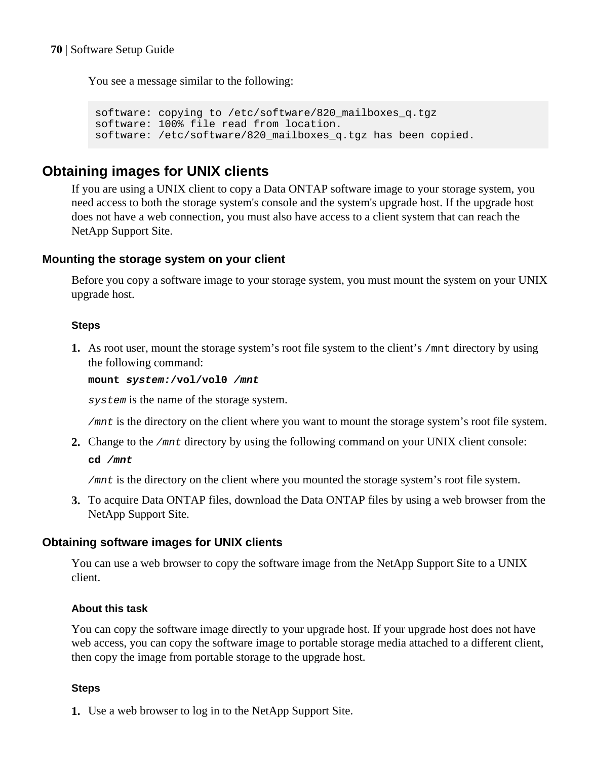You see a message similar to the following:

```
software: copying to /etc/software/820_mailboxes_q.tgz
software: 100% file read from location.
software: /etc/software/820_mailboxes_q.tgz has been copied.
```

## Obtaining images for UNIX clients

If you are using a UNIX client to copy a Data ONTAP software image to your storage system, you need access to both the storage system's console and the system's upgrade host. If the upgrade host does not have a web connection, you must also have access to a client system that can reach the NetApp Support Site.

### Mounting the storage system on your client

Before you copy a software image to your storage system, you must mount the system on your UNIX upgrade host.

#### Steps

1. As root user, mount the storage system's root file system to the client's `/mnt` directory by using the following command:

   **`mount`** ***`system`*** **`:/vol/vol0`** ***`/mnt`***

   *`system`* is the name of the storage system.

   *`/mnt`* is the directory on the client where you want to mount the storage system's root file system.

2. Change to the *`/mnt`* directory by using the following command on your UNIX client console:

   **`cd`** ***`/mnt`***

   *`/mnt`* is the directory on the client where you mounted the storage system's root file system.

3. To acquire Data ONTAP files, download the Data ONTAP files by using a web browser from the NetApp Support Site.

### Obtaining software images for UNIX clients

You can use a web browser to copy the software image from the NetApp Support Site to a UNIX client.

#### About this task

You can copy the software image directly to your upgrade host. If your upgrade host does not have web access, you can copy the software image to portable storage media attached to a different client, then copy the image from portable storage to the upgrade host.

#### Steps

1. Use a web browser to log in to the NetApp Support Site.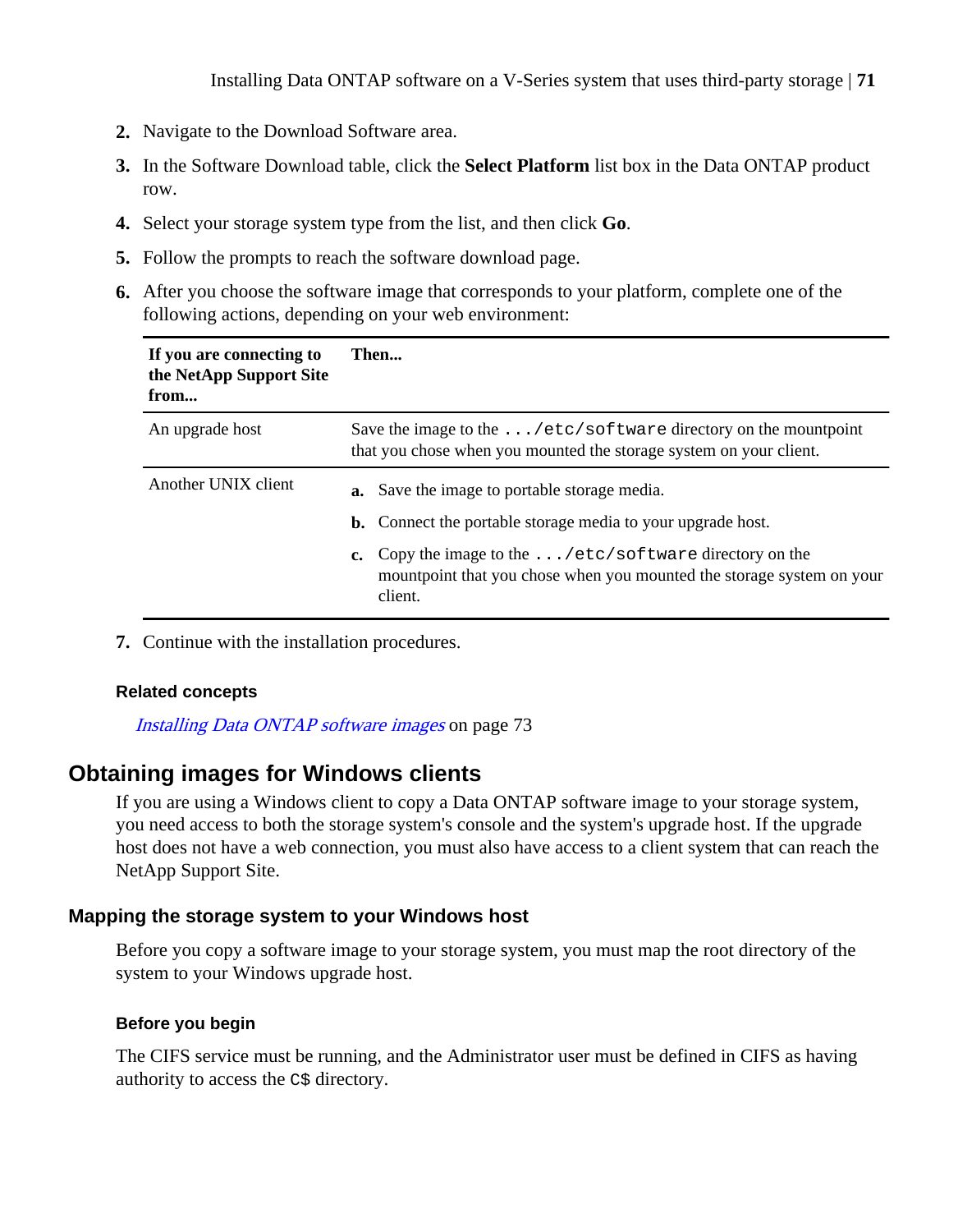2. Navigate to the Download Software area.
3. In the Software Download table, click the **Select Platform** list box in the Data ONTAP product row.
4. Select your storage system type from the list, and then click **Go**.
5. Follow the prompts to reach the software download page.
6. After you choose the software image that corresponds to your platform, complete one of the following actions, depending on your web environment:

| If you are connecting to the NetApp Support Site from... | Then... |
| --- | --- |
| An upgrade host | Save the image to the `.../etc/software` directory on the mountpoint that you chose when you mounted the storage system on your client. |
| Another UNIX client | **a.** Save the image to portable storage media. <br> **b.** Connect the portable storage media to your upgrade host. <br> **c.** Copy the image to the `.../etc/software` directory on the mountpoint that you chose when you mounted the storage system on your client. |

7. Continue with the installation procedures.

#### Related concepts

*Installing Data ONTAP software images* on page 73

## Obtaining images for Windows clients

If you are using a Windows client to copy a Data ONTAP software image to your storage system, you need access to both the storage system's console and the system's upgrade host. If the upgrade host does not have a web connection, you must also have access to a client system that can reach the NetApp Support Site.

### Mapping the storage system to your Windows host

Before you copy a software image to your storage system, you must map the root directory of the system to your Windows upgrade host.

#### Before you begin

The CIFS service must be running, and the Administrator user must be defined in CIFS as having authority to access the `C$` directory.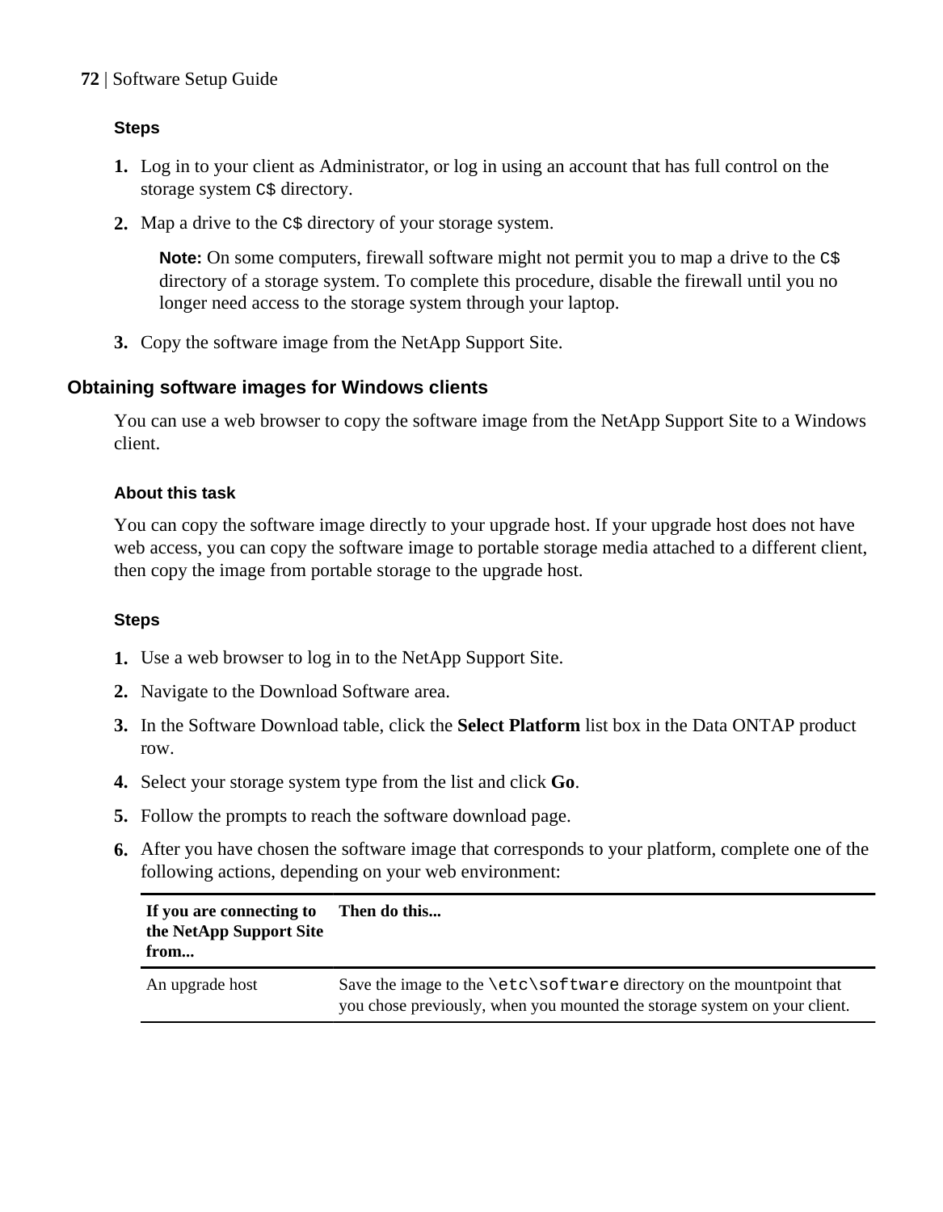#### Steps

1. Log in to your client as Administrator, or log in using an account that has full control on the storage system `C$` directory.
2. Map a drive to the `C$` directory of your storage system.

   **Note:** On some computers, firewall software might not permit you to map a drive to the `C$` directory of a storage system. To complete this procedure, disable the firewall until you no longer need access to the storage system through your laptop.

3. Copy the software image from the NetApp Support Site.

### Obtaining software images for Windows clients

You can use a web browser to copy the software image from the NetApp Support Site to a Windows client.

#### About this task

You can copy the software image directly to your upgrade host. If your upgrade host does not have web access, you can copy the software image to portable storage media attached to a different client, then copy the image from portable storage to the upgrade host.

#### Steps

1. Use a web browser to log in to the NetApp Support Site.
2. Navigate to the Download Software area.
3. In the Software Download table, click the **Select Platform** list box in the Data ONTAP product row.
4. Select your storage system type from the list and click **Go**.
5. Follow the prompts to reach the software download page.
6. After you have chosen the software image that corresponds to your platform, complete one of the following actions, depending on your web environment:

| If you are connecting to the NetApp Support Site from... | Then do this... |
|---|---|
| An upgrade host | Save the image to the `\etc\software` directory on the mountpoint that you chose previously, when you mounted the storage system on your client. |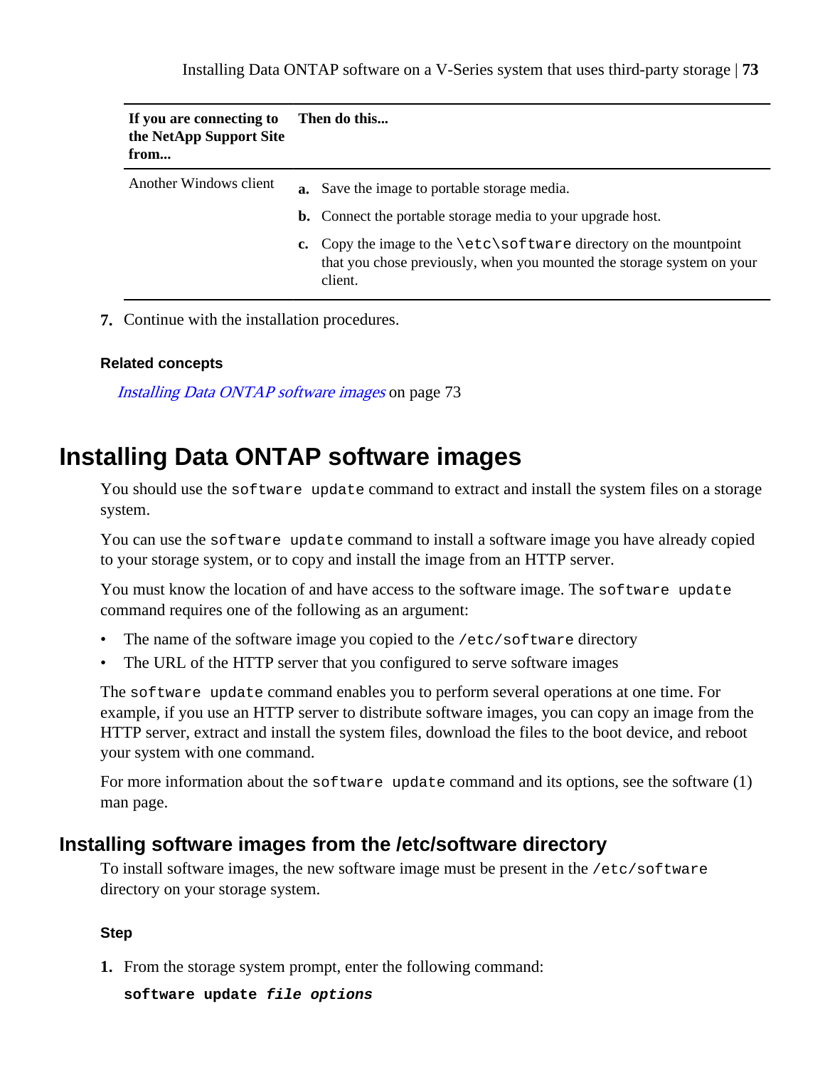| If you are connecting to the NetApp Support Site from... | Then do this... |
|---|---|
| Another Windows client | **a.** Save the image to portable storage media.<br>**b.** Connect the portable storage media to your upgrade host.<br>**c.** Copy the image to the `\etc\software` directory on the mountpoint that you chose previously, when you mounted the storage system on your client. |

7. Continue with the installation procedures.

**Related concepts**

*Installing Data ONTAP software images* on page 73

# Installing Data ONTAP software images

You should use the `software update` command to extract and install the system files on a storage system.

You can use the `software update` command to install a software image you have already copied to your storage system, or to copy and install the image from an HTTP server.

You must know the location of and have access to the software image. The `software update` command requires one of the following as an argument:

- The name of the software image you copied to the `/etc/software` directory
- The URL of the HTTP server that you configured to serve software images

The `software update` command enables you to perform several operations at one time. For example, if you use an HTTP server to distribute software images, you can copy an image from the HTTP server, extract and install the system files, download the files to the boot device, and reboot your system with one command.

For more information about the `software update` command and its options, see the software (1) man page.

## Installing software images from the /etc/software directory

To install software images, the new software image must be present in the `/etc/software` directory on your storage system.

**Step**

1. From the storage system prompt, enter the following command:

   **`software update`** ***`file options`***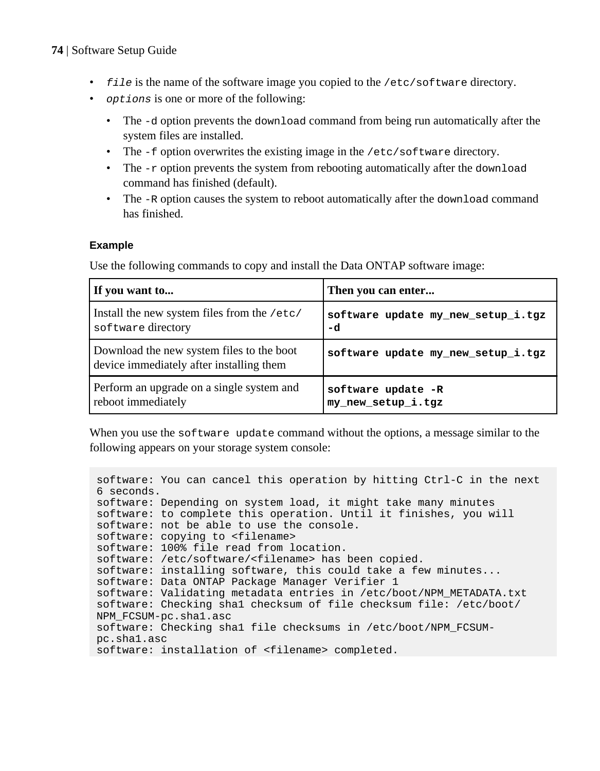- *`file`* is the name of the software image you copied to the `/etc/software` directory.
- *`options`* is one or more of the following:
  - The `-d` option prevents the `download` command from being run automatically after the system files are installed.
  - The `-f` option overwrites the existing image in the `/etc/software` directory.
  - The `-r` option prevents the system from rebooting automatically after the `download` command has finished (default).
  - The `-R` option causes the system to reboot automatically after the `download` command has finished.

#### Example

Use the following commands to copy and install the Data ONTAP software image:

| If you want to... | Then you can enter... |
| --- | --- |
| Install the new system files from the `/etc/software` directory | **`software update my_new_setup_i.tgz -d`** |
| Download the new system files to the boot device immediately after installing them | **`software update my_new_setup_i.tgz`** |
| Perform an upgrade on a single system and reboot immediately | **`software update -R my_new_setup_i.tgz`** |

When you use the `software update` command without the options, a message similar to the following appears on your storage system console:

```
software: You can cancel this operation by hitting Ctrl-C in the next
6 seconds.
software: Depending on system load, it might take many minutes
software: to complete this operation. Until it finishes, you will
software: not be able to use the console.
software: copying to <filename>
software: 100% file read from location.
software: /etc/software/<filename> has been copied.
software: installing software, this could take a few minutes...
software: Data ONTAP Package Manager Verifier 1
software: Validating metadata entries in /etc/boot/NPM_METADATA.txt
software: Checking sha1 checksum of file checksum file: /etc/boot/
NPM_FCSUM-pc.sha1.asc
software: Checking sha1 file checksums in /etc/boot/NPM_FCSUM-
pc.sha1.asc
software: installation of <filename> completed.
```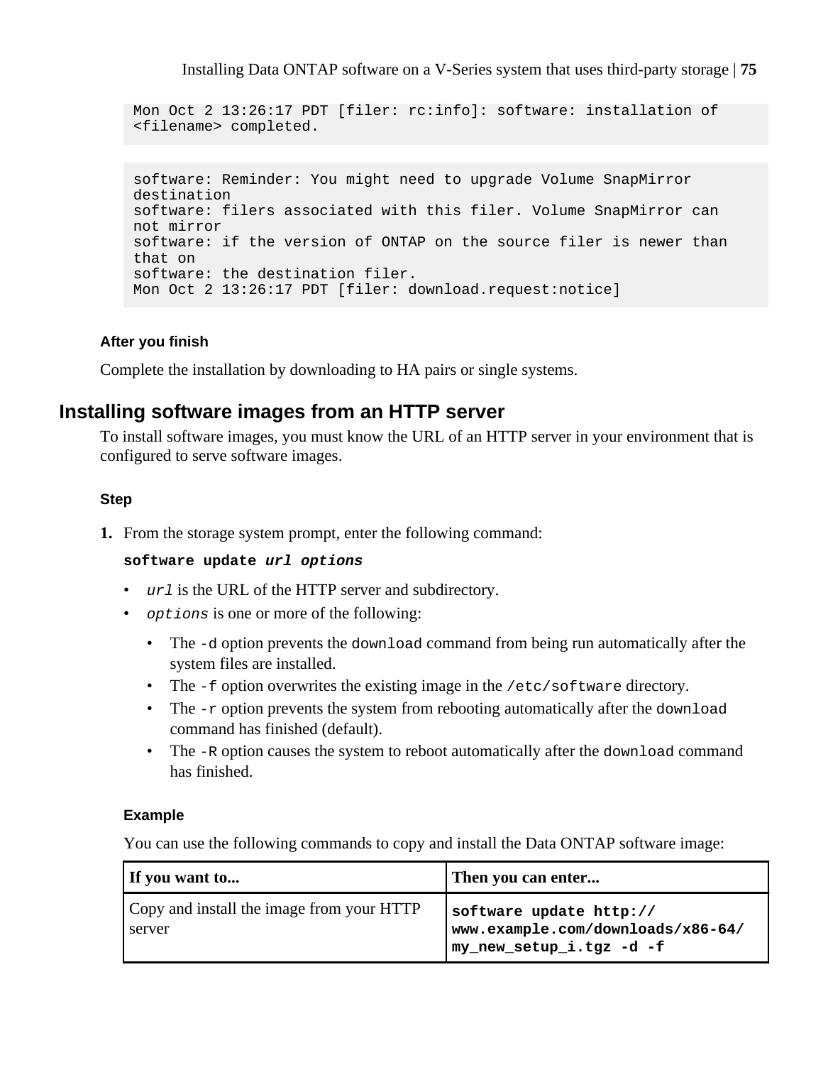```
Mon Oct 2 13:26:17 PDT [filer: rc:info]: software: installation of
<filename> completed.
```

```
software: Reminder: You might need to upgrade Volume SnapMirror
destination
software: filers associated with this filer. Volume SnapMirror can
not mirror
software: if the version of ONTAP on the source filer is newer than
that on
software: the destination filer.
Mon Oct 2 13:26:17 PDT [filer: download.request:notice]
```

#### After you finish

Complete the installation by downloading to HA pairs or single systems.

## Installing software images from an HTTP server

To install software images, you must know the URL of an HTTP server in your environment that is configured to serve software images.

#### Step

1. From the storage system prompt, enter the following command:

   **`software update`** ***`url options`***

   - *`url`* is the URL of the HTTP server and subdirectory.
   - *`options`* is one or more of the following:
     - The `-d` option prevents the `download` command from being run automatically after the system files are installed.
     - The `-f` option overwrites the existing image in the `/etc/software` directory.
     - The `-r` option prevents the system from rebooting automatically after the `download` command has finished (default).
     - The `-R` option causes the system to reboot automatically after the `download` command has finished.

   #### Example

   You can use the following commands to copy and install the Data ONTAP software image:

   | If you want to... | Then you can enter... |
   |---|---|
   | Copy and install the image from your HTTP server | **`software update http://www.example.com/downloads/x86-64/my_new_setup_i.tgz -d -f`** |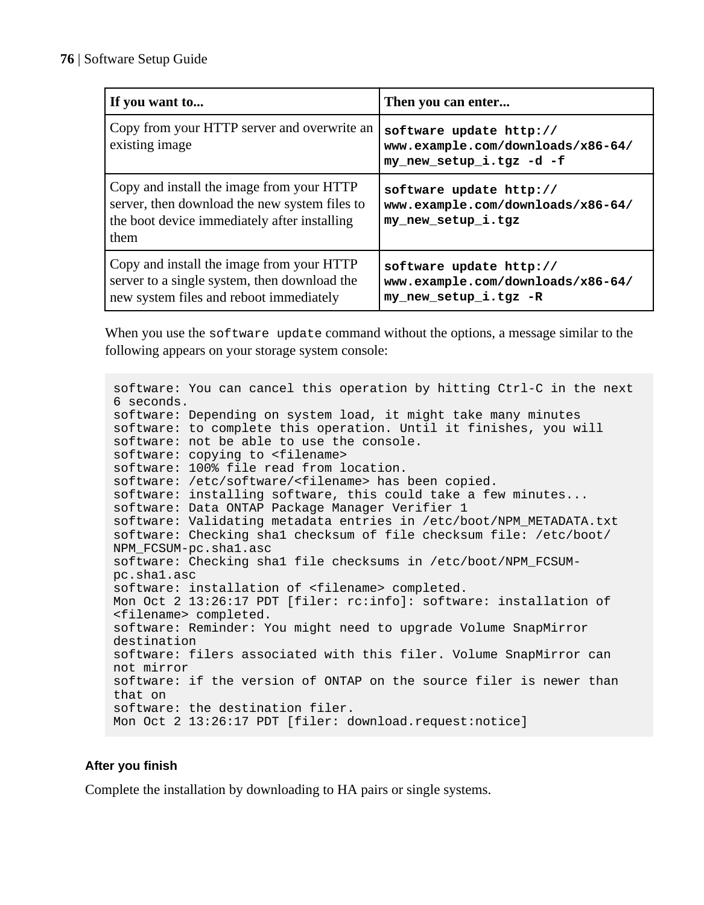| If you want to... | Then you can enter... |
|---|---|
| Copy from your HTTP server and overwrite an existing image | **software update http://www.example.com/downloads/x86-64/my_new_setup_i.tgz -d -f** |
| Copy and install the image from your HTTP server, then download the new system files to the boot device immediately after installing them | **software update http://www.example.com/downloads/x86-64/my_new_setup_i.tgz** |
| Copy and install the image from your HTTP server to a single system, then download the new system files and reboot immediately | **software update http://www.example.com/downloads/x86-64/my_new_setup_i.tgz -R** |

When you use the `software update` command without the options, a message similar to the following appears on your storage system console:

```
software: You can cancel this operation by hitting Ctrl-C in the next
6 seconds.
software: Depending on system load, it might take many minutes
software: to complete this operation. Until it finishes, you will
software: not be able to use the console.
software: copying to <filename>
software: 100% file read from location.
software: /etc/software/<filename> has been copied.
software: installing software, this could take a few minutes...
software: Data ONTAP Package Manager Verifier 1
software: Validating metadata entries in /etc/boot/NPM_METADATA.txt
software: Checking sha1 checksum of file checksum file: /etc/boot/
NPM_FCSUM-pc.sha1.asc
software: Checking sha1 file checksums in /etc/boot/NPM_FCSUM-
pc.sha1.asc
software: installation of <filename> completed.
Mon Oct 2 13:26:17 PDT [filer: rc:info]: software: installation of
<filename> completed.
software: Reminder: You might need to upgrade Volume SnapMirror
destination
software: filers associated with this filer. Volume SnapMirror can
not mirror
software: if the version of ONTAP on the source filer is newer than
that on
software: the destination filer.
Mon Oct 2 13:26:17 PDT [filer: download.request:notice]
```

### After you finish

Complete the installation by downloading to HA pairs or single systems.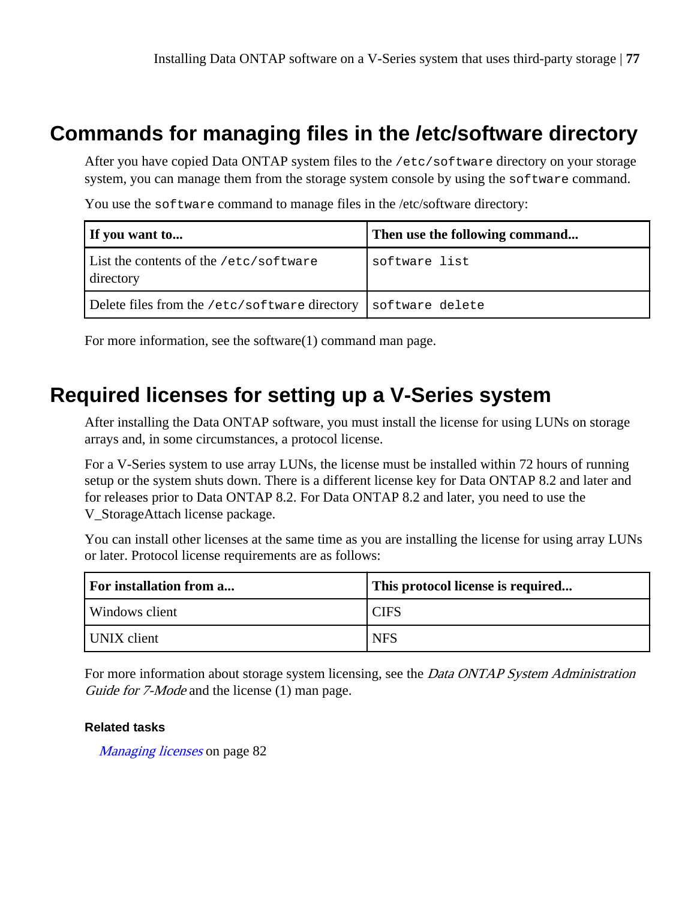## Commands for managing files in the /etc/software directory

After you have copied Data ONTAP system files to the `/etc/software` directory on your storage system, you can manage them from the storage system console by using the `software` command.

You use the `software` command to manage files in the /etc/software directory:

| If you want to... | Then use the following command... |
|---|---|
| List the contents of the `/etc/software` directory | `software list` |
| Delete files from the `/etc/software` directory | `software delete` |

For more information, see the software(1) command man page.

## Required licenses for setting up a V-Series system

After installing the Data ONTAP software, you must install the license for using LUNs on storage arrays and, in some circumstances, a protocol license.

For a V-Series system to use array LUNs, the license must be installed within 72 hours of running setup or the system shuts down. There is a different license key for Data ONTAP 8.2 and later and for releases prior to Data ONTAP 8.2. For Data ONTAP 8.2 and later, you need to use the V_StorageAttach license package.

You can install other licenses at the same time as you are installing the license for using array LUNs or later. Protocol license requirements are as follows:

| For installation from a... | This protocol license is required... |
|---|---|
| Windows client | CIFS |
| UNIX client | NFS |

For more information about storage system licensing, see the *Data ONTAP System Administration Guide for 7-Mode* and the license (1) man page.

#### Related tasks

*Managing licenses* on page 82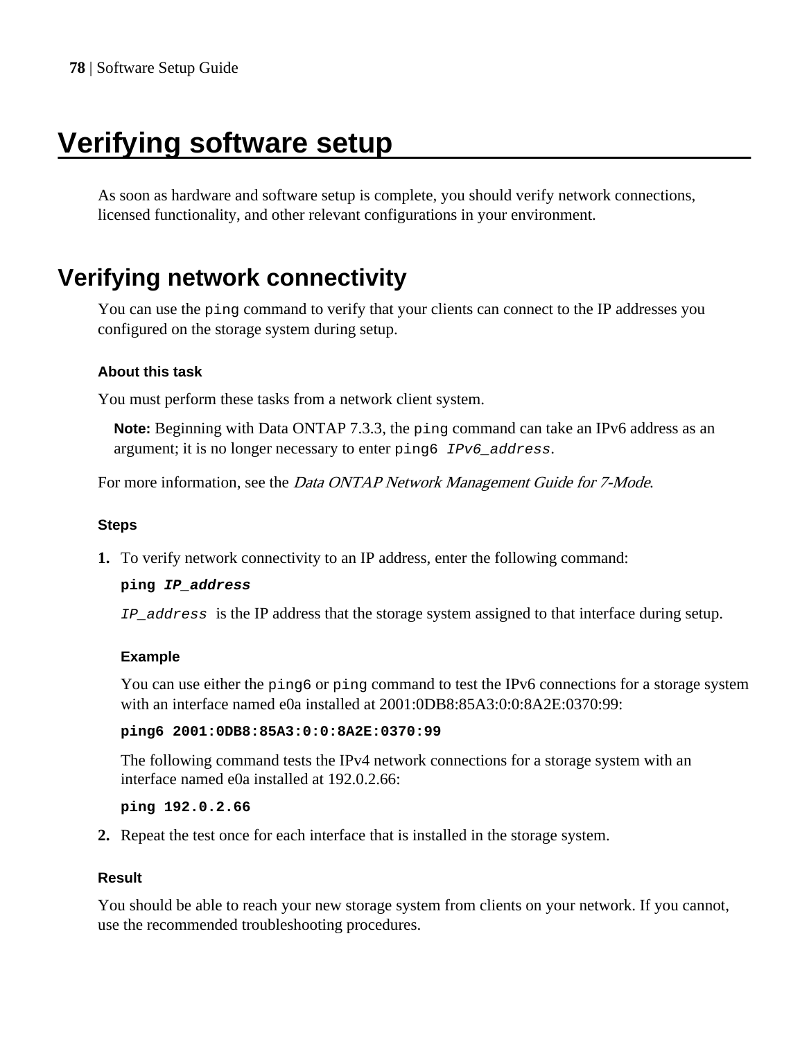# Verifying software setup

As soon as hardware and software setup is complete, you should verify network connections, licensed functionality, and other relevant configurations in your environment.

## Verifying network connectivity

You can use the `ping` command to verify that your clients can connect to the IP addresses you configured on the storage system during setup.

### About this task

You must perform these tasks from a network client system.

**Note:** Beginning with Data ONTAP 7.3.3, the `ping` command can take an IPv6 address as an argument; it is no longer necessary to enter `ping6 IPv6_address`.

For more information, see the *Data ONTAP Network Management Guide for 7-Mode*.

### Steps

1. To verify network connectivity to an IP address, enter the following command:

   **`ping IP_address`**

   `IP_address` is the IP address that the storage system assigned to that interface during setup.

   **Example**

   You can use either the `ping6` or `ping` command to test the IPv6 connections for a storage system with an interface named e0a installed at 2001:0DB8:85A3:0:0:8A2E:0370:99:

   **`ping6 2001:0DB8:85A3:0:0:8A2E:0370:99`**

   The following command tests the IPv4 network connections for a storage system with an interface named e0a installed at 192.0.2.66:

   **`ping 192.0.2.66`**

2. Repeat the test once for each interface that is installed in the storage system.

### Result

You should be able to reach your new storage system from clients on your network. If you cannot, use the recommended troubleshooting procedures.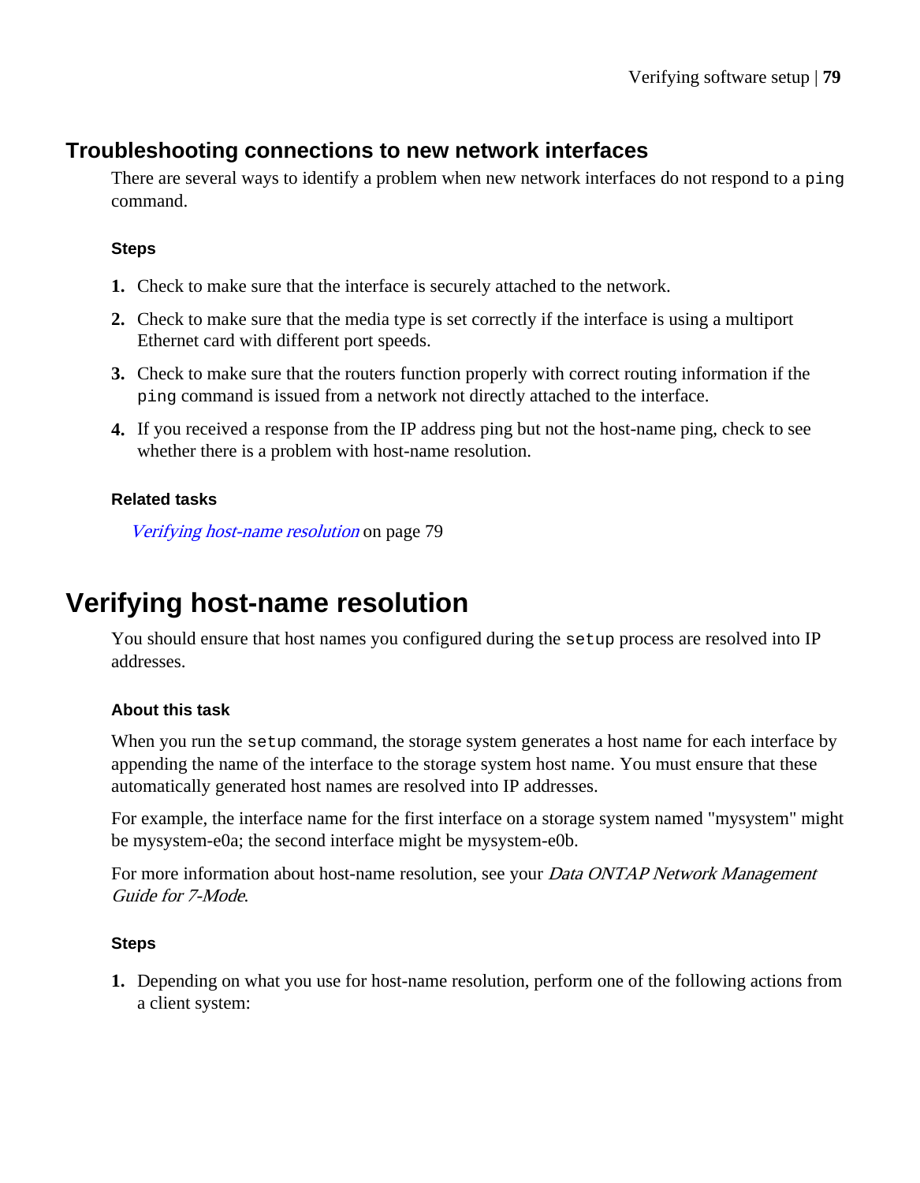## Troubleshooting connections to new network interfaces

There are several ways to identify a problem when new network interfaces do not respond to a `ping` command.

#### Steps

1. Check to make sure that the interface is securely attached to the network.
2. Check to make sure that the media type is set correctly if the interface is using a multiport Ethernet card with different port speeds.
3. Check to make sure that the routers function properly with correct routing information if the `ping` command is issued from a network not directly attached to the interface.
4. If you received a response from the IP address ping but not the host-name ping, check to see whether there is a problem with host-name resolution.

#### Related tasks

*Verifying host-name resolution* on page 79

# Verifying host-name resolution

You should ensure that host names you configured during the `setup` process are resolved into IP addresses.

#### About this task

When you run the `setup` command, the storage system generates a host name for each interface by appending the name of the interface to the storage system host name. You must ensure that these automatically generated host names are resolved into IP addresses.

For example, the interface name for the first interface on a storage system named "mysystem" might be mysystem-e0a; the second interface might be mysystem-e0b.

For more information about host-name resolution, see your *Data ONTAP Network Management Guide for 7-Mode*.

#### Steps

1. Depending on what you use for host-name resolution, perform one of the following actions from a client system: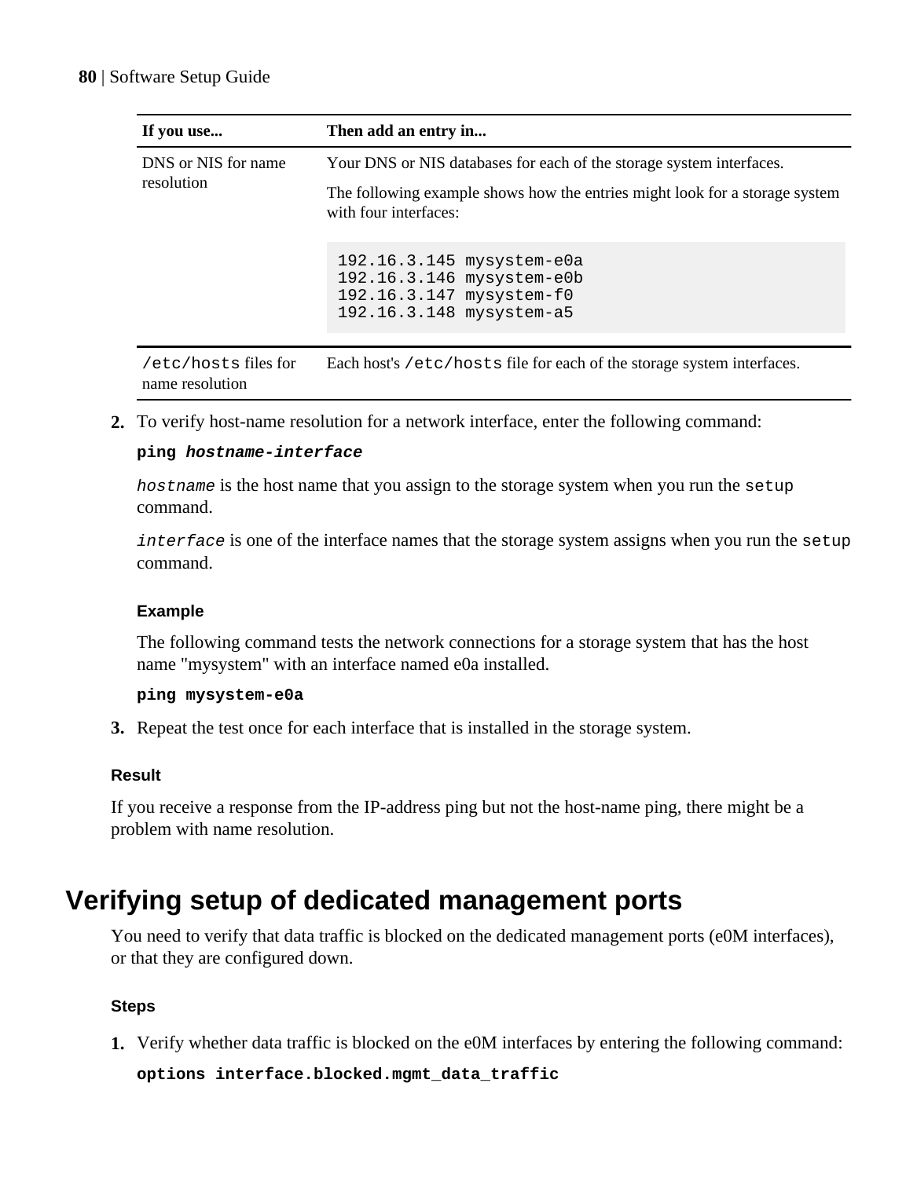| If you use... | Then add an entry in... |
|---|---|
| DNS or NIS for name resolution | Your DNS or NIS databases for each of the storage system interfaces.<br><br>The following example shows how the entries might look for a storage system with four interfaces:<br><br>`192.16.3.145 mysystem-e0a`<br>`192.16.3.146 mysystem-e0b`<br>`192.16.3.147 mysystem-f0`<br>`192.16.3.148 mysystem-a5` |
| `/etc/hosts` files for name resolution | Each host's `/etc/hosts` file for each of the storage system interfaces. |

2. To verify host-name resolution for a network interface, enter the following command:

   **ping *hostname-interface***

   *hostname* is the host name that you assign to the storage system when you run the `setup` command.

   *interface* is one of the interface names that the storage system assigns when you run the `setup` command.

   **Example**

   The following command tests the network connections for a storage system that has the host name "mysystem" with an interface named e0a installed.

   **ping mysystem-e0a**

3. Repeat the test once for each interface that is installed in the storage system.

**Result**

If you receive a response from the IP-address ping but not the host-name ping, there might be a problem with name resolution.

# Verifying setup of dedicated management ports

You need to verify that data traffic is blocked on the dedicated management ports (e0M interfaces), or that they are configured down.

**Steps**

1. Verify whether data traffic is blocked on the e0M interfaces by entering the following command:

   **options interface.blocked.mgmt_data_traffic**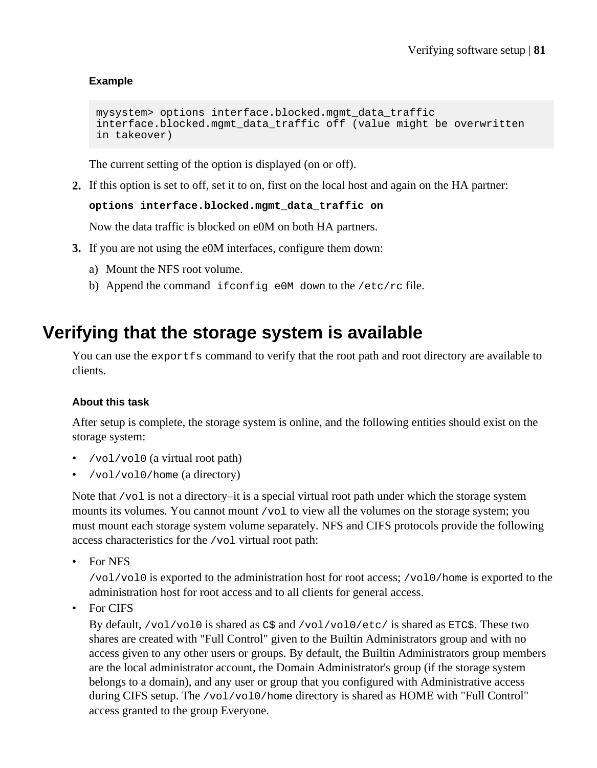**Example**

```
mysystem> options interface.blocked.mgmt_data_traffic
interface.blocked.mgmt_data_traffic off (value might be overwritten
in takeover)
```

The current setting of the option is displayed (on or off).

2. If this option is set to off, set it to on, first on the local host and again on the HA partner:

   **`options interface.blocked.mgmt_data_traffic on`**

   Now the data traffic is blocked on e0M on both HA partners.

3. If you are not using the e0M interfaces, configure them down:

   a) Mount the NFS root volume.

   b) Append the command `ifconfig e0M down` to the `/etc/rc` file.

# Verifying that the storage system is available

You can use the `exportfs` command to verify that the root path and root directory are available to clients.

### About this task

After setup is complete, the storage system is online, and the following entities should exist on the storage system:

- `/vol/vol0` (a virtual root path)
- `/vol/vol0/home` (a directory)

Note that `/vol` is not a directory–it is a special virtual root path under which the storage system mounts its volumes. You cannot mount `/vol` to view all the volumes on the storage system; you must mount each storage system volume separately. NFS and CIFS protocols provide the following access characteristics for the `/vol` virtual root path:

- For NFS

  `/vol/vol0` is exported to the administration host for root access; `/vol0/home` is exported to the administration host for root access and to all clients for general access.

- For CIFS

  By default, `/vol/vol0` is shared as `C$` and `/vol/vol0/etc/` is shared as `ETC$`. These two shares are created with "Full Control" given to the Builtin Administrators group and with no access given to any other users or groups. By default, the Builtin Administrators group members are the local administrator account, the Domain Administrator's group (if the storage system belongs to a domain), and any user or group that you configured with Administrative access during CIFS setup. The `/vol/vol0/home` directory is shared as HOME with "Full Control" access granted to the group Everyone.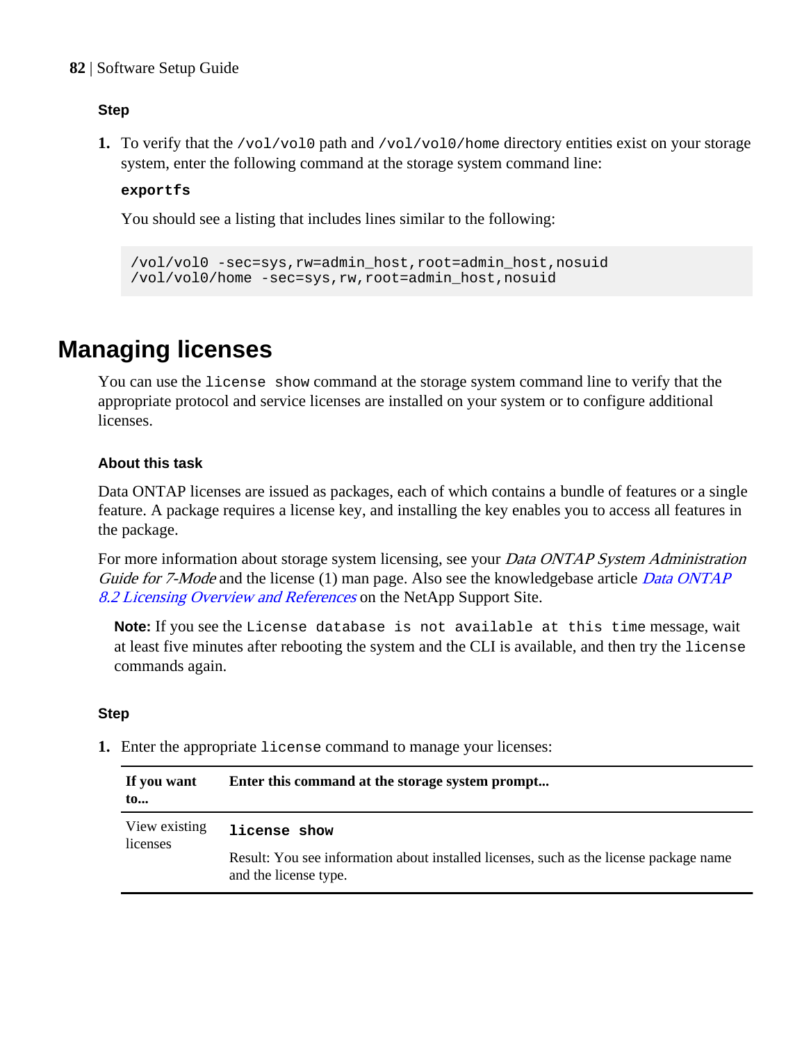#### Step

1. To verify that the `/vol/vol0` path and `/vol/vol0/home` directory entities exist on your storage system, enter the following command at the storage system command line:

   **`exportfs`**

   You should see a listing that includes lines similar to the following:

```
/vol/vol0 -sec=sys,rw=admin_host,root=admin_host,nosuid
/vol/vol0/home -sec=sys,rw,root=admin_host,nosuid
```

## Managing licenses

You can use the `license show` command at the storage system command line to verify that the appropriate protocol and service licenses are installed on your system or to configure additional licenses.

#### About this task

Data ONTAP licenses are issued as packages, each of which contains a bundle of features or a single feature. A package requires a license key, and installing the key enables you to access all features in the package.

For more information about storage system licensing, see your *Data ONTAP System Administration Guide for 7-Mode* and the license (1) man page. Also see the knowledgebase article *Data ONTAP 8.2 Licensing Overview and References* on the NetApp Support Site.

**Note:** If you see the `License database is not available at this time` message, wait at least five minutes after rebooting the system and the CLI is available, and then try the `license` commands again.

#### Step

1. Enter the appropriate `license` command to manage your licenses:

| If you want to... | Enter this command at the storage system prompt... |
|---|---|
| View existing licenses | **`license show`**<br><br>Result: You see information about installed licenses, such as the license package name and the license type. |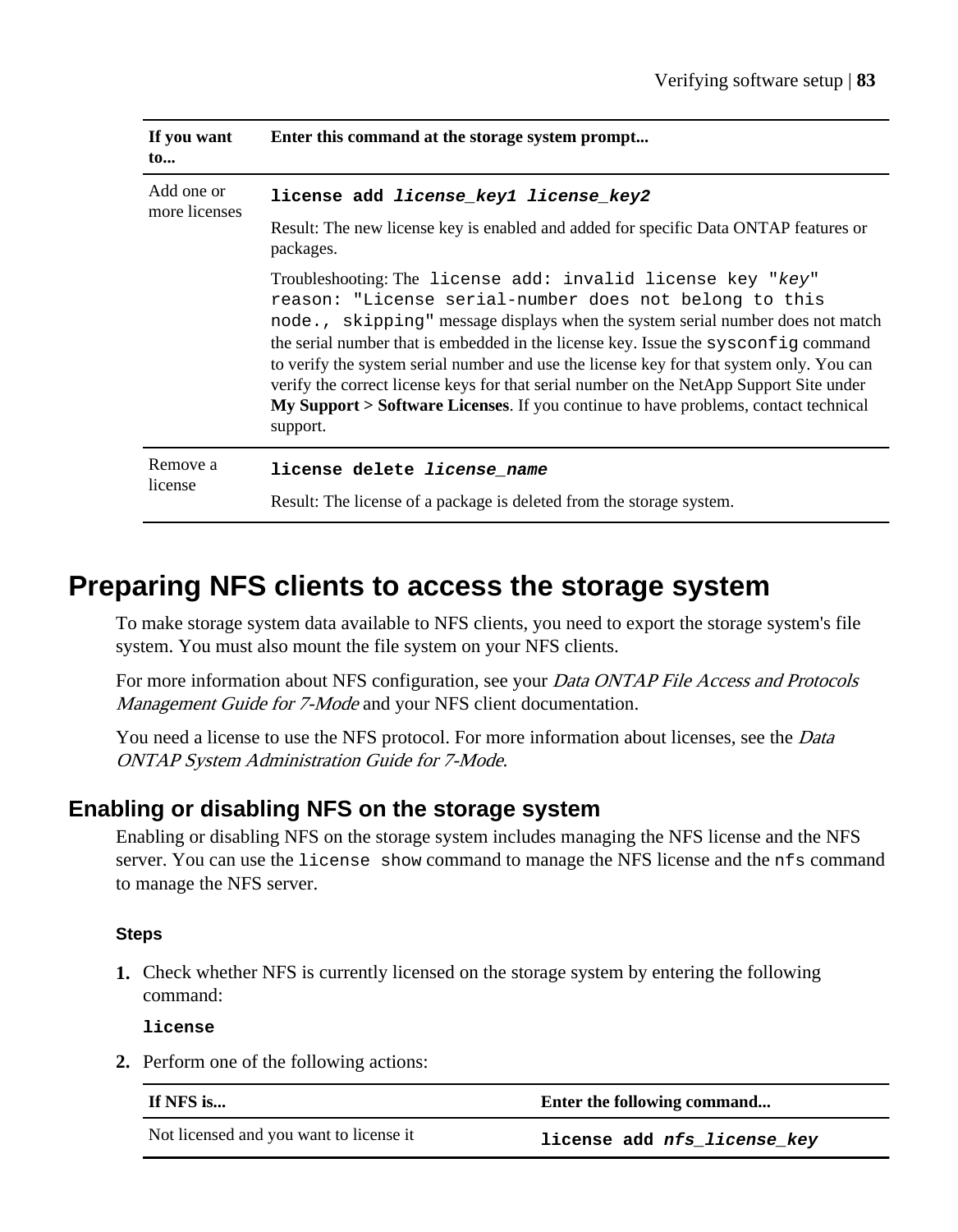| If you want to... | Enter this command at the storage system prompt... |
| --- | --- |
| Add one or more licenses | **`license add license_key1 license_key2`**<br><br>Result: The new license key is enabled and added for specific Data ONTAP features or packages.<br><br>Troubleshooting: The `license add: invalid license key "key" reason: "License serial-number does not belong to this node., skipping"` message displays when the system serial number does not match the serial number that is embedded in the license key. Issue the `sysconfig` command to verify the system serial number and use the license key for that system only. You can verify the correct license keys for that serial number on the NetApp Support Site under **My Support > Software Licenses**. If you continue to have problems, contact technical support. |
| Remove a license | **`license delete license_name`**<br><br>Result: The license of a package is deleted from the storage system. |

# Preparing NFS clients to access the storage system

To make storage system data available to NFS clients, you need to export the storage system's file system. You must also mount the file system on your NFS clients.

For more information about NFS configuration, see your *Data ONTAP File Access and Protocols Management Guide for 7-Mode* and your NFS client documentation.

You need a license to use the NFS protocol. For more information about licenses, see the *Data ONTAP System Administration Guide for 7-Mode*.

## Enabling or disabling NFS on the storage system

Enabling or disabling NFS on the storage system includes managing the NFS license and the NFS server. You can use the `license show` command to manage the NFS license and the `nfs` command to manage the NFS server.

#### Steps

1. Check whether NFS is currently licensed on the storage system by entering the following command:

   **`license`**

2. Perform one of the following actions:

| If NFS is... | Enter the following command... |
| --- | --- |
| Not licensed and you want to license it | **`license add nfs_license_key`** |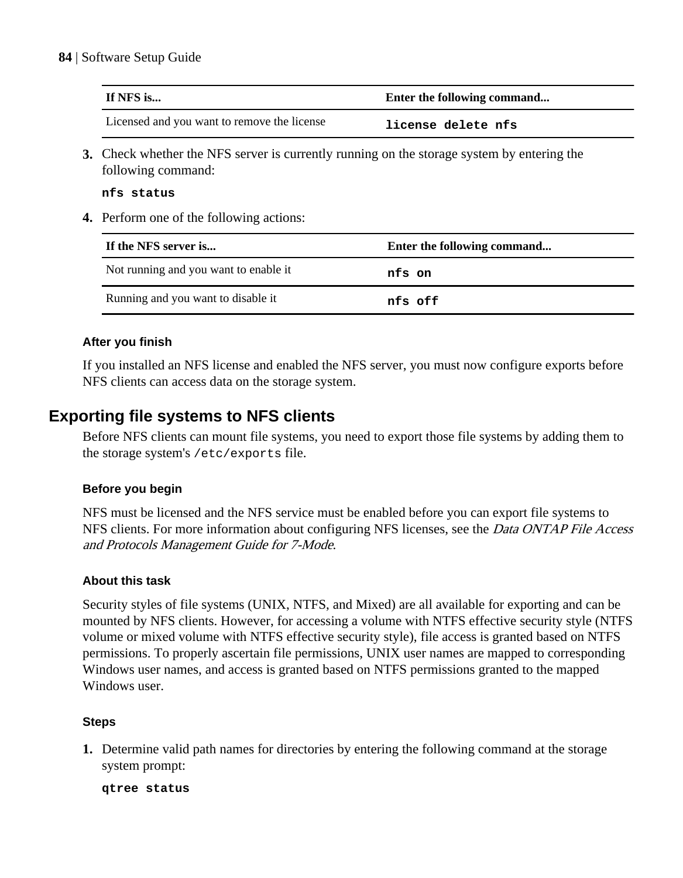| If NFS is... | Enter the following command... |
|---|---|
| Licensed and you want to remove the license | **`license delete nfs`** |

3. Check whether the NFS server is currently running on the storage system by entering the following command:

   **`nfs status`**

4. Perform one of the following actions:

| If the NFS server is... | Enter the following command... |
|---|---|
| Not running and you want to enable it | **`nfs on`** |
| Running and you want to disable it | **`nfs off`** |

#### After you finish

If you installed an NFS license and enabled the NFS server, you must now configure exports before NFS clients can access data on the storage system.

## Exporting file systems to NFS clients

Before NFS clients can mount file systems, you need to export those file systems by adding them to the storage system's `/etc/exports` file.

#### Before you begin

NFS must be licensed and the NFS service must be enabled before you can export file systems to NFS clients. For more information about configuring NFS licenses, see the *Data ONTAP File Access and Protocols Management Guide for 7-Mode*.

#### About this task

Security styles of file systems (UNIX, NTFS, and Mixed) are all available for exporting and can be mounted by NFS clients. However, for accessing a volume with NTFS effective security style (NTFS volume or mixed volume with NTFS effective security style), file access is granted based on NTFS permissions. To properly ascertain file permissions, UNIX user names are mapped to corresponding Windows user names, and access is granted based on NTFS permissions granted to the mapped Windows user.

#### Steps

1. Determine valid path names for directories by entering the following command at the storage system prompt:

   **`qtree status`**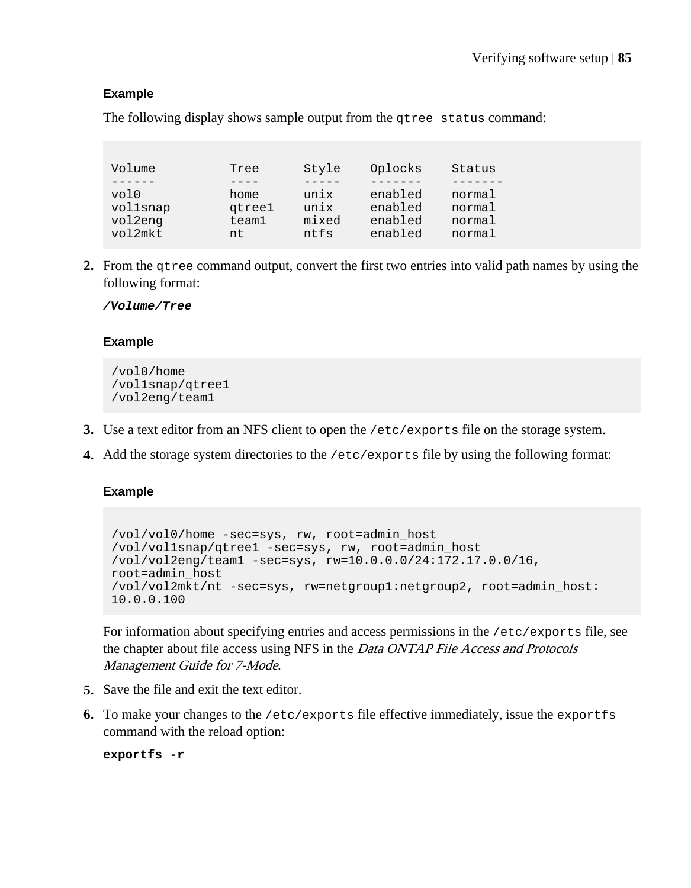**Example**

The following display shows sample output from the `qtree status` command:

```
Volume          Tree      Style    Oplocks    Status
------          ----      -----    -------    -------
vol0            home      unix     enabled    normal
vol1snap        qtree1    unix     enabled    normal
vol2eng         team1     mixed    enabled    normal
vol2mkt         nt        ntfs     enabled    normal
```

2. From the `qtree` command output, convert the first two entries into valid path names by using the following format:

   ***/Volume/Tree***

   **Example**

   ```
   /vol0/home
   /vol1snap/qtree1
   /vol2eng/team1
   ```

3. Use a text editor from an NFS client to open the `/etc/exports` file on the storage system.
4. Add the storage system directories to the `/etc/exports` file by using the following format:

   **Example**

   ```
   /vol/vol0/home -sec=sys, rw, root=admin_host
   /vol/vol1snap/qtree1 -sec=sys, rw, root=admin_host
   /vol/vol2eng/team1 -sec=sys, rw=10.0.0.0/24:172.17.0.0/16,
   root=admin_host
   /vol/vol2mkt/nt -sec=sys, rw=netgroup1:netgroup2, root=admin_host:
   10.0.0.100
   ```

   For information about specifying entries and access permissions in the `/etc/exports` file, see the chapter about file access using NFS in the *Data ONTAP File Access and Protocols Management Guide for 7-Mode*.

5. Save the file and exit the text editor.
6. To make your changes to the `/etc/exports` file effective immediately, issue the `exportfs` command with the reload option:

   **`exportfs -r`**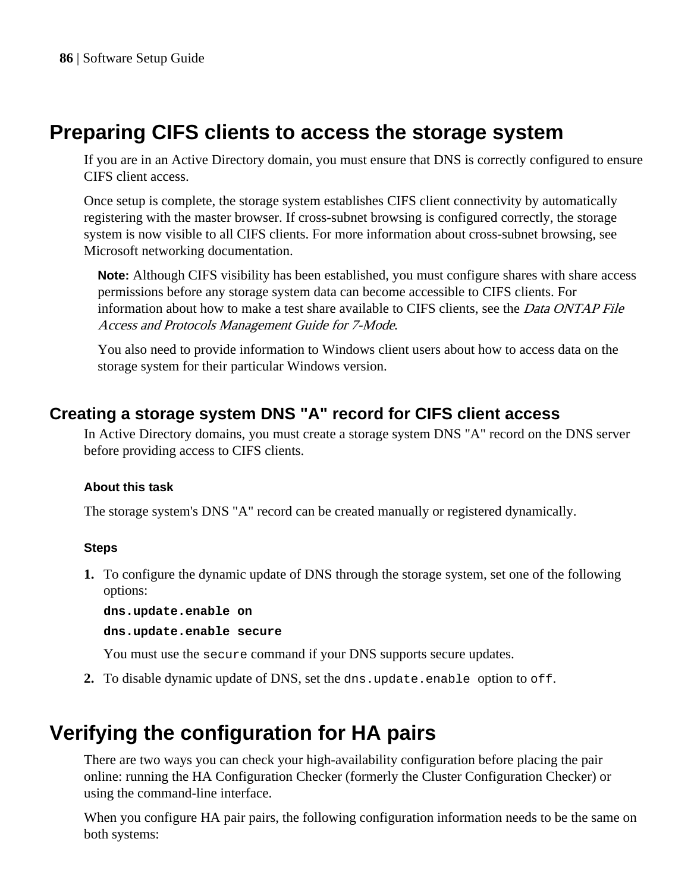# Preparing CIFS clients to access the storage system

If you are in an Active Directory domain, you must ensure that DNS is correctly configured to ensure CIFS client access.

Once setup is complete, the storage system establishes CIFS client connectivity by automatically registering with the master browser. If cross-subnet browsing is configured correctly, the storage system is now visible to all CIFS clients. For more information about cross-subnet browsing, see Microsoft networking documentation.

**Note:** Although CIFS visibility has been established, you must configure shares with share access permissions before any storage system data can become accessible to CIFS clients. For information about how to make a test share available to CIFS clients, see the *Data ONTAP File Access and Protocols Management Guide for 7-Mode*.

You also need to provide information to Windows client users about how to access data on the storage system for their particular Windows version.

## Creating a storage system DNS "A" record for CIFS client access

In Active Directory domains, you must create a storage system DNS "A" record on the DNS server before providing access to CIFS clients.

#### About this task

The storage system's DNS "A" record can be created manually or registered dynamically.

#### Steps

1. To configure the dynamic update of DNS through the storage system, set one of the following options:

   **`dns.update.enable on`**

   **`dns.update.enable secure`**

   You must use the `secure` command if your DNS supports secure updates.

2. To disable dynamic update of DNS, set the `dns.update.enable` option to `off`.

# Verifying the configuration for HA pairs

There are two ways you can check your high-availability configuration before placing the pair online: running the HA Configuration Checker (formerly the Cluster Configuration Checker) or using the command-line interface.

When you configure HA pair pairs, the following configuration information needs to be the same on both systems: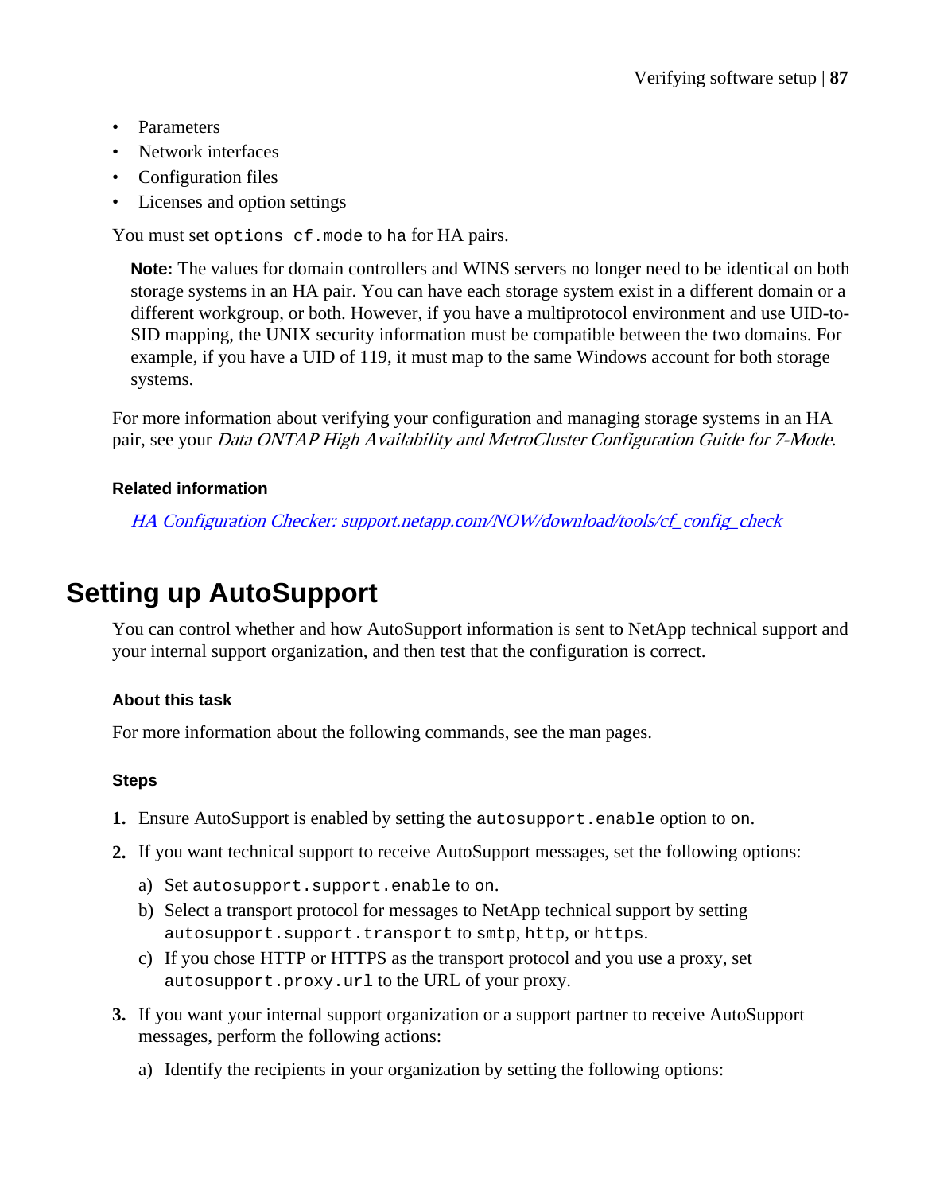- Parameters
- Network interfaces
- Configuration files
- Licenses and option settings

You must set `options cf.mode` to `ha` for HA pairs.

> **Note:** The values for domain controllers and WINS servers no longer need to be identical on both storage systems in an HA pair. You can have each storage system exist in a different domain or a different workgroup, or both. However, if you have a multiprotocol environment and use UID-to-SID mapping, the UNIX security information must be compatible between the two domains. For example, if you have a UID of 119, it must map to the same Windows account for both storage systems.

For more information about verifying your configuration and managing storage systems in an HA pair, see your *Data ONTAP High Availability and MetroCluster Configuration Guide for 7-Mode*.

#### Related information

*HA Configuration Checker: support.netapp.com/NOW/download/tools/cf_config_check*

## Setting up AutoSupport

You can control whether and how AutoSupport information is sent to NetApp technical support and your internal support organization, and then test that the configuration is correct.

#### About this task

For more information about the following commands, see the man pages.

#### Steps

1. Ensure AutoSupport is enabled by setting the `autosupport.enable` option to `on`.
2. If you want technical support to receive AutoSupport messages, set the following options:
   a) Set `autosupport.support.enable` to `on`.
   b) Select a transport protocol for messages to NetApp technical support by setting `autosupport.support.transport` to `smtp`, `http`, or `https`.
   c) If you chose HTTP or HTTPS as the transport protocol and you use a proxy, set `autosupport.proxy.url` to the URL of your proxy.
3. If you want your internal support organization or a support partner to receive AutoSupport messages, perform the following actions:
   a) Identify the recipients in your organization by setting the following options: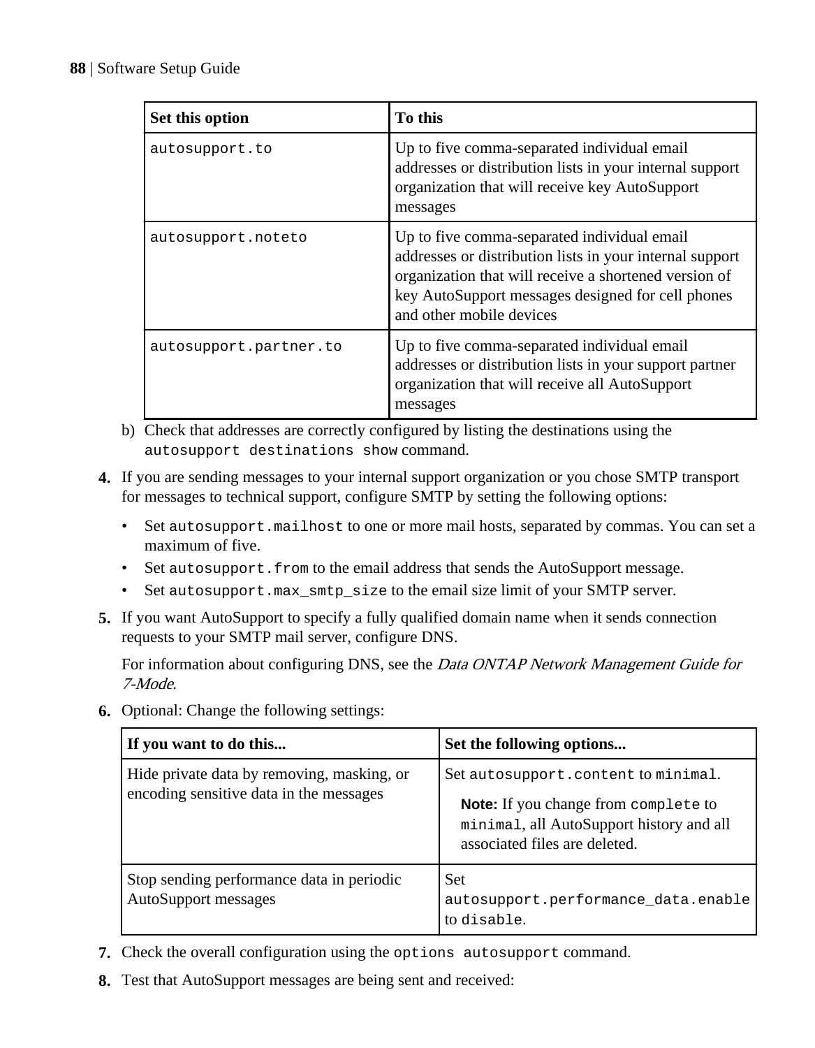| Set this option | To this |
|---|---|
| `autosupport.to` | Up to five comma-separated individual email addresses or distribution lists in your internal support organization that will receive key AutoSupport messages |
| `autosupport.noteto` | Up to five comma-separated individual email addresses or distribution lists in your internal support organization that will receive a shortened version of key AutoSupport messages designed for cell phones and other mobile devices |
| `autosupport.partner.to` | Up to five comma-separated individual email addresses or distribution lists in your support partner organization that will receive all AutoSupport messages |

b) Check that addresses are correctly configured by listing the destinations using the `autosupport destinations show` command.

4. If you are sending messages to your internal support organization or you chose SMTP transport for messages to technical support, configure SMTP by setting the following options:
   - Set `autosupport.mailhost` to one or more mail hosts, separated by commas. You can set a maximum of five.
   - Set `autosupport.from` to the email address that sends the AutoSupport message.
   - Set `autosupport.max_smtp_size` to the email size limit of your SMTP server.
5. If you want AutoSupport to specify a fully qualified domain name when it sends connection requests to your SMTP mail server, configure DNS.

   For information about configuring DNS, see the *Data ONTAP Network Management Guide for 7-Mode*.
6. Optional: Change the following settings:

| If you want to do this... | Set the following options... |
|---|---|
| Hide private data by removing, masking, or encoding sensitive data in the messages | Set `autosupport.content` to `minimal`. **Note:** If you change from `complete` to `minimal`, all AutoSupport history and all associated files are deleted. |
| Stop sending performance data in periodic AutoSupport messages | Set `autosupport.performance_data.enable` to `disable`. |

7. Check the overall configuration using the `options autosupport` command.
8. Test that AutoSupport messages are being sent and received: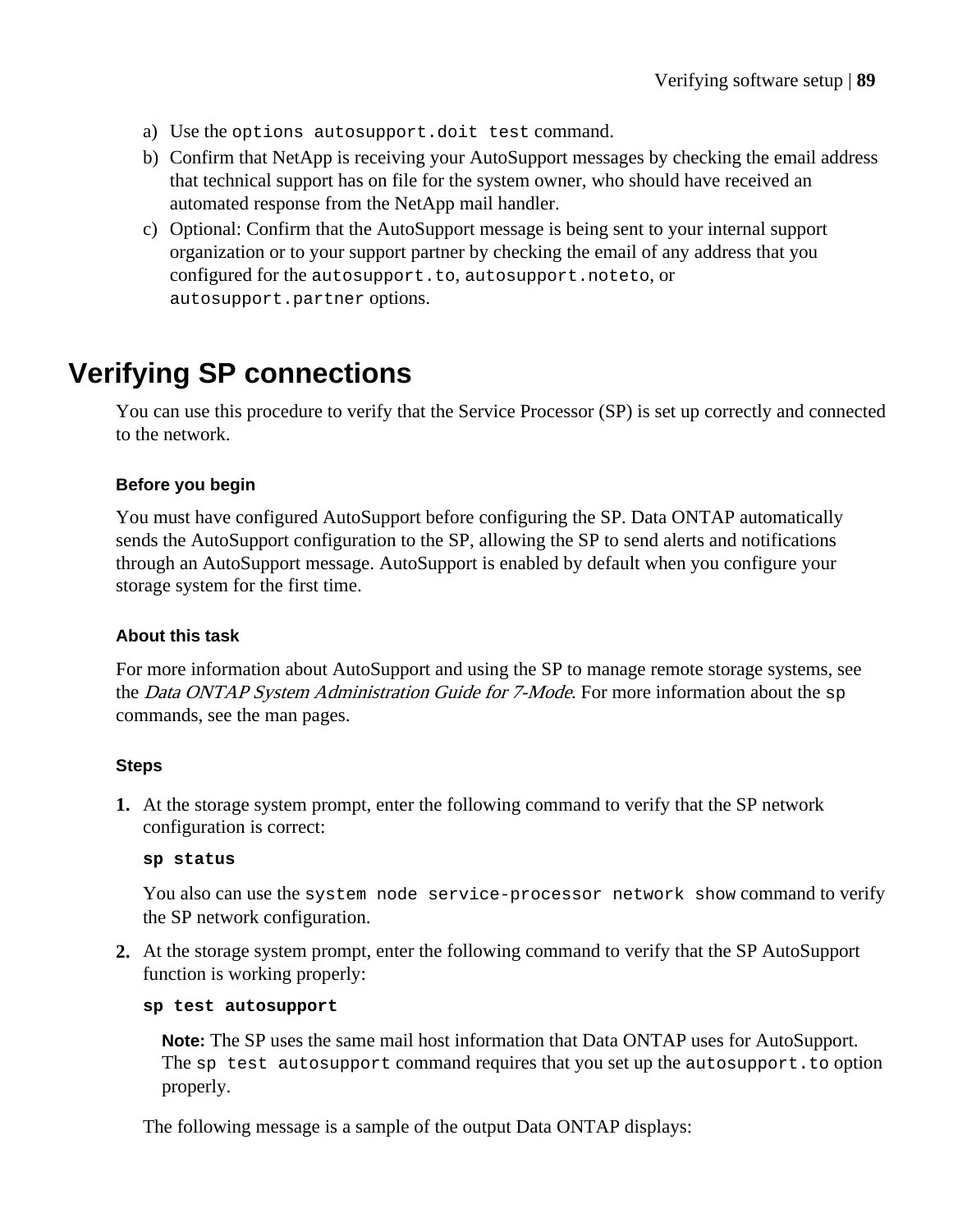a) Use the `options autosupport.doit test` command.
b) Confirm that NetApp is receiving your AutoSupport messages by checking the email address that technical support has on file for the system owner, who should have received an automated response from the NetApp mail handler.
c) Optional: Confirm that the AutoSupport message is being sent to your internal support organization or to your support partner by checking the email of any address that you configured for the `autosupport.to`, `autosupport.noteto`, or `autosupport.partner` options.

## Verifying SP connections

You can use this procedure to verify that the Service Processor (SP) is set up correctly and connected to the network.

#### Before you begin

You must have configured AutoSupport before configuring the SP. Data ONTAP automatically sends the AutoSupport configuration to the SP, allowing the SP to send alerts and notifications through an AutoSupport message. AutoSupport is enabled by default when you configure your storage system for the first time.

#### About this task

For more information about AutoSupport and using the SP to manage remote storage systems, see the *Data ONTAP System Administration Guide for 7-Mode*. For more information about the `sp` commands, see the man pages.

#### Steps

1. At the storage system prompt, enter the following command to verify that the SP network configuration is correct:

   **`sp status`**

   You also can use the `system node service-processor network show` command to verify the SP network configuration.

2. At the storage system prompt, enter the following command to verify that the SP AutoSupport function is working properly:

   **`sp test autosupport`**

   **Note:** The SP uses the same mail host information that Data ONTAP uses for AutoSupport. The `sp test autosupport` command requires that you set up the `autosupport.to` option properly.

   The following message is a sample of the output Data ONTAP displays: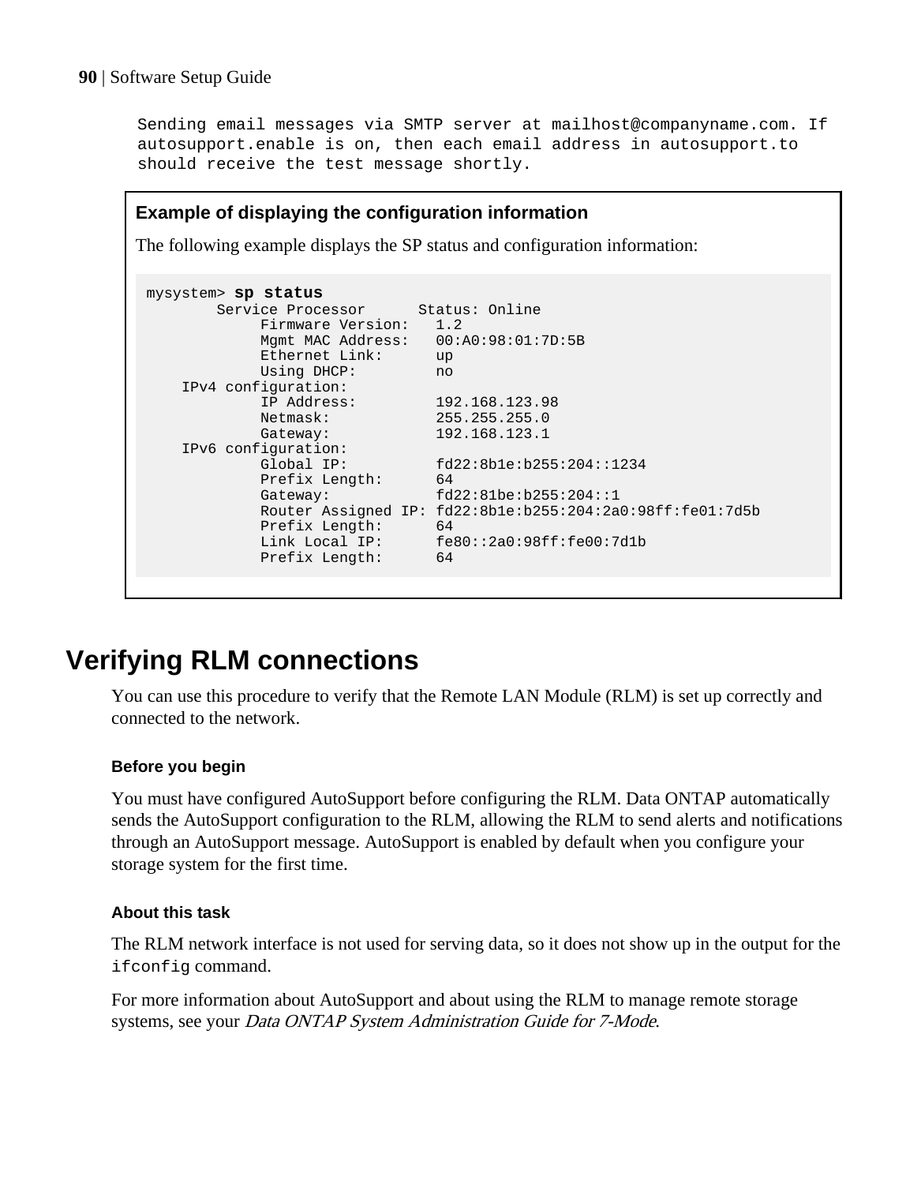```
Sending email messages via SMTP server at mailhost@companyname.com. If
autosupport.enable is on, then each email address in autosupport.to
should receive the test message shortly.
```

**Example of displaying the configuration information**

The following example displays the SP status and configuration information:

```
mysystem> sp status
        Service Processor      Status: Online
             Firmware Version:   1.2
             Mgmt MAC Address:   00:A0:98:01:7D:5B
             Ethernet Link:      up
             Using DHCP:         no
    IPv4 configuration:
             IP Address:         192.168.123.98
             Netmask:            255.255.255.0
             Gateway:            192.168.123.1
    IPv6 configuration:
             Global IP:          fd22:8b1e:b255:204::1234
             Prefix Length:      64
             Gateway:            fd22:81be:b255:204::1
             Router Assigned IP: fd22:8b1e:b255:204:2a0:98ff:fe01:7d5b
             Prefix Length:      64
             Link Local IP:      fe80::2a0:98ff:fe00:7d1b
             Prefix Length:      64
```

# Verifying RLM connections

You can use this procedure to verify that the Remote LAN Module (RLM) is set up correctly and connected to the network.

### Before you begin

You must have configured AutoSupport before configuring the RLM. Data ONTAP automatically sends the AutoSupport configuration to the RLM, allowing the RLM to send alerts and notifications through an AutoSupport message. AutoSupport is enabled by default when you configure your storage system for the first time.

### About this task

The RLM network interface is not used for serving data, so it does not show up in the output for the `ifconfig` command.

For more information about AutoSupport and about using the RLM to manage remote storage systems, see your *Data ONTAP System Administration Guide for 7-Mode*.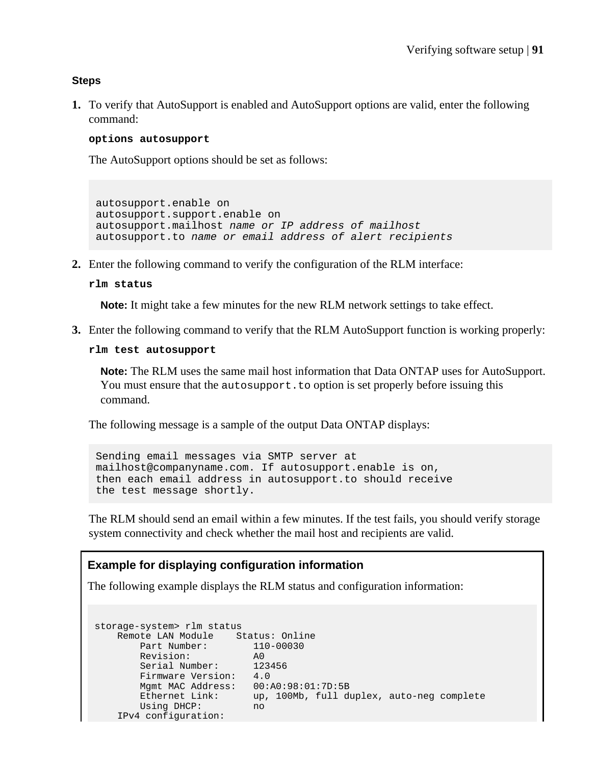### Steps

1. To verify that AutoSupport is enabled and AutoSupport options are valid, enter the following command:

   **`options autosupport`**

   The AutoSupport options should be set as follows:

   ```
   autosupport.enable on
   autosupport.support.enable on
   autosupport.mailhost name or IP address of mailhost
   autosupport.to name or email address of alert recipients
   ```

2. Enter the following command to verify the configuration of the RLM interface:

   **`rlm status`**

   **Note:** It might take a few minutes for the new RLM network settings to take effect.

3. Enter the following command to verify that the RLM AutoSupport function is working properly:

   **`rlm test autosupport`**

   **Note:** The RLM uses the same mail host information that Data ONTAP uses for AutoSupport. You must ensure that the `autosupport.to` option is set properly before issuing this command.

   The following message is a sample of the output Data ONTAP displays:

   ```
   Sending email messages via SMTP server at
   mailhost@companyname.com. If autosupport.enable is on,
   then each email address in autosupport.to should receive
   the test message shortly.
   ```

   The RLM should send an email within a few minutes. If the test fails, you should verify storage system connectivity and check whether the mail host and recipients are valid.

#### Example for displaying configuration information

The following example displays the RLM status and configuration information:

```
storage-system> rlm status
    Remote LAN Module    Status: Online
        Part Number:        110-00030
        Revision:           A0
        Serial Number:      123456
        Firmware Version:   4.0
        Mgmt MAC Address:   00:A0:98:01:7D:5B
        Ethernet Link:      up, 100Mb, full duplex, auto-neg complete
        Using DHCP:         no
    IPv4 configuration:
```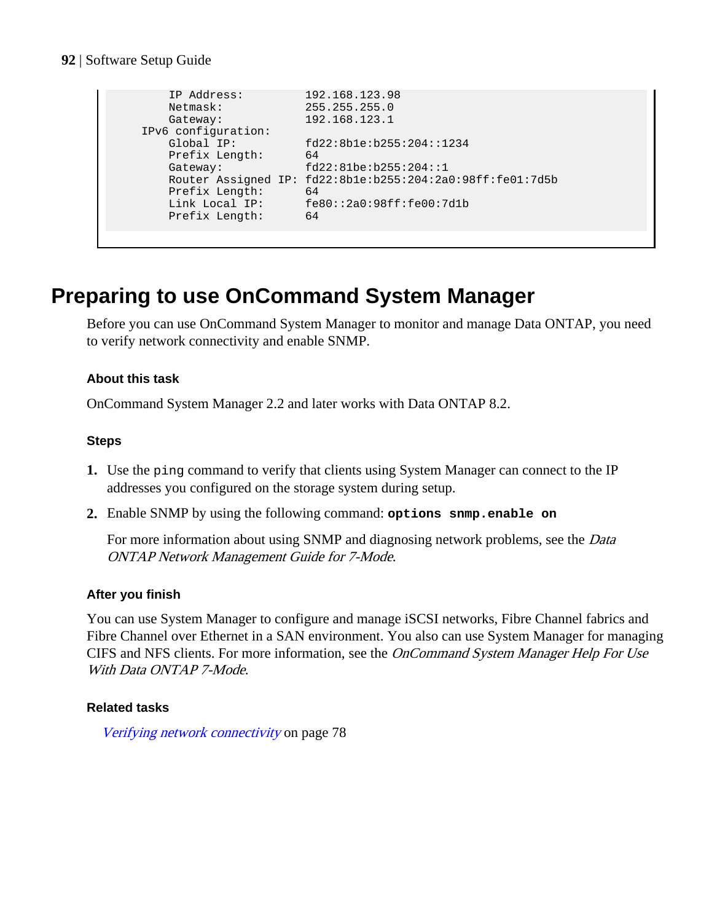```
        IP Address:         192.168.123.98
        Netmask:            255.255.255.0
        Gateway:            192.168.123.1
    IPv6 configuration:
        Global IP:          fd22:8b1e:b255:204::1234
        Prefix Length:      64
        Gateway:            fd22:81be:b255:204::1
        Router Assigned IP: fd22:8b1e:b255:204:2a0:98ff:fe01:7d5b
        Prefix Length:      64
        Link Local IP:      fe80::2a0:98ff:fe00:7d1b
        Prefix Length:      64
```

## Preparing to use OnCommand System Manager

Before you can use OnCommand System Manager to monitor and manage Data ONTAP, you need to verify network connectivity and enable SNMP.

#### About this task

OnCommand System Manager 2.2 and later works with Data ONTAP 8.2.

#### Steps

1. Use the `ping` command to verify that clients using System Manager can connect to the IP addresses you configured on the storage system during setup.
2. Enable SNMP by using the following command: **`options snmp.enable on`**

   For more information about using SNMP and diagnosing network problems, see the *Data ONTAP Network Management Guide for 7-Mode*.

#### After you finish

You can use System Manager to configure and manage iSCSI networks, Fibre Channel fabrics and Fibre Channel over Ethernet in a SAN environment. You also can use System Manager for managing CIFS and NFS clients. For more information, see the *OnCommand System Manager Help For Use With Data ONTAP 7-Mode*.

#### Related tasks

*Verifying network connectivity* on page 78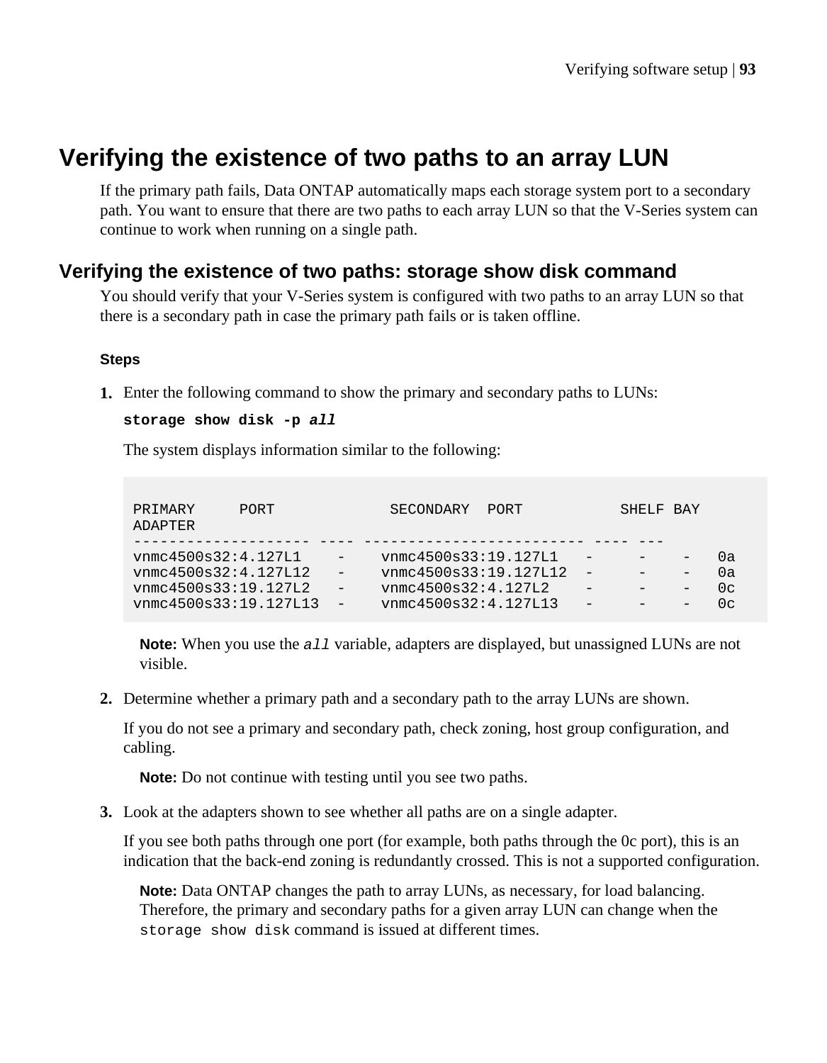# Verifying the existence of two paths to an array LUN

If the primary path fails, Data ONTAP automatically maps each storage system port to a secondary path. You want to ensure that there are two paths to each array LUN so that the V-Series system can continue to work when running on a single path.

## Verifying the existence of two paths: storage show disk command

You should verify that your V-Series system is configured with two paths to an array LUN so that there is a secondary path in case the primary path fails or is taken offline.

### Steps

1. Enter the following command to show the primary and secondary paths to LUNs:

   **storage show disk -p *all***

   The system displays information similar to the following:

```
PRIMARY     PORT             SECONDARY  PORT           SHELF BAY
ADAPTER
-------------------- ---- ------------------------- ---- ---
vnmc4500s32:4.127L1    -    vnmc4500s33:19.127L1   -     -    -   0a
vnmc4500s32:4.127L12   -    vnmc4500s33:19.127L12  -     -    -   0a
vnmc4500s33:19.127L2   -    vnmc4500s32:4.127L2    -     -    -   0c
vnmc4500s33:19.127L13  -    vnmc4500s32:4.127L13   -     -    -   0c
```

   **Note:** When you use the `all` variable, adapters are displayed, but unassigned LUNs are not visible.

2. Determine whether a primary path and a secondary path to the array LUNs are shown.

   If you do not see a primary and secondary path, check zoning, host group configuration, and cabling.

   **Note:** Do not continue with testing until you see two paths.

3. Look at the adapters shown to see whether all paths are on a single adapter.

   If you see both paths through one port (for example, both paths through the 0c port), this is an indication that the back-end zoning is redundantly crossed. This is not a supported configuration.

   **Note:** Data ONTAP changes the path to array LUNs, as necessary, for load balancing. Therefore, the primary and secondary paths for a given array LUN can change when the `storage show disk` command is issued at different times.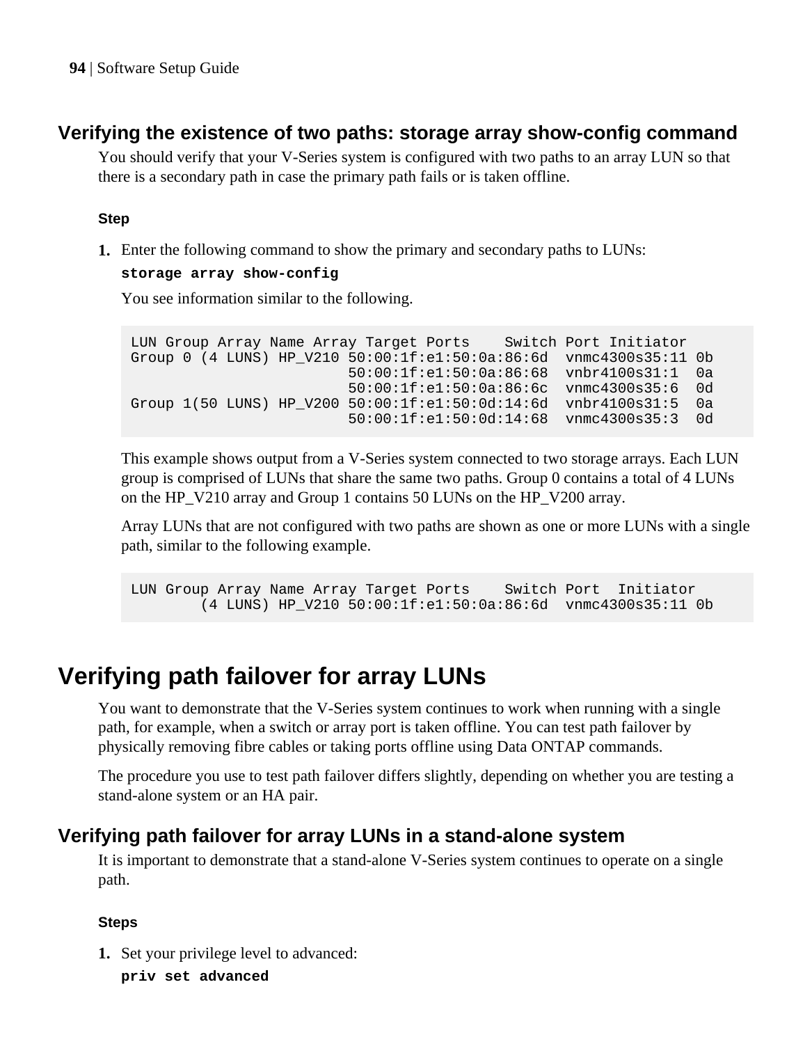### Verifying the existence of two paths: storage array show-config command

You should verify that your V-Series system is configured with two paths to an array LUN so that there is a secondary path in case the primary path fails or is taken offline.

#### Step

1. Enter the following command to show the primary and secondary paths to LUNs:

   **storage array show-config**

   You see information similar to the following.

```
LUN Group Array Name Array Target Ports    Switch Port Initiator
Group 0 (4 LUNS) HP_V210 50:00:1f:e1:50:0a:86:6d  vnmc4300s35:11 0b
                         50:00:1f:e1:50:0a:86:68  vnbr4100s31:1  0a
                         50:00:1f:e1:50:0a:86:6c  vnmc4300s35:6  0d
Group 1(50 LUNS) HP_V200 50:00:1f:e1:50:0d:14:6d  vnbr4100s31:5  0a
                         50:00:1f:e1:50:0d:14:68  vnmc4300s35:3  0d
```

   This example shows output from a V-Series system connected to two storage arrays. Each LUN group is comprised of LUNs that share the same two paths. Group 0 contains a total of 4 LUNs on the HP_V210 array and Group 1 contains 50 LUNs on the HP_V200 array.

   Array LUNs that are not configured with two paths are shown as one or more LUNs with a single path, similar to the following example.

```
LUN Group Array Name Array Target Ports    Switch Port  Initiator
        (4 LUNS) HP_V210 50:00:1f:e1:50:0a:86:6d  vnmc4300s35:11 0b
```

## Verifying path failover for array LUNs

You want to demonstrate that the V-Series system continues to work when running with a single path, for example, when a switch or array port is taken offline. You can test path failover by physically removing fibre cables or taking ports offline using Data ONTAP commands.

The procedure you use to test path failover differs slightly, depending on whether you are testing a stand-alone system or an HA pair.

### Verifying path failover for array LUNs in a stand-alone system

It is important to demonstrate that a stand-alone V-Series system continues to operate on a single path.

#### Steps

1. Set your privilege level to advanced:

   **priv set advanced**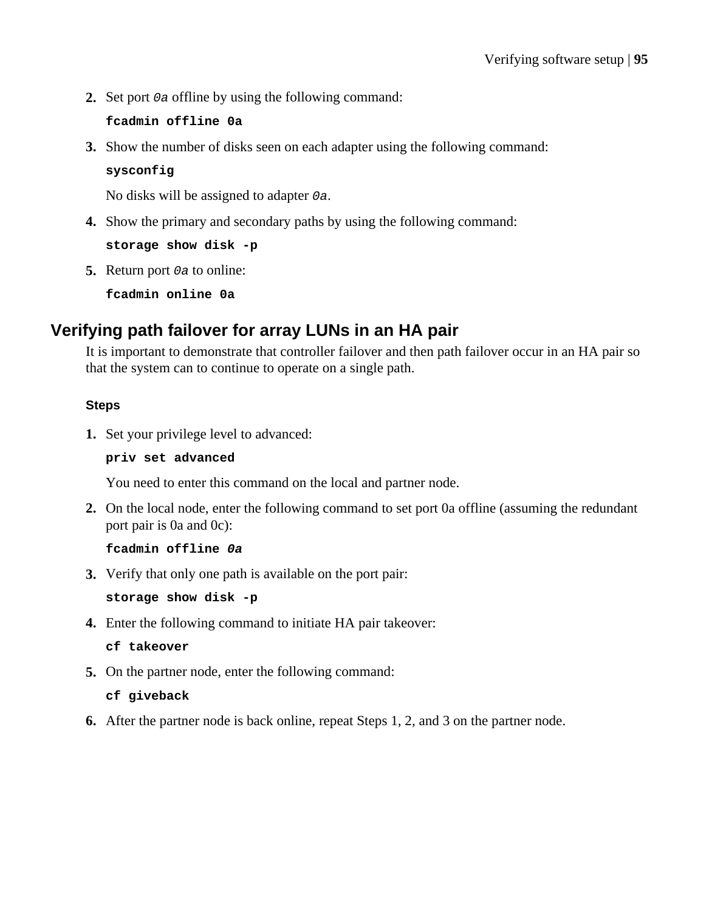2. Set port *0a* offline by using the following command:

   **`fcadmin offline 0a`**

3. Show the number of disks seen on each adapter using the following command:

   **`sysconfig`**

   No disks will be assigned to adapter *0a*.

4. Show the primary and secondary paths by using the following command:

   **`storage show disk -p`**

5. Return port *0a* to online:

   **`fcadmin online 0a`**

## Verifying path failover for array LUNs in an HA pair

It is important to demonstrate that controller failover and then path failover occur in an HA pair so that the system can to continue to operate on a single path.

### Steps

1. Set your privilege level to advanced:

   **`priv set advanced`**

   You need to enter this command on the local and partner node.

2. On the local node, enter the following command to set port 0a offline (assuming the redundant port pair is 0a and 0c):

   **`fcadmin offline`** ***`0a`***

3. Verify that only one path is available on the port pair:

   **`storage show disk -p`**

4. Enter the following command to initiate HA pair takeover:

   **`cf takeover`**

5. On the partner node, enter the following command:

   **`cf giveback`**

6. After the partner node is back online, repeat Steps 1, 2, and 3 on the partner node.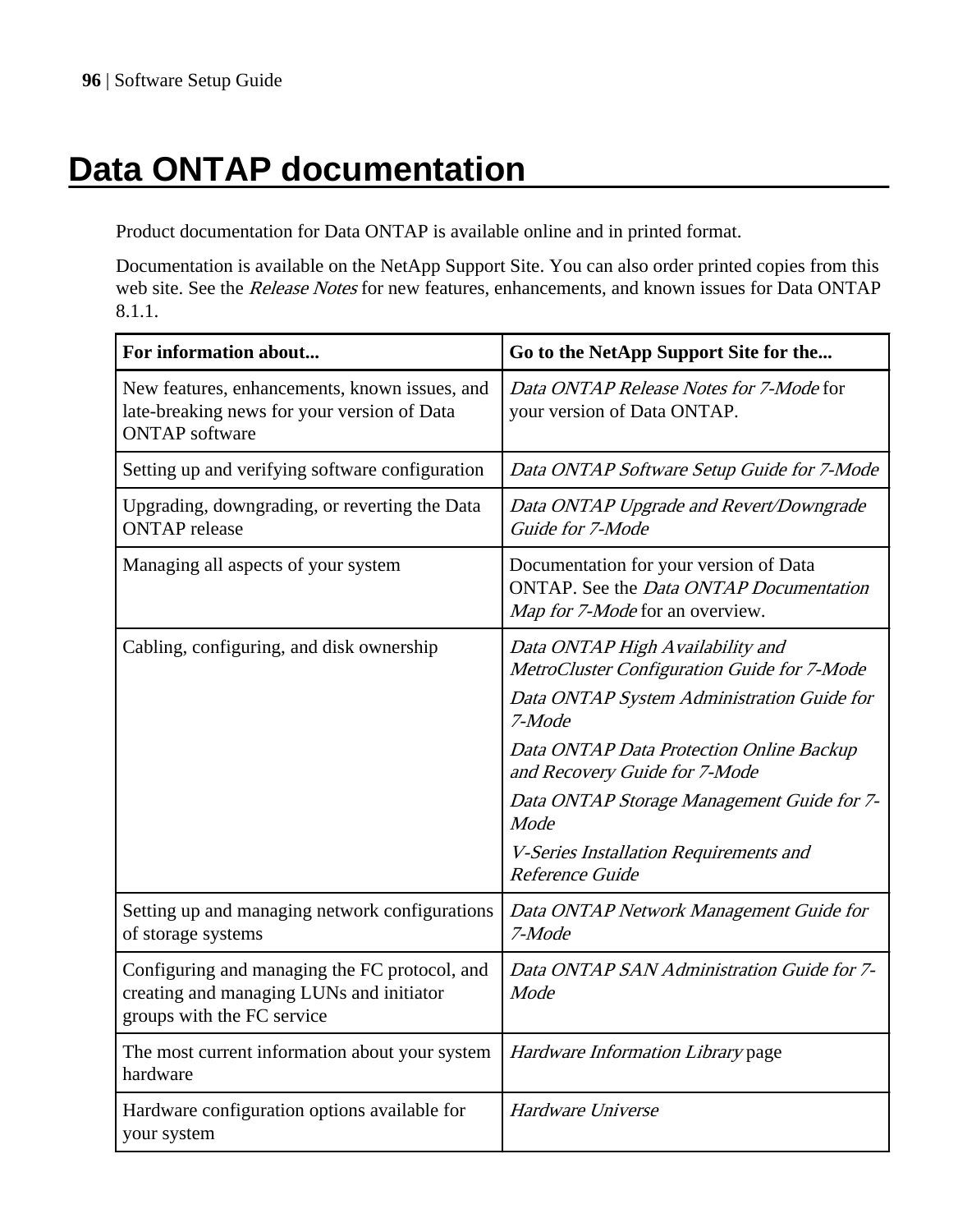# Data ONTAP documentation

Product documentation for Data ONTAP is available online and in printed format.

Documentation is available on the NetApp Support Site. You can also order printed copies from this web site. See the *Release Notes* for new features, enhancements, and known issues for Data ONTAP 8.1.1.

| For information about... | Go to the NetApp Support Site for the... |
|---|---|
| New features, enhancements, known issues, and late-breaking news for your version of Data ONTAP software | *Data ONTAP Release Notes for 7-Mode* for your version of Data ONTAP. |
| Setting up and verifying software configuration | *Data ONTAP Software Setup Guide for 7-Mode* |
| Upgrading, downgrading, or reverting the Data ONTAP release | *Data ONTAP Upgrade and Revert/Downgrade Guide for 7-Mode* |
| Managing all aspects of your system | Documentation for your version of Data ONTAP. See the *Data ONTAP Documentation Map for 7-Mode* for an overview. |
| Cabling, configuring, and disk ownership | *Data ONTAP High Availability and MetroCluster Configuration Guide for 7-Mode*<br>*Data ONTAP System Administration Guide for 7-Mode*<br>*Data ONTAP Data Protection Online Backup and Recovery Guide for 7-Mode*<br>*Data ONTAP Storage Management Guide for 7-Mode*<br>*V-Series Installation Requirements and Reference Guide* |
| Setting up and managing network configurations of storage systems | *Data ONTAP Network Management Guide for 7-Mode* |
| Configuring and managing the FC protocol, and creating and managing LUNs and initiator groups with the FC service | *Data ONTAP SAN Administration Guide for 7-Mode* |
| The most current information about your system hardware | *Hardware Information Library* page |
| Hardware configuration options available for your system | *Hardware Universe* |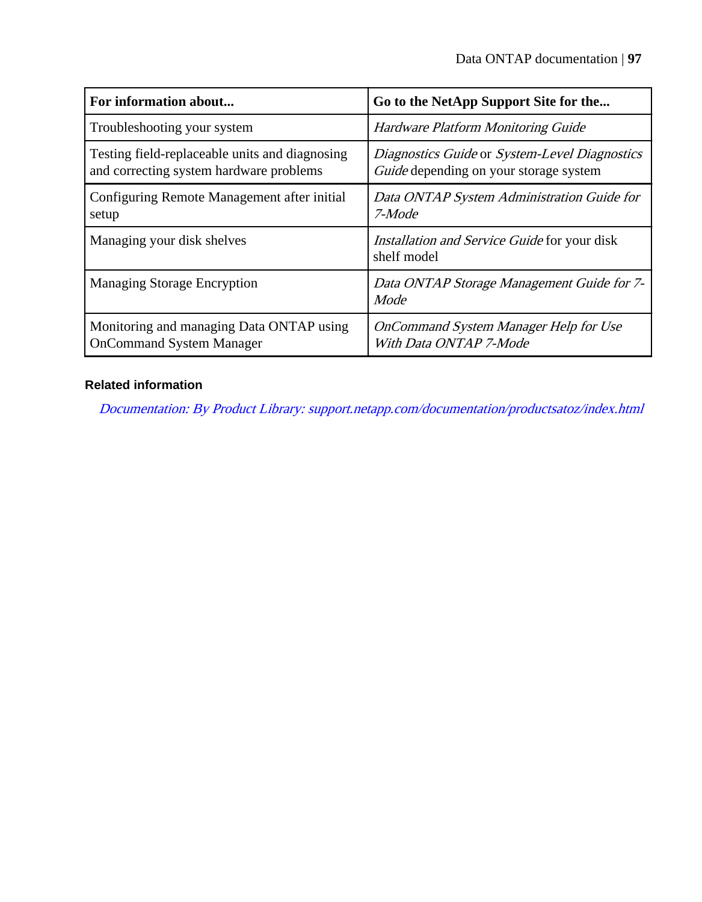| For information about... | Go to the NetApp Support Site for the... |
| --- | --- |
| Troubleshooting your system | *Hardware Platform Monitoring Guide* |
| Testing field-replaceable units and diagnosing and correcting system hardware problems | *Diagnostics Guide* or *System-Level Diagnostics Guide* depending on your storage system |
| Configuring Remote Management after initial setup | *Data ONTAP System Administration Guide for 7-Mode* |
| Managing your disk shelves | *Installation and Service Guide* for your disk shelf model |
| Managing Storage Encryption | *Data ONTAP Storage Management Guide for 7-Mode* |
| Monitoring and managing Data ONTAP using OnCommand System Manager | *OnCommand System Manager Help for Use With Data ONTAP 7-Mode* |

#### Related information

*Documentation: By Product Library: support.netapp.com/documentation/productsatoz/index.html*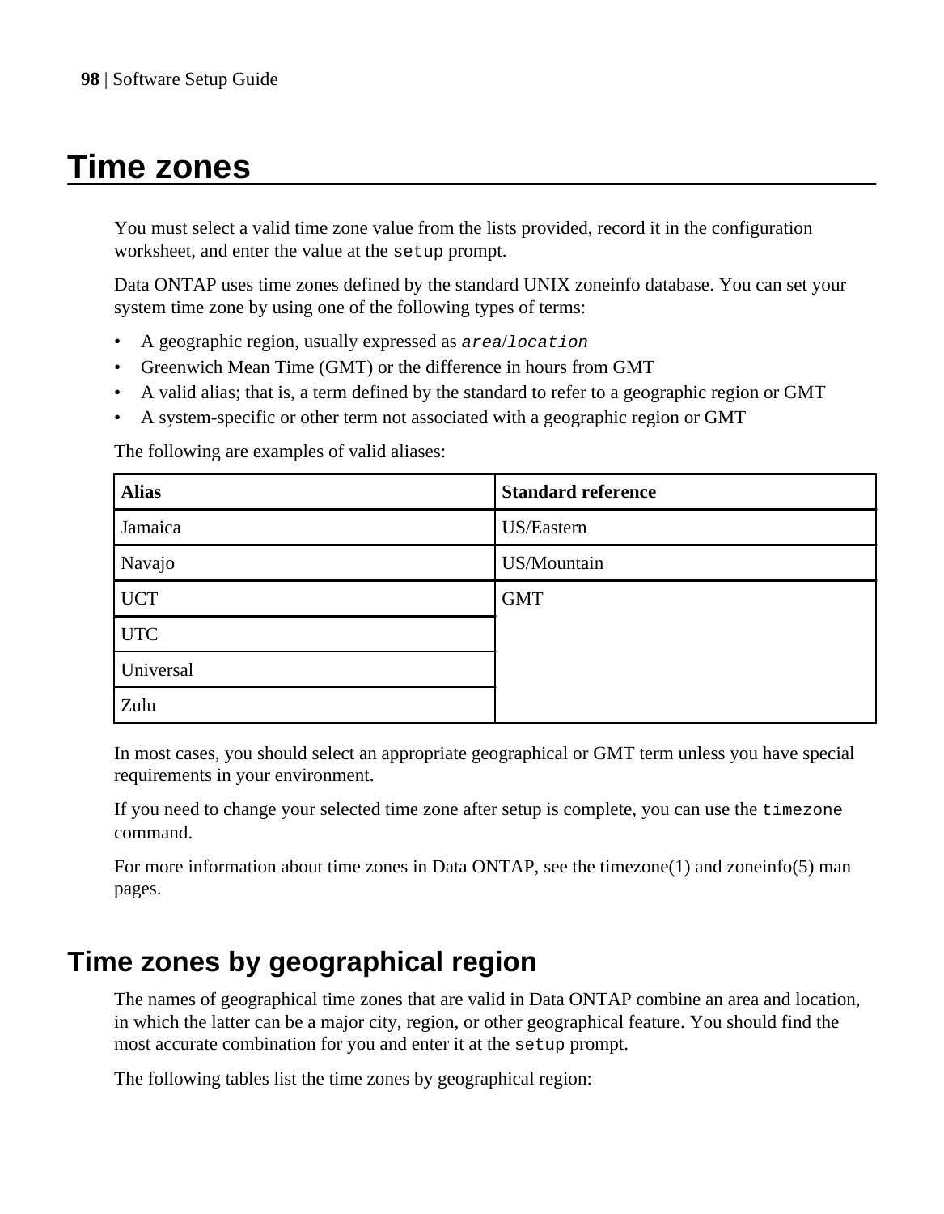# Time zones

You must select a valid time zone value from the lists provided, record it in the configuration worksheet, and enter the value at the `setup` prompt.

Data ONTAP uses time zones defined by the standard UNIX zoneinfo database. You can set your system time zone by using one of the following types of terms:

- A geographic region, usually expressed as *area*/*location*
- Greenwich Mean Time (GMT) or the difference in hours from GMT
- A valid alias; that is, a term defined by the standard to refer to a geographic region or GMT
- A system-specific or other term not associated with a geographic region or GMT

The following are examples of valid aliases:

| Alias | Standard reference |
|---|---|
| Jamaica | US/Eastern |
| Navajo | US/Mountain |
| UCT | GMT |
| UTC | |
| Universal | |
| Zulu | |

In most cases, you should select an appropriate geographical or GMT term unless you have special requirements in your environment.

If you need to change your selected time zone after setup is complete, you can use the `timezone` command.

For more information about time zones in Data ONTAP, see the timezone(1) and zoneinfo(5) man pages.

## Time zones by geographical region

The names of geographical time zones that are valid in Data ONTAP combine an area and location, in which the latter can be a major city, region, or other geographical feature. You should find the most accurate combination for you and enter it at the `setup` prompt.

The following tables list the time zones by geographical region: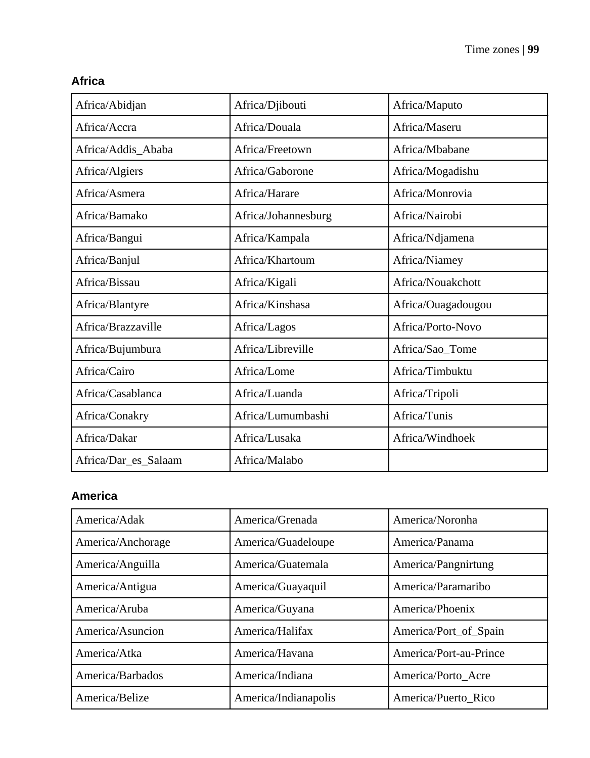## Africa

| | | |
|---|---|---|
| Africa/Abidjan | Africa/Djibouti | Africa/Maputo |
| Africa/Accra | Africa/Douala | Africa/Maseru |
| Africa/Addis_Ababa | Africa/Freetown | Africa/Mbabane |
| Africa/Algiers | Africa/Gaborone | Africa/Mogadishu |
| Africa/Asmera | Africa/Harare | Africa/Monrovia |
| Africa/Bamako | Africa/Johannesburg | Africa/Nairobi |
| Africa/Bangui | Africa/Kampala | Africa/Ndjamena |
| Africa/Banjul | Africa/Khartoum | Africa/Niamey |
| Africa/Bissau | Africa/Kigali | Africa/Nouakchott |
| Africa/Blantyre | Africa/Kinshasa | Africa/Ouagadougou |
| Africa/Brazzaville | Africa/Lagos | Africa/Porto-Novo |
| Africa/Bujumbura | Africa/Libreville | Africa/Sao_Tome |
| Africa/Cairo | Africa/Lome | Africa/Timbuktu |
| Africa/Casablanca | Africa/Luanda | Africa/Tripoli |
| Africa/Conakry | Africa/Lumumbashi | Africa/Tunis |
| Africa/Dakar | Africa/Lusaka | Africa/Windhoek |
| Africa/Dar_es_Salaam | Africa/Malabo | |

## America

| | | |
|---|---|---|
| America/Adak | America/Grenada | America/Noronha |
| America/Anchorage | America/Guadeloupe | America/Panama |
| America/Anguilla | America/Guatemala | America/Pangnirtung |
| America/Antigua | America/Guayaquil | America/Paramaribo |
| America/Aruba | America/Guyana | America/Phoenix |
| America/Asuncion | America/Halifax | America/Port_of_Spain |
| America/Atka | America/Havana | America/Port-au-Prince |
| America/Barbados | America/Indiana | America/Porto_Acre |
| America/Belize | America/Indianapolis | America/Puerto_Rico |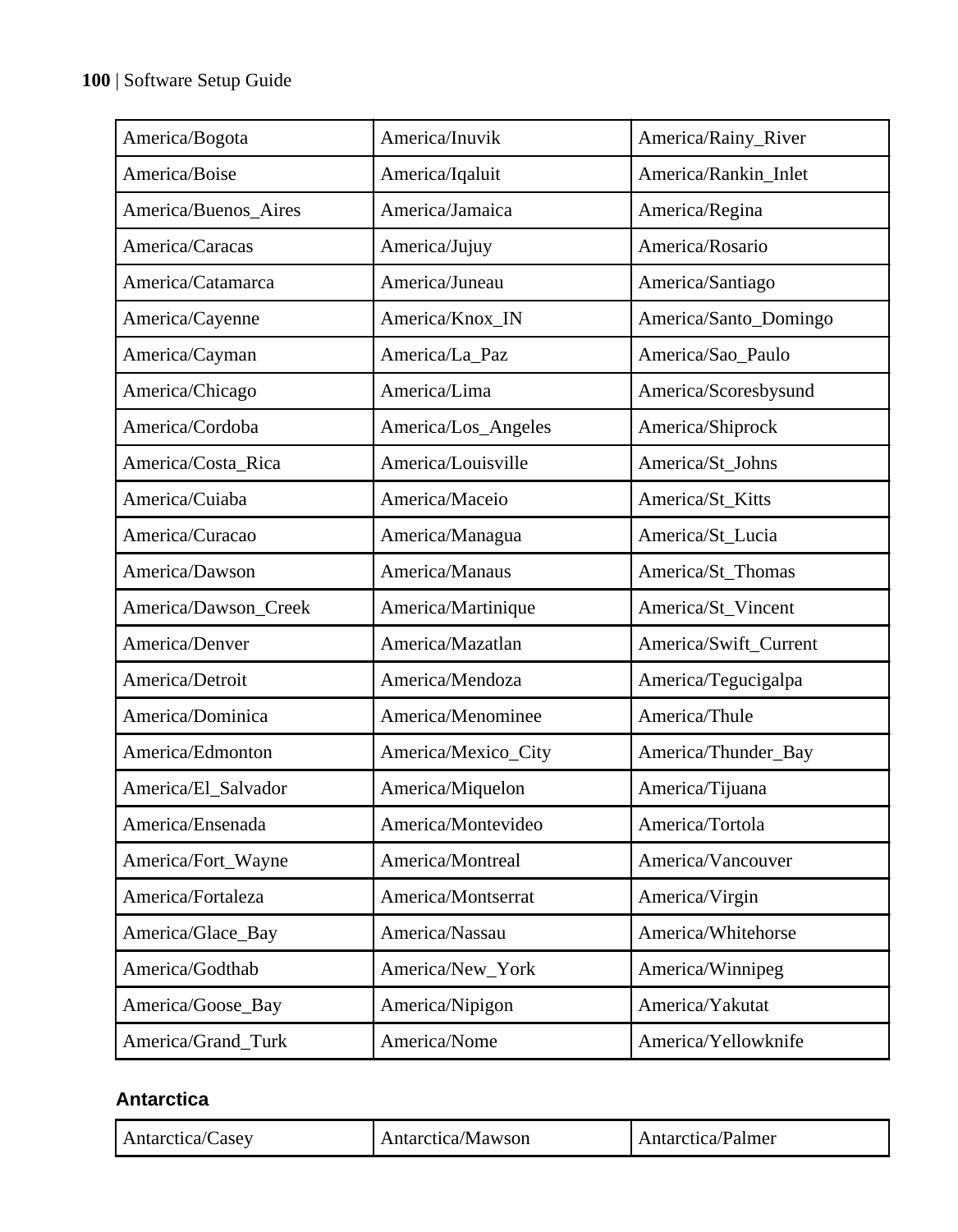| America/Bogota | America/Inuvik | America/Rainy_River |
|---|---|---|
| America/Boise | America/Iqaluit | America/Rankin_Inlet |
| America/Buenos_Aires | America/Jamaica | America/Regina |
| America/Caracas | America/Jujuy | America/Rosario |
| America/Catamarca | America/Juneau | America/Santiago |
| America/Cayenne | America/Knox_IN | America/Santo_Domingo |
| America/Cayman | America/La_Paz | America/Sao_Paulo |
| America/Chicago | America/Lima | America/Scoresbysund |
| America/Cordoba | America/Los_Angeles | America/Shiprock |
| America/Costa_Rica | America/Louisville | America/St_Johns |
| America/Cuiaba | America/Maceio | America/St_Kitts |
| America/Curacao | America/Managua | America/St_Lucia |
| America/Dawson | America/Manaus | America/St_Thomas |
| America/Dawson_Creek | America/Martinique | America/St_Vincent |
| America/Denver | America/Mazatlan | America/Swift_Current |
| America/Detroit | America/Mendoza | America/Tegucigalpa |
| America/Dominica | America/Menominee | America/Thule |
| America/Edmonton | America/Mexico_City | America/Thunder_Bay |
| America/El_Salvador | America/Miquelon | America/Tijuana |
| America/Ensenada | America/Montevideo | America/Tortola |
| America/Fort_Wayne | America/Montreal | America/Vancouver |
| America/Fortaleza | America/Montserrat | America/Virgin |
| America/Glace_Bay | America/Nassau | America/Whitehorse |
| America/Godthab | America/New_York | America/Winnipeg |
| America/Goose_Bay | America/Nipigon | America/Yakutat |
| America/Grand_Turk | America/Nome | America/Yellowknife |

### Antarctica

| Antarctica/Casey | Antarctica/Mawson | Antarctica/Palmer |
|---|---|---|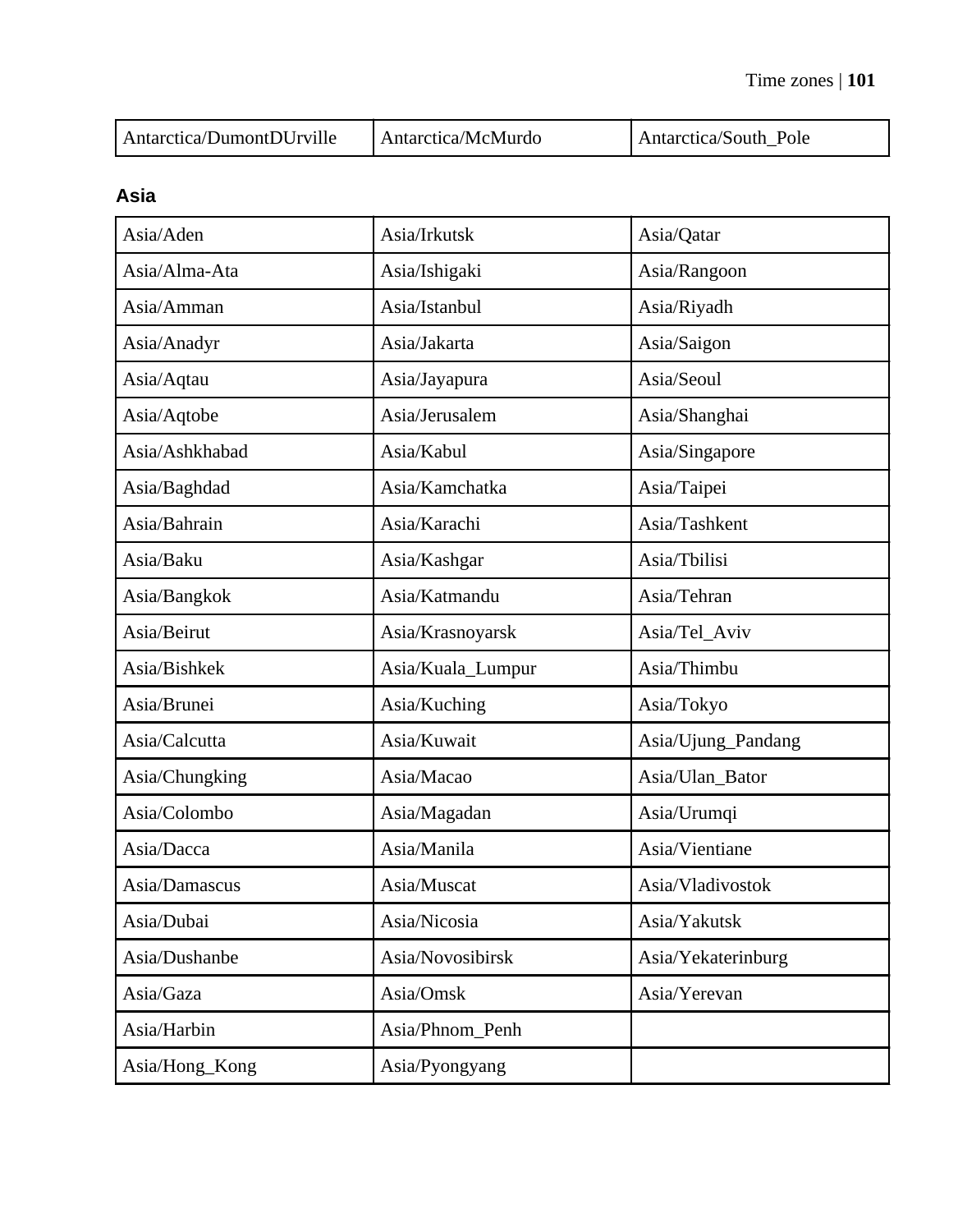| Antarctica/DumontDUrville | Antarctica/McMurdo | Antarctica/South_Pole |
|---|---|---|

### Asia

| Asia/Aden | Asia/Irkutsk | Asia/Qatar |
|---|---|---|
| Asia/Alma-Ata | Asia/Ishigaki | Asia/Rangoon |
| Asia/Amman | Asia/Istanbul | Asia/Riyadh |
| Asia/Anadyr | Asia/Jakarta | Asia/Saigon |
| Asia/Aqtau | Asia/Jayapura | Asia/Seoul |
| Asia/Aqtobe | Asia/Jerusalem | Asia/Shanghai |
| Asia/Ashkhabad | Asia/Kabul | Asia/Singapore |
| Asia/Baghdad | Asia/Kamchatka | Asia/Taipei |
| Asia/Bahrain | Asia/Karachi | Asia/Tashkent |
| Asia/Baku | Asia/Kashgar | Asia/Tbilisi |
| Asia/Bangkok | Asia/Katmandu | Asia/Tehran |
| Asia/Beirut | Asia/Krasnoyarsk | Asia/Tel_Aviv |
| Asia/Bishkek | Asia/Kuala_Lumpur | Asia/Thimbu |
| Asia/Brunei | Asia/Kuching | Asia/Tokyo |
| Asia/Calcutta | Asia/Kuwait | Asia/Ujung_Pandang |
| Asia/Chungking | Asia/Macao | Asia/Ulan_Bator |
| Asia/Colombo | Asia/Magadan | Asia/Urumqi |
| Asia/Dacca | Asia/Manila | Asia/Vientiane |
| Asia/Damascus | Asia/Muscat | Asia/Vladivostok |
| Asia/Dubai | Asia/Nicosia | Asia/Yakutsk |
| Asia/Dushanbe | Asia/Novosibirsk | Asia/Yekaterinburg |
| Asia/Gaza | Asia/Omsk | Asia/Yerevan |
| Asia/Harbin | Asia/Phnom_Penh | |
| Asia/Hong_Kong | Asia/Pyongyang | |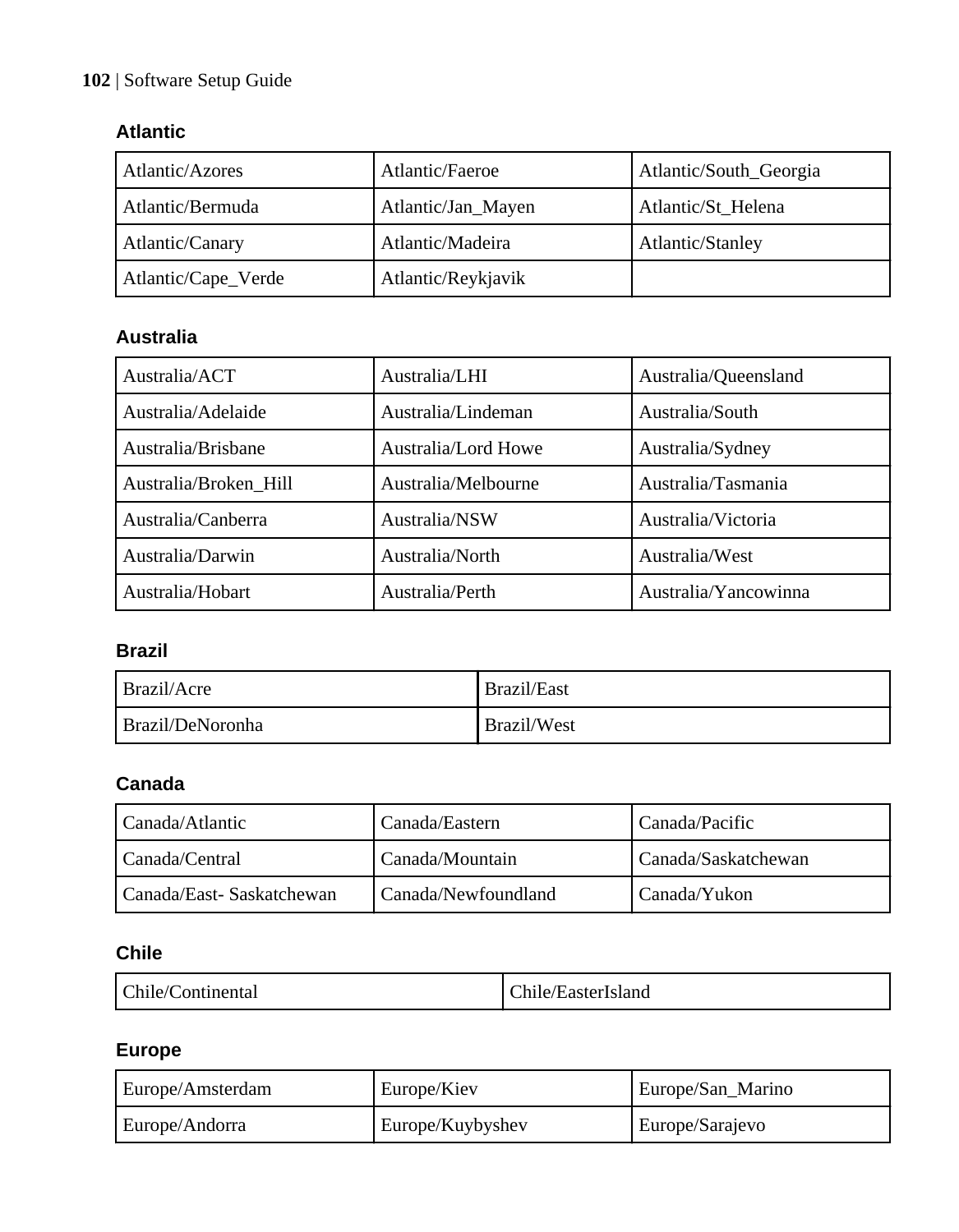### Atlantic

| | | |
|---|---|---|
| Atlantic/Azores | Atlantic/Faeroe | Atlantic/South_Georgia |
| Atlantic/Bermuda | Atlantic/Jan_Mayen | Atlantic/St_Helena |
| Atlantic/Canary | Atlantic/Madeira | Atlantic/Stanley |
| Atlantic/Cape_Verde | Atlantic/Reykjavik | |

### Australia

| | | |
|---|---|---|
| Australia/ACT | Australia/LHI | Australia/Queensland |
| Australia/Adelaide | Australia/Lindeman | Australia/South |
| Australia/Brisbane | Australia/Lord Howe | Australia/Sydney |
| Australia/Broken_Hill | Australia/Melbourne | Australia/Tasmania |
| Australia/Canberra | Australia/NSW | Australia/Victoria |
| Australia/Darwin | Australia/North | Australia/West |
| Australia/Hobart | Australia/Perth | Australia/Yancowinna |

### Brazil

| | |
|---|---|
| Brazil/Acre | Brazil/East |
| Brazil/DeNoronha | Brazil/West |

### Canada

| | | |
|---|---|---|
| Canada/Atlantic | Canada/Eastern | Canada/Pacific |
| Canada/Central | Canada/Mountain | Canada/Saskatchewan |
| Canada/East- Saskatchewan | Canada/Newfoundland | Canada/Yukon |

### Chile

| | |
|---|---|
| Chile/Continental | Chile/EasterIsland |

### Europe

| | | |
|---|---|---|
| Europe/Amsterdam | Europe/Kiev | Europe/San_Marino |
| Europe/Andorra | Europe/Kuybyshev | Europe/Sarajevo |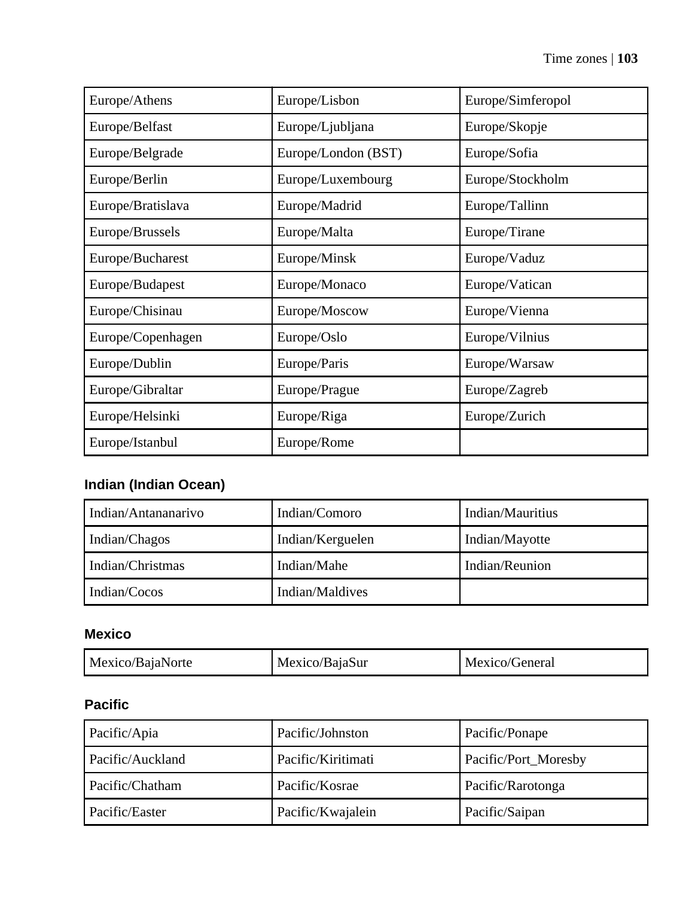| Europe/Athens | Europe/Lisbon | Europe/Simferopol |
|---|---|---|
| Europe/Belfast | Europe/Ljubljana | Europe/Skopje |
| Europe/Belgrade | Europe/London (BST) | Europe/Sofia |
| Europe/Berlin | Europe/Luxembourg | Europe/Stockholm |
| Europe/Bratislava | Europe/Madrid | Europe/Tallinn |
| Europe/Brussels | Europe/Malta | Europe/Tirane |
| Europe/Bucharest | Europe/Minsk | Europe/Vaduz |
| Europe/Budapest | Europe/Monaco | Europe/Vatican |
| Europe/Chisinau | Europe/Moscow | Europe/Vienna |
| Europe/Copenhagen | Europe/Oslo | Europe/Vilnius |
| Europe/Dublin | Europe/Paris | Europe/Warsaw |
| Europe/Gibraltar | Europe/Prague | Europe/Zagreb |
| Europe/Helsinki | Europe/Riga | Europe/Zurich |
| Europe/Istanbul | Europe/Rome | |

### Indian (Indian Ocean)

| Indian/Antananarivo | Indian/Comoro | Indian/Mauritius |
|---|---|---|
| Indian/Chagos | Indian/Kerguelen | Indian/Mayotte |
| Indian/Christmas | Indian/Mahe | Indian/Reunion |
| Indian/Cocos | Indian/Maldives | |

### Mexico

| Mexico/BajaNorte | Mexico/BajaSur | Mexico/General |
|---|---|---|

### Pacific

| Pacific/Apia | Pacific/Johnston | Pacific/Ponape |
|---|---|---|
| Pacific/Auckland | Pacific/Kiritimati | Pacific/Port_Moresby |
| Pacific/Chatham | Pacific/Kosrae | Pacific/Rarotonga |
| Pacific/Easter | Pacific/Kwajalein | Pacific/Saipan |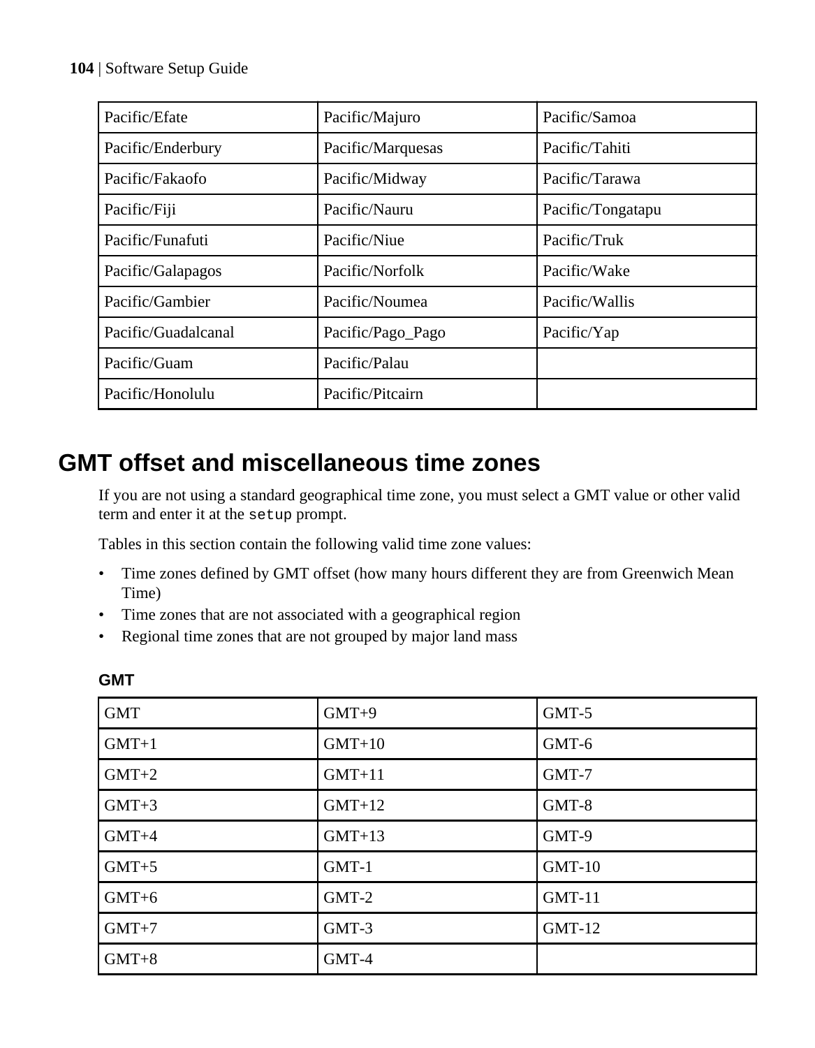| Pacific/Efate | Pacific/Majuro | Pacific/Samoa |
|---|---|---|
| Pacific/Enderbury | Pacific/Marquesas | Pacific/Tahiti |
| Pacific/Fakaofo | Pacific/Midway | Pacific/Tarawa |
| Pacific/Fiji | Pacific/Nauru | Pacific/Tongatapu |
| Pacific/Funafuti | Pacific/Niue | Pacific/Truk |
| Pacific/Galapagos | Pacific/Norfolk | Pacific/Wake |
| Pacific/Gambier | Pacific/Noumea | Pacific/Wallis |
| Pacific/Guadalcanal | Pacific/Pago_Pago | Pacific/Yap |
| Pacific/Guam | Pacific/Palau | |
| Pacific/Honolulu | Pacific/Pitcairn | |

# GMT offset and miscellaneous time zones

If you are not using a standard geographical time zone, you must select a GMT value or other valid term and enter it at the `setup` prompt.

Tables in this section contain the following valid time zone values:

- Time zones defined by GMT offset (how many hours different they are from Greenwich Mean Time)
- Time zones that are not associated with a geographical region
- Regional time zones that are not grouped by major land mass

### GMT

| GMT | GMT+9 | GMT-5 |
|---|---|---|
| GMT+1 | GMT+10 | GMT-6 |
| GMT+2 | GMT+11 | GMT-7 |
| GMT+3 | GMT+12 | GMT-8 |
| GMT+4 | GMT+13 | GMT-9 |
| GMT+5 | GMT-1 | GMT-10 |
| GMT+6 | GMT-2 | GMT-11 |
| GMT+7 | GMT-3 | GMT-12 |
| GMT+8 | GMT-4 | |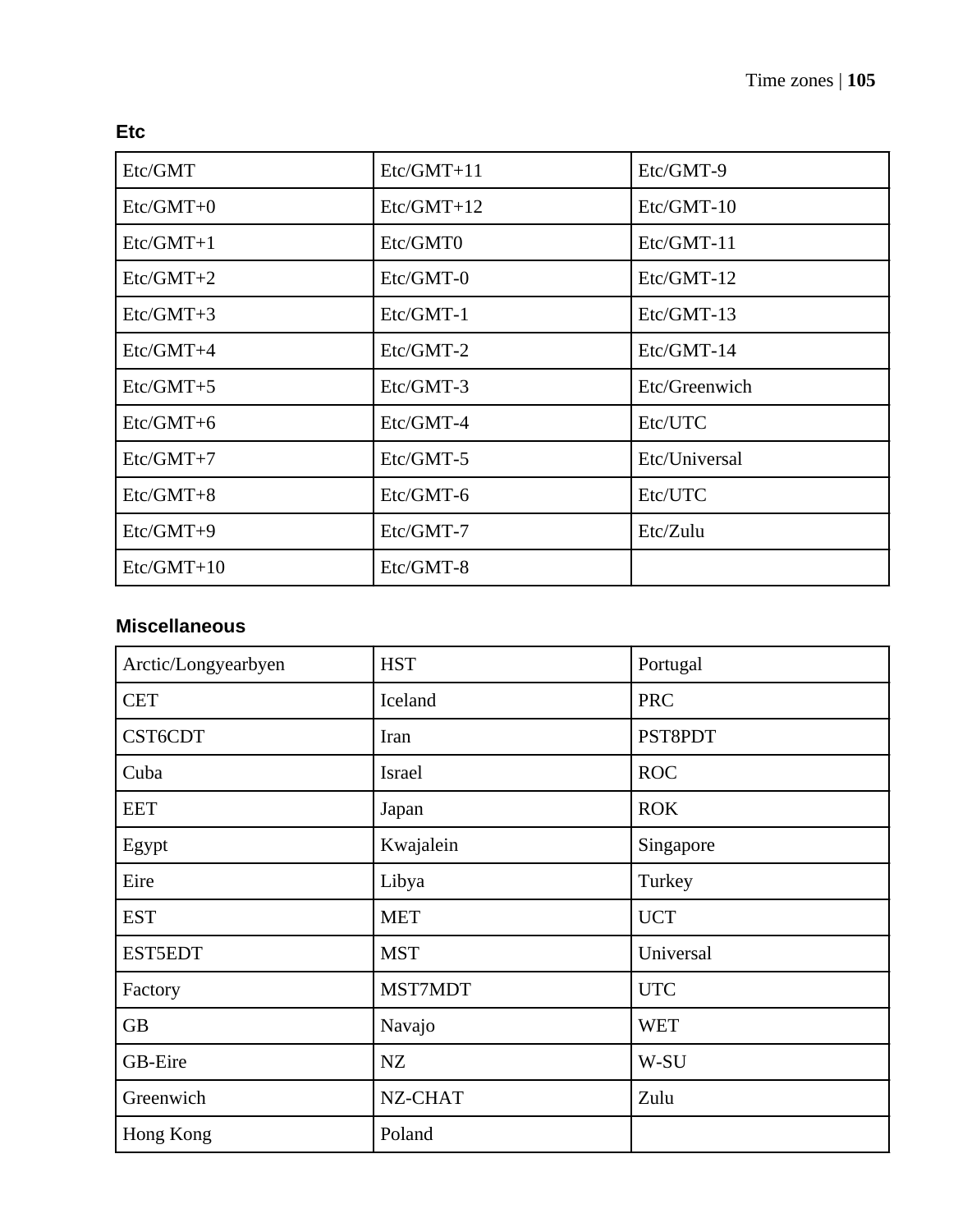### Etc

| | | |
|---|---|---|
| Etc/GMT | Etc/GMT+11 | Etc/GMT-9 |
| Etc/GMT+0 | Etc/GMT+12 | Etc/GMT-10 |
| Etc/GMT+1 | Etc/GMT0 | Etc/GMT-11 |
| Etc/GMT+2 | Etc/GMT-0 | Etc/GMT-12 |
| Etc/GMT+3 | Etc/GMT-1 | Etc/GMT-13 |
| Etc/GMT+4 | Etc/GMT-2 | Etc/GMT-14 |
| Etc/GMT+5 | Etc/GMT-3 | Etc/Greenwich |
| Etc/GMT+6 | Etc/GMT-4 | Etc/UTC |
| Etc/GMT+7 | Etc/GMT-5 | Etc/Universal |
| Etc/GMT+8 | Etc/GMT-6 | Etc/UTC |
| Etc/GMT+9 | Etc/GMT-7 | Etc/Zulu |
| Etc/GMT+10 | Etc/GMT-8 | |

### Miscellaneous

| | | |
|---|---|---|
| Arctic/Longyearbyen | HST | Portugal |
| CET | Iceland | PRC |
| CST6CDT | Iran | PST8PDT |
| Cuba | Israel | ROC |
| EET | Japan | ROK |
| Egypt | Kwajalein | Singapore |
| Eire | Libya | Turkey |
| EST | MET | UCT |
| EST5EDT | MST | Universal |
| Factory | MST7MDT | UTC |
| GB | Navajo | WET |
| GB-Eire | NZ | W-SU |
| Greenwich | NZ-CHAT | Zulu |
| Hong Kong | Poland | |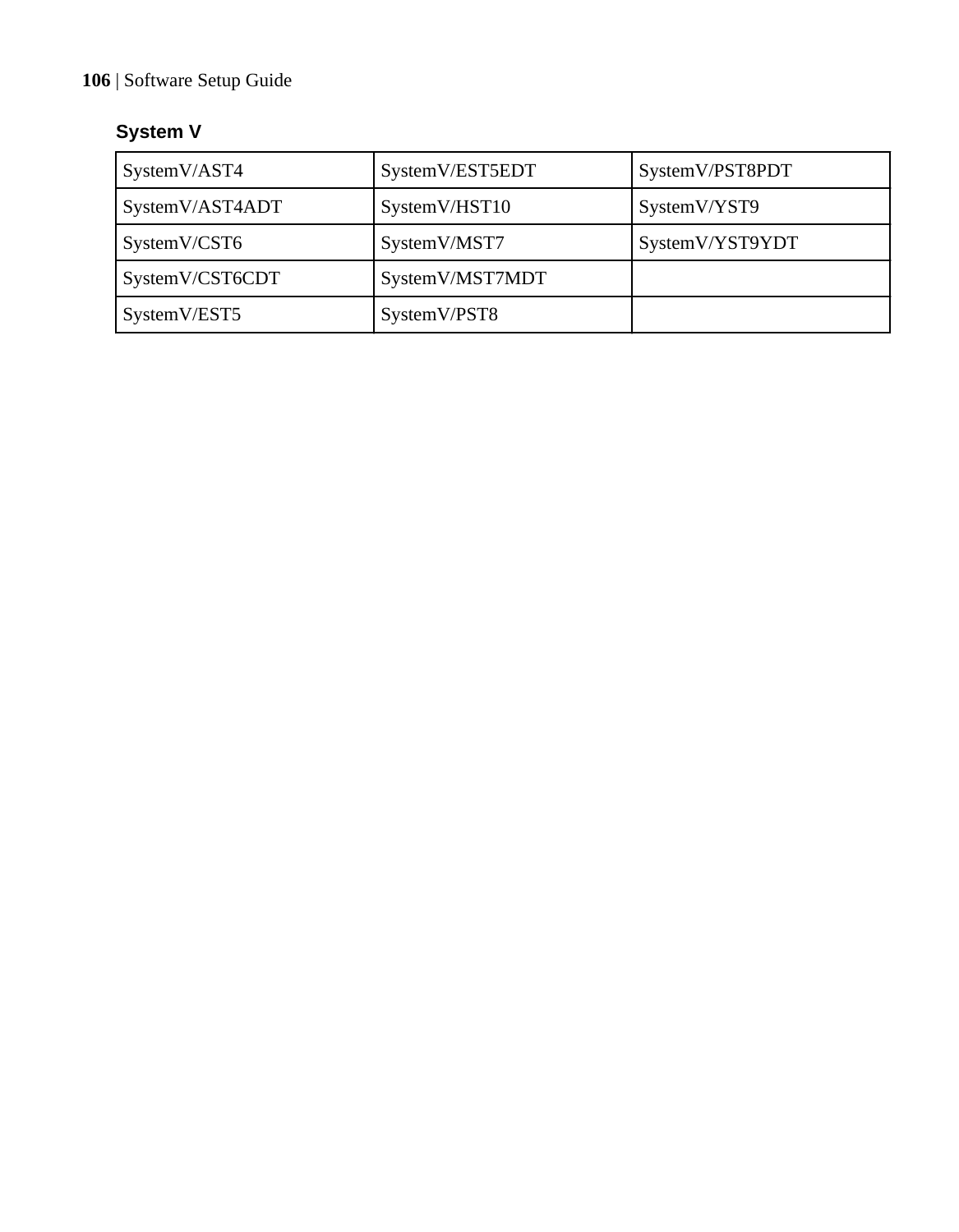### System V

| SystemV/AST4 | SystemV/EST5EDT | SystemV/PST8PDT |
|---|---|---|
| SystemV/AST4ADT | SystemV/HST10 | SystemV/YST9 |
| SystemV/CST6 | SystemV/MST7 | SystemV/YST9YDT |
| SystemV/CST6CDT | SystemV/MST7MDT | |
| SystemV/EST5 | SystemV/PST8 | |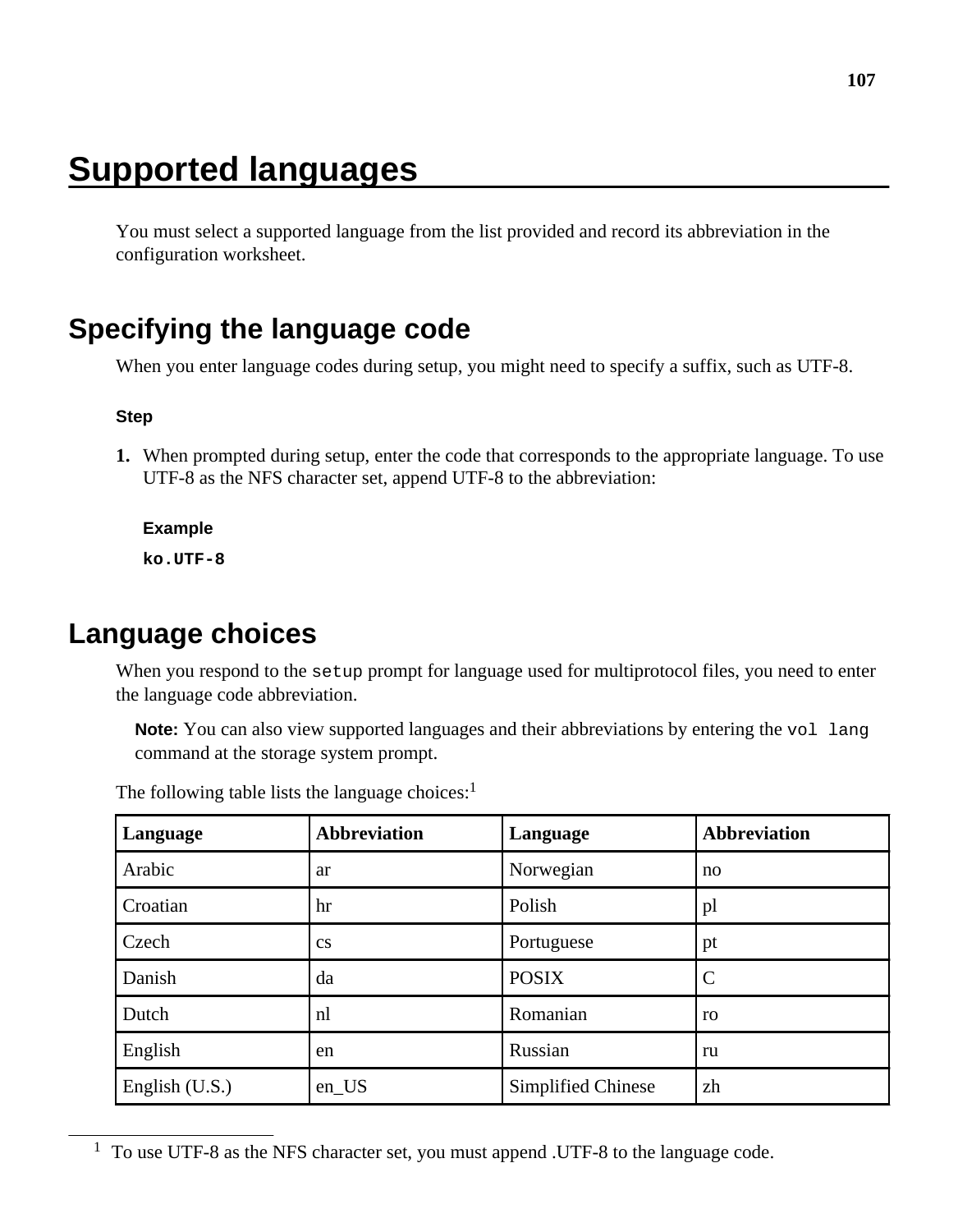# Supported languages

You must select a supported language from the list provided and record its abbreviation in the configuration worksheet.

## Specifying the language code

When you enter language codes during setup, you might need to specify a suffix, such as UTF-8.

#### Step

1. When prompted during setup, enter the code that corresponds to the appropriate language. To use UTF-8 as the NFS character set, append UTF-8 to the abbreviation:

   **Example**

   **`ko.UTF-8`**

## Language choices

When you respond to the `setup` prompt for language used for multiprotocol files, you need to enter the language code abbreviation.

**Note:** You can also view supported languages and their abbreviations by entering the `vol lang` command at the storage system prompt.

The following table lists the language choices:[1]

| Language | Abbreviation | Language | Abbreviation |
|---|---|---|---|
| Arabic | ar | Norwegian | no |
| Croatian | hr | Polish | pl |
| Czech | cs | Portuguese | pt |
| Danish | da | POSIX | C |
| Dutch | nl | Romanian | ro |
| English | en | Russian | ru |
| English (U.S.) | en_US | Simplified Chinese | zh |

[1] To use UTF-8 as the NFS character set, you must append .UTF-8 to the language code.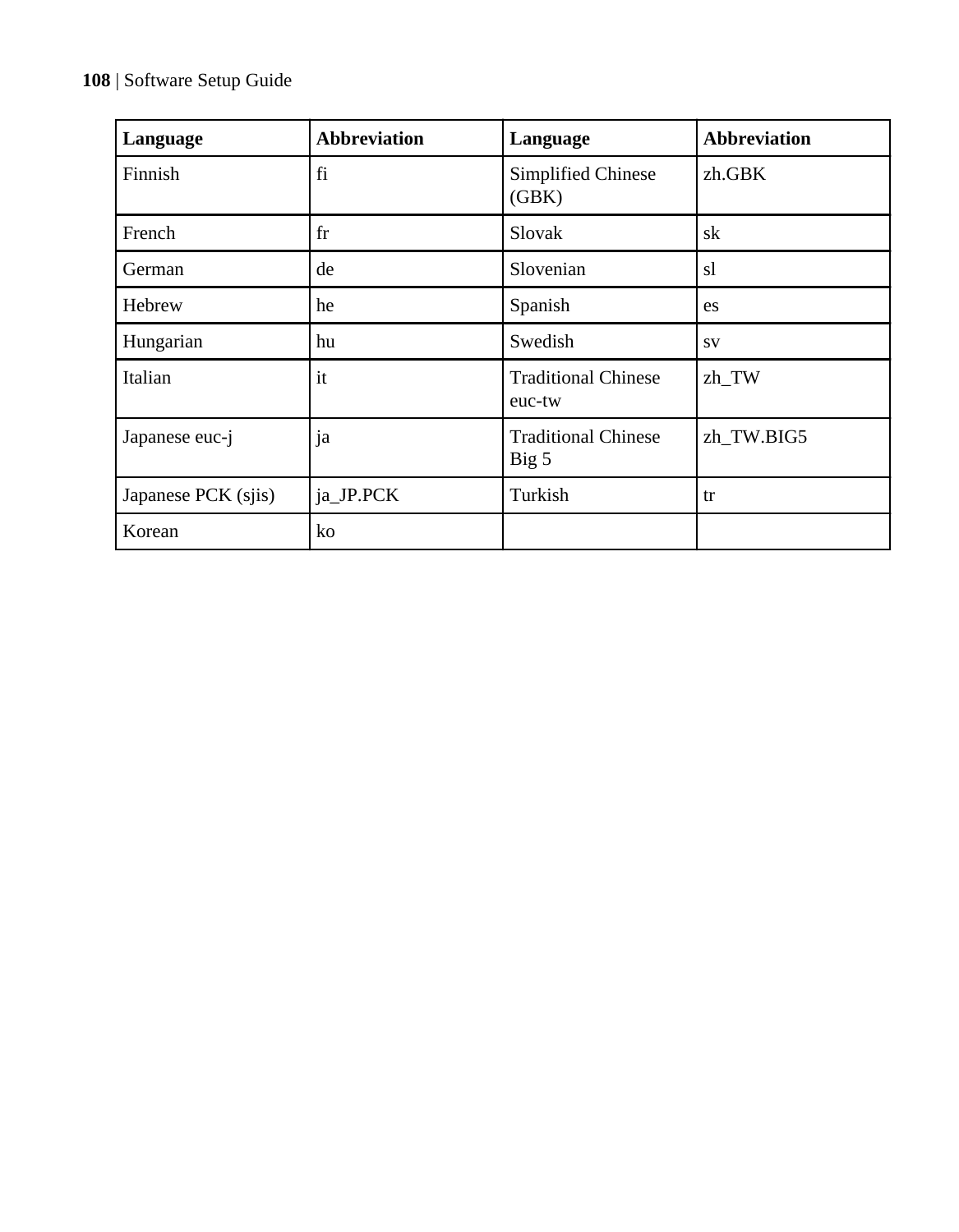| Language | Abbreviation | Language | Abbreviation |
|---|---|---|---|
| Finnish | fi | Simplified Chinese (GBK) | zh.GBK |
| French | fr | Slovak | sk |
| German | de | Slovenian | sl |
| Hebrew | he | Spanish | es |
| Hungarian | hu | Swedish | sv |
| Italian | it | Traditional Chinese euc-tw | zh_TW |
| Japanese euc-j | ja | Traditional Chinese Big 5 | zh_TW.BIG5 |
| Japanese PCK (sjis) | ja_JP.PCK | Turkish | tr |
| Korean | ko | | |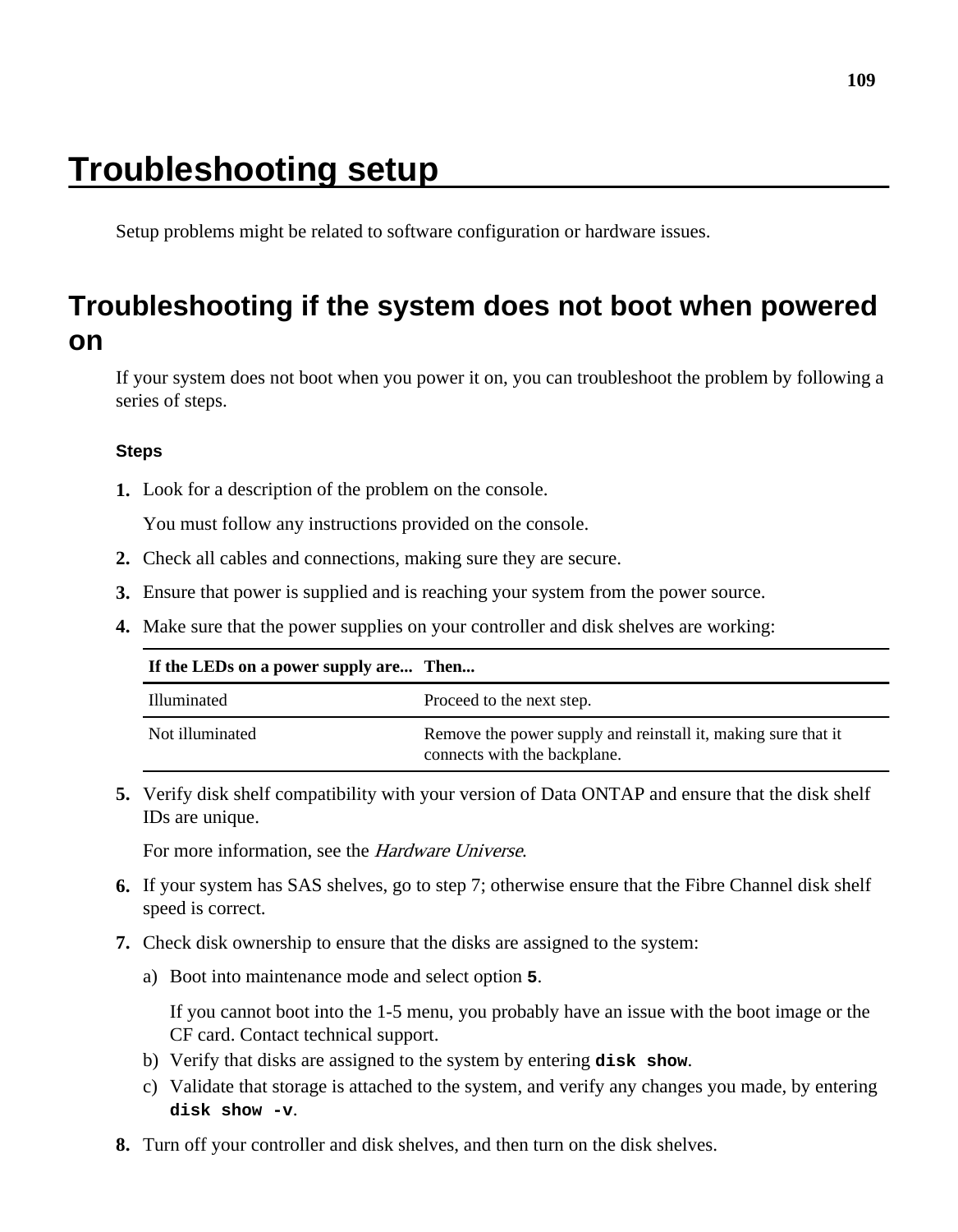# Troubleshooting setup

Setup problems might be related to software configuration or hardware issues.

## Troubleshooting if the system does not boot when powered on

If your system does not boot when you power it on, you can troubleshoot the problem by following a series of steps.

### Steps

1. Look for a description of the problem on the console.

   You must follow any instructions provided on the console.

2. Check all cables and connections, making sure they are secure.
3. Ensure that power is supplied and is reaching your system from the power source.
4. Make sure that the power supplies on your controller and disk shelves are working:

   | If the LEDs on a power supply are... | Then... |
   |---|---|
   | Illuminated | Proceed to the next step. |
   | Not illuminated | Remove the power supply and reinstall it, making sure that it connects with the backplane. |

5. Verify disk shelf compatibility with your version of Data ONTAP and ensure that the disk shelf IDs are unique.

   For more information, see the *Hardware Universe*.

6. If your system has SAS shelves, go to step 7; otherwise ensure that the Fibre Channel disk shelf speed is correct.
7. Check disk ownership to ensure that the disks are assigned to the system:
   a) Boot into maintenance mode and select option **`5`**.

      If you cannot boot into the 1-5 menu, you probably have an issue with the boot image or the CF card. Contact technical support.

   b) Verify that disks are assigned to the system by entering **`disk show`**.
   c) Validate that storage is attached to the system, and verify any changes you made, by entering **`disk show -v`**.
8. Turn off your controller and disk shelves, and then turn on the disk shelves.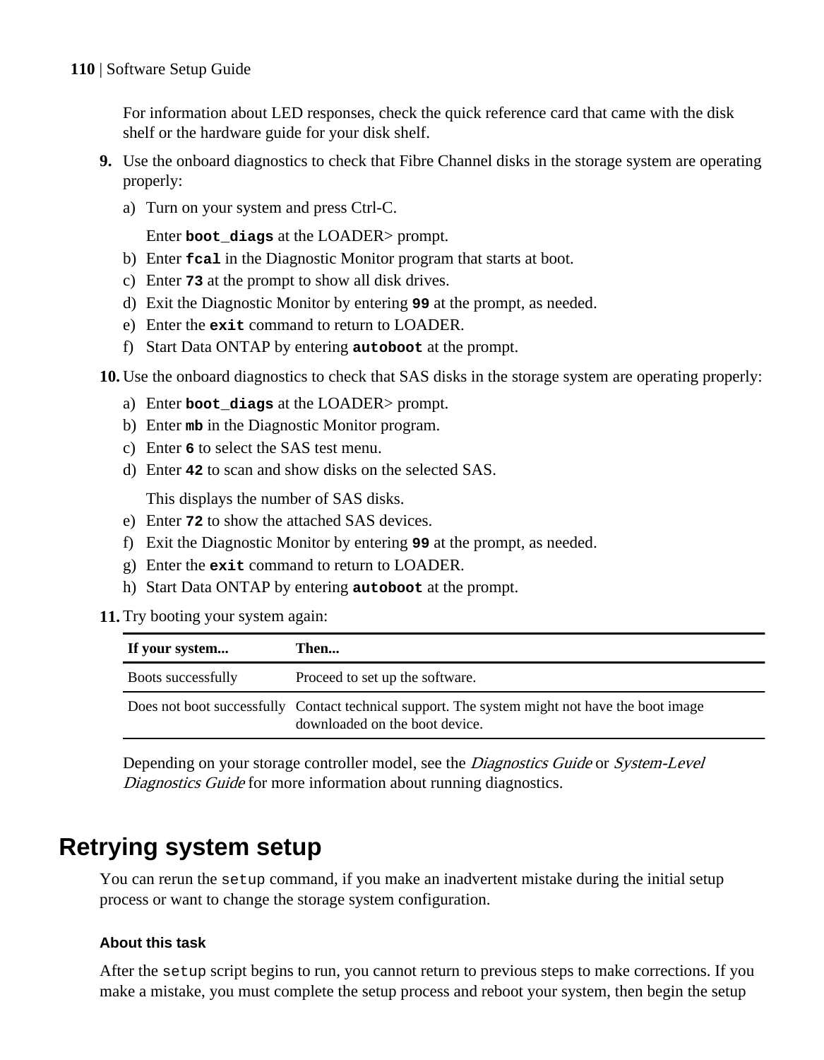For information about LED responses, check the quick reference card that came with the disk shelf or the hardware guide for your disk shelf.

9. Use the onboard diagnostics to check that Fibre Channel disks in the storage system are operating properly:
   a) Turn on your system and press Ctrl-C.

      Enter **`boot_diags`** at the LOADER> prompt.
   b) Enter **`fcal`** in the Diagnostic Monitor program that starts at boot.
   c) Enter **`73`** at the prompt to show all disk drives.
   d) Exit the Diagnostic Monitor by entering **`99`** at the prompt, as needed.
   e) Enter the **`exit`** command to return to LOADER.
   f) Start Data ONTAP by entering **`autoboot`** at the prompt.
10. Use the onboard diagnostics to check that SAS disks in the storage system are operating properly:
    a) Enter **`boot_diags`** at the LOADER> prompt.
    b) Enter **`mb`** in the Diagnostic Monitor program.
    c) Enter **`6`** to select the SAS test menu.
    d) Enter **`42`** to scan and show disks on the selected SAS.

       This displays the number of SAS disks.
    e) Enter **`72`** to show the attached SAS devices.
    f) Exit the Diagnostic Monitor by entering **`99`** at the prompt, as needed.
    g) Enter the **`exit`** command to return to LOADER.
    h) Start Data ONTAP by entering **`autoboot`** at the prompt.
11. Try booting your system again:

| If your system... | Then... |
|---|---|
| Boots successfully | Proceed to set up the software. |
| Does not boot successfully | Contact technical support. The system might not have the boot image downloaded on the boot device. |

Depending on your storage controller model, see the *Diagnostics Guide* or *System-Level Diagnostics Guide* for more information about running diagnostics.

# Retrying system setup

You can rerun the `setup` command, if you make an inadvertent mistake during the initial setup process or want to change the storage system configuration.

### About this task

After the `setup` script begins to run, you cannot return to previous steps to make corrections. If you make a mistake, you must complete the setup process and reboot your system, then begin the setup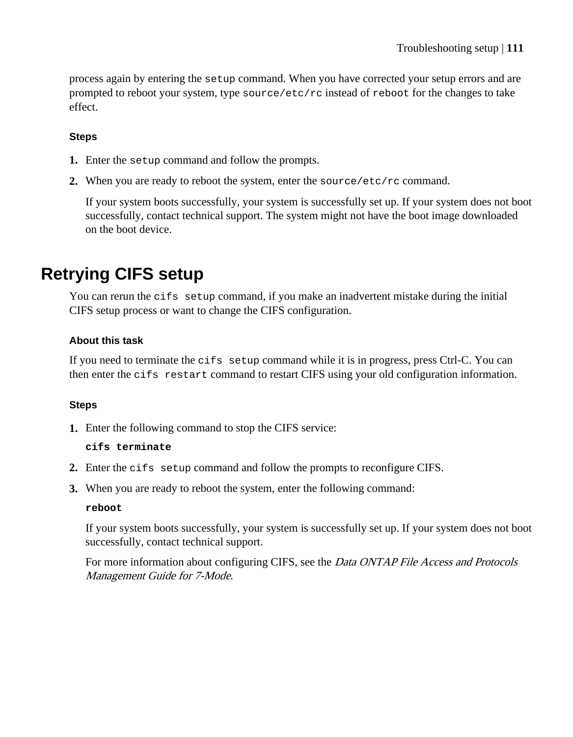process again by entering the `setup` command. When you have corrected your setup errors and are prompted to reboot your system, type `source/etc/rc` instead of `reboot` for the changes to take effect.

#### Steps

1. Enter the `setup` command and follow the prompts.
2. When you are ready to reboot the system, enter the `source/etc/rc` command.

   If your system boots successfully, your system is successfully set up. If your system does not boot successfully, contact technical support. The system might not have the boot image downloaded on the boot device.

## Retrying CIFS setup

You can rerun the `cifs setup` command, if you make an inadvertent mistake during the initial CIFS setup process or want to change the CIFS configuration.

#### About this task

If you need to terminate the `cifs setup` command while it is in progress, press Ctrl-C. You can then enter the `cifs restart` command to restart CIFS using your old configuration information.

#### Steps

1. Enter the following command to stop the CIFS service:

   **`cifs terminate`**

2. Enter the `cifs setup` command and follow the prompts to reconfigure CIFS.
3. When you are ready to reboot the system, enter the following command:

   **`reboot`**

   If your system boots successfully, your system is successfully set up. If your system does not boot successfully, contact technical support.

   For more information about configuring CIFS, see the *Data ONTAP File Access and Protocols Management Guide for 7-Mode*.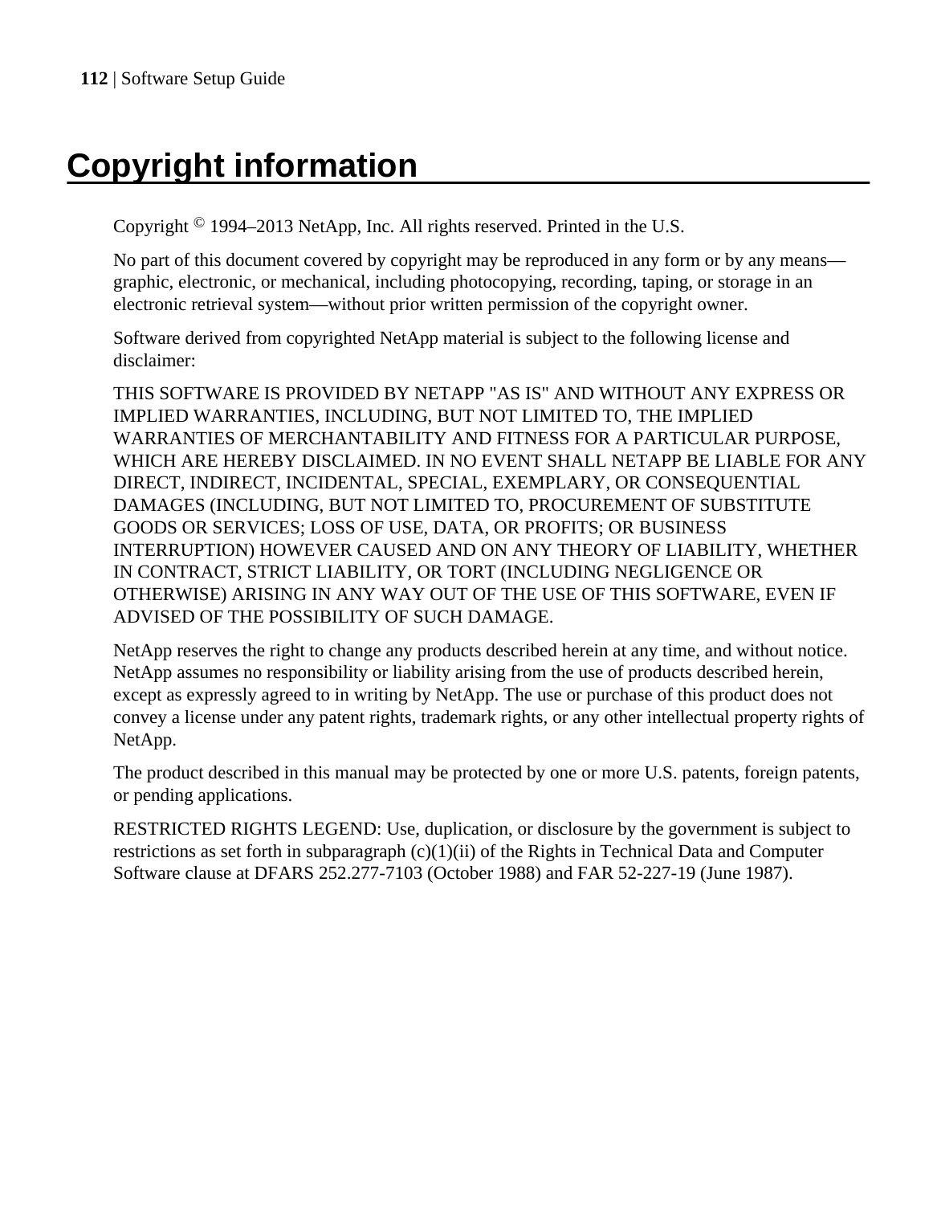# Copyright information

Copyright © 1994–2013 NetApp, Inc. All rights reserved. Printed in the U.S.

No part of this document covered by copyright may be reproduced in any form or by any means—graphic, electronic, or mechanical, including photocopying, recording, taping, or storage in an electronic retrieval system—without prior written permission of the copyright owner.

Software derived from copyrighted NetApp material is subject to the following license and disclaimer:

THIS SOFTWARE IS PROVIDED BY NETAPP "AS IS" AND WITHOUT ANY EXPRESS OR IMPLIED WARRANTIES, INCLUDING, BUT NOT LIMITED TO, THE IMPLIED WARRANTIES OF MERCHANTABILITY AND FITNESS FOR A PARTICULAR PURPOSE, WHICH ARE HEREBY DISCLAIMED. IN NO EVENT SHALL NETAPP BE LIABLE FOR ANY DIRECT, INDIRECT, INCIDENTAL, SPECIAL, EXEMPLARY, OR CONSEQUENTIAL DAMAGES (INCLUDING, BUT NOT LIMITED TO, PROCUREMENT OF SUBSTITUTE GOODS OR SERVICES; LOSS OF USE, DATA, OR PROFITS; OR BUSINESS INTERRUPTION) HOWEVER CAUSED AND ON ANY THEORY OF LIABILITY, WHETHER IN CONTRACT, STRICT LIABILITY, OR TORT (INCLUDING NEGLIGENCE OR OTHERWISE) ARISING IN ANY WAY OUT OF THE USE OF THIS SOFTWARE, EVEN IF ADVISED OF THE POSSIBILITY OF SUCH DAMAGE.

NetApp reserves the right to change any products described herein at any time, and without notice. NetApp assumes no responsibility or liability arising from the use of products described herein, except as expressly agreed to in writing by NetApp. The use or purchase of this product does not convey a license under any patent rights, trademark rights, or any other intellectual property rights of NetApp.

The product described in this manual may be protected by one or more U.S. patents, foreign patents, or pending applications.

RESTRICTED RIGHTS LEGEND: Use, duplication, or disclosure by the government is subject to restrictions as set forth in subparagraph (c)(1)(ii) of the Rights in Technical Data and Computer Software clause at DFARS 252.277-7103 (October 1988) and FAR 52-227-19 (June 1987).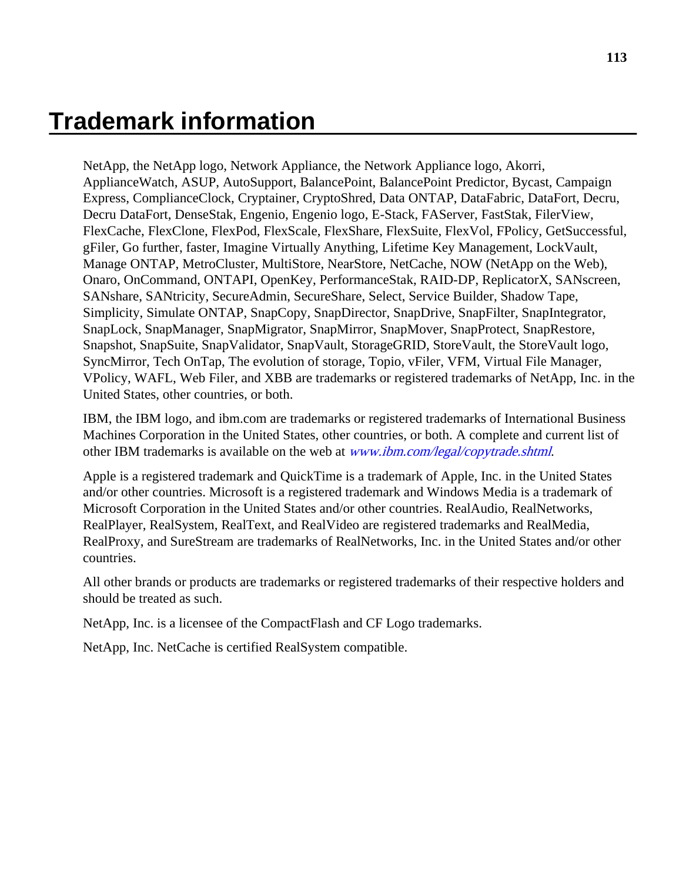# Trademark information

NetApp, the NetApp logo, Network Appliance, the Network Appliance logo, Akorri, ApplianceWatch, ASUP, AutoSupport, BalancePoint, BalancePoint Predictor, Bycast, Campaign Express, ComplianceClock, Cryptainer, CryptoShred, Data ONTAP, DataFabric, DataFort, Decru, Decru DataFort, DenseStak, Engenio, Engenio logo, E-Stack, FAServer, FastStak, FilerView, FlexCache, FlexClone, FlexPod, FlexScale, FlexShare, FlexSuite, FlexVol, FPolicy, GetSuccessful, gFiler, Go further, faster, Imagine Virtually Anything, Lifetime Key Management, LockVault, Manage ONTAP, MetroCluster, MultiStore, NearStore, NetCache, NOW (NetApp on the Web), Onaro, OnCommand, ONTAPI, OpenKey, PerformanceStak, RAID-DP, ReplicatorX, SANscreen, SANshare, SANtricity, SecureAdmin, SecureShare, Select, Service Builder, Shadow Tape, Simplicity, Simulate ONTAP, SnapCopy, SnapDirector, SnapDrive, SnapFilter, SnapIntegrator, SnapLock, SnapManager, SnapMigrator, SnapMirror, SnapMover, SnapProtect, SnapRestore, Snapshot, SnapSuite, SnapValidator, SnapVault, StorageGRID, StoreVault, the StoreVault logo, SyncMirror, Tech OnTap, The evolution of storage, Topio, vFiler, VFM, Virtual File Manager, VPolicy, WAFL, Web Filer, and XBB are trademarks or registered trademarks of NetApp, Inc. in the United States, other countries, or both.

IBM, the IBM logo, and ibm.com are trademarks or registered trademarks of International Business Machines Corporation in the United States, other countries, or both. A complete and current list of other IBM trademarks is available on the web at *www.ibm.com/legal/copytrade.shtml*.

Apple is a registered trademark and QuickTime is a trademark of Apple, Inc. in the United States and/or other countries. Microsoft is a registered trademark and Windows Media is a trademark of Microsoft Corporation in the United States and/or other countries. RealAudio, RealNetworks, RealPlayer, RealSystem, RealText, and RealVideo are registered trademarks and RealMedia, RealProxy, and SureStream are trademarks of RealNetworks, Inc. in the United States and/or other countries.

All other brands or products are trademarks or registered trademarks of their respective holders and should be treated as such.

NetApp, Inc. is a licensee of the CompactFlash and CF Logo trademarks.

NetApp, Inc. NetCache is certified RealSystem compatible.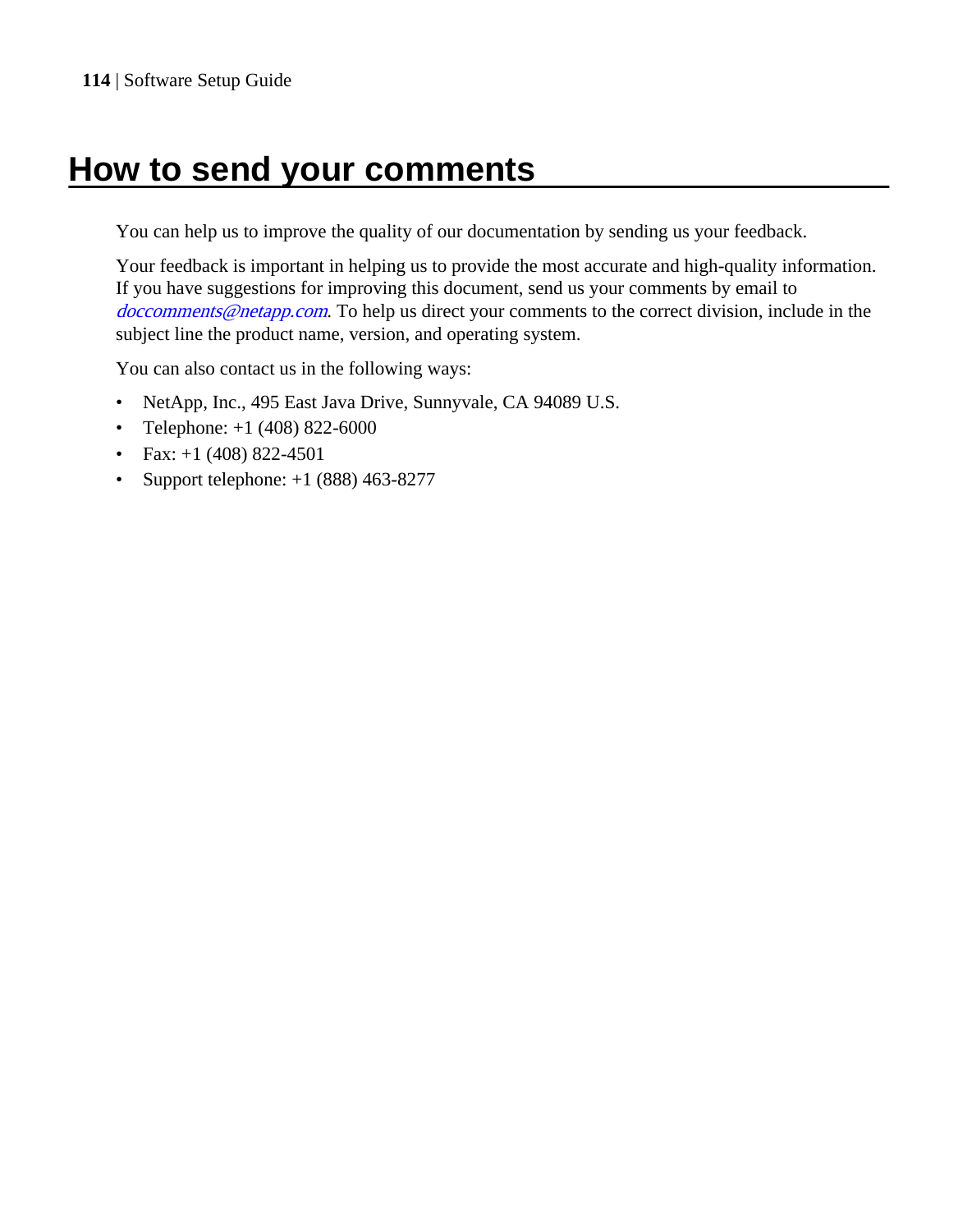# How to send your comments

You can help us to improve the quality of our documentation by sending us your feedback.

Your feedback is important in helping us to provide the most accurate and high-quality information. If you have suggestions for improving this document, send us your comments by email to *doccomments@netapp.com*. To help us direct your comments to the correct division, include in the subject line the product name, version, and operating system.

You can also contact us in the following ways:

- NetApp, Inc., 495 East Java Drive, Sunnyvale, CA 94089 U.S.
- Telephone: +1 (408) 822-6000
- Fax: +1 (408) 822-4501
- Support telephone: +1 (888) 463-8277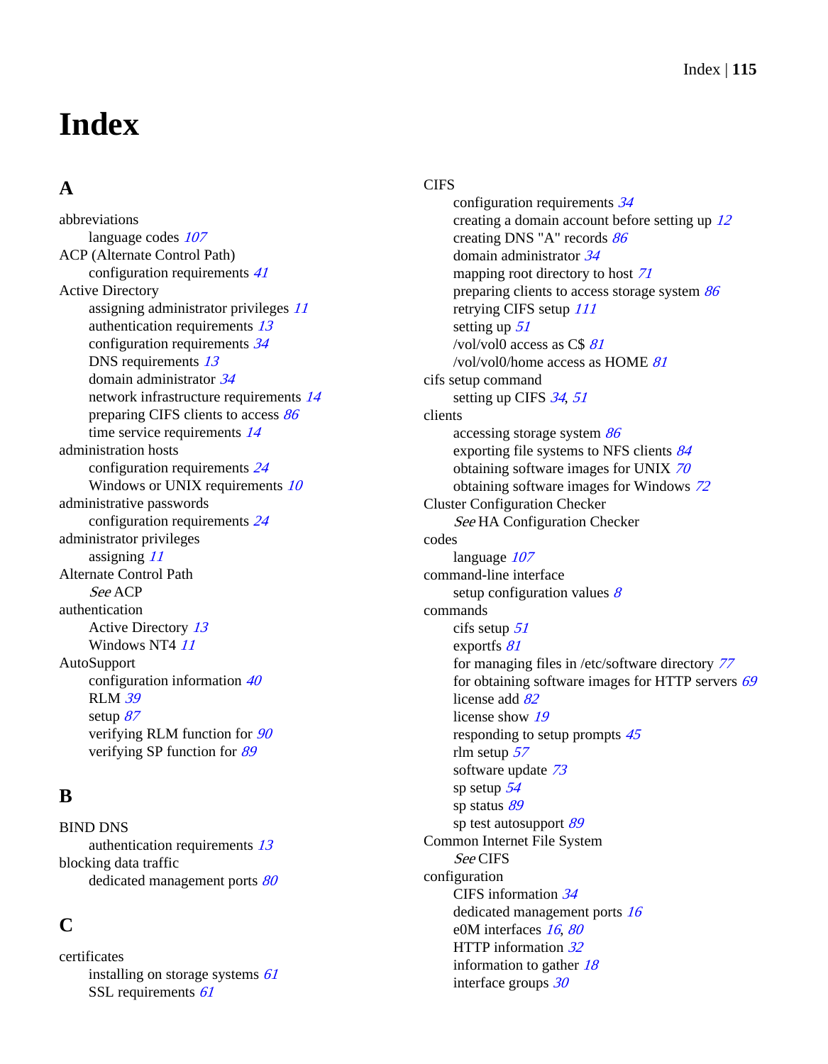# Index

## A

abbreviations
- language codes *107*

ACP (Alternate Control Path)
- configuration requirements *41*

Active Directory
- assigning administrator privileges *11*
- authentication requirements *13*
- configuration requirements *34*
- DNS requirements *13*
- domain administrator *34*
- network infrastructure requirements *14*
- preparing CIFS clients to access *86*
- time service requirements *14*

administration hosts
- configuration requirements *24*
- Windows or UNIX requirements *10*

administrative passwords
- configuration requirements *24*

administrator privileges
- assigning *11*

Alternate Control Path
- *See* ACP

authentication
- Active Directory *13*
- Windows NT4 *11*

AutoSupport
- configuration information *40*
- RLM *39*
- setup *87*
- verifying RLM function for *90*
- verifying SP function for *89*

## B

BIND DNS
- authentication requirements *13*

blocking data traffic
- dedicated management ports *80*

## C

certificates
- installing on storage systems *61*
- SSL requirements *61*

CIFS
- configuration requirements *34*
- creating a domain account before setting up *12*
- creating DNS "A" records *86*
- domain administrator *34*
- mapping root directory to host *71*
- preparing clients to access storage system *86*
- retrying CIFS setup *111*
- setting up *51*
- /vol/vol0 access as C$ *81*
- /vol/vol0/home access as HOME *81*

cifs setup command
- setting up CIFS *34*, *51*

clients
- accessing storage system *86*
- exporting file systems to NFS clients *84*
- obtaining software images for UNIX *70*
- obtaining software images for Windows *72*

Cluster Configuration Checker
- *See* HA Configuration Checker

codes
- language *107*

command-line interface
- setup configuration values *8*

commands
- cifs setup *51*
- exportfs *81*
- for managing files in /etc/software directory *77*
- for obtaining software images for HTTP servers *69*
- license add *82*
- license show *19*
- responding to setup prompts *45*
- rlm setup *57*
- software update *73*
- sp setup *54*
- sp status *89*
- sp test autosupport *89*

Common Internet File System
- *See* CIFS

configuration
- CIFS information *34*
- dedicated management ports *16*
- e0M interfaces *16*, *80*
- HTTP information *32*
- information to gather *18*
- interface groups *30*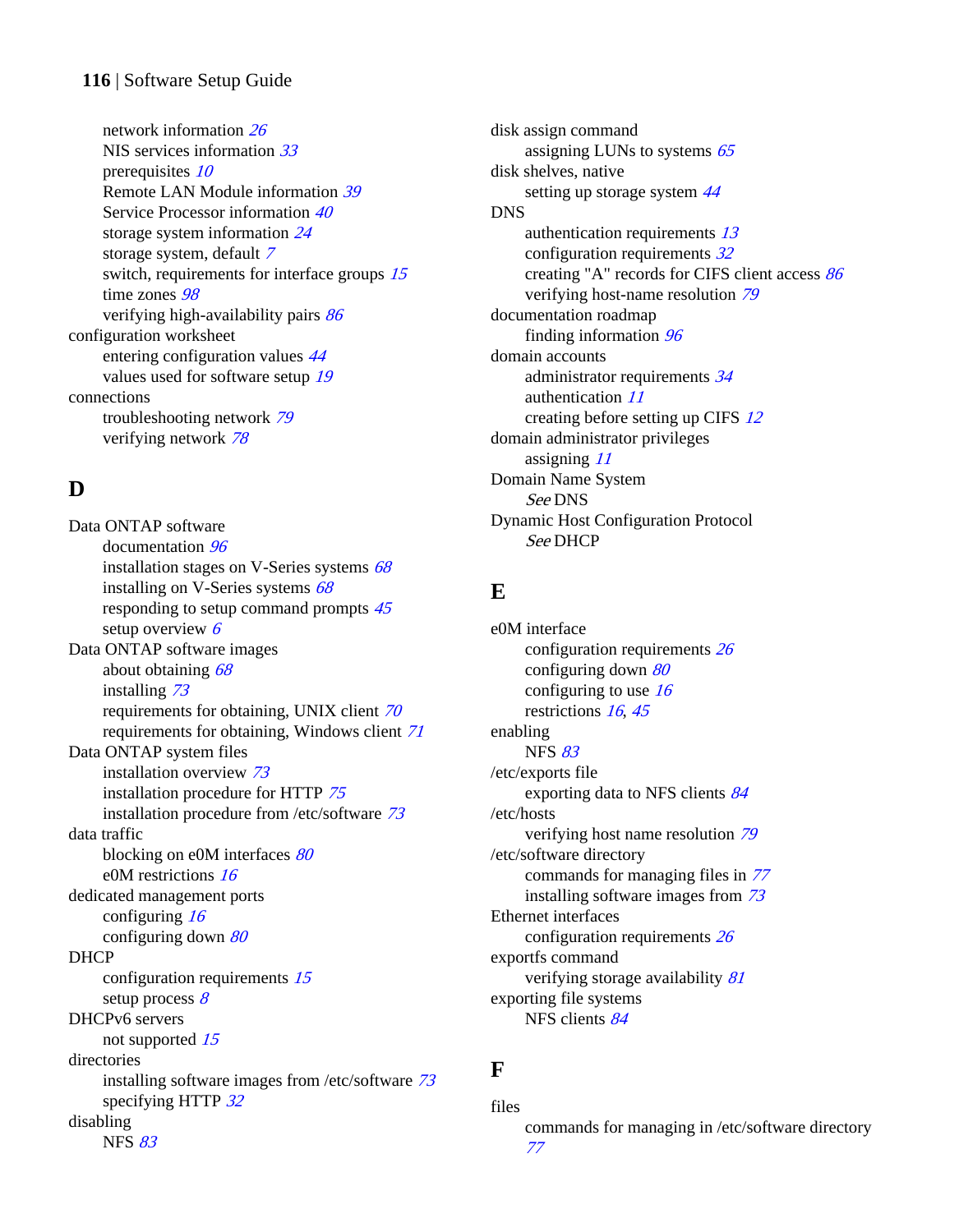network information *26*
NIS services information *33*
prerequisites *10*
Remote LAN Module information *39*
Service Processor information *40*
storage system information *24*
storage system, default *7*
switch, requirements for interface groups *15*
time zones *98*
verifying high-availability pairs *86*

configuration worksheet
- entering configuration values *44*
- values used for software setup *19*

connections
- troubleshooting network *79*
- verifying network *78*

## D

Data ONTAP software
- documentation *96*
- installation stages on V-Series systems *68*
- installing on V-Series systems *68*
- responding to setup command prompts *45*
- setup overview *6*

Data ONTAP software images
- about obtaining *68*
- installing *73*
- requirements for obtaining, UNIX client *70*
- requirements for obtaining, Windows client *71*

Data ONTAP system files
- installation overview *73*
- installation procedure for HTTP *75*
- installation procedure from /etc/software *73*

data traffic
- blocking on e0M interfaces *80*
- e0M restrictions *16*

dedicated management ports
- configuring *16*
- configuring down *80*

DHCP
- configuration requirements *15*
- setup process *8*

DHCPv6 servers
- not supported *15*

directories
- installing software images from /etc/software *73*
- specifying HTTP *32*

disabling
- NFS *83*

disk assign command
- assigning LUNs to systems *65*

disk shelves, native
- setting up storage system *44*

DNS
- authentication requirements *13*
- configuration requirements *32*
- creating "A" records for CIFS client access *86*
- verifying host-name resolution *79*

documentation roadmap
- finding information *96*

domain accounts
- administrator requirements *34*
- authentication *11*
- creating before setting up CIFS *12*

domain administrator privileges
- assigning *11*

Domain Name System
- *See* DNS

Dynamic Host Configuration Protocol
- *See* DHCP

## E

e0M interface
- configuration requirements *26*
- configuring down *80*
- configuring to use *16*
- restrictions *16*, *45*

enabling
- NFS *83*

/etc/exports file
- exporting data to NFS clients *84*

/etc/hosts
- verifying host name resolution *79*

/etc/software directory
- commands for managing files in *77*
- installing software images from *73*

Ethernet interfaces
- configuration requirements *26*

exportfs command
- verifying storage availability *81*

exporting file systems
- NFS clients *84*

## F

files
- commands for managing in /etc/software directory *77*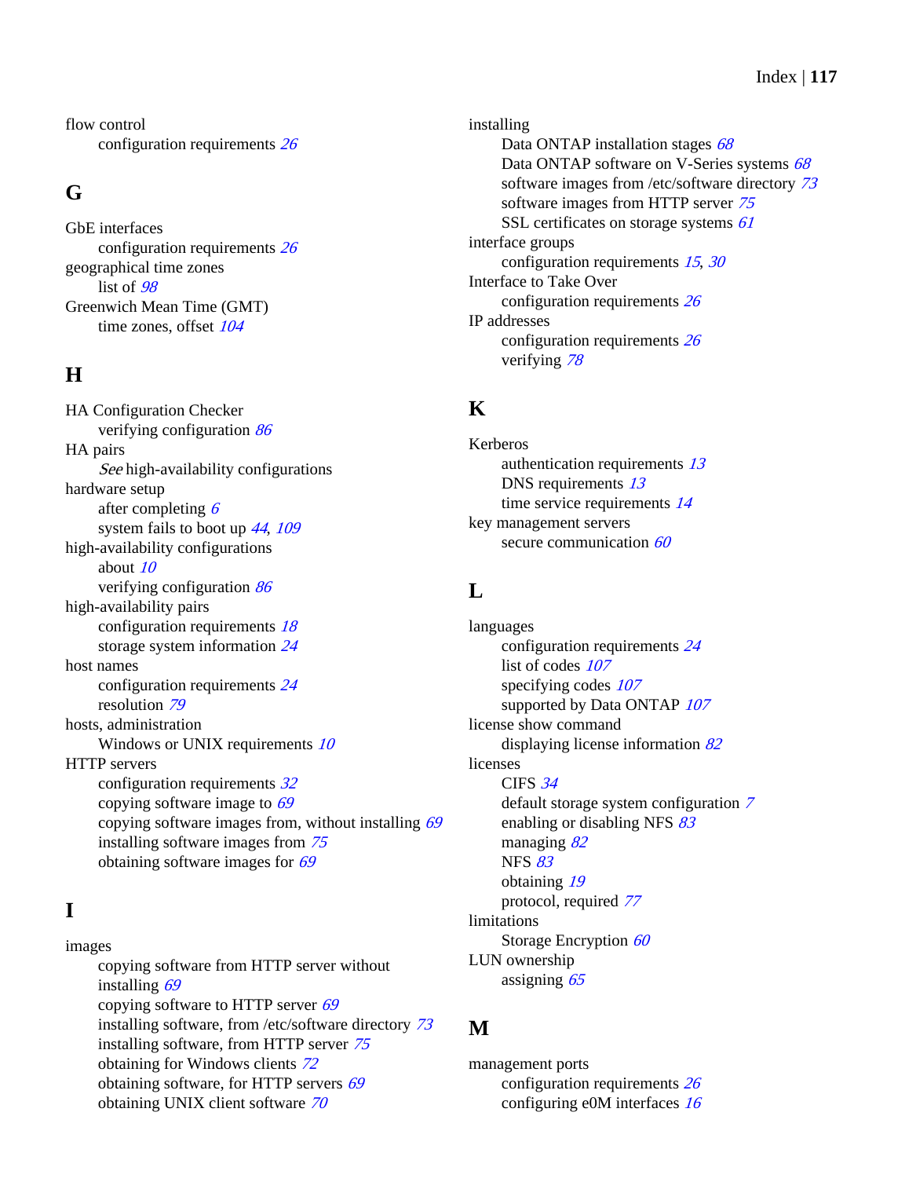flow control
- configuration requirements *26*

## G

GbE interfaces
- configuration requirements *26*

geographical time zones
- list of *98*

Greenwich Mean Time (GMT)
- time zones, offset *104*

## H

HA Configuration Checker
- verifying configuration *86*

HA pairs
- *See* high-availability configurations

hardware setup
- after completing *6*
- system fails to boot up *44*, *109*

high-availability configurations
- about *10*
- verifying configuration *86*

high-availability pairs
- configuration requirements *18*
- storage system information *24*

host names
- configuration requirements *24*
- resolution *79*

hosts, administration
- Windows or UNIX requirements *10*

HTTP servers
- configuration requirements *32*
- copying software image to *69*
- copying software images from, without installing *69*
- installing software images from *75*
- obtaining software images for *69*

## I

images
- copying software from HTTP server without installing *69*
- copying software to HTTP server *69*
- installing software, from /etc/software directory *73*
- installing software, from HTTP server *75*
- obtaining for Windows clients *72*
- obtaining software, for HTTP servers *69*
- obtaining UNIX client software *70*

installing
- Data ONTAP installation stages *68*
- Data ONTAP software on V-Series systems *68*
- software images from /etc/software directory *73*
- software images from HTTP server *75*
- SSL certificates on storage systems *61*

interface groups
- configuration requirements *15*, *30*

Interface to Take Over
- configuration requirements *26*

IP addresses
- configuration requirements *26*
- verifying *78*

## K

Kerberos
- authentication requirements *13*
- DNS requirements *13*
- time service requirements *14*

key management servers
- secure communication *60*

## L

languages
- configuration requirements *24*
- list of codes *107*
- specifying codes *107*
- supported by Data ONTAP *107*

license show command
- displaying license information *82*

licenses
- CIFS *34*
- default storage system configuration *7*
- enabling or disabling NFS *83*
- managing *82*
- NFS *83*
- obtaining *19*
- protocol, required *77*

limitations
- Storage Encryption *60*

LUN ownership
- assigning *65*

## M

management ports
- configuration requirements *26*
- configuring e0M interfaces *16*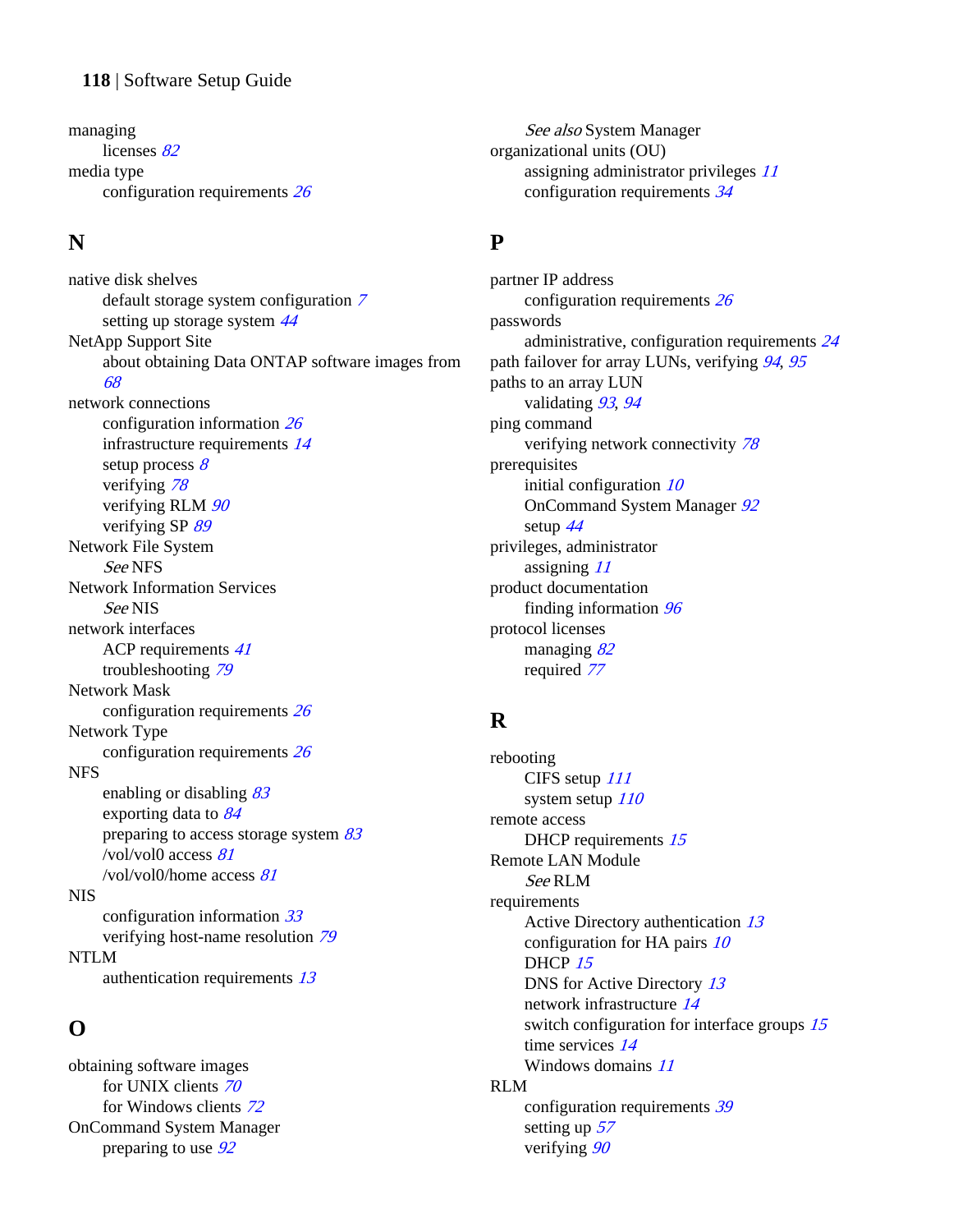managing
- licenses *82*

media type
- configuration requirements *26*

## N

native disk shelves
- default storage system configuration *7*
- setting up storage system *44*

NetApp Support Site
- about obtaining Data ONTAP software images from *68*

network connections
- configuration information *26*
- infrastructure requirements *14*
- setup process *8*
- verifying *78*
- verifying RLM *90*
- verifying SP *89*

Network File System
- *See* NFS

Network Information Services
- *See* NIS

network interfaces
- ACP requirements *41*
- troubleshooting *79*

Network Mask
- configuration requirements *26*

Network Type
- configuration requirements *26*

NFS
- enabling or disabling *83*
- exporting data to *84*
- preparing to access storage system *83*
- /vol/vol0 access *81*
- /vol/vol0/home access *81*

NIS
- configuration information *33*
- verifying host-name resolution *79*

NTLM
- authentication requirements *13*

## O

obtaining software images
- for UNIX clients *70*
- for Windows clients *72*

OnCommand System Manager
- preparing to use *92*
- *See also* System Manager

organizational units (OU)
- assigning administrator privileges *11*
- configuration requirements *34*

## P

partner IP address
- configuration requirements *26*

passwords
- administrative, configuration requirements *24*

path failover for array LUNs, verifying *94*, *95*

paths to an array LUN
- validating *93*, *94*

ping command
- verifying network connectivity *78*

prerequisites
- initial configuration *10*
- OnCommand System Manager *92*
- setup *44*

privileges, administrator
- assigning *11*

product documentation
- finding information *96*

protocol licenses
- managing *82*
- required *77*

## R

rebooting
- CIFS setup *111*
- system setup *110*

remote access
- DHCP requirements *15*

Remote LAN Module
- *See* RLM

requirements
- Active Directory authentication *13*
- configuration for HA pairs *10*
- DHCP *15*
- DNS for Active Directory *13*
- network infrastructure *14*
- switch configuration for interface groups *15*
- time services *14*
- Windows domains *11*

RLM
- configuration requirements *39*
- setting up *57*
- verifying *90*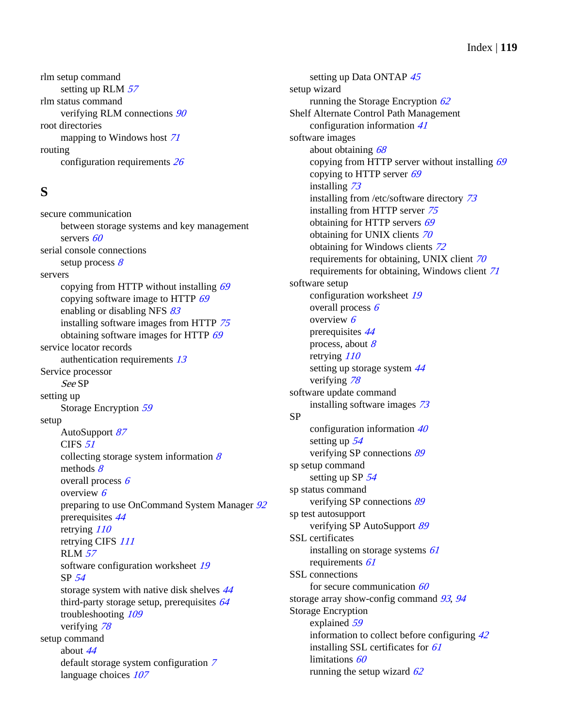rlm setup command
  setting up RLM *57*

rlm status command
  verifying RLM connections *90*

root directories
  mapping to Windows host *71*

routing
  configuration requirements *26*

## S

secure communication
  between storage systems and key management servers *60*

serial console connections
  setup process *8*

servers
  copying from HTTP without installing *69*
  copying software image to HTTP *69*
  enabling or disabling NFS *83*
  installing software images from HTTP *75*
  obtaining software images for HTTP *69*

service locator records
  authentication requirements *13*

Service processor
  *See* SP

setting up
  Storage Encryption *59*

setup
  AutoSupport *87*
  CIFS *51*
  collecting storage system information *8*
  methods *8*
  overall process *6*
  overview *6*
  preparing to use OnCommand System Manager *92*
  prerequisites *44*
  retrying *110*
  retrying CIFS *111*
  RLM *57*
  software configuration worksheet *19*
  SP *54*
  storage system with native disk shelves *44*
  third-party storage setup, prerequisites *64*
  troubleshooting *109*
  verifying *78*

setup command
  about *44*
  default storage system configuration *7*
  language choices *107*
  setting up Data ONTAP *45*

setup wizard
  running the Storage Encryption *62*

Shelf Alternate Control Path Management
  configuration information *41*

software images
  about obtaining *68*
  copying from HTTP server without installing *69*
  copying to HTTP server *69*
  installing *73*
  installing from /etc/software directory *73*
  installing from HTTP server *75*
  obtaining for HTTP servers *69*
  obtaining for UNIX clients *70*
  obtaining for Windows clients *72*
  requirements for obtaining, UNIX client *70*
  requirements for obtaining, Windows client *71*

software setup
  configuration worksheet *19*
  overall process *6*
  overview *6*
  prerequisites *44*
  process, about *8*
  retrying *110*
  setting up storage system *44*
  verifying *78*

software update command
  installing software images *73*

SP
  configuration information *40*
  setting up *54*
  verifying SP connections *89*

sp setup command
  setting up SP *54*

sp status command
  verifying SP connections *89*

sp test autosupport
  verifying SP AutoSupport *89*

SSL certificates
  installing on storage systems *61*
  requirements *61*

SSL connections
  for secure communication *60*

storage array show-config command *93*, *94*

Storage Encryption
  explained *59*
  information to collect before configuring *42*
  installing SSL certificates for *61*
  limitations *60*
  running the setup wizard *62*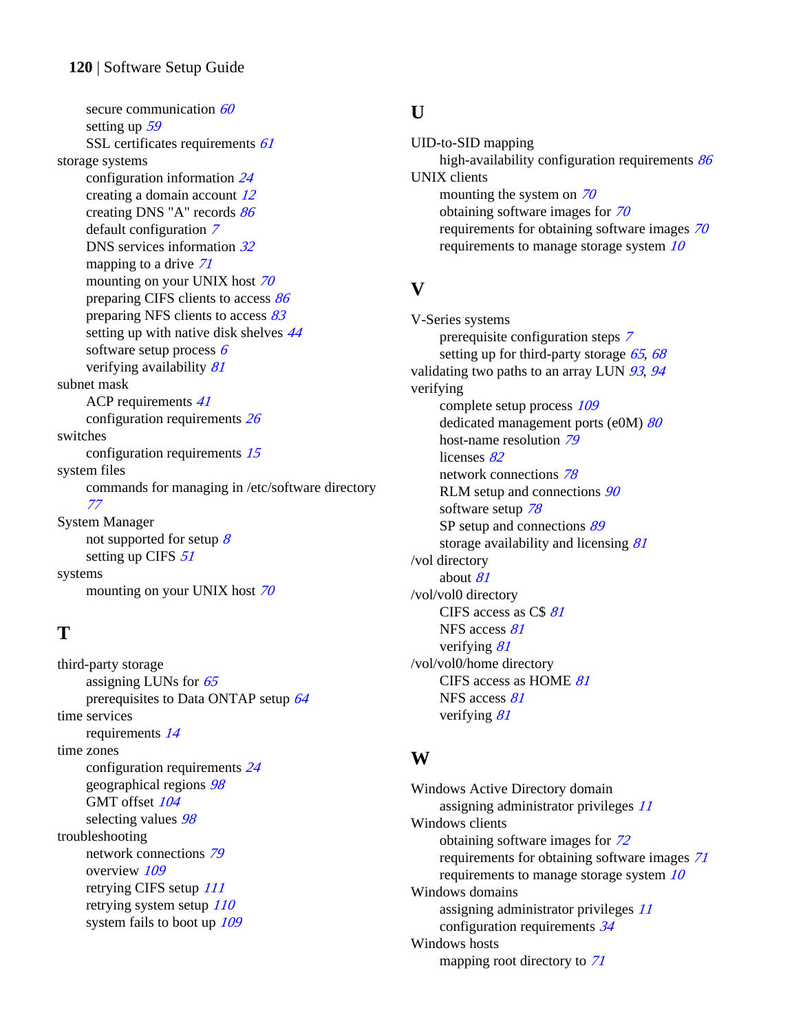secure communication 60
setting up 59
SSL certificates requirements 61

storage systems
- configuration information 24
- creating a domain account 12
- creating DNS "A" records 86
- default configuration 7
- DNS services information 32
- mapping to a drive 71
- mounting on your UNIX host 70
- preparing CIFS clients to access 86
- preparing NFS clients to access 83
- setting up with native disk shelves 44
- software setup process 6
- verifying availability 81

subnet mask
- ACP requirements 41
- configuration requirements 26

switches
- configuration requirements 15

system files
- commands for managing in /etc/software directory 77

System Manager
- not supported for setup 8
- setting up CIFS 51

systems
- mounting on your UNIX host 70

## T

third-party storage
- assigning LUNs for 65
- prerequisites to Data ONTAP setup 64

time services
- requirements 14

time zones
- configuration requirements 24
- geographical regions 98
- GMT offset 104
- selecting values 98

troubleshooting
- network connections 79
- overview 109
- retrying CIFS setup 111
- retrying system setup 110
- system fails to boot up 109

## U

UID-to-SID mapping
- high-availability configuration requirements 86

UNIX clients
- mounting the system on 70
- obtaining software images for 70
- requirements for obtaining software images 70
- requirements to manage storage system 10

## V

V-Series systems
- prerequisite configuration steps 7
- setting up for third-party storage 65, 68

validating two paths to an array LUN 93, 94

verifying
- complete setup process 109
- dedicated management ports (e0M) 80
- host-name resolution 79
- licenses 82
- network connections 78
- RLM setup and connections 90
- software setup 78
- SP setup and connections 89
- storage availability and licensing 81

/vol directory
- about 81

/vol/vol0 directory
- CIFS access as C$ 81
- NFS access 81
- verifying 81

/vol/vol0/home directory
- CIFS access as HOME 81
- NFS access 81
- verifying 81

## W

Windows Active Directory domain
- assigning administrator privileges 11

Windows clients
- obtaining software images for 72
- requirements for obtaining software images 71
- requirements to manage storage system 10

Windows domains
- assigning administrator privileges 11
- configuration requirements 34

Windows hosts
- mapping root directory to 71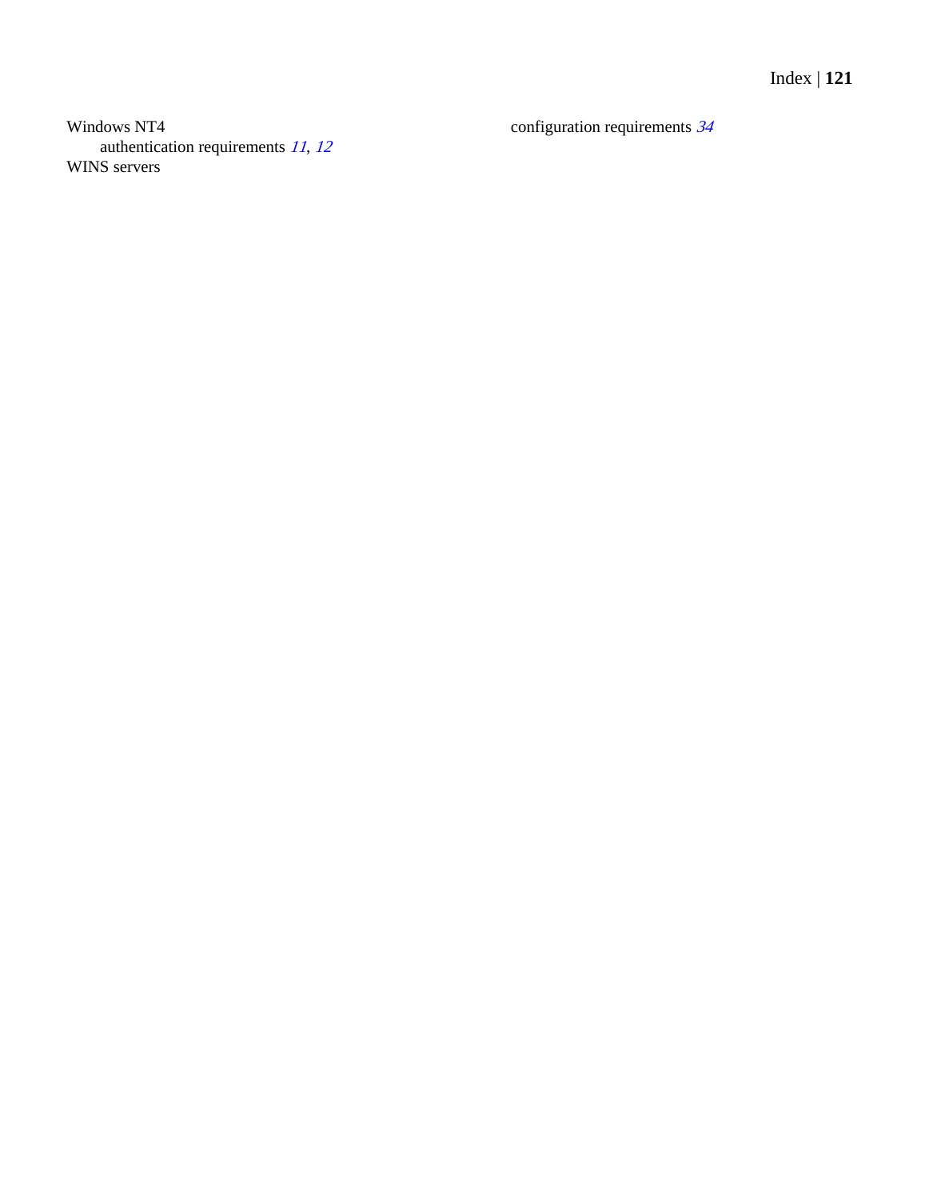Windows NT4
- authentication requirements *11*, *12*

WINS servers
- configuration requirements *34*